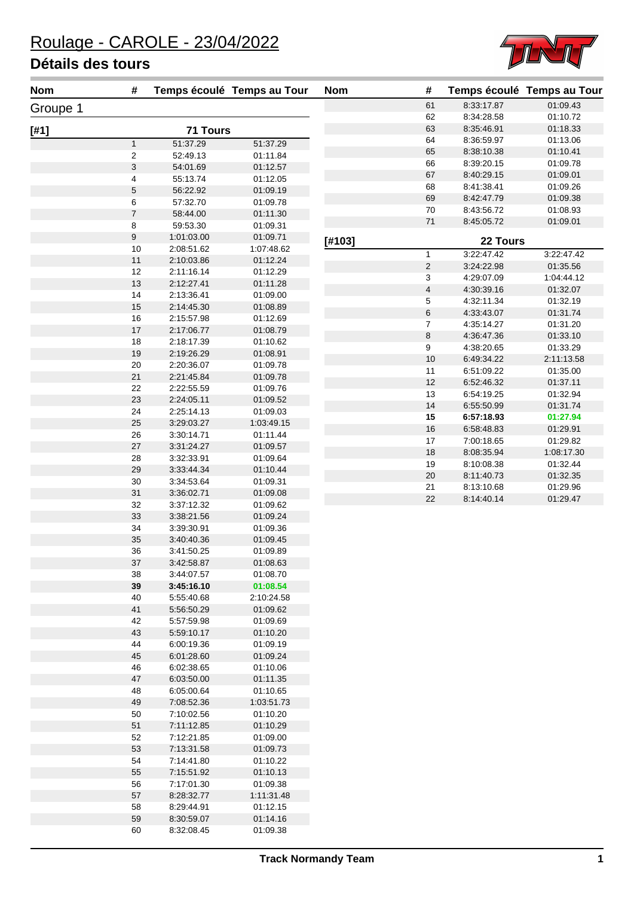# Roulage - CAROLE - 23/04/2022

## Détails des tours

### Groupe 1

#### [#1] — 71 Tours

| Nom | # | Temps écoulé | Temps au Tour |
|---|---|---|---|
| | 1 | 51:37.29 | 51:37.29 |
| | 2 | 52:49.13 | 01:11.84 |
| | 3 | 54:01.69 | 01:12.57 |
| | 4 | 55:13.74 | 01:12.05 |
| | 5 | 56:22.92 | 01:09.19 |
| | 6 | 57:32.70 | 01:09.78 |
| | 7 | 58:44.00 | 01:11.30 |
| | 8 | 59:53.30 | 01:09.31 |
| | 9 | 1:01:03.00 | 01:09.71 |
| | 10 | 2:08:51.62 | 1:07:48.62 |
| | 11 | 2:10:03.86 | 01:12.24 |
| | 12 | 2:11:16.14 | 01:12.29 |
| | 13 | 2:12:27.41 | 01:11.28 |
| | 14 | 2:13:36.41 | 01:09.00 |
| | 15 | 2:14:45.30 | 01:08.89 |
| | 16 | 2:15:57.98 | 01:12.69 |
| | 17 | 2:17:06.77 | 01:08.79 |
| | 18 | 2:18:17.39 | 01:10.62 |
| | 19 | 2:19:26.29 | 01:08.91 |
| | 20 | 2:20:36.07 | 01:09.78 |
| | 21 | 2:21:45.84 | 01:09.78 |
| | 22 | 2:22:55.59 | 01:09.76 |
| | 23 | 2:24:05.11 | 01:09.52 |
| | 24 | 2:25:14.13 | 01:09.03 |
| | 25 | 3:29:03.27 | 1:03:49.15 |
| | 26 | 3:30:14.71 | 01:11.44 |
| | 27 | 3:31:24.27 | 01:09.57 |
| | 28 | 3:32:33.91 | 01:09.64 |
| | 29 | 3:33:44.34 | 01:10.44 |
| | 30 | 3:34:53.64 | 01:09.31 |
| | 31 | 3:36:02.71 | 01:09.08 |
| | 32 | 3:37:12.32 | 01:09.62 |
| | 33 | 3:38:21.56 | 01:09.24 |
| | 34 | 3:39:30.91 | 01:09.36 |
| | 35 | 3:40:40.36 | 01:09.45 |
| | 36 | 3:41:50.25 | 01:09.89 |
| | 37 | 3:42:58.87 | 01:08.63 |
| | 38 | 3:44:07.57 | 01:08.70 |
| | **39** | **3:45:16.10** | **01:08.54** |
| | 40 | 5:55:40.68 | 2:10:24.58 |
| | 41 | 5:56:50.29 | 01:09.62 |
| | 42 | 5:57:59.98 | 01:09.69 |
| | 43 | 5:59:10.17 | 01:10.20 |
| | 44 | 6:00:19.36 | 01:09.19 |
| | 45 | 6:01:28.60 | 01:09.24 |
| | 46 | 6:02:38.65 | 01:10.06 |
| | 47 | 6:03:50.00 | 01:11.35 |
| | 48 | 6:05:00.64 | 01:10.65 |
| | 49 | 7:08:52.36 | 1:03:51.73 |
| | 50 | 7:10:02.56 | 01:10.20 |
| | 51 | 7:11:12.85 | 01:10.29 |
| | 52 | 7:12:21.85 | 01:09.00 |
| | 53 | 7:13:31.58 | 01:09.73 |
| | 54 | 7:14:41.80 | 01:10.22 |
| | 55 | 7:15:51.92 | 01:10.13 |
| | 56 | 7:17:01.30 | 01:09.38 |
| | 57 | 8:28:32.77 | 1:11:31.48 |
| | 58 | 8:29:44.91 | 01:12.15 |
| | 59 | 8:30:59.07 | 01:14.16 |
| | 60 | 8:32:08.45 | 01:09.38 |
| | 61 | 8:33:17.87 | 01:09.43 |
| | 62 | 8:34:28.58 | 01:10.72 |
| | 63 | 8:35:46.91 | 01:18.33 |
| | 64 | 8:36:59.97 | 01:13.06 |
| | 65 | 8:38:10.38 | 01:10.41 |
| | 66 | 8:39:20.15 | 01:09.78 |
| | 67 | 8:40:29.15 | 01:09.01 |
| | 68 | 8:41:38.41 | 01:09.26 |
| | 69 | 8:42:47.79 | 01:09.38 |
| | 70 | 8:43:56.72 | 01:08.93 |
| | 71 | 8:45:05.72 | 01:09.01 |

#### [#103] — 22 Tours

| Nom | # | Temps écoulé | Temps au Tour |
|---|---|---|---|
| | 1 | 3:22:47.42 | 3:22:47.42 |
| | 2 | 3:24:22.98 | 01:35.56 |
| | 3 | 4:29:07.09 | 1:04:44.12 |
| | 4 | 4:30:39.16 | 01:32.07 |
| | 5 | 4:32:11.34 | 01:32.19 |
| | 6 | 4:33:43.07 | 01:31.74 |
| | 7 | 4:35:14.27 | 01:31.20 |
| | 8 | 4:36:47.36 | 01:33.10 |
| | 9 | 4:38:20.65 | 01:33.29 |
| | 10 | 6:49:34.22 | 2:11:13.58 |
| | 11 | 6:51:09.22 | 01:35.00 |
| | 12 | 6:52:46.32 | 01:37.11 |
| | 13 | 6:54:19.25 | 01:32.94 |
| | 14 | 6:55:50.99 | 01:31.74 |
| | **15** | **6:57:18.93** | **01:27.94** |
| | 16 | 6:58:48.83 | 01:29.91 |
| | 17 | 7:00:18.65 | 01:29.82 |
| | 18 | 8:08:35.94 | 1:08:17.30 |
| | 19 | 8:10:08.38 | 01:32.44 |
| | 20 | 8:11:40.73 | 01:32.35 |
| | 21 | 8:13:10.68 | 01:29.96 |
| | 22 | 8:14:40.14 | 01:29.47 |

Track Normandy Team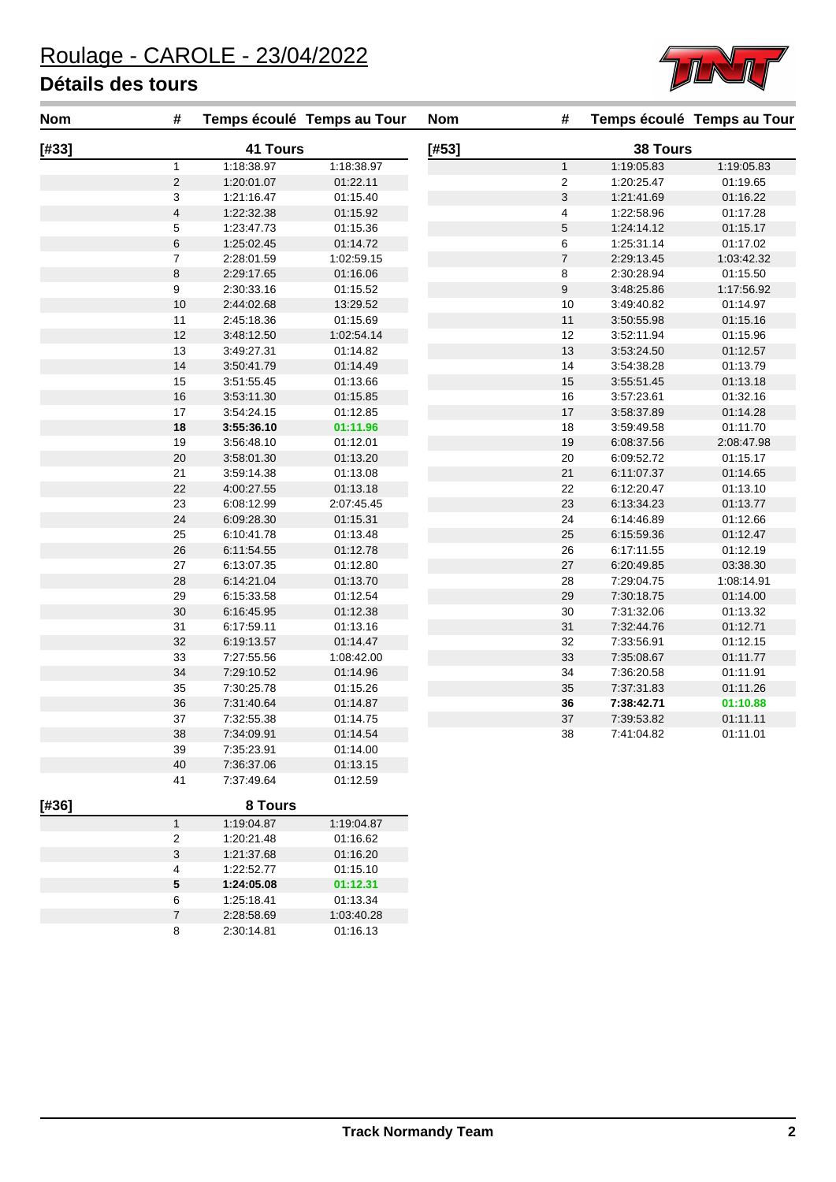# Roulage - CAROLE - 23/04/2022

## Détails des tours

### [#33] — 41 Tours

| Nom | # | Temps écoulé | Temps au Tour |
|---|---|---|---|
| [#33] | 1 | 1:18:38.97 | 1:18:38.97 |
| | 2 | 1:20:01.07 | 01:22.11 |
| | 3 | 1:21:16.47 | 01:15.40 |
| | 4 | 1:22:32.38 | 01:15.92 |
| | 5 | 1:23:47.73 | 01:15.36 |
| | 6 | 1:25:02.45 | 01:14.72 |
| | 7 | 2:28:01.59 | 1:02:59.15 |
| | 8 | 2:29:17.65 | 01:16.06 |
| | 9 | 2:30:33.16 | 01:15.52 |
| | 10 | 2:44:02.68 | 13:29.52 |
| | 11 | 2:45:18.36 | 01:15.69 |
| | 12 | 3:48:12.50 | 1:02:54.14 |
| | 13 | 3:49:27.31 | 01:14.82 |
| | 14 | 3:50:41.79 | 01:14.49 |
| | 15 | 3:51:55.45 | 01:13.66 |
| | 16 | 3:53:11.30 | 01:15.85 |
| | 17 | 3:54:24.15 | 01:12.85 |
| | **18** | **3:55:36.10** | **01:11.96** |
| | 19 | 3:56:48.10 | 01:12.01 |
| | 20 | 3:58:01.30 | 01:13.20 |
| | 21 | 3:59:14.38 | 01:13.08 |
| | 22 | 4:00:27.55 | 01:13.18 |
| | 23 | 6:08:12.99 | 2:07:45.45 |
| | 24 | 6:09:28.30 | 01:15.31 |
| | 25 | 6:10:41.78 | 01:13.48 |
| | 26 | 6:11:54.55 | 01:12.78 |
| | 27 | 6:13:07.35 | 01:12.80 |
| | 28 | 6:14:21.04 | 01:13.70 |
| | 29 | 6:15:33.58 | 01:12.54 |
| | 30 | 6:16:45.95 | 01:12.38 |
| | 31 | 6:17:59.11 | 01:13.16 |
| | 32 | 6:19:13.57 | 01:14.47 |
| | 33 | 7:27:55.56 | 1:08:42.00 |
| | 34 | 7:29:10.52 | 01:14.96 |
| | 35 | 7:30:25.78 | 01:15.26 |
| | 36 | 7:31:40.64 | 01:14.87 |
| | 37 | 7:32:55.38 | 01:14.75 |
| | 38 | 7:34:09.91 | 01:14.54 |
| | 39 | 7:35:23.91 | 01:14.00 |
| | 40 | 7:36:37.06 | 01:13.15 |
| | 41 | 7:37:49.64 | 01:12.59 |

### [#36] — 8 Tours

| Nom | # | Temps écoulé | Temps au Tour |
|---|---|---|---|
| [#36] | 1 | 1:19:04.87 | 1:19:04.87 |
| | 2 | 1:20:21.48 | 01:16.62 |
| | 3 | 1:21:37.68 | 01:16.20 |
| | 4 | 1:22:52.77 | 01:15.10 |
| | **5** | **1:24:05.08** | **01:12.31** |
| | 6 | 1:25:18.41 | 01:13.34 |
| | 7 | 2:28:58.69 | 1:03:40.28 |
| | 8 | 2:30:14.81 | 01:16.13 |

### [#53] — 38 Tours

| Nom | # | Temps écoulé | Temps au Tour |
|---|---|---|---|
| [#53] | 1 | 1:19:05.83 | 1:19:05.83 |
| | 2 | 1:20:25.47 | 01:19.65 |
| | 3 | 1:21:41.69 | 01:16.22 |
| | 4 | 1:22:58.96 | 01:17.28 |
| | 5 | 1:24:14.12 | 01:15.17 |
| | 6 | 1:25:31.14 | 01:17.02 |
| | 7 | 2:29:13.45 | 1:03:42.32 |
| | 8 | 2:30:28.94 | 01:15.50 |
| | 9 | 3:48:25.86 | 1:17:56.92 |
| | 10 | 3:49:40.82 | 01:14.97 |
| | 11 | 3:50:55.98 | 01:15.16 |
| | 12 | 3:52:11.94 | 01:15.96 |
| | 13 | 3:53:24.50 | 01:12.57 |
| | 14 | 3:54:38.28 | 01:13.79 |
| | 15 | 3:55:51.45 | 01:13.18 |
| | 16 | 3:57:23.61 | 01:32.16 |
| | 17 | 3:58:37.89 | 01:14.28 |
| | 18 | 3:59:49.58 | 01:11.70 |
| | 19 | 6:08:37.56 | 2:08:47.98 |
| | 20 | 6:09:52.72 | 01:15.17 |
| | 21 | 6:11:07.37 | 01:14.65 |
| | 22 | 6:12:20.47 | 01:13.10 |
| | 23 | 6:13:34.23 | 01:13.77 |
| | 24 | 6:14:46.89 | 01:12.66 |
| | 25 | 6:15:59.36 | 01:12.47 |
| | 26 | 6:17:11.55 | 01:12.19 |
| | 27 | 6:20:49.85 | 03:38.30 |
| | 28 | 7:29:04.75 | 1:08:14.91 |
| | 29 | 7:30:18.75 | 01:14.00 |
| | 30 | 7:31:32.06 | 01:13.32 |
| | 31 | 7:32:44.76 | 01:12.71 |
| | 32 | 7:33:56.91 | 01:12.15 |
| | 33 | 7:35:08.67 | 01:11.77 |
| | 34 | 7:36:20.58 | 01:11.91 |
| | 35 | 7:37:31.83 | 01:11.26 |
| | **36** | **7:38:42.71** | **01:10.88** |
| | 37 | 7:39:53.82 | 01:11.11 |
| | 38 | 7:41:04.82 | 01:11.01 |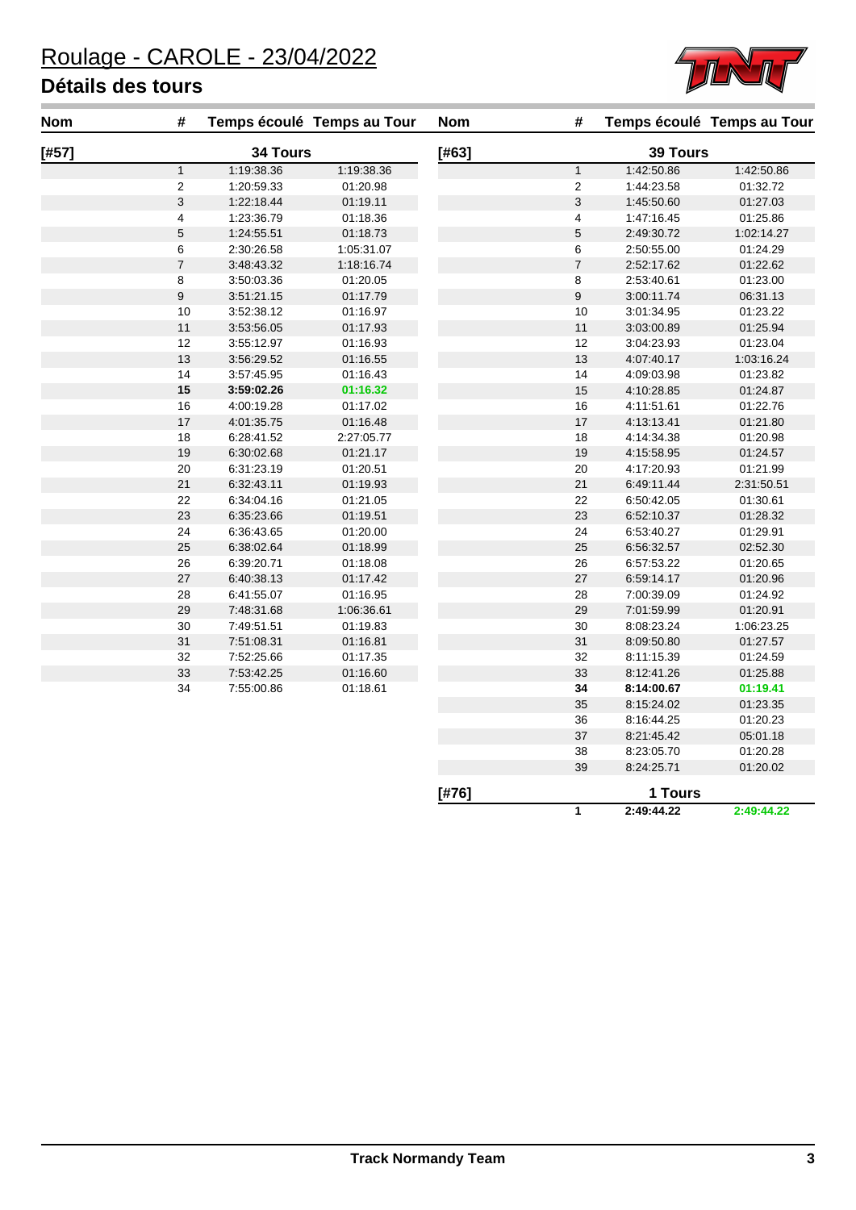# Roulage - CAROLE - 23/04/2022

## Détails des tours

| Nom | # | Temps écoulé | Temps au Tour |
|---|---|---|---|
| [#57] | | 34 Tours | |
| | 1 | 1:19:38.36 | 1:19:38.36 |
| | 2 | 1:20:59.33 | 01:20.98 |
| | 3 | 1:22:18.44 | 01:19.11 |
| | 4 | 1:23:36.79 | 01:18.36 |
| | 5 | 1:24:55.51 | 01:18.73 |
| | 6 | 2:30:26.58 | 1:05:31.07 |
| | 7 | 3:48:43.32 | 1:18:16.74 |
| | 8 | 3:50:03.36 | 01:20.05 |
| | 9 | 3:51:21.15 | 01:17.79 |
| | 10 | 3:52:38.12 | 01:16.97 |
| | 11 | 3:53:56.05 | 01:17.93 |
| | 12 | 3:55:12.97 | 01:16.93 |
| | 13 | 3:56:29.52 | 01:16.55 |
| | 14 | 3:57:45.95 | 01:16.43 |
| | **15** | **3:59:02.26** | **01:16.32** |
| | 16 | 4:00:19.28 | 01:17.02 |
| | 17 | 4:01:35.75 | 01:16.48 |
| | 18 | 6:28:41.52 | 2:27:05.77 |
| | 19 | 6:30:02.68 | 01:21.17 |
| | 20 | 6:31:23.19 | 01:20.51 |
| | 21 | 6:32:43.11 | 01:19.93 |
| | 22 | 6:34:04.16 | 01:21.05 |
| | 23 | 6:35:23.66 | 01:19.51 |
| | 24 | 6:36:43.65 | 01:20.00 |
| | 25 | 6:38:02.64 | 01:18.99 |
| | 26 | 6:39:20.71 | 01:18.08 |
| | 27 | 6:40:38.13 | 01:17.42 |
| | 28 | 6:41:55.07 | 01:16.95 |
| | 29 | 7:48:31.68 | 1:06:36.61 |
| | 30 | 7:49:51.51 | 01:19.83 |
| | 31 | 7:51:08.31 | 01:16.81 |
| | 32 | 7:52:25.66 | 01:17.35 |
| | 33 | 7:53:42.25 | 01:16.60 |
| | 34 | 7:55:00.86 | 01:18.61 |

| Nom | # | Temps écoulé | Temps au Tour |
|---|---|---|---|
| [#63] | | 39 Tours | |
| | 1 | 1:42:50.86 | 1:42:50.86 |
| | 2 | 1:44:23.58 | 01:32.72 |
| | 3 | 1:45:50.60 | 01:27.03 |
| | 4 | 1:47:16.45 | 01:25.86 |
| | 5 | 2:49:30.72 | 1:02:14.27 |
| | 6 | 2:50:55.00 | 01:24.29 |
| | 7 | 2:52:17.62 | 01:22.62 |
| | 8 | 2:53:40.61 | 01:23.00 |
| | 9 | 3:00:11.74 | 06:31.13 |
| | 10 | 3:01:34.95 | 01:23.22 |
| | 11 | 3:03:00.89 | 01:25.94 |
| | 12 | 3:04:23.93 | 01:23.04 |
| | 13 | 4:07:40.17 | 1:03:16.24 |
| | 14 | 4:09:03.98 | 01:23.82 |
| | 15 | 4:10:28.85 | 01:24.87 |
| | 16 | 4:11:51.61 | 01:22.76 |
| | 17 | 4:13:13.41 | 01:21.80 |
| | 18 | 4:14:34.38 | 01:20.98 |
| | 19 | 4:15:58.95 | 01:24.57 |
| | 20 | 4:17:20.93 | 01:21.99 |
| | 21 | 6:49:11.44 | 2:31:50.51 |
| | 22 | 6:50:42.05 | 01:30.61 |
| | 23 | 6:52:10.37 | 01:28.32 |
| | 24 | 6:53:40.27 | 01:29.91 |
| | 25 | 6:56:32.57 | 02:52.30 |
| | 26 | 6:57:53.22 | 01:20.65 |
| | 27 | 6:59:14.17 | 01:20.96 |
| | 28 | 7:00:39.09 | 01:24.92 |
| | 29 | 7:01:59.99 | 01:20.91 |
| | 30 | 8:08:23.24 | 1:06:23.25 |
| | 31 | 8:09:50.80 | 01:27.57 |
| | 32 | 8:11:15.39 | 01:24.59 |
| | 33 | 8:12:41.26 | 01:25.88 |
| | **34** | **8:14:00.67** | **01:19.41** |
| | 35 | 8:15:24.02 | 01:23.35 |
| | 36 | 8:16:44.25 | 01:20.23 |
| | 37 | 8:21:45.42 | 05:01.18 |
| | 38 | 8:23:05.70 | 01:20.28 |
| | 39 | 8:24:25.71 | 01:20.02 |
| [#76] | | 1 Tours | |
| | **1** | **2:49:44.22** | **2:49:44.22** |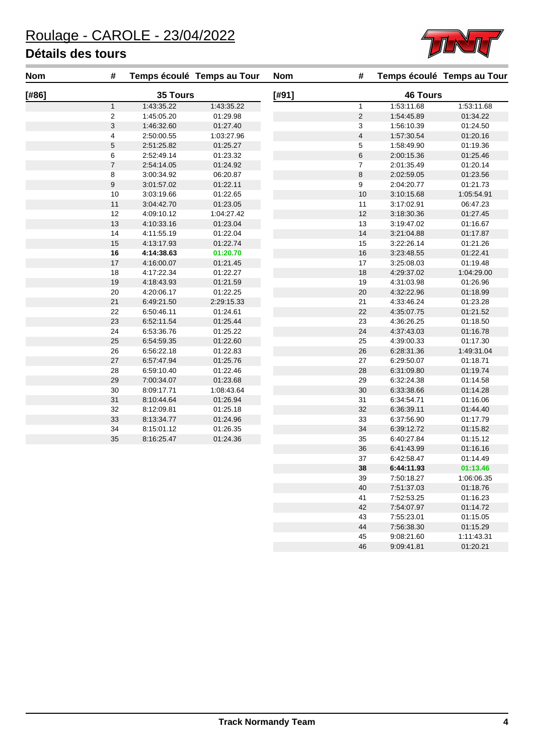# Roulage - CAROLE - 23/04/2022

## Détails des tours

| Nom | # | Temps écoulé | Temps au Tour |
|---|---|---|---|
| [#86] | | 35 Tours | |
| | 1 | 1:43:35.22 | 1:43:35.22 |
| | 2 | 1:45:05.20 | 01:29.98 |
| | 3 | 1:46:32.60 | 01:27.40 |
| | 4 | 2:50:00.55 | 1:03:27.96 |
| | 5 | 2:51:25.82 | 01:25.27 |
| | 6 | 2:52:49.14 | 01:23.32 |
| | 7 | 2:54:14.05 | 01:24.92 |
| | 8 | 3:00:34.92 | 06:20.87 |
| | 9 | 3:01:57.02 | 01:22.11 |
| | 10 | 3:03:19.66 | 01:22.65 |
| | 11 | 3:04:42.70 | 01:23.05 |
| | 12 | 4:09:10.12 | 1:04:27.42 |
| | 13 | 4:10:33.16 | 01:23.04 |
| | 14 | 4:11:55.19 | 01:22.04 |
| | 15 | 4:13:17.93 | 01:22.74 |
| | **16** | **4:14:38.63** | **01:20.70** |
| | 17 | 4:16:00.07 | 01:21.45 |
| | 18 | 4:17:22.34 | 01:22.27 |
| | 19 | 4:18:43.93 | 01:21.59 |
| | 20 | 4:20:06.17 | 01:22.25 |
| | 21 | 6:49:21.50 | 2:29:15.33 |
| | 22 | 6:50:46.11 | 01:24.61 |
| | 23 | 6:52:11.54 | 01:25.44 |
| | 24 | 6:53:36.76 | 01:25.22 |
| | 25 | 6:54:59.35 | 01:22.60 |
| | 26 | 6:56:22.18 | 01:22.83 |
| | 27 | 6:57:47.94 | 01:25.76 |
| | 28 | 6:59:10.40 | 01:22.46 |
| | 29 | 7:00:34.07 | 01:23.68 |
| | 30 | 8:09:17.71 | 1:08:43.64 |
| | 31 | 8:10:44.64 | 01:26.94 |
| | 32 | 8:12:09.81 | 01:25.18 |
| | 33 | 8:13:34.77 | 01:24.96 |
| | 34 | 8:15:01.12 | 01:26.35 |
| | 35 | 8:16:25.47 | 01:24.36 |

| Nom | # | Temps écoulé | Temps au Tour |
|---|---|---|---|
| [#91] | | 46 Tours | |
| | 1 | 1:53:11.68 | 1:53:11.68 |
| | 2 | 1:54:45.89 | 01:34.22 |
| | 3 | 1:56:10.39 | 01:24.50 |
| | 4 | 1:57:30.54 | 01:20.16 |
| | 5 | 1:58:49.90 | 01:19.36 |
| | 6 | 2:00:15.36 | 01:25.46 |
| | 7 | 2:01:35.49 | 01:20.14 |
| | 8 | 2:02:59.05 | 01:23.56 |
| | 9 | 2:04:20.77 | 01:21.73 |
| | 10 | 3:10:15.68 | 1:05:54.91 |
| | 11 | 3:17:02.91 | 06:47.23 |
| | 12 | 3:18:30.36 | 01:27.45 |
| | 13 | 3:19:47.02 | 01:16.67 |
| | 14 | 3:21:04.88 | 01:17.87 |
| | 15 | 3:22:26.14 | 01:21.26 |
| | 16 | 3:23:48.55 | 01:22.41 |
| | 17 | 3:25:08.03 | 01:19.48 |
| | 18 | 4:29:37.02 | 1:04:29.00 |
| | 19 | 4:31:03.98 | 01:26.96 |
| | 20 | 4:32:22.96 | 01:18.99 |
| | 21 | 4:33:46.24 | 01:23.28 |
| | 22 | 4:35:07.75 | 01:21.52 |
| | 23 | 4:36:26.25 | 01:18.50 |
| | 24 | 4:37:43.03 | 01:16.78 |
| | 25 | 4:39:00.33 | 01:17.30 |
| | 26 | 6:28:31.36 | 1:49:31.04 |
| | 27 | 6:29:50.07 | 01:18.71 |
| | 28 | 6:31:09.80 | 01:19.74 |
| | 29 | 6:32:24.38 | 01:14.58 |
| | 30 | 6:33:38.66 | 01:14.28 |
| | 31 | 6:34:54.71 | 01:16.06 |
| | 32 | 6:36:39.11 | 01:44.40 |
| | 33 | 6:37:56.90 | 01:17.79 |
| | 34 | 6:39:12.72 | 01:15.82 |
| | 35 | 6:40:27.84 | 01:15.12 |
| | 36 | 6:41:43.99 | 01:16.16 |
| | 37 | 6:42:58.47 | 01:14.49 |
| | **38** | **6:44:11.93** | **01:13.46** |
| | 39 | 7:50:18.27 | 1:06:06.35 |
| | 40 | 7:51:37.03 | 01:18.76 |
| | 41 | 7:52:53.25 | 01:16.23 |
| | 42 | 7:54:07.97 | 01:14.72 |
| | 43 | 7:55:23.01 | 01:15.05 |
| | 44 | 7:56:38.30 | 01:15.29 |
| | 45 | 9:08:21.60 | 1:11:43.31 |
| | 46 | 9:09:41.81 | 01:20.21 |

**Track Normandy Team**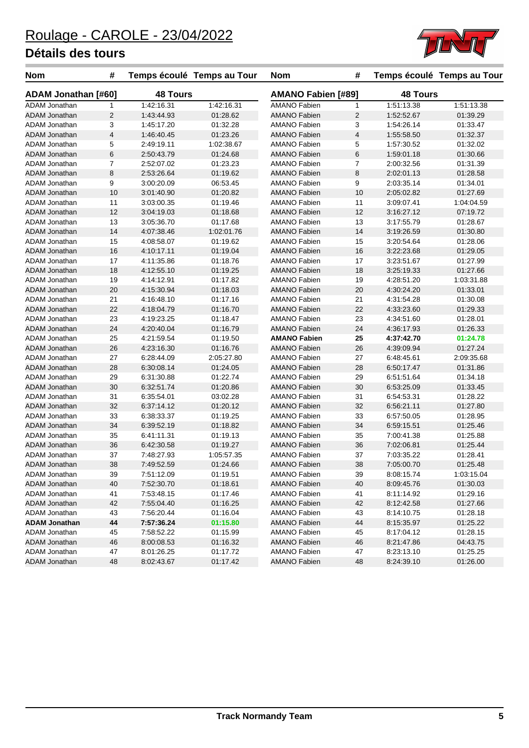# Roulage - CAROLE - 23/04/2022

## Détails des tours

### ADAM Jonathan [#60] — 48 Tours

| Nom | # | Temps écoulé | Temps au Tour |
|---|---|---|---|
| ADAM Jonathan | 1 | 1:42:16.31 | 1:42:16.31 |
| ADAM Jonathan | 2 | 1:43:44.93 | 01:28.62 |
| ADAM Jonathan | 3 | 1:45:17.20 | 01:32.28 |
| ADAM Jonathan | 4 | 1:46:40.45 | 01:23.26 |
| ADAM Jonathan | 5 | 2:49:19.11 | 1:02:38.67 |
| ADAM Jonathan | 6 | 2:50:43.79 | 01:24.68 |
| ADAM Jonathan | 7 | 2:52:07.02 | 01:23.23 |
| ADAM Jonathan | 8 | 2:53:26.64 | 01:19.62 |
| ADAM Jonathan | 9 | 3:00:20.09 | 06:53.45 |
| ADAM Jonathan | 10 | 3:01:40.90 | 01:20.82 |
| ADAM Jonathan | 11 | 3:03:00.35 | 01:19.46 |
| ADAM Jonathan | 12 | 3:04:19.03 | 01:18.68 |
| ADAM Jonathan | 13 | 3:05:36.70 | 01:17.68 |
| ADAM Jonathan | 14 | 4:07:38.46 | 1:02:01.76 |
| ADAM Jonathan | 15 | 4:08:58.07 | 01:19.62 |
| ADAM Jonathan | 16 | 4:10:17.11 | 01:19.04 |
| ADAM Jonathan | 17 | 4:11:35.86 | 01:18.76 |
| ADAM Jonathan | 18 | 4:12:55.10 | 01:19.25 |
| ADAM Jonathan | 19 | 4:14:12.91 | 01:17.82 |
| ADAM Jonathan | 20 | 4:15:30.94 | 01:18.03 |
| ADAM Jonathan | 21 | 4:16:48.10 | 01:17.16 |
| ADAM Jonathan | 22 | 4:18:04.79 | 01:16.70 |
| ADAM Jonathan | 23 | 4:19:23.25 | 01:18.47 |
| ADAM Jonathan | 24 | 4:20:40.04 | 01:16.79 |
| ADAM Jonathan | 25 | 4:21:59.54 | 01:19.50 |
| ADAM Jonathan | 26 | 4:23:16.30 | 01:16.76 |
| ADAM Jonathan | 27 | 6:28:44.09 | 2:05:27.80 |
| ADAM Jonathan | 28 | 6:30:08.14 | 01:24.05 |
| ADAM Jonathan | 29 | 6:31:30.88 | 01:22.74 |
| ADAM Jonathan | 30 | 6:32:51.74 | 01:20.86 |
| ADAM Jonathan | 31 | 6:35:54.01 | 03:02.28 |
| ADAM Jonathan | 32 | 6:37:14.12 | 01:20.12 |
| ADAM Jonathan | 33 | 6:38:33.37 | 01:19.25 |
| ADAM Jonathan | 34 | 6:39:52.19 | 01:18.82 |
| ADAM Jonathan | 35 | 6:41:11.31 | 01:19.13 |
| ADAM Jonathan | 36 | 6:42:30.58 | 01:19.27 |
| ADAM Jonathan | 37 | 7:48:27.93 | 1:05:57.35 |
| ADAM Jonathan | 38 | 7:49:52.59 | 01:24.66 |
| ADAM Jonathan | 39 | 7:51:12.09 | 01:19.51 |
| ADAM Jonathan | 40 | 7:52:30.70 | 01:18.61 |
| ADAM Jonathan | 41 | 7:53:48.15 | 01:17.46 |
| ADAM Jonathan | 42 | 7:55:04.40 | 01:16.25 |
| ADAM Jonathan | 43 | 7:56:20.44 | 01:16.04 |
| **ADAM Jonathan** | **44** | **7:57:36.24** | **01:15.80** |
| ADAM Jonathan | 45 | 7:58:52.22 | 01:15.99 |
| ADAM Jonathan | 46 | 8:00:08.53 | 01:16.32 |
| ADAM Jonathan | 47 | 8:01:26.25 | 01:17.72 |
| ADAM Jonathan | 48 | 8:02:43.67 | 01:17.42 |

### AMANO Fabien [#89] — 48 Tours

| Nom | # | Temps écoulé | Temps au Tour |
|---|---|---|---|
| AMANO Fabien | 1 | 1:51:13.38 | 1:51:13.38 |
| AMANO Fabien | 2 | 1:52:52.67 | 01:39.29 |
| AMANO Fabien | 3 | 1:54:26.14 | 01:33.47 |
| AMANO Fabien | 4 | 1:55:58.50 | 01:32.37 |
| AMANO Fabien | 5 | 1:57:30.52 | 01:32.02 |
| AMANO Fabien | 6 | 1:59:01.18 | 01:30.66 |
| AMANO Fabien | 7 | 2:00:32.56 | 01:31.39 |
| AMANO Fabien | 8 | 2:02:01.13 | 01:28.58 |
| AMANO Fabien | 9 | 2:03:35.14 | 01:34.01 |
| AMANO Fabien | 10 | 2:05:02.82 | 01:27.69 |
| AMANO Fabien | 11 | 3:09:07.41 | 1:04:04.59 |
| AMANO Fabien | 12 | 3:16:27.12 | 07:19.72 |
| AMANO Fabien | 13 | 3:17:55.79 | 01:28.67 |
| AMANO Fabien | 14 | 3:19:26.59 | 01:30.80 |
| AMANO Fabien | 15 | 3:20:54.64 | 01:28.06 |
| AMANO Fabien | 16 | 3:22:23.68 | 01:29.05 |
| AMANO Fabien | 17 | 3:23:51.67 | 01:27.99 |
| AMANO Fabien | 18 | 3:25:19.33 | 01:27.66 |
| AMANO Fabien | 19 | 4:28:51.20 | 1:03:31.88 |
| AMANO Fabien | 20 | 4:30:24.20 | 01:33.01 |
| AMANO Fabien | 21 | 4:31:54.28 | 01:30.08 |
| AMANO Fabien | 22 | 4:33:23.60 | 01:29.33 |
| AMANO Fabien | 23 | 4:34:51.60 | 01:28.01 |
| AMANO Fabien | 24 | 4:36:17.93 | 01:26.33 |
| **AMANO Fabien** | **25** | **4:37:42.70** | **01:24.78** |
| AMANO Fabien | 26 | 4:39:09.94 | 01:27.24 |
| AMANO Fabien | 27 | 6:48:45.61 | 2:09:35.68 |
| AMANO Fabien | 28 | 6:50:17.47 | 01:31.86 |
| AMANO Fabien | 29 | 6:51:51.64 | 01:34.18 |
| AMANO Fabien | 30 | 6:53:25.09 | 01:33.45 |
| AMANO Fabien | 31 | 6:54:53.31 | 01:28.22 |
| AMANO Fabien | 32 | 6:56:21.11 | 01:27.80 |
| AMANO Fabien | 33 | 6:57:50.05 | 01:28.95 |
| AMANO Fabien | 34 | 6:59:15.51 | 01:25.46 |
| AMANO Fabien | 35 | 7:00:41.38 | 01:25.88 |
| AMANO Fabien | 36 | 7:02:06.81 | 01:25.44 |
| AMANO Fabien | 37 | 7:03:35.22 | 01:28.41 |
| AMANO Fabien | 38 | 7:05:00.70 | 01:25.48 |
| AMANO Fabien | 39 | 8:08:15.74 | 1:03:15.04 |
| AMANO Fabien | 40 | 8:09:45.76 | 01:30.03 |
| AMANO Fabien | 41 | 8:11:14.92 | 01:29.16 |
| AMANO Fabien | 42 | 8:12:42.58 | 01:27.66 |
| AMANO Fabien | 43 | 8:14:10.75 | 01:28.18 |
| AMANO Fabien | 44 | 8:15:35.97 | 01:25.22 |
| AMANO Fabien | 45 | 8:17:04.12 | 01:28.15 |
| AMANO Fabien | 46 | 8:21:47.86 | 04:43.75 |
| AMANO Fabien | 47 | 8:23:13.10 | 01:25.25 |
| AMANO Fabien | 48 | 8:24:39.10 | 01:26.00 |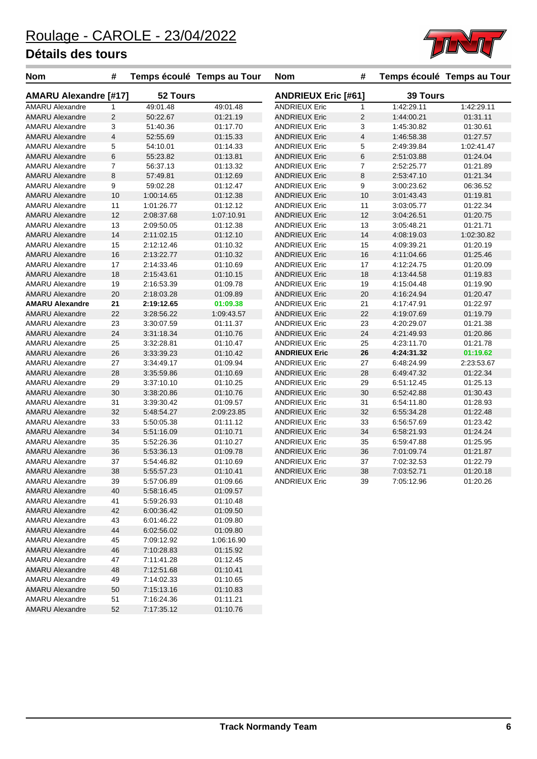# Roulage - CAROLE - 23/04/2022

## Détails des tours

### AMARU Alexandre [#17] — 52 Tours

| Nom | # | Temps écoulé | Temps au Tour |
|---|---|---|---|
| AMARU Alexandre | 1 | 49:01.48 | 49:01.48 |
| AMARU Alexandre | 2 | 50:22.67 | 01:21.19 |
| AMARU Alexandre | 3 | 51:40.36 | 01:17.70 |
| AMARU Alexandre | 4 | 52:55.69 | 01:15.33 |
| AMARU Alexandre | 5 | 54:10.01 | 01:14.33 |
| AMARU Alexandre | 6 | 55:23.82 | 01:13.81 |
| AMARU Alexandre | 7 | 56:37.13 | 01:13.32 |
| AMARU Alexandre | 8 | 57:49.81 | 01:12.69 |
| AMARU Alexandre | 9 | 59:02.28 | 01:12.47 |
| AMARU Alexandre | 10 | 1:00:14.65 | 01:12.38 |
| AMARU Alexandre | 11 | 1:01:26.77 | 01:12.12 |
| AMARU Alexandre | 12 | 2:08:37.68 | 1:07:10.91 |
| AMARU Alexandre | 13 | 2:09:50.05 | 01:12.38 |
| AMARU Alexandre | 14 | 2:11:02.15 | 01:12.10 |
| AMARU Alexandre | 15 | 2:12:12.46 | 01:10.32 |
| AMARU Alexandre | 16 | 2:13:22.77 | 01:10.32 |
| AMARU Alexandre | 17 | 2:14:33.46 | 01:10.69 |
| AMARU Alexandre | 18 | 2:15:43.61 | 01:10.15 |
| AMARU Alexandre | 19 | 2:16:53.39 | 01:09.78 |
| AMARU Alexandre | 20 | 2:18:03.28 | 01:09.89 |
| **AMARU Alexandre** | **21** | **2:19:12.65** | **01:09.38** |
| AMARU Alexandre | 22 | 3:28:56.22 | 1:09:43.57 |
| AMARU Alexandre | 23 | 3:30:07.59 | 01:11.37 |
| AMARU Alexandre | 24 | 3:31:18.34 | 01:10.76 |
| AMARU Alexandre | 25 | 3:32:28.81 | 01:10.47 |
| AMARU Alexandre | 26 | 3:33:39.23 | 01:10.42 |
| AMARU Alexandre | 27 | 3:34:49.17 | 01:09.94 |
| AMARU Alexandre | 28 | 3:35:59.86 | 01:10.69 |
| AMARU Alexandre | 29 | 3:37:10.10 | 01:10.25 |
| AMARU Alexandre | 30 | 3:38:20.86 | 01:10.76 |
| AMARU Alexandre | 31 | 3:39:30.42 | 01:09.57 |
| AMARU Alexandre | 32 | 5:48:54.27 | 2:09:23.85 |
| AMARU Alexandre | 33 | 5:50:05.38 | 01:11.12 |
| AMARU Alexandre | 34 | 5:51:16.09 | 01:10.71 |
| AMARU Alexandre | 35 | 5:52:26.36 | 01:10.27 |
| AMARU Alexandre | 36 | 5:53:36.13 | 01:09.78 |
| AMARU Alexandre | 37 | 5:54:46.82 | 01:10.69 |
| AMARU Alexandre | 38 | 5:55:57.23 | 01:10.41 |
| AMARU Alexandre | 39 | 5:57:06.89 | 01:09.66 |
| AMARU Alexandre | 40 | 5:58:16.45 | 01:09.57 |
| AMARU Alexandre | 41 | 5:59:26.93 | 01:10.48 |
| AMARU Alexandre | 42 | 6:00:36.42 | 01:09.50 |
| AMARU Alexandre | 43 | 6:01:46.22 | 01:09.80 |
| AMARU Alexandre | 44 | 6:02:56.02 | 01:09.80 |
| AMARU Alexandre | 45 | 7:09:12.92 | 1:06:16.90 |
| AMARU Alexandre | 46 | 7:10:28.83 | 01:15.92 |
| AMARU Alexandre | 47 | 7:11:41.28 | 01:12.45 |
| AMARU Alexandre | 48 | 7:12:51.68 | 01:10.41 |
| AMARU Alexandre | 49 | 7:14:02.33 | 01:10.65 |
| AMARU Alexandre | 50 | 7:15:13.16 | 01:10.83 |
| AMARU Alexandre | 51 | 7:16:24.36 | 01:11.21 |
| AMARU Alexandre | 52 | 7:17:35.12 | 01:10.76 |

### ANDRIEUX Eric [#61] — 39 Tours

| Nom | # | Temps écoulé | Temps au Tour |
|---|---|---|---|
| ANDRIEUX Eric | 1 | 1:42:29.11 | 1:42:29.11 |
| ANDRIEUX Eric | 2 | 1:44:00.21 | 01:31.11 |
| ANDRIEUX Eric | 3 | 1:45:30.82 | 01:30.61 |
| ANDRIEUX Eric | 4 | 1:46:58.38 | 01:27.57 |
| ANDRIEUX Eric | 5 | 2:49:39.84 | 1:02:41.47 |
| ANDRIEUX Eric | 6 | 2:51:03.88 | 01:24.04 |
| ANDRIEUX Eric | 7 | 2:52:25.77 | 01:21.89 |
| ANDRIEUX Eric | 8 | 2:53:47.10 | 01:21.34 |
| ANDRIEUX Eric | 9 | 3:00:23.62 | 06:36.52 |
| ANDRIEUX Eric | 10 | 3:01:43.43 | 01:19.81 |
| ANDRIEUX Eric | 11 | 3:03:05.77 | 01:22.34 |
| ANDRIEUX Eric | 12 | 3:04:26.51 | 01:20.75 |
| ANDRIEUX Eric | 13 | 3:05:48.21 | 01:21.71 |
| ANDRIEUX Eric | 14 | 4:08:19.03 | 1:02:30.82 |
| ANDRIEUX Eric | 15 | 4:09:39.21 | 01:20.19 |
| ANDRIEUX Eric | 16 | 4:11:04.66 | 01:25.46 |
| ANDRIEUX Eric | 17 | 4:12:24.75 | 01:20.09 |
| ANDRIEUX Eric | 18 | 4:13:44.58 | 01:19.83 |
| ANDRIEUX Eric | 19 | 4:15:04.48 | 01:19.90 |
| ANDRIEUX Eric | 20 | 4:16:24.94 | 01:20.47 |
| ANDRIEUX Eric | 21 | 4:17:47.91 | 01:22.97 |
| ANDRIEUX Eric | 22 | 4:19:07.69 | 01:19.79 |
| ANDRIEUX Eric | 23 | 4:20:29.07 | 01:21.38 |
| ANDRIEUX Eric | 24 | 4:21:49.93 | 01:20.86 |
| ANDRIEUX Eric | 25 | 4:23:11.70 | 01:21.78 |
| **ANDRIEUX Eric** | **26** | **4:24:31.32** | **01:19.62** |
| ANDRIEUX Eric | 27 | 6:48:24.99 | 2:23:53.67 |
| ANDRIEUX Eric | 28 | 6:49:47.32 | 01:22.34 |
| ANDRIEUX Eric | 29 | 6:51:12.45 | 01:25.13 |
| ANDRIEUX Eric | 30 | 6:52:42.88 | 01:30.43 |
| ANDRIEUX Eric | 31 | 6:54:11.80 | 01:28.93 |
| ANDRIEUX Eric | 32 | 6:55:34.28 | 01:22.48 |
| ANDRIEUX Eric | 33 | 6:56:57.69 | 01:23.42 |
| ANDRIEUX Eric | 34 | 6:58:21.93 | 01:24.24 |
| ANDRIEUX Eric | 35 | 6:59:47.88 | 01:25.95 |
| ANDRIEUX Eric | 36 | 7:01:09.74 | 01:21.87 |
| ANDRIEUX Eric | 37 | 7:02:32.53 | 01:22.79 |
| ANDRIEUX Eric | 38 | 7:03:52.71 | 01:20.18 |
| ANDRIEUX Eric | 39 | 7:05:12.96 | 01:20.26 |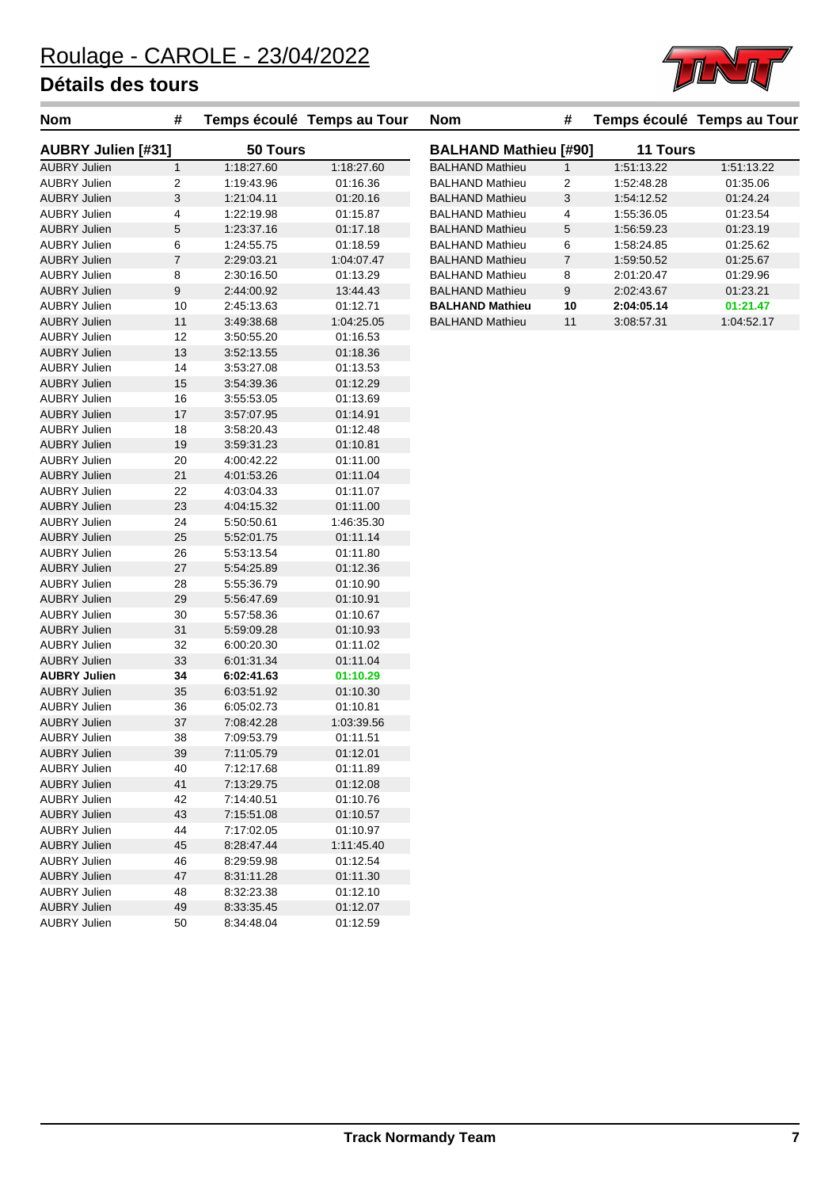# Roulage - CAROLE - 23/04/2022

## Détails des tours

| Nom | # | Temps écoulé | Temps au Tour |
|---|---|---|---|
| **AUBRY Julien [#31]** | | **50 Tours** | |
| AUBRY Julien | 1 | 1:18:27.60 | 1:18:27.60 |
| AUBRY Julien | 2 | 1:19:43.96 | 01:16.36 |
| AUBRY Julien | 3 | 1:21:04.11 | 01:20.16 |
| AUBRY Julien | 4 | 1:22:19.98 | 01:15.87 |
| AUBRY Julien | 5 | 1:23:37.16 | 01:17.18 |
| AUBRY Julien | 6 | 1:24:55.75 | 01:18.59 |
| AUBRY Julien | 7 | 2:29:03.21 | 1:04:07.47 |
| AUBRY Julien | 8 | 2:30:16.50 | 01:13.29 |
| AUBRY Julien | 9 | 2:44:00.92 | 13:44.43 |
| AUBRY Julien | 10 | 2:45:13.63 | 01:12.71 |
| AUBRY Julien | 11 | 3:49:38.68 | 1:04:25.05 |
| AUBRY Julien | 12 | 3:50:55.20 | 01:16.53 |
| AUBRY Julien | 13 | 3:52:13.55 | 01:18.36 |
| AUBRY Julien | 14 | 3:53:27.08 | 01:13.53 |
| AUBRY Julien | 15 | 3:54:39.36 | 01:12.29 |
| AUBRY Julien | 16 | 3:55:53.05 | 01:13.69 |
| AUBRY Julien | 17 | 3:57:07.95 | 01:14.91 |
| AUBRY Julien | 18 | 3:58:20.43 | 01:12.48 |
| AUBRY Julien | 19 | 3:59:31.23 | 01:10.81 |
| AUBRY Julien | 20 | 4:00:42.22 | 01:11.00 |
| AUBRY Julien | 21 | 4:01:53.26 | 01:11.04 |
| AUBRY Julien | 22 | 4:03:04.33 | 01:11.07 |
| AUBRY Julien | 23 | 4:04:15.32 | 01:11.00 |
| AUBRY Julien | 24 | 5:50:50.61 | 1:46:35.30 |
| AUBRY Julien | 25 | 5:52:01.75 | 01:11.14 |
| AUBRY Julien | 26 | 5:53:13.54 | 01:11.80 |
| AUBRY Julien | 27 | 5:54:25.89 | 01:12.36 |
| AUBRY Julien | 28 | 5:55:36.79 | 01:10.90 |
| AUBRY Julien | 29 | 5:56:47.69 | 01:10.91 |
| AUBRY Julien | 30 | 5:57:58.36 | 01:10.67 |
| AUBRY Julien | 31 | 5:59:09.28 | 01:10.93 |
| AUBRY Julien | 32 | 6:00:20.30 | 01:11.02 |
| AUBRY Julien | 33 | 6:01:31.34 | 01:11.04 |
| **AUBRY Julien** | **34** | **6:02:41.63** | **01:10.29** |
| AUBRY Julien | 35 | 6:03:51.92 | 01:10.30 |
| AUBRY Julien | 36 | 6:05:02.73 | 01:10.81 |
| AUBRY Julien | 37 | 7:08:42.28 | 1:03:39.56 |
| AUBRY Julien | 38 | 7:09:53.79 | 01:11.51 |
| AUBRY Julien | 39 | 7:11:05.79 | 01:12.01 |
| AUBRY Julien | 40 | 7:12:17.68 | 01:11.89 |
| AUBRY Julien | 41 | 7:13:29.75 | 01:12.08 |
| AUBRY Julien | 42 | 7:14:40.51 | 01:10.76 |
| AUBRY Julien | 43 | 7:15:51.08 | 01:10.57 |
| AUBRY Julien | 44 | 7:17:02.05 | 01:10.97 |
| AUBRY Julien | 45 | 8:28:47.44 | 1:11:45.40 |
| AUBRY Julien | 46 | 8:29:59.98 | 01:12.54 |
| AUBRY Julien | 47 | 8:31:11.28 | 01:11.30 |
| AUBRY Julien | 48 | 8:32:23.38 | 01:12.10 |
| AUBRY Julien | 49 | 8:33:35.45 | 01:12.07 |
| AUBRY Julien | 50 | 8:34:48.04 | 01:12.59 |

| Nom | # | Temps écoulé | Temps au Tour |
|---|---|---|---|
| **BALHAND Mathieu [#90]** | | **11 Tours** | |
| BALHAND Mathieu | 1 | 1:51:13.22 | 1:51:13.22 |
| BALHAND Mathieu | 2 | 1:52:48.28 | 01:35.06 |
| BALHAND Mathieu | 3 | 1:54:12.52 | 01:24.24 |
| BALHAND Mathieu | 4 | 1:55:36.05 | 01:23.54 |
| BALHAND Mathieu | 5 | 1:56:59.23 | 01:23.19 |
| BALHAND Mathieu | 6 | 1:58:24.85 | 01:25.62 |
| BALHAND Mathieu | 7 | 1:59:50.52 | 01:25.67 |
| BALHAND Mathieu | 8 | 2:01:20.47 | 01:29.96 |
| BALHAND Mathieu | 9 | 2:02:43.67 | 01:23.21 |
| **BALHAND Mathieu** | **10** | **2:04:05.14** | **01:21.47** |
| BALHAND Mathieu | 11 | 3:08:57.31 | 1:04:52.17 |

Track Normandy Team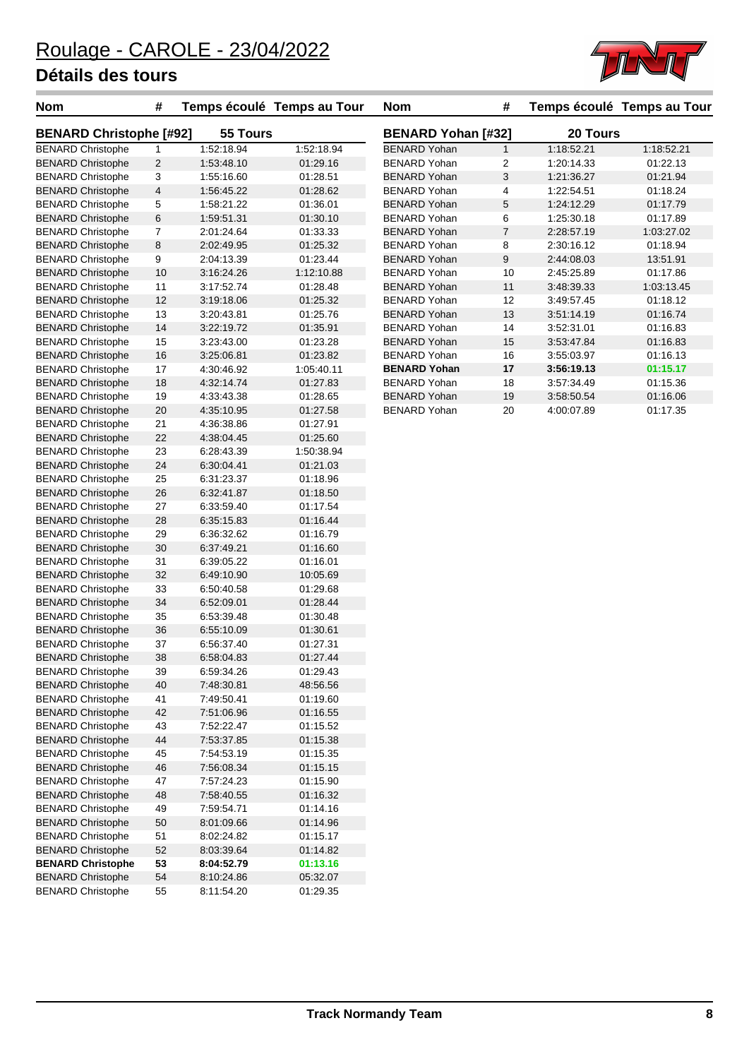# Roulage - CAROLE - 23/04/2022

## Détails des tours

### BENARD Christophe [#92] — 55 Tours

| Nom | # | Temps écoulé | Temps au Tour |
|---|---|---|---|
| BENARD Christophe | 1 | 1:52:18.94 | 1:52:18.94 |
| BENARD Christophe | 2 | 1:53:48.10 | 01:29.16 |
| BENARD Christophe | 3 | 1:55:16.60 | 01:28.51 |
| BENARD Christophe | 4 | 1:56:45.22 | 01:28.62 |
| BENARD Christophe | 5 | 1:58:21.22 | 01:36.01 |
| BENARD Christophe | 6 | 1:59:51.31 | 01:30.10 |
| BENARD Christophe | 7 | 2:01:24.64 | 01:33.33 |
| BENARD Christophe | 8 | 2:02:49.95 | 01:25.32 |
| BENARD Christophe | 9 | 2:04:13.39 | 01:23.44 |
| BENARD Christophe | 10 | 3:16:24.26 | 1:12:10.88 |
| BENARD Christophe | 11 | 3:17:52.74 | 01:28.48 |
| BENARD Christophe | 12 | 3:19:18.06 | 01:25.32 |
| BENARD Christophe | 13 | 3:20:43.81 | 01:25.76 |
| BENARD Christophe | 14 | 3:22:19.72 | 01:35.91 |
| BENARD Christophe | 15 | 3:23:43.00 | 01:23.28 |
| BENARD Christophe | 16 | 3:25:06.81 | 01:23.82 |
| BENARD Christophe | 17 | 4:30:46.92 | 1:05:40.11 |
| BENARD Christophe | 18 | 4:32:14.74 | 01:27.83 |
| BENARD Christophe | 19 | 4:33:43.38 | 01:28.65 |
| BENARD Christophe | 20 | 4:35:10.95 | 01:27.58 |
| BENARD Christophe | 21 | 4:36:38.86 | 01:27.91 |
| BENARD Christophe | 22 | 4:38:04.45 | 01:25.60 |
| BENARD Christophe | 23 | 6:28:43.39 | 1:50:38.94 |
| BENARD Christophe | 24 | 6:30:04.41 | 01:21.03 |
| BENARD Christophe | 25 | 6:31:23.37 | 01:18.96 |
| BENARD Christophe | 26 | 6:32:41.87 | 01:18.50 |
| BENARD Christophe | 27 | 6:33:59.40 | 01:17.54 |
| BENARD Christophe | 28 | 6:35:15.83 | 01:16.44 |
| BENARD Christophe | 29 | 6:36:32.62 | 01:16.79 |
| BENARD Christophe | 30 | 6:37:49.21 | 01:16.60 |
| BENARD Christophe | 31 | 6:39:05.22 | 01:16.01 |
| BENARD Christophe | 32 | 6:49:10.90 | 10:05.69 |
| BENARD Christophe | 33 | 6:50:40.58 | 01:29.68 |
| BENARD Christophe | 34 | 6:52:09.01 | 01:28.44 |
| BENARD Christophe | 35 | 6:53:39.48 | 01:30.48 |
| BENARD Christophe | 36 | 6:55:10.09 | 01:30.61 |
| BENARD Christophe | 37 | 6:56:37.40 | 01:27.31 |
| BENARD Christophe | 38 | 6:58:04.83 | 01:27.44 |
| BENARD Christophe | 39 | 6:59:34.26 | 01:29.43 |
| BENARD Christophe | 40 | 7:48:30.81 | 48:56.56 |
| BENARD Christophe | 41 | 7:49:50.41 | 01:19.60 |
| BENARD Christophe | 42 | 7:51:06.96 | 01:16.55 |
| BENARD Christophe | 43 | 7:52:22.47 | 01:15.52 |
| BENARD Christophe | 44 | 7:53:37.85 | 01:15.38 |
| BENARD Christophe | 45 | 7:54:53.19 | 01:15.35 |
| BENARD Christophe | 46 | 7:56:08.34 | 01:15.15 |
| BENARD Christophe | 47 | 7:57:24.23 | 01:15.90 |
| BENARD Christophe | 48 | 7:58:40.55 | 01:16.32 |
| BENARD Christophe | 49 | 7:59:54.71 | 01:14.16 |
| BENARD Christophe | 50 | 8:01:09.66 | 01:14.96 |
| BENARD Christophe | 51 | 8:02:24.82 | 01:15.17 |
| BENARD Christophe | 52 | 8:03:39.64 | 01:14.82 |
| **BENARD Christophe** | **53** | **8:04:52.79** | **01:13.16** |
| BENARD Christophe | 54 | 8:10:24.86 | 05:32.07 |
| BENARD Christophe | 55 | 8:11:54.20 | 01:29.35 |

### BENARD Yohan [#32] — 20 Tours

| Nom | # | Temps écoulé | Temps au Tour |
|---|---|---|---|
| BENARD Yohan | 1 | 1:18:52.21 | 1:18:52.21 |
| BENARD Yohan | 2 | 1:20:14.33 | 01:22.13 |
| BENARD Yohan | 3 | 1:21:36.27 | 01:21.94 |
| BENARD Yohan | 4 | 1:22:54.51 | 01:18.24 |
| BENARD Yohan | 5 | 1:24:12.29 | 01:17.79 |
| BENARD Yohan | 6 | 1:25:30.18 | 01:17.89 |
| BENARD Yohan | 7 | 2:28:57.19 | 1:03:27.02 |
| BENARD Yohan | 8 | 2:30:16.12 | 01:18.94 |
| BENARD Yohan | 9 | 2:44:08.03 | 13:51.91 |
| BENARD Yohan | 10 | 2:45:25.89 | 01:17.86 |
| BENARD Yohan | 11 | 3:48:39.33 | 1:03:13.45 |
| BENARD Yohan | 12 | 3:49:57.45 | 01:18.12 |
| BENARD Yohan | 13 | 3:51:14.19 | 01:16.74 |
| BENARD Yohan | 14 | 3:52:31.01 | 01:16.83 |
| BENARD Yohan | 15 | 3:53:47.84 | 01:16.83 |
| BENARD Yohan | 16 | 3:55:03.97 | 01:16.13 |
| **BENARD Yohan** | **17** | **3:56:19.13** | **01:15.17** |
| BENARD Yohan | 18 | 3:57:34.49 | 01:15.36 |
| BENARD Yohan | 19 | 3:58:50.54 | 01:16.06 |
| BENARD Yohan | 20 | 4:00:07.89 | 01:17.35 |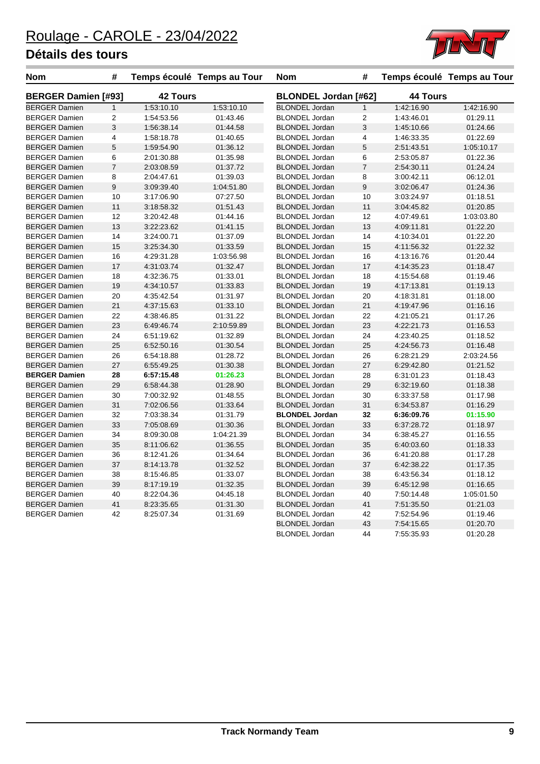# Roulage - CAROLE - 23/04/2022

## Détails des tours

### BERGER Damien [#93] — 42 Tours

| Nom | # | Temps écoulé | Temps au Tour |
|---|---|---|---|
| BERGER Damien | 1 | 1:53:10.10 | 1:53:10.10 |
| BERGER Damien | 2 | 1:54:53.56 | 01:43.46 |
| BERGER Damien | 3 | 1:56:38.14 | 01:44.58 |
| BERGER Damien | 4 | 1:58:18.78 | 01:40.65 |
| BERGER Damien | 5 | 1:59:54.90 | 01:36.12 |
| BERGER Damien | 6 | 2:01:30.88 | 01:35.98 |
| BERGER Damien | 7 | 2:03:08.59 | 01:37.72 |
| BERGER Damien | 8 | 2:04:47.61 | 01:39.03 |
| BERGER Damien | 9 | 3:09:39.40 | 1:04:51.80 |
| BERGER Damien | 10 | 3:17:06.90 | 07:27.50 |
| BERGER Damien | 11 | 3:18:58.32 | 01:51.43 |
| BERGER Damien | 12 | 3:20:42.48 | 01:44.16 |
| BERGER Damien | 13 | 3:22:23.62 | 01:41.15 |
| BERGER Damien | 14 | 3:24:00.71 | 01:37.09 |
| BERGER Damien | 15 | 3:25:34.30 | 01:33.59 |
| BERGER Damien | 16 | 4:29:31.28 | 1:03:56.98 |
| BERGER Damien | 17 | 4:31:03.74 | 01:32.47 |
| BERGER Damien | 18 | 4:32:36.75 | 01:33.01 |
| BERGER Damien | 19 | 4:34:10.57 | 01:33.83 |
| BERGER Damien | 20 | 4:35:42.54 | 01:31.97 |
| BERGER Damien | 21 | 4:37:15.63 | 01:33.10 |
| BERGER Damien | 22 | 4:38:46.85 | 01:31.22 |
| BERGER Damien | 23 | 6:49:46.74 | 2:10:59.89 |
| BERGER Damien | 24 | 6:51:19.62 | 01:32.89 |
| BERGER Damien | 25 | 6:52:50.16 | 01:30.54 |
| BERGER Damien | 26 | 6:54:18.88 | 01:28.72 |
| BERGER Damien | 27 | 6:55:49.25 | 01:30.38 |
| **BERGER Damien** | **28** | **6:57:15.48** | **01:26.23** |
| BERGER Damien | 29 | 6:58:44.38 | 01:28.90 |
| BERGER Damien | 30 | 7:00:32.92 | 01:48.55 |
| BERGER Damien | 31 | 7:02:06.56 | 01:33.64 |
| BERGER Damien | 32 | 7:03:38.34 | 01:31.79 |
| BERGER Damien | 33 | 7:05:08.69 | 01:30.36 |
| BERGER Damien | 34 | 8:09:30.08 | 1:04:21.39 |
| BERGER Damien | 35 | 8:11:06.62 | 01:36.55 |
| BERGER Damien | 36 | 8:12:41.26 | 01:34.64 |
| BERGER Damien | 37 | 8:14:13.78 | 01:32.52 |
| BERGER Damien | 38 | 8:15:46.85 | 01:33.07 |
| BERGER Damien | 39 | 8:17:19.19 | 01:32.35 |
| BERGER Damien | 40 | 8:22:04.36 | 04:45.18 |
| BERGER Damien | 41 | 8:23:35.65 | 01:31.30 |
| BERGER Damien | 42 | 8:25:07.34 | 01:31.69 |

### BLONDEL Jordan [#62] — 44 Tours

| Nom | # | Temps écoulé | Temps au Tour |
|---|---|---|---|
| BLONDEL Jordan | 1 | 1:42:16.90 | 1:42:16.90 |
| BLONDEL Jordan | 2 | 1:43:46.01 | 01:29.11 |
| BLONDEL Jordan | 3 | 1:45:10.66 | 01:24.66 |
| BLONDEL Jordan | 4 | 1:46:33.35 | 01:22.69 |
| BLONDEL Jordan | 5 | 2:51:43.51 | 1:05:10.17 |
| BLONDEL Jordan | 6 | 2:53:05.87 | 01:22.36 |
| BLONDEL Jordan | 7 | 2:54:30.11 | 01:24.24 |
| BLONDEL Jordan | 8 | 3:00:42.11 | 06:12.01 |
| BLONDEL Jordan | 9 | 3:02:06.47 | 01:24.36 |
| BLONDEL Jordan | 10 | 3:03:24.97 | 01:18.51 |
| BLONDEL Jordan | 11 | 3:04:45.82 | 01:20.85 |
| BLONDEL Jordan | 12 | 4:07:49.61 | 1:03:03.80 |
| BLONDEL Jordan | 13 | 4:09:11.81 | 01:22.20 |
| BLONDEL Jordan | 14 | 4:10:34.01 | 01:22.20 |
| BLONDEL Jordan | 15 | 4:11:56.32 | 01:22.32 |
| BLONDEL Jordan | 16 | 4:13:16.76 | 01:20.44 |
| BLONDEL Jordan | 17 | 4:14:35.23 | 01:18.47 |
| BLONDEL Jordan | 18 | 4:15:54.68 | 01:19.46 |
| BLONDEL Jordan | 19 | 4:17:13.81 | 01:19.13 |
| BLONDEL Jordan | 20 | 4:18:31.81 | 01:18.00 |
| BLONDEL Jordan | 21 | 4:19:47.96 | 01:16.16 |
| BLONDEL Jordan | 22 | 4:21:05.21 | 01:17.26 |
| BLONDEL Jordan | 23 | 4:22:21.73 | 01:16.53 |
| BLONDEL Jordan | 24 | 4:23:40.25 | 01:18.52 |
| BLONDEL Jordan | 25 | 4:24:56.73 | 01:16.48 |
| BLONDEL Jordan | 26 | 6:28:21.29 | 2:03:24.56 |
| BLONDEL Jordan | 27 | 6:29:42.80 | 01:21.52 |
| BLONDEL Jordan | 28 | 6:31:01.23 | 01:18.43 |
| BLONDEL Jordan | 29 | 6:32:19.60 | 01:18.38 |
| BLONDEL Jordan | 30 | 6:33:37.58 | 01:17.98 |
| BLONDEL Jordan | 31 | 6:34:53.87 | 01:16.29 |
| **BLONDEL Jordan** | **32** | **6:36:09.76** | **01:15.90** |
| BLONDEL Jordan | 33 | 6:37:28.72 | 01:18.97 |
| BLONDEL Jordan | 34 | 6:38:45.27 | 01:16.55 |
| BLONDEL Jordan | 35 | 6:40:03.60 | 01:18.33 |
| BLONDEL Jordan | 36 | 6:41:20.88 | 01:17.28 |
| BLONDEL Jordan | 37 | 6:42:38.22 | 01:17.35 |
| BLONDEL Jordan | 38 | 6:43:56.34 | 01:18.12 |
| BLONDEL Jordan | 39 | 6:45:12.98 | 01:16.65 |
| BLONDEL Jordan | 40 | 7:50:14.48 | 1:05:01.50 |
| BLONDEL Jordan | 41 | 7:51:35.50 | 01:21.03 |
| BLONDEL Jordan | 42 | 7:52:54.96 | 01:19.46 |
| BLONDEL Jordan | 43 | 7:54:15.65 | 01:20.70 |
| BLONDEL Jordan | 44 | 7:55:35.93 | 01:20.28 |

Track Normandy Team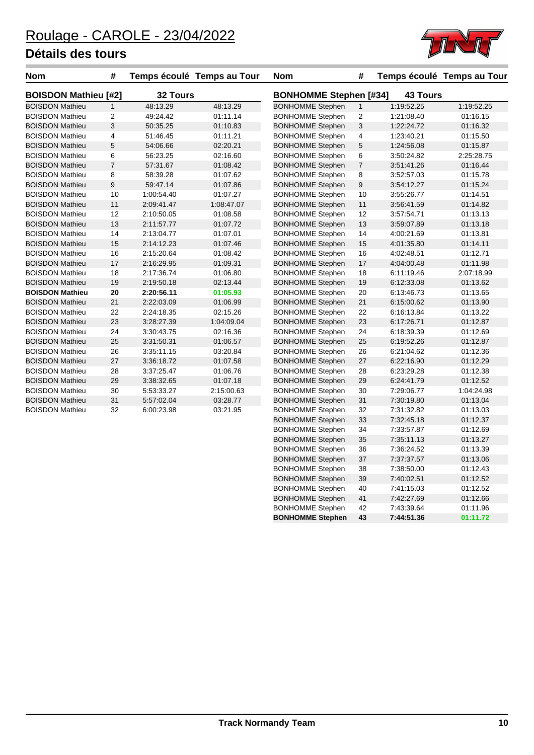# Roulage - CAROLE - 23/04/2022

## Détails des tours

| Nom | # | Temps écoulé | Temps au Tour |
|---|---|---|---|
| **BOISDON Mathieu [#2]** | | **32 Tours** | |
| BOISDON Mathieu | 1 | 48:13.29 | 48:13.29 |
| BOISDON Mathieu | 2 | 49:24.42 | 01:11.14 |
| BOISDON Mathieu | 3 | 50:35.25 | 01:10.83 |
| BOISDON Mathieu | 4 | 51:46.45 | 01:11.21 |
| BOISDON Mathieu | 5 | 54:06.66 | 02:20.21 |
| BOISDON Mathieu | 6 | 56:23.25 | 02:16.60 |
| BOISDON Mathieu | 7 | 57:31.67 | 01:08.42 |
| BOISDON Mathieu | 8 | 58:39.28 | 01:07.62 |
| BOISDON Mathieu | 9 | 59:47.14 | 01:07.86 |
| BOISDON Mathieu | 10 | 1:00:54.40 | 01:07.27 |
| BOISDON Mathieu | 11 | 2:09:41.47 | 1:08:47.07 |
| BOISDON Mathieu | 12 | 2:10:50.05 | 01:08.58 |
| BOISDON Mathieu | 13 | 2:11:57.77 | 01:07.72 |
| BOISDON Mathieu | 14 | 2:13:04.77 | 01:07.01 |
| BOISDON Mathieu | 15 | 2:14:12.23 | 01:07.46 |
| BOISDON Mathieu | 16 | 2:15:20.64 | 01:08.42 |
| BOISDON Mathieu | 17 | 2:16:29.95 | 01:09.31 |
| BOISDON Mathieu | 18 | 2:17:36.74 | 01:06.80 |
| BOISDON Mathieu | 19 | 2:19:50.18 | 02:13.44 |
| **BOISDON Mathieu** | **20** | **2:20:56.11** | **01:05.93** |
| BOISDON Mathieu | 21 | 2:22:03.09 | 01:06.99 |
| BOISDON Mathieu | 22 | 2:24:18.35 | 02:15.26 |
| BOISDON Mathieu | 23 | 3:28:27.39 | 1:04:09.04 |
| BOISDON Mathieu | 24 | 3:30:43.75 | 02:16.36 |
| BOISDON Mathieu | 25 | 3:31:50.31 | 01:06.57 |
| BOISDON Mathieu | 26 | 3:35:11.15 | 03:20.84 |
| BOISDON Mathieu | 27 | 3:36:18.72 | 01:07.58 |
| BOISDON Mathieu | 28 | 3:37:25.47 | 01:06.76 |
| BOISDON Mathieu | 29 | 3:38:32.65 | 01:07.18 |
| BOISDON Mathieu | 30 | 5:53:33.27 | 2:15:00.63 |
| BOISDON Mathieu | 31 | 5:57:02.04 | 03:28.77 |
| BOISDON Mathieu | 32 | 6:00:23.98 | 03:21.95 |

| Nom | # | Temps écoulé | Temps au Tour |
|---|---|---|---|
| **BONHOMME Stephen [#34]** | | **43 Tours** | |
| BONHOMME Stephen | 1 | 1:19:52.25 | 1:19:52.25 |
| BONHOMME Stephen | 2 | 1:21:08.40 | 01:16.15 |
| BONHOMME Stephen | 3 | 1:22:24.72 | 01:16.32 |
| BONHOMME Stephen | 4 | 1:23:40.21 | 01:15.50 |
| BONHOMME Stephen | 5 | 1:24:56.08 | 01:15.87 |
| BONHOMME Stephen | 6 | 3:50:24.82 | 2:25:28.75 |
| BONHOMME Stephen | 7 | 3:51:41.26 | 01:16.44 |
| BONHOMME Stephen | 8 | 3:52:57.03 | 01:15.78 |
| BONHOMME Stephen | 9 | 3:54:12.27 | 01:15.24 |
| BONHOMME Stephen | 10 | 3:55:26.77 | 01:14.51 |
| BONHOMME Stephen | 11 | 3:56:41.59 | 01:14.82 |
| BONHOMME Stephen | 12 | 3:57:54.71 | 01:13.13 |
| BONHOMME Stephen | 13 | 3:59:07.89 | 01:13.18 |
| BONHOMME Stephen | 14 | 4:00:21.69 | 01:13.81 |
| BONHOMME Stephen | 15 | 4:01:35.80 | 01:14.11 |
| BONHOMME Stephen | 16 | 4:02:48.51 | 01:12.71 |
| BONHOMME Stephen | 17 | 4:04:00.48 | 01:11.98 |
| BONHOMME Stephen | 18 | 6:11:19.46 | 2:07:18.99 |
| BONHOMME Stephen | 19 | 6:12:33.08 | 01:13.62 |
| BONHOMME Stephen | 20 | 6:13:46.73 | 01:13.65 |
| BONHOMME Stephen | 21 | 6:15:00.62 | 01:13.90 |
| BONHOMME Stephen | 22 | 6:16:13.84 | 01:13.22 |
| BONHOMME Stephen | 23 | 6:17:26.71 | 01:12.87 |
| BONHOMME Stephen | 24 | 6:18:39.39 | 01:12.69 |
| BONHOMME Stephen | 25 | 6:19:52.26 | 01:12.87 |
| BONHOMME Stephen | 26 | 6:21:04.62 | 01:12.36 |
| BONHOMME Stephen | 27 | 6:22:16.90 | 01:12.29 |
| BONHOMME Stephen | 28 | 6:23:29.28 | 01:12.38 |
| BONHOMME Stephen | 29 | 6:24:41.79 | 01:12.52 |
| BONHOMME Stephen | 30 | 7:29:06.77 | 1:04:24.98 |
| BONHOMME Stephen | 31 | 7:30:19.80 | 01:13.04 |
| BONHOMME Stephen | 32 | 7:31:32.82 | 01:13.03 |
| BONHOMME Stephen | 33 | 7:32:45.18 | 01:12.37 |
| BONHOMME Stephen | 34 | 7:33:57.87 | 01:12.69 |
| BONHOMME Stephen | 35 | 7:35:11.13 | 01:13.27 |
| BONHOMME Stephen | 36 | 7:36:24.52 | 01:13.39 |
| BONHOMME Stephen | 37 | 7:37:37.57 | 01:13.06 |
| BONHOMME Stephen | 38 | 7:38:50.00 | 01:12.43 |
| BONHOMME Stephen | 39 | 7:40:02.51 | 01:12.52 |
| BONHOMME Stephen | 40 | 7:41:15.03 | 01:12.52 |
| BONHOMME Stephen | 41 | 7:42:27.69 | 01:12.66 |
| BONHOMME Stephen | 42 | 7:43:39.64 | 01:11.96 |
| **BONHOMME Stephen** | **43** | **7:44:51.36** | **01:11.72** |

**Track Normandy Team**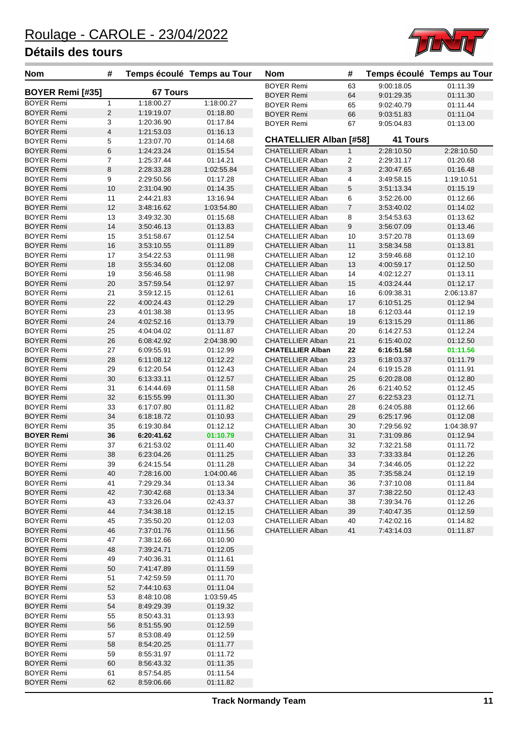# Roulage - CAROLE - 23/04/2022

## Détails des tours

| Nom | # | Temps écoulé | Temps au Tour |
|---|---|---|---|
| **BOYER Remi [#35]** | | **67 Tours** | |
| BOYER Remi | 1 | 1:18:00.27 | 1:18:00.27 |
| BOYER Remi | 2 | 1:19:19.07 | 01:18.80 |
| BOYER Remi | 3 | 1:20:36.90 | 01:17.84 |
| BOYER Remi | 4 | 1:21:53.03 | 01:16.13 |
| BOYER Remi | 5 | 1:23:07.70 | 01:14.68 |
| BOYER Remi | 6 | 1:24:23.24 | 01:15.54 |
| BOYER Remi | 7 | 1:25:37.44 | 01:14.21 |
| BOYER Remi | 8 | 2:28:33.28 | 1:02:55.84 |
| BOYER Remi | 9 | 2:29:50.56 | 01:17.28 |
| BOYER Remi | 10 | 2:31:04.90 | 01:14.35 |
| BOYER Remi | 11 | 2:44:21.83 | 13:16.94 |
| BOYER Remi | 12 | 3:48:16.62 | 1:03:54.80 |
| BOYER Remi | 13 | 3:49:32.30 | 01:15.68 |
| BOYER Remi | 14 | 3:50:46.13 | 01:13.83 |
| BOYER Remi | 15 | 3:51:58.67 | 01:12.54 |
| BOYER Remi | 16 | 3:53:10.55 | 01:11.89 |
| BOYER Remi | 17 | 3:54:22.53 | 01:11.98 |
| BOYER Remi | 18 | 3:55:34.60 | 01:12.08 |
| BOYER Remi | 19 | 3:56:46.58 | 01:11.98 |
| BOYER Remi | 20 | 3:57:59.54 | 01:12.97 |
| BOYER Remi | 21 | 3:59:12.15 | 01:12.61 |
| BOYER Remi | 22 | 4:00:24.43 | 01:12.29 |
| BOYER Remi | 23 | 4:01:38.38 | 01:13.95 |
| BOYER Remi | 24 | 4:02:52.16 | 01:13.79 |
| BOYER Remi | 25 | 4:04:04.02 | 01:11.87 |
| BOYER Remi | 26 | 6:08:42.92 | 2:04:38.90 |
| BOYER Remi | 27 | 6:09:55.91 | 01:12.99 |
| BOYER Remi | 28 | 6:11:08.12 | 01:12.22 |
| BOYER Remi | 29 | 6:12:20.54 | 01:12.43 |
| BOYER Remi | 30 | 6:13:33.11 | 01:12.57 |
| BOYER Remi | 31 | 6:14:44.69 | 01:11.58 |
| BOYER Remi | 32 | 6:15:55.99 | 01:11.30 |
| BOYER Remi | 33 | 6:17:07.80 | 01:11.82 |
| BOYER Remi | 34 | 6:18:18.72 | 01:10.93 |
| BOYER Remi | 35 | 6:19:30.84 | 01:12.12 |
| **BOYER Remi** | **36** | **6:20:41.62** | **01:10.79** |
| BOYER Remi | 37 | 6:21:53.02 | 01:11.40 |
| BOYER Remi | 38 | 6:23:04.26 | 01:11.25 |
| BOYER Remi | 39 | 6:24:15.54 | 01:11.28 |
| BOYER Remi | 40 | 7:28:16.00 | 1:04:00.46 |
| BOYER Remi | 41 | 7:29:29.34 | 01:13.34 |
| BOYER Remi | 42 | 7:30:42.68 | 01:13.34 |
| BOYER Remi | 43 | 7:33:26.04 | 02:43.37 |
| BOYER Remi | 44 | 7:34:38.18 | 01:12.15 |
| BOYER Remi | 45 | 7:35:50.20 | 01:12.03 |
| BOYER Remi | 46 | 7:37:01.76 | 01:11.56 |
| BOYER Remi | 47 | 7:38:12.66 | 01:10.90 |
| BOYER Remi | 48 | 7:39:24.71 | 01:12.05 |
| BOYER Remi | 49 | 7:40:36.31 | 01:11.61 |
| BOYER Remi | 50 | 7:41:47.89 | 01:11.59 |
| BOYER Remi | 51 | 7:42:59.59 | 01:11.70 |
| BOYER Remi | 52 | 7:44:10.63 | 01:11.04 |
| BOYER Remi | 53 | 8:48:10.08 | 1:03:59.45 |
| BOYER Remi | 54 | 8:49:29.39 | 01:19.32 |
| BOYER Remi | 55 | 8:50:43.31 | 01:13.93 |
| BOYER Remi | 56 | 8:51:55.90 | 01:12.59 |
| BOYER Remi | 57 | 8:53:08.49 | 01:12.59 |
| BOYER Remi | 58 | 8:54:20.25 | 01:11.77 |
| BOYER Remi | 59 | 8:55:31.97 | 01:11.72 |
| BOYER Remi | 60 | 8:56:43.32 | 01:11.35 |
| BOYER Remi | 61 | 8:57:54.85 | 01:11.54 |
| BOYER Remi | 62 | 8:59:06.66 | 01:11.82 |
| BOYER Remi | 63 | 9:00:18.05 | 01:11.39 |
| BOYER Remi | 64 | 9:01:29.35 | 01:11.30 |
| BOYER Remi | 65 | 9:02:40.79 | 01:11.44 |
| BOYER Remi | 66 | 9:03:51.83 | 01:11.04 |
| BOYER Remi | 67 | 9:05:04.83 | 01:13.00 |
| **CHATELLIER Alban [#58]** | | **41 Tours** | |
| CHATELLIER Alban | 1 | 2:28:10.50 | 2:28:10.50 |
| CHATELLIER Alban | 2 | 2:29:31.17 | 01:20.68 |
| CHATELLIER Alban | 3 | 2:30:47.65 | 01:16.48 |
| CHATELLIER Alban | 4 | 3:49:58.15 | 1:19:10.51 |
| CHATELLIER Alban | 5 | 3:51:13.34 | 01:15.19 |
| CHATELLIER Alban | 6 | 3:52:26.00 | 01:12.66 |
| CHATELLIER Alban | 7 | 3:53:40.02 | 01:14.02 |
| CHATELLIER Alban | 8 | 3:54:53.63 | 01:13.62 |
| CHATELLIER Alban | 9 | 3:56:07.09 | 01:13.46 |
| CHATELLIER Alban | 10 | 3:57:20.78 | 01:13.69 |
| CHATELLIER Alban | 11 | 3:58:34.58 | 01:13.81 |
| CHATELLIER Alban | 12 | 3:59:46.68 | 01:12.10 |
| CHATELLIER Alban | 13 | 4:00:59.17 | 01:12.50 |
| CHATELLIER Alban | 14 | 4:02:12.27 | 01:13.11 |
| CHATELLIER Alban | 15 | 4:03:24.44 | 01:12.17 |
| CHATELLIER Alban | 16 | 6:09:38.31 | 2:06:13.87 |
| CHATELLIER Alban | 17 | 6:10:51.25 | 01:12.94 |
| CHATELLIER Alban | 18 | 6:12:03.44 | 01:12.19 |
| CHATELLIER Alban | 19 | 6:13:15.29 | 01:11.86 |
| CHATELLIER Alban | 20 | 6:14:27.53 | 01:12.24 |
| CHATELLIER Alban | 21 | 6:15:40.02 | 01:12.50 |
| **CHATELLIER Alban** | **22** | **6:16:51.58** | **01:11.56** |
| CHATELLIER Alban | 23 | 6:18:03.37 | 01:11.79 |
| CHATELLIER Alban | 24 | 6:19:15.28 | 01:11.91 |
| CHATELLIER Alban | 25 | 6:20:28.08 | 01:12.80 |
| CHATELLIER Alban | 26 | 6:21:40.52 | 01:12.45 |
| CHATELLIER Alban | 27 | 6:22:53.23 | 01:12.71 |
| CHATELLIER Alban | 28 | 6:24:05.88 | 01:12.66 |
| CHATELLIER Alban | 29 | 6:25:17.96 | 01:12.08 |
| CHATELLIER Alban | 30 | 7:29:56.92 | 1:04:38.97 |
| CHATELLIER Alban | 31 | 7:31:09.86 | 01:12.94 |
| CHATELLIER Alban | 32 | 7:32:21.58 | 01:11.72 |
| CHATELLIER Alban | 33 | 7:33:33.84 | 01:12.26 |
| CHATELLIER Alban | 34 | 7:34:46.05 | 01:12.22 |
| CHATELLIER Alban | 35 | 7:35:58.24 | 01:12.19 |
| CHATELLIER Alban | 36 | 7:37:10.08 | 01:11.84 |
| CHATELLIER Alban | 37 | 7:38:22.50 | 01:12.43 |
| CHATELLIER Alban | 38 | 7:39:34.76 | 01:12.26 |
| CHATELLIER Alban | 39 | 7:40:47.35 | 01:12.59 |
| CHATELLIER Alban | 40 | 7:42:02.16 | 01:14.82 |
| CHATELLIER Alban | 41 | 7:43:14.03 | 01:11.87 |

Track Normandy Team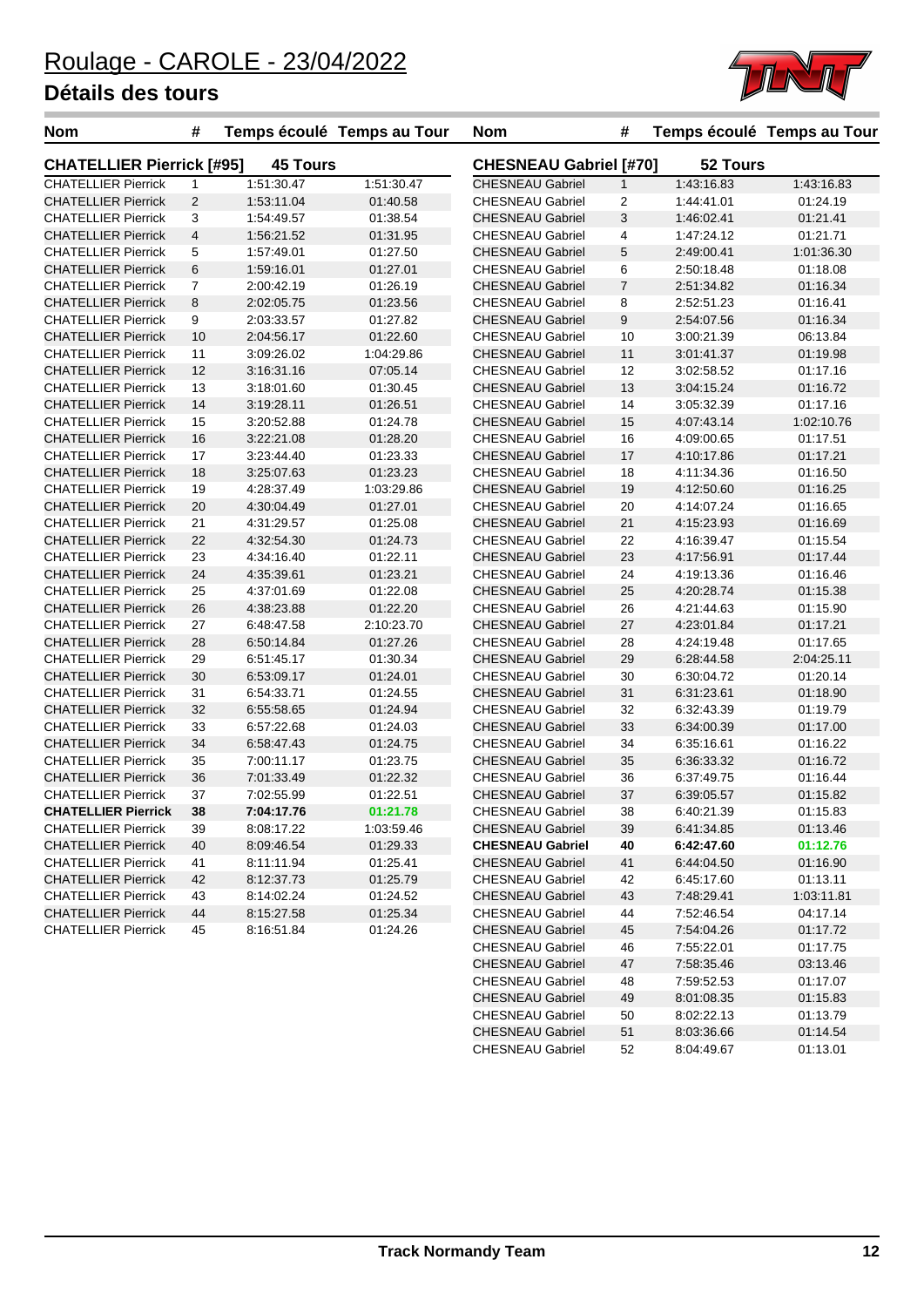# Roulage - CAROLE - 23/04/2022

## Détails des tours

### CHATELLIER Pierrick [#95] — 45 Tours

| Nom | # | Temps écoulé | Temps au Tour |
|---|---|---|---|
| CHATELLIER Pierrick | 1 | 1:51:30.47 | 1:51:30.47 |
| CHATELLIER Pierrick | 2 | 1:53:11.04 | 01:40.58 |
| CHATELLIER Pierrick | 3 | 1:54:49.57 | 01:38.54 |
| CHATELLIER Pierrick | 4 | 1:56:21.52 | 01:31.95 |
| CHATELLIER Pierrick | 5 | 1:57:49.01 | 01:27.50 |
| CHATELLIER Pierrick | 6 | 1:59:16.01 | 01:27.01 |
| CHATELLIER Pierrick | 7 | 2:00:42.19 | 01:26.19 |
| CHATELLIER Pierrick | 8 | 2:02:05.75 | 01:23.56 |
| CHATELLIER Pierrick | 9 | 2:03:33.57 | 01:27.82 |
| CHATELLIER Pierrick | 10 | 2:04:56.17 | 01:22.60 |
| CHATELLIER Pierrick | 11 | 3:09:26.02 | 1:04:29.86 |
| CHATELLIER Pierrick | 12 | 3:16:31.16 | 07:05.14 |
| CHATELLIER Pierrick | 13 | 3:18:01.60 | 01:30.45 |
| CHATELLIER Pierrick | 14 | 3:19:28.11 | 01:26.51 |
| CHATELLIER Pierrick | 15 | 3:20:52.88 | 01:24.78 |
| CHATELLIER Pierrick | 16 | 3:22:21.08 | 01:28.20 |
| CHATELLIER Pierrick | 17 | 3:23:44.40 | 01:23.33 |
| CHATELLIER Pierrick | 18 | 3:25:07.63 | 01:23.23 |
| CHATELLIER Pierrick | 19 | 4:28:37.49 | 1:03:29.86 |
| CHATELLIER Pierrick | 20 | 4:30:04.49 | 01:27.01 |
| CHATELLIER Pierrick | 21 | 4:31:29.57 | 01:25.08 |
| CHATELLIER Pierrick | 22 | 4:32:54.30 | 01:24.73 |
| CHATELLIER Pierrick | 23 | 4:34:16.40 | 01:22.11 |
| CHATELLIER Pierrick | 24 | 4:35:39.61 | 01:23.21 |
| CHATELLIER Pierrick | 25 | 4:37:01.69 | 01:22.08 |
| CHATELLIER Pierrick | 26 | 4:38:23.88 | 01:22.20 |
| CHATELLIER Pierrick | 27 | 6:48:47.58 | 2:10:23.70 |
| CHATELLIER Pierrick | 28 | 6:50:14.84 | 01:27.26 |
| CHATELLIER Pierrick | 29 | 6:51:45.17 | 01:30.34 |
| CHATELLIER Pierrick | 30 | 6:53:09.17 | 01:24.01 |
| CHATELLIER Pierrick | 31 | 6:54:33.71 | 01:24.55 |
| CHATELLIER Pierrick | 32 | 6:55:58.65 | 01:24.94 |
| CHATELLIER Pierrick | 33 | 6:57:22.68 | 01:24.03 |
| CHATELLIER Pierrick | 34 | 6:58:47.43 | 01:24.75 |
| CHATELLIER Pierrick | 35 | 7:00:11.17 | 01:23.75 |
| CHATELLIER Pierrick | 36 | 7:01:33.49 | 01:22.32 |
| CHATELLIER Pierrick | 37 | 7:02:55.99 | 01:22.51 |
| **CHATELLIER Pierrick** | **38** | **7:04:17.76** | **01:21.78** |
| CHATELLIER Pierrick | 39 | 8:08:17.22 | 1:03:59.46 |
| CHATELLIER Pierrick | 40 | 8:09:46.54 | 01:29.33 |
| CHATELLIER Pierrick | 41 | 8:11:11.94 | 01:25.41 |
| CHATELLIER Pierrick | 42 | 8:12:37.73 | 01:25.79 |
| CHATELLIER Pierrick | 43 | 8:14:02.24 | 01:24.52 |
| CHATELLIER Pierrick | 44 | 8:15:27.58 | 01:25.34 |
| CHATELLIER Pierrick | 45 | 8:16:51.84 | 01:24.26 |

### CHESNEAU Gabriel [#70] — 52 Tours

| Nom | # | Temps écoulé | Temps au Tour |
|---|---|---|---|
| CHESNEAU Gabriel | 1 | 1:43:16.83 | 1:43:16.83 |
| CHESNEAU Gabriel | 2 | 1:44:41.01 | 01:24.19 |
| CHESNEAU Gabriel | 3 | 1:46:02.41 | 01:21.41 |
| CHESNEAU Gabriel | 4 | 1:47:24.12 | 01:21.71 |
| CHESNEAU Gabriel | 5 | 2:49:00.41 | 1:01:36.30 |
| CHESNEAU Gabriel | 6 | 2:50:18.48 | 01:18.08 |
| CHESNEAU Gabriel | 7 | 2:51:34.82 | 01:16.34 |
| CHESNEAU Gabriel | 8 | 2:52:51.23 | 01:16.41 |
| CHESNEAU Gabriel | 9 | 2:54:07.56 | 01:16.34 |
| CHESNEAU Gabriel | 10 | 3:00:21.39 | 06:13.84 |
| CHESNEAU Gabriel | 11 | 3:01:41.37 | 01:19.98 |
| CHESNEAU Gabriel | 12 | 3:02:58.52 | 01:17.16 |
| CHESNEAU Gabriel | 13 | 3:04:15.24 | 01:16.72 |
| CHESNEAU Gabriel | 14 | 3:05:32.39 | 01:17.16 |
| CHESNEAU Gabriel | 15 | 4:07:43.14 | 1:02:10.76 |
| CHESNEAU Gabriel | 16 | 4:09:00.65 | 01:17.51 |
| CHESNEAU Gabriel | 17 | 4:10:17.86 | 01:17.21 |
| CHESNEAU Gabriel | 18 | 4:11:34.36 | 01:16.50 |
| CHESNEAU Gabriel | 19 | 4:12:50.60 | 01:16.25 |
| CHESNEAU Gabriel | 20 | 4:14:07.24 | 01:16.65 |
| CHESNEAU Gabriel | 21 | 4:15:23.93 | 01:16.69 |
| CHESNEAU Gabriel | 22 | 4:16:39.47 | 01:15.54 |
| CHESNEAU Gabriel | 23 | 4:17:56.91 | 01:17.44 |
| CHESNEAU Gabriel | 24 | 4:19:13.36 | 01:16.46 |
| CHESNEAU Gabriel | 25 | 4:20:28.74 | 01:15.38 |
| CHESNEAU Gabriel | 26 | 4:21:44.63 | 01:15.90 |
| CHESNEAU Gabriel | 27 | 4:23:01.84 | 01:17.21 |
| CHESNEAU Gabriel | 28 | 4:24:19.48 | 01:17.65 |
| CHESNEAU Gabriel | 29 | 6:28:44.58 | 2:04:25.11 |
| CHESNEAU Gabriel | 30 | 6:30:04.72 | 01:20.14 |
| CHESNEAU Gabriel | 31 | 6:31:23.61 | 01:18.90 |
| CHESNEAU Gabriel | 32 | 6:32:43.39 | 01:19.79 |
| CHESNEAU Gabriel | 33 | 6:34:00.39 | 01:17.00 |
| CHESNEAU Gabriel | 34 | 6:35:16.61 | 01:16.22 |
| CHESNEAU Gabriel | 35 | 6:36:33.32 | 01:16.72 |
| CHESNEAU Gabriel | 36 | 6:37:49.75 | 01:16.44 |
| CHESNEAU Gabriel | 37 | 6:39:05.57 | 01:15.82 |
| CHESNEAU Gabriel | 38 | 6:40:21.39 | 01:15.83 |
| CHESNEAU Gabriel | 39 | 6:41:34.85 | 01:13.46 |
| **CHESNEAU Gabriel** | **40** | **6:42:47.60** | **01:12.76** |
| CHESNEAU Gabriel | 41 | 6:44:04.50 | 01:16.90 |
| CHESNEAU Gabriel | 42 | 6:45:17.60 | 01:13.11 |
| CHESNEAU Gabriel | 43 | 7:48:29.41 | 1:03:11.81 |
| CHESNEAU Gabriel | 44 | 7:52:46.54 | 04:17.14 |
| CHESNEAU Gabriel | 45 | 7:54:04.26 | 01:17.72 |
| CHESNEAU Gabriel | 46 | 7:55:22.01 | 01:17.75 |
| CHESNEAU Gabriel | 47 | 7:58:35.46 | 03:13.46 |
| CHESNEAU Gabriel | 48 | 7:59:52.53 | 01:17.07 |
| CHESNEAU Gabriel | 49 | 8:01:08.35 | 01:15.83 |
| CHESNEAU Gabriel | 50 | 8:02:22.13 | 01:13.79 |
| CHESNEAU Gabriel | 51 | 8:03:36.66 | 01:14.54 |
| CHESNEAU Gabriel | 52 | 8:04:49.67 | 01:13.01 |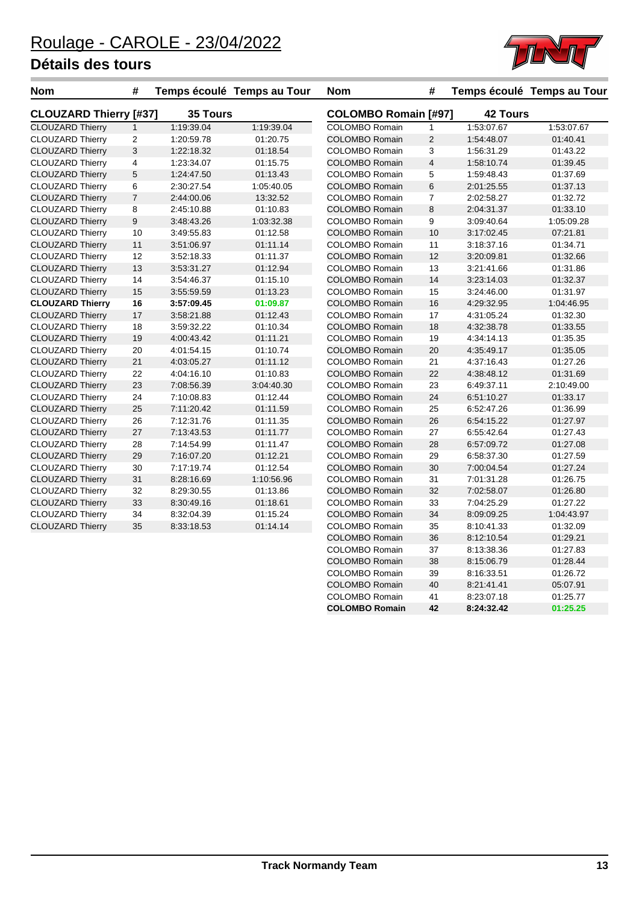# Roulage - CAROLE - 23/04/2022

## Détails des tours

| Nom | # | Temps écoulé | Temps au Tour |
|---|---|---|---|
| **CLOUZARD Thierry [#37]** | | **35 Tours** | |
| CLOUZARD Thierry | 1 | 1:19:39.04 | 1:19:39.04 |
| CLOUZARD Thierry | 2 | 1:20:59.78 | 01:20.75 |
| CLOUZARD Thierry | 3 | 1:22:18.32 | 01:18.54 |
| CLOUZARD Thierry | 4 | 1:23:34.07 | 01:15.75 |
| CLOUZARD Thierry | 5 | 1:24:47.50 | 01:13.43 |
| CLOUZARD Thierry | 6 | 2:30:27.54 | 1:05:40.05 |
| CLOUZARD Thierry | 7 | 2:44:00.06 | 13:32.52 |
| CLOUZARD Thierry | 8 | 2:45:10.88 | 01:10.83 |
| CLOUZARD Thierry | 9 | 3:48:43.26 | 1:03:32.38 |
| CLOUZARD Thierry | 10 | 3:49:55.83 | 01:12.58 |
| CLOUZARD Thierry | 11 | 3:51:06.97 | 01:11.14 |
| CLOUZARD Thierry | 12 | 3:52:18.33 | 01:11.37 |
| CLOUZARD Thierry | 13 | 3:53:31.27 | 01:12.94 |
| CLOUZARD Thierry | 14 | 3:54:46.37 | 01:15.10 |
| CLOUZARD Thierry | 15 | 3:55:59.59 | 01:13.23 |
| **CLOUZARD Thierry** | **16** | **3:57:09.45** | **01:09.87** |
| CLOUZARD Thierry | 17 | 3:58:21.88 | 01:12.43 |
| CLOUZARD Thierry | 18 | 3:59:32.22 | 01:10.34 |
| CLOUZARD Thierry | 19 | 4:00:43.42 | 01:11.21 |
| CLOUZARD Thierry | 20 | 4:01:54.15 | 01:10.74 |
| CLOUZARD Thierry | 21 | 4:03:05.27 | 01:11.12 |
| CLOUZARD Thierry | 22 | 4:04:16.10 | 01:10.83 |
| CLOUZARD Thierry | 23 | 7:08:56.39 | 3:04:40.30 |
| CLOUZARD Thierry | 24 | 7:10:08.83 | 01:12.44 |
| CLOUZARD Thierry | 25 | 7:11:20.42 | 01:11.59 |
| CLOUZARD Thierry | 26 | 7:12:31.76 | 01:11.35 |
| CLOUZARD Thierry | 27 | 7:13:43.53 | 01:11.77 |
| CLOUZARD Thierry | 28 | 7:14:54.99 | 01:11.47 |
| CLOUZARD Thierry | 29 | 7:16:07.20 | 01:12.21 |
| CLOUZARD Thierry | 30 | 7:17:19.74 | 01:12.54 |
| CLOUZARD Thierry | 31 | 8:28:16.69 | 1:10:56.96 |
| CLOUZARD Thierry | 32 | 8:29:30.55 | 01:13.86 |
| CLOUZARD Thierry | 33 | 8:30:49.16 | 01:18.61 |
| CLOUZARD Thierry | 34 | 8:32:04.39 | 01:15.24 |
| CLOUZARD Thierry | 35 | 8:33:18.53 | 01:14.14 |

| Nom | # | Temps écoulé | Temps au Tour |
|---|---|---|---|
| **COLOMBO Romain [#97]** | | **42 Tours** | |
| COLOMBO Romain | 1 | 1:53:07.67 | 1:53:07.67 |
| COLOMBO Romain | 2 | 1:54:48.07 | 01:40.41 |
| COLOMBO Romain | 3 | 1:56:31.29 | 01:43.22 |
| COLOMBO Romain | 4 | 1:58:10.74 | 01:39.45 |
| COLOMBO Romain | 5 | 1:59:48.43 | 01:37.69 |
| COLOMBO Romain | 6 | 2:01:25.55 | 01:37.13 |
| COLOMBO Romain | 7 | 2:02:58.27 | 01:32.72 |
| COLOMBO Romain | 8 | 2:04:31.37 | 01:33.10 |
| COLOMBO Romain | 9 | 3:09:40.64 | 1:05:09.28 |
| COLOMBO Romain | 10 | 3:17:02.45 | 07:21.81 |
| COLOMBO Romain | 11 | 3:18:37.16 | 01:34.71 |
| COLOMBO Romain | 12 | 3:20:09.81 | 01:32.66 |
| COLOMBO Romain | 13 | 3:21:41.66 | 01:31.86 |
| COLOMBO Romain | 14 | 3:23:14.03 | 01:32.37 |
| COLOMBO Romain | 15 | 3:24:46.00 | 01:31.97 |
| COLOMBO Romain | 16 | 4:29:32.95 | 1:04:46.95 |
| COLOMBO Romain | 17 | 4:31:05.24 | 01:32.30 |
| COLOMBO Romain | 18 | 4:32:38.78 | 01:33.55 |
| COLOMBO Romain | 19 | 4:34:14.13 | 01:35.35 |
| COLOMBO Romain | 20 | 4:35:49.17 | 01:35.05 |
| COLOMBO Romain | 21 | 4:37:16.43 | 01:27.26 |
| COLOMBO Romain | 22 | 4:38:48.12 | 01:31.69 |
| COLOMBO Romain | 23 | 6:49:37.11 | 2:10:49.00 |
| COLOMBO Romain | 24 | 6:51:10.27 | 01:33.17 |
| COLOMBO Romain | 25 | 6:52:47.26 | 01:36.99 |
| COLOMBO Romain | 26 | 6:54:15.22 | 01:27.97 |
| COLOMBO Romain | 27 | 6:55:42.64 | 01:27.43 |
| COLOMBO Romain | 28 | 6:57:09.72 | 01:27.08 |
| COLOMBO Romain | 29 | 6:58:37.30 | 01:27.59 |
| COLOMBO Romain | 30 | 7:00:04.54 | 01:27.24 |
| COLOMBO Romain | 31 | 7:01:31.28 | 01:26.75 |
| COLOMBO Romain | 32 | 7:02:58.07 | 01:26.80 |
| COLOMBO Romain | 33 | 7:04:25.29 | 01:27.22 |
| COLOMBO Romain | 34 | 8:09:09.25 | 1:04:43.97 |
| COLOMBO Romain | 35 | 8:10:41.33 | 01:32.09 |
| COLOMBO Romain | 36 | 8:12:10.54 | 01:29.21 |
| COLOMBO Romain | 37 | 8:13:38.36 | 01:27.83 |
| COLOMBO Romain | 38 | 8:15:06.79 | 01:28.44 |
| COLOMBO Romain | 39 | 8:16:33.51 | 01:26.72 |
| COLOMBO Romain | 40 | 8:21:41.41 | 05:07.91 |
| COLOMBO Romain | 41 | 8:23:07.18 | 01:25.77 |
| **COLOMBO Romain** | **42** | **8:24:32.42** | **01:25.25** |

Track Normandy Team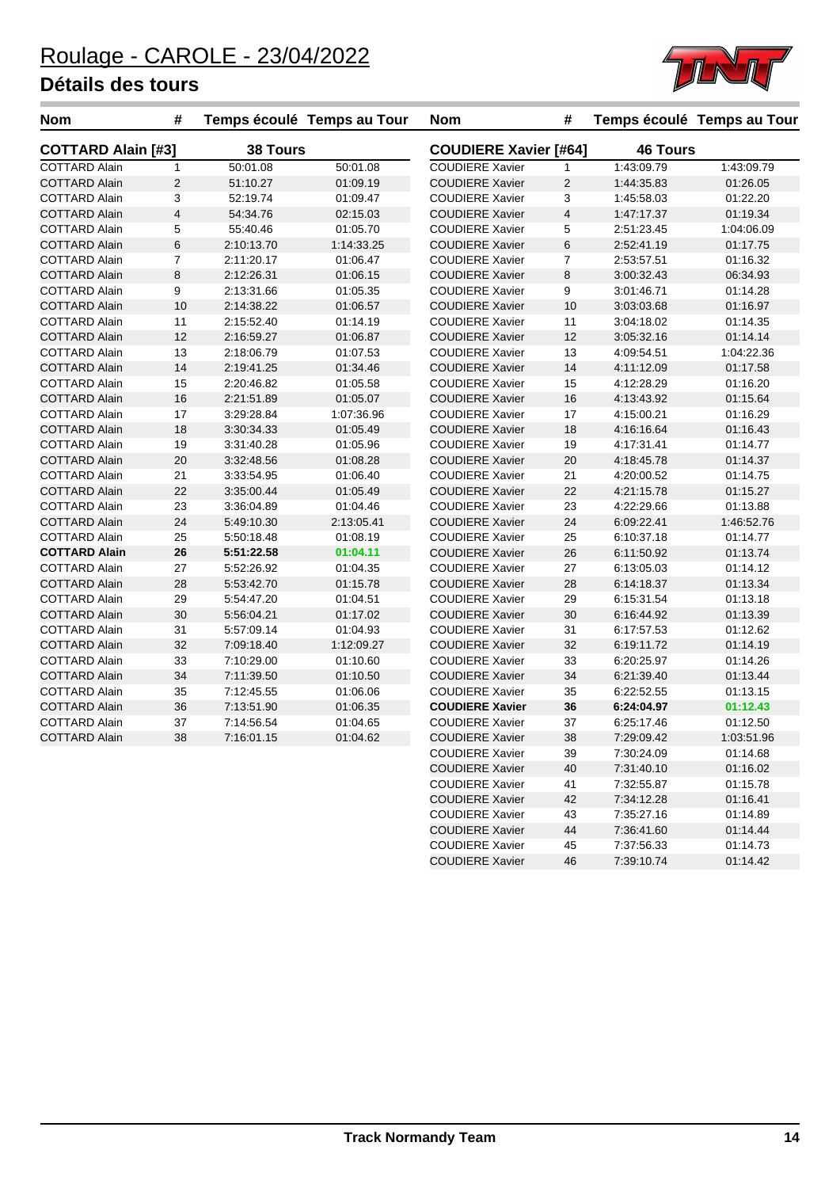# Roulage - CAROLE - 23/04/2022

## Détails des tours

| Nom | # | Temps écoulé | Temps au Tour |
|---|---|---|---|
| **COTTARD Alain [#3]** | | **38 Tours** | |
| COTTARD Alain | 1 | 50:01.08 | 50:01.08 |
| COTTARD Alain | 2 | 51:10.27 | 01:09.19 |
| COTTARD Alain | 3 | 52:19.74 | 01:09.47 |
| COTTARD Alain | 4 | 54:34.76 | 02:15.03 |
| COTTARD Alain | 5 | 55:40.46 | 01:05.70 |
| COTTARD Alain | 6 | 2:10:13.70 | 1:14:33.25 |
| COTTARD Alain | 7 | 2:11:20.17 | 01:06.47 |
| COTTARD Alain | 8 | 2:12:26.31 | 01:06.15 |
| COTTARD Alain | 9 | 2:13:31.66 | 01:05.35 |
| COTTARD Alain | 10 | 2:14:38.22 | 01:06.57 |
| COTTARD Alain | 11 | 2:15:52.40 | 01:14.19 |
| COTTARD Alain | 12 | 2:16:59.27 | 01:06.87 |
| COTTARD Alain | 13 | 2:18:06.79 | 01:07.53 |
| COTTARD Alain | 14 | 2:19:41.25 | 01:34.46 |
| COTTARD Alain | 15 | 2:20:46.82 | 01:05.58 |
| COTTARD Alain | 16 | 2:21:51.89 | 01:05.07 |
| COTTARD Alain | 17 | 3:29:28.84 | 1:07:36.96 |
| COTTARD Alain | 18 | 3:30:34.33 | 01:05.49 |
| COTTARD Alain | 19 | 3:31:40.28 | 01:05.96 |
| COTTARD Alain | 20 | 3:32:48.56 | 01:08.28 |
| COTTARD Alain | 21 | 3:33:54.95 | 01:06.40 |
| COTTARD Alain | 22 | 3:35:00.44 | 01:05.49 |
| COTTARD Alain | 23 | 3:36:04.89 | 01:04.46 |
| COTTARD Alain | 24 | 5:49:10.30 | 2:13:05.41 |
| COTTARD Alain | 25 | 5:50:18.48 | 01:08.19 |
| **COTTARD Alain** | **26** | **5:51:22.58** | **01:04.11** |
| COTTARD Alain | 27 | 5:52:26.92 | 01:04.35 |
| COTTARD Alain | 28 | 5:53:42.70 | 01:15.78 |
| COTTARD Alain | 29 | 5:54:47.20 | 01:04.51 |
| COTTARD Alain | 30 | 5:56:04.21 | 01:17.02 |
| COTTARD Alain | 31 | 5:57:09.14 | 01:04.93 |
| COTTARD Alain | 32 | 7:09:18.40 | 1:12:09.27 |
| COTTARD Alain | 33 | 7:10:29.00 | 01:10.60 |
| COTTARD Alain | 34 | 7:11:39.50 | 01:10.50 |
| COTTARD Alain | 35 | 7:12:45.55 | 01:06.06 |
| COTTARD Alain | 36 | 7:13:51.90 | 01:06.35 |
| COTTARD Alain | 37 | 7:14:56.54 | 01:04.65 |
| COTTARD Alain | 38 | 7:16:01.15 | 01:04.62 |

| Nom | # | Temps écoulé | Temps au Tour |
|---|---|---|---|
| **COUDIERE Xavier [#64]** | | **46 Tours** | |
| COUDIERE Xavier | 1 | 1:43:09.79 | 1:43:09.79 |
| COUDIERE Xavier | 2 | 1:44:35.83 | 01:26.05 |
| COUDIERE Xavier | 3 | 1:45:58.03 | 01:22.20 |
| COUDIERE Xavier | 4 | 1:47:17.37 | 01:19.34 |
| COUDIERE Xavier | 5 | 2:51:23.45 | 1:04:06.09 |
| COUDIERE Xavier | 6 | 2:52:41.19 | 01:17.75 |
| COUDIERE Xavier | 7 | 2:53:57.51 | 01:16.32 |
| COUDIERE Xavier | 8 | 3:00:32.43 | 06:34.93 |
| COUDIERE Xavier | 9 | 3:01:46.71 | 01:14.28 |
| COUDIERE Xavier | 10 | 3:03:03.68 | 01:16.97 |
| COUDIERE Xavier | 11 | 3:04:18.02 | 01:14.35 |
| COUDIERE Xavier | 12 | 3:05:32.16 | 01:14.14 |
| COUDIERE Xavier | 13 | 4:09:54.51 | 1:04:22.36 |
| COUDIERE Xavier | 14 | 4:11:12.09 | 01:17.58 |
| COUDIERE Xavier | 15 | 4:12:28.29 | 01:16.20 |
| COUDIERE Xavier | 16 | 4:13:43.92 | 01:15.64 |
| COUDIERE Xavier | 17 | 4:15:00.21 | 01:16.29 |
| COUDIERE Xavier | 18 | 4:16:16.64 | 01:16.43 |
| COUDIERE Xavier | 19 | 4:17:31.41 | 01:14.77 |
| COUDIERE Xavier | 20 | 4:18:45.78 | 01:14.37 |
| COUDIERE Xavier | 21 | 4:20:00.52 | 01:14.75 |
| COUDIERE Xavier | 22 | 4:21:15.78 | 01:15.27 |
| COUDIERE Xavier | 23 | 4:22:29.66 | 01:13.88 |
| COUDIERE Xavier | 24 | 6:09:22.41 | 1:46:52.76 |
| COUDIERE Xavier | 25 | 6:10:37.18 | 01:14.77 |
| COUDIERE Xavier | 26 | 6:11:50.92 | 01:13.74 |
| COUDIERE Xavier | 27 | 6:13:05.03 | 01:14.12 |
| COUDIERE Xavier | 28 | 6:14:18.37 | 01:13.34 |
| COUDIERE Xavier | 29 | 6:15:31.54 | 01:13.18 |
| COUDIERE Xavier | 30 | 6:16:44.92 | 01:13.39 |
| COUDIERE Xavier | 31 | 6:17:57.53 | 01:12.62 |
| COUDIERE Xavier | 32 | 6:19:11.72 | 01:14.19 |
| COUDIERE Xavier | 33 | 6:20:25.97 | 01:14.26 |
| COUDIERE Xavier | 34 | 6:21:39.40 | 01:13.44 |
| COUDIERE Xavier | 35 | 6:22:52.55 | 01:13.15 |
| **COUDIERE Xavier** | **36** | **6:24:04.97** | **01:12.43** |
| COUDIERE Xavier | 37 | 6:25:17.46 | 01:12.50 |
| COUDIERE Xavier | 38 | 7:29:09.42 | 1:03:51.96 |
| COUDIERE Xavier | 39 | 7:30:24.09 | 01:14.68 |
| COUDIERE Xavier | 40 | 7:31:40.10 | 01:16.02 |
| COUDIERE Xavier | 41 | 7:32:55.87 | 01:15.78 |
| COUDIERE Xavier | 42 | 7:34:12.28 | 01:16.41 |
| COUDIERE Xavier | 43 | 7:35:27.16 | 01:14.89 |
| COUDIERE Xavier | 44 | 7:36:41.60 | 01:14.44 |
| COUDIERE Xavier | 45 | 7:37:56.33 | 01:14.73 |
| COUDIERE Xavier | 46 | 7:39:10.74 | 01:14.42 |

Track Normandy Team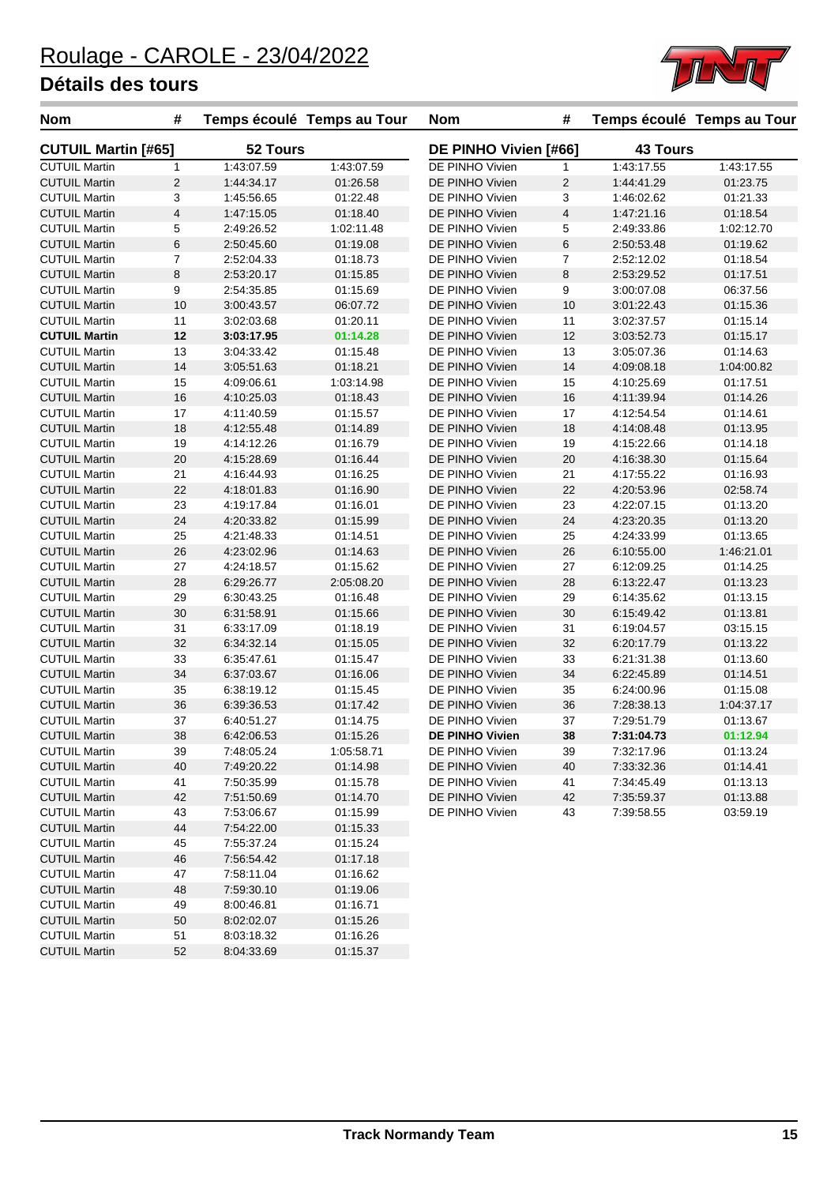# Roulage - CAROLE - 23/04/2022

## Détails des tours

### CUTUIL Martin [#65] — 52 Tours

| Nom | # | Temps écoulé | Temps au Tour |
|---|---|---|---|
| CUTUIL Martin | 1 | 1:43:07.59 | 1:43:07.59 |
| CUTUIL Martin | 2 | 1:44:34.17 | 01:26.58 |
| CUTUIL Martin | 3 | 1:45:56.65 | 01:22.48 |
| CUTUIL Martin | 4 | 1:47:15.05 | 01:18.40 |
| CUTUIL Martin | 5 | 2:49:26.52 | 1:02:11.48 |
| CUTUIL Martin | 6 | 2:50:45.60 | 01:19.08 |
| CUTUIL Martin | 7 | 2:52:04.33 | 01:18.73 |
| CUTUIL Martin | 8 | 2:53:20.17 | 01:15.85 |
| CUTUIL Martin | 9 | 2:54:35.85 | 01:15.69 |
| CUTUIL Martin | 10 | 3:00:43.57 | 06:07.72 |
| CUTUIL Martin | 11 | 3:02:03.68 | 01:20.11 |
| **CUTUIL Martin** | **12** | **3:03:17.95** | **01:14.28** |
| CUTUIL Martin | 13 | 3:04:33.42 | 01:15.48 |
| CUTUIL Martin | 14 | 3:05:51.63 | 01:18.21 |
| CUTUIL Martin | 15 | 4:09:06.61 | 1:03:14.98 |
| CUTUIL Martin | 16 | 4:10:25.03 | 01:18.43 |
| CUTUIL Martin | 17 | 4:11:40.59 | 01:15.57 |
| CUTUIL Martin | 18 | 4:12:55.48 | 01:14.89 |
| CUTUIL Martin | 19 | 4:14:12.26 | 01:16.79 |
| CUTUIL Martin | 20 | 4:15:28.69 | 01:16.44 |
| CUTUIL Martin | 21 | 4:16:44.93 | 01:16.25 |
| CUTUIL Martin | 22 | 4:18:01.83 | 01:16.90 |
| CUTUIL Martin | 23 | 4:19:17.84 | 01:16.01 |
| CUTUIL Martin | 24 | 4:20:33.82 | 01:15.99 |
| CUTUIL Martin | 25 | 4:21:48.33 | 01:14.51 |
| CUTUIL Martin | 26 | 4:23:02.96 | 01:14.63 |
| CUTUIL Martin | 27 | 4:24:18.57 | 01:15.62 |
| CUTUIL Martin | 28 | 6:29:26.77 | 2:05:08.20 |
| CUTUIL Martin | 29 | 6:30:43.25 | 01:16.48 |
| CUTUIL Martin | 30 | 6:31:58.91 | 01:15.66 |
| CUTUIL Martin | 31 | 6:33:17.09 | 01:18.19 |
| CUTUIL Martin | 32 | 6:34:32.14 | 01:15.05 |
| CUTUIL Martin | 33 | 6:35:47.61 | 01:15.47 |
| CUTUIL Martin | 34 | 6:37:03.67 | 01:16.06 |
| CUTUIL Martin | 35 | 6:38:19.12 | 01:15.45 |
| CUTUIL Martin | 36 | 6:39:36.53 | 01:17.42 |
| CUTUIL Martin | 37 | 6:40:51.27 | 01:14.75 |
| CUTUIL Martin | 38 | 6:42:06.53 | 01:15.26 |
| CUTUIL Martin | 39 | 7:48:05.24 | 1:05:58.71 |
| CUTUIL Martin | 40 | 7:49:20.22 | 01:14.98 |
| CUTUIL Martin | 41 | 7:50:35.99 | 01:15.78 |
| CUTUIL Martin | 42 | 7:51:50.69 | 01:14.70 |
| CUTUIL Martin | 43 | 7:53:06.67 | 01:15.99 |
| CUTUIL Martin | 44 | 7:54:22.00 | 01:15.33 |
| CUTUIL Martin | 45 | 7:55:37.24 | 01:15.24 |
| CUTUIL Martin | 46 | 7:56:54.42 | 01:17.18 |
| CUTUIL Martin | 47 | 7:58:11.04 | 01:16.62 |
| CUTUIL Martin | 48 | 7:59:30.10 | 01:19.06 |
| CUTUIL Martin | 49 | 8:00:46.81 | 01:16.71 |
| CUTUIL Martin | 50 | 8:02:02.07 | 01:15.26 |
| CUTUIL Martin | 51 | 8:03:18.32 | 01:16.26 |
| CUTUIL Martin | 52 | 8:04:33.69 | 01:15.37 |

### DE PINHO Vivien [#66] — 43 Tours

| Nom | # | Temps écoulé | Temps au Tour |
|---|---|---|---|
| DE PINHO Vivien | 1 | 1:43:17.55 | 1:43:17.55 |
| DE PINHO Vivien | 2 | 1:44:41.29 | 01:23.75 |
| DE PINHO Vivien | 3 | 1:46:02.62 | 01:21.33 |
| DE PINHO Vivien | 4 | 1:47:21.16 | 01:18.54 |
| DE PINHO Vivien | 5 | 2:49:33.86 | 1:02:12.70 |
| DE PINHO Vivien | 6 | 2:50:53.48 | 01:19.62 |
| DE PINHO Vivien | 7 | 2:52:12.02 | 01:18.54 |
| DE PINHO Vivien | 8 | 2:53:29.52 | 01:17.51 |
| DE PINHO Vivien | 9 | 3:00:07.08 | 06:37.56 |
| DE PINHO Vivien | 10 | 3:01:22.43 | 01:15.36 |
| DE PINHO Vivien | 11 | 3:02:37.57 | 01:15.14 |
| DE PINHO Vivien | 12 | 3:03:52.73 | 01:15.17 |
| DE PINHO Vivien | 13 | 3:05:07.36 | 01:14.63 |
| DE PINHO Vivien | 14 | 4:09:08.18 | 1:04:00.82 |
| DE PINHO Vivien | 15 | 4:10:25.69 | 01:17.51 |
| DE PINHO Vivien | 16 | 4:11:39.94 | 01:14.26 |
| DE PINHO Vivien | 17 | 4:12:54.54 | 01:14.61 |
| DE PINHO Vivien | 18 | 4:14:08.48 | 01:13.95 |
| DE PINHO Vivien | 19 | 4:15:22.66 | 01:14.18 |
| DE PINHO Vivien | 20 | 4:16:38.30 | 01:15.64 |
| DE PINHO Vivien | 21 | 4:17:55.22 | 01:16.93 |
| DE PINHO Vivien | 22 | 4:20:53.96 | 02:58.74 |
| DE PINHO Vivien | 23 | 4:22:07.15 | 01:13.20 |
| DE PINHO Vivien | 24 | 4:23:20.35 | 01:13.20 |
| DE PINHO Vivien | 25 | 4:24:33.99 | 01:13.65 |
| DE PINHO Vivien | 26 | 6:10:55.00 | 1:46:21.01 |
| DE PINHO Vivien | 27 | 6:12:09.25 | 01:14.25 |
| DE PINHO Vivien | 28 | 6:13:22.47 | 01:13.23 |
| DE PINHO Vivien | 29 | 6:14:35.62 | 01:13.15 |
| DE PINHO Vivien | 30 | 6:15:49.42 | 01:13.81 |
| DE PINHO Vivien | 31 | 6:19:04.57 | 03:15.15 |
| DE PINHO Vivien | 32 | 6:20:17.79 | 01:13.22 |
| DE PINHO Vivien | 33 | 6:21:31.38 | 01:13.60 |
| DE PINHO Vivien | 34 | 6:22:45.89 | 01:14.51 |
| DE PINHO Vivien | 35 | 6:24:00.96 | 01:15.08 |
| DE PINHO Vivien | 36 | 7:28:38.13 | 1:04:37.17 |
| DE PINHO Vivien | 37 | 7:29:51.79 | 01:13.67 |
| **DE PINHO Vivien** | **38** | **7:31:04.73** | **01:12.94** |
| DE PINHO Vivien | 39 | 7:32:17.96 | 01:13.24 |
| DE PINHO Vivien | 40 | 7:33:32.36 | 01:14.41 |
| DE PINHO Vivien | 41 | 7:34:45.49 | 01:13.13 |
| DE PINHO Vivien | 42 | 7:35:59.37 | 01:13.88 |
| DE PINHO Vivien | 43 | 7:39:58.55 | 03:59.19 |

Track Normandy Team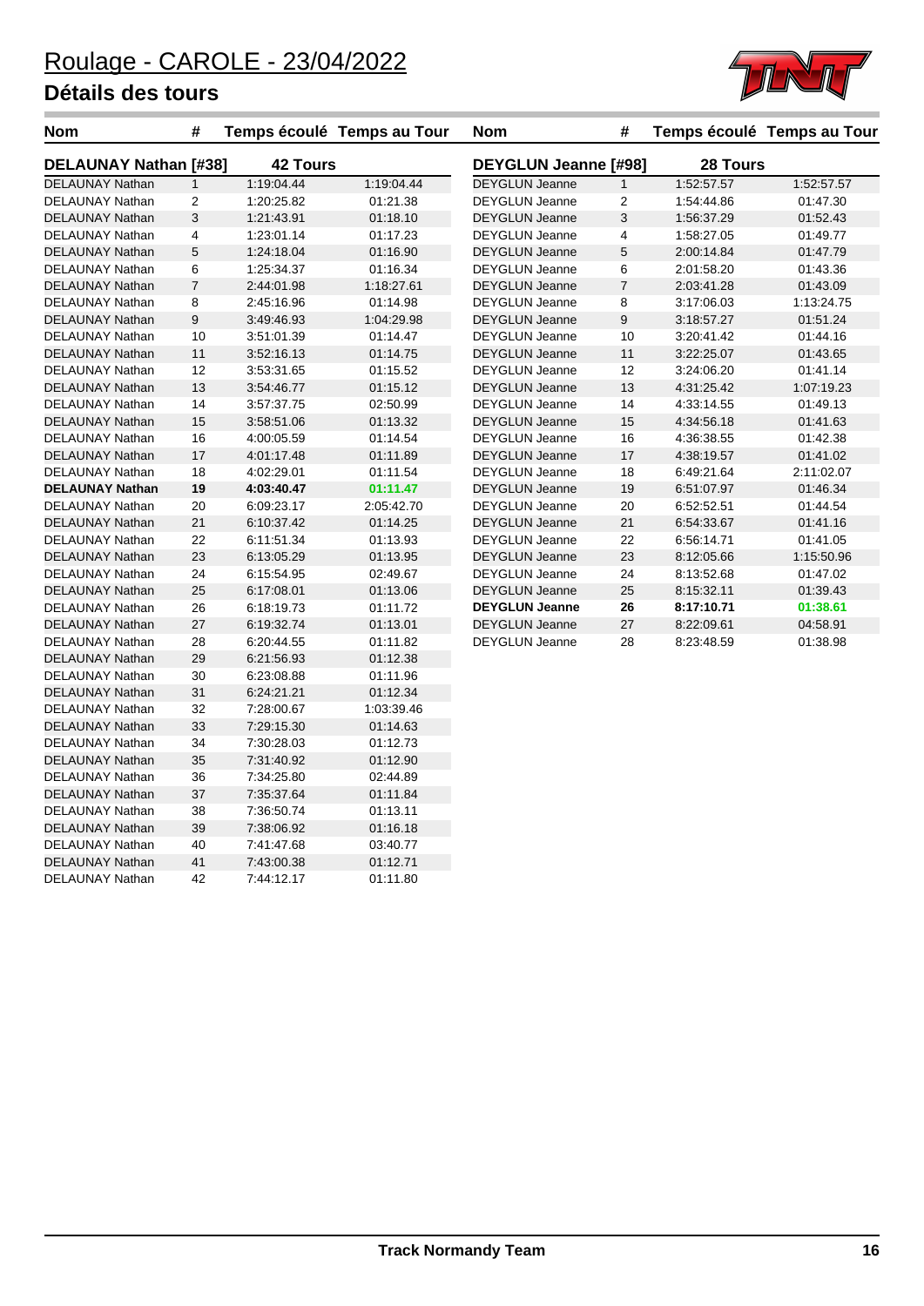# Roulage - CAROLE - 23/04/2022

## Détails des tours

| Nom | # | Temps écoulé | Temps au Tour |
|---|---|---|---|
| **DELAUNAY Nathan [#38]** | | **42 Tours** | |
| DELAUNAY Nathan | 1 | 1:19:04.44 | 1:19:04.44 |
| DELAUNAY Nathan | 2 | 1:20:25.82 | 01:21.38 |
| DELAUNAY Nathan | 3 | 1:21:43.91 | 01:18.10 |
| DELAUNAY Nathan | 4 | 1:23:01.14 | 01:17.23 |
| DELAUNAY Nathan | 5 | 1:24:18.04 | 01:16.90 |
| DELAUNAY Nathan | 6 | 1:25:34.37 | 01:16.34 |
| DELAUNAY Nathan | 7 | 2:44:01.98 | 1:18:27.61 |
| DELAUNAY Nathan | 8 | 2:45:16.96 | 01:14.98 |
| DELAUNAY Nathan | 9 | 3:49:46.93 | 1:04:29.98 |
| DELAUNAY Nathan | 10 | 3:51:01.39 | 01:14.47 |
| DELAUNAY Nathan | 11 | 3:52:16.13 | 01:14.75 |
| DELAUNAY Nathan | 12 | 3:53:31.65 | 01:15.52 |
| DELAUNAY Nathan | 13 | 3:54:46.77 | 01:15.12 |
| DELAUNAY Nathan | 14 | 3:57:37.75 | 02:50.99 |
| DELAUNAY Nathan | 15 | 3:58:51.06 | 01:13.32 |
| DELAUNAY Nathan | 16 | 4:00:05.59 | 01:14.54 |
| DELAUNAY Nathan | 17 | 4:01:17.48 | 01:11.89 |
| DELAUNAY Nathan | 18 | 4:02:29.01 | 01:11.54 |
| **DELAUNAY Nathan** | **19** | **4:03:40.47** | **01:11.47** |
| DELAUNAY Nathan | 20 | 6:09:23.17 | 2:05:42.70 |
| DELAUNAY Nathan | 21 | 6:10:37.42 | 01:14.25 |
| DELAUNAY Nathan | 22 | 6:11:51.34 | 01:13.93 |
| DELAUNAY Nathan | 23 | 6:13:05.29 | 01:13.95 |
| DELAUNAY Nathan | 24 | 6:15:54.95 | 02:49.67 |
| DELAUNAY Nathan | 25 | 6:17:08.01 | 01:13.06 |
| DELAUNAY Nathan | 26 | 6:18:19.73 | 01:11.72 |
| DELAUNAY Nathan | 27 | 6:19:32.74 | 01:13.01 |
| DELAUNAY Nathan | 28 | 6:20:44.55 | 01:11.82 |
| DELAUNAY Nathan | 29 | 6:21:56.93 | 01:12.38 |
| DELAUNAY Nathan | 30 | 6:23:08.88 | 01:11.96 |
| DELAUNAY Nathan | 31 | 6:24:21.21 | 01:12.34 |
| DELAUNAY Nathan | 32 | 7:28:00.67 | 1:03:39.46 |
| DELAUNAY Nathan | 33 | 7:29:15.30 | 01:14.63 |
| DELAUNAY Nathan | 34 | 7:30:28.03 | 01:12.73 |
| DELAUNAY Nathan | 35 | 7:31:40.92 | 01:12.90 |
| DELAUNAY Nathan | 36 | 7:34:25.80 | 02:44.89 |
| DELAUNAY Nathan | 37 | 7:35:37.64 | 01:11.84 |
| DELAUNAY Nathan | 38 | 7:36:50.74 | 01:13.11 |
| DELAUNAY Nathan | 39 | 7:38:06.92 | 01:16.18 |
| DELAUNAY Nathan | 40 | 7:41:47.68 | 03:40.77 |
| DELAUNAY Nathan | 41 | 7:43:00.38 | 01:12.71 |
| DELAUNAY Nathan | 42 | 7:44:12.17 | 01:11.80 |

| Nom | # | Temps écoulé | Temps au Tour |
|---|---|---|---|
| **DEYGLUN Jeanne [#98]** | | **28 Tours** | |
| DEYGLUN Jeanne | 1 | 1:52:57.57 | 1:52:57.57 |
| DEYGLUN Jeanne | 2 | 1:54:44.86 | 01:47.30 |
| DEYGLUN Jeanne | 3 | 1:56:37.29 | 01:52.43 |
| DEYGLUN Jeanne | 4 | 1:58:27.05 | 01:49.77 |
| DEYGLUN Jeanne | 5 | 2:00:14.84 | 01:47.79 |
| DEYGLUN Jeanne | 6 | 2:01:58.20 | 01:43.36 |
| DEYGLUN Jeanne | 7 | 2:03:41.28 | 01:43.09 |
| DEYGLUN Jeanne | 8 | 3:17:06.03 | 1:13:24.75 |
| DEYGLUN Jeanne | 9 | 3:18:57.27 | 01:51.24 |
| DEYGLUN Jeanne | 10 | 3:20:41.42 | 01:44.16 |
| DEYGLUN Jeanne | 11 | 3:22:25.07 | 01:43.65 |
| DEYGLUN Jeanne | 12 | 3:24:06.20 | 01:41.14 |
| DEYGLUN Jeanne | 13 | 4:31:25.42 | 1:07:19.23 |
| DEYGLUN Jeanne | 14 | 4:33:14.55 | 01:49.13 |
| DEYGLUN Jeanne | 15 | 4:34:56.18 | 01:41.63 |
| DEYGLUN Jeanne | 16 | 4:36:38.55 | 01:42.38 |
| DEYGLUN Jeanne | 17 | 4:38:19.57 | 01:41.02 |
| DEYGLUN Jeanne | 18 | 6:49:21.64 | 2:11:02.07 |
| DEYGLUN Jeanne | 19 | 6:51:07.97 | 01:46.34 |
| DEYGLUN Jeanne | 20 | 6:52:52.51 | 01:44.54 |
| DEYGLUN Jeanne | 21 | 6:54:33.67 | 01:41.16 |
| DEYGLUN Jeanne | 22 | 6:56:14.71 | 01:41.05 |
| DEYGLUN Jeanne | 23 | 8:12:05.66 | 1:15:50.96 |
| DEYGLUN Jeanne | 24 | 8:13:52.68 | 01:47.02 |
| DEYGLUN Jeanne | 25 | 8:15:32.11 | 01:39.43 |
| **DEYGLUN Jeanne** | **26** | **8:17:10.71** | **01:38.61** |
| DEYGLUN Jeanne | 27 | 8:22:09.61 | 04:58.91 |
| DEYGLUN Jeanne | 28 | 8:23:48.59 | 01:38.98 |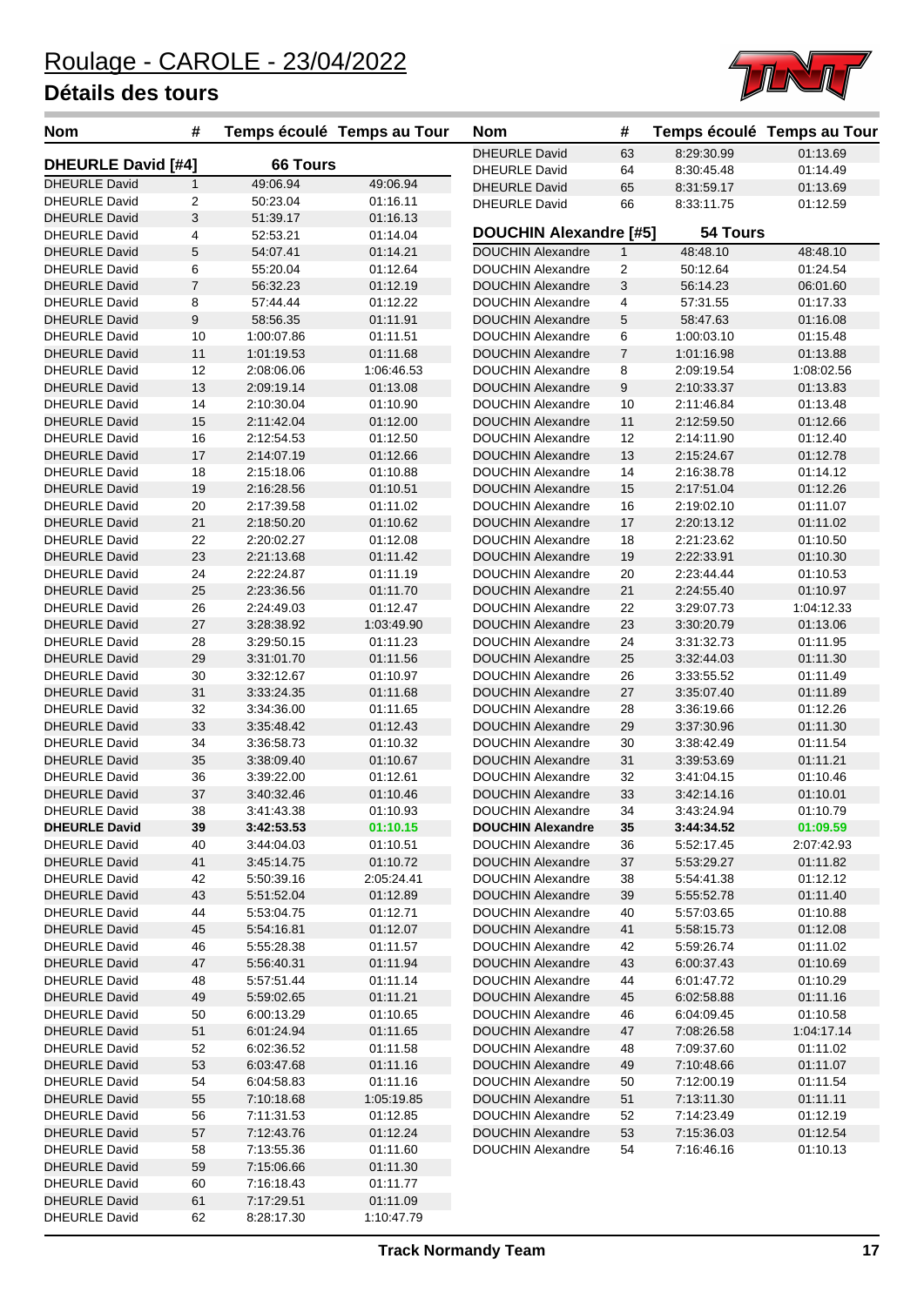# Roulage - CAROLE - 23/04/2022

## Détails des tours

| Nom | # | Temps écoulé | Temps au Tour |
|---|---|---|---|
| **DHEURLE David [#4]** | | **66 Tours** | |
| DHEURLE David | 1 | 49:06.94 | 49:06.94 |
| DHEURLE David | 2 | 50:23.04 | 01:16.11 |
| DHEURLE David | 3 | 51:39.17 | 01:16.13 |
| DHEURLE David | 4 | 52:53.21 | 01:14.04 |
| DHEURLE David | 5 | 54:07.41 | 01:14.21 |
| DHEURLE David | 6 | 55:20.04 | 01:12.64 |
| DHEURLE David | 7 | 56:32.23 | 01:12.19 |
| DHEURLE David | 8 | 57:44.44 | 01:12.22 |
| DHEURLE David | 9 | 58:56.35 | 01:11.91 |
| DHEURLE David | 10 | 1:00:07.86 | 01:11.51 |
| DHEURLE David | 11 | 1:01:19.53 | 01:11.68 |
| DHEURLE David | 12 | 2:08:06.06 | 1:06:46.53 |
| DHEURLE David | 13 | 2:09:19.14 | 01:13.08 |
| DHEURLE David | 14 | 2:10:30.04 | 01:10.90 |
| DHEURLE David | 15 | 2:11:42.04 | 01:12.00 |
| DHEURLE David | 16 | 2:12:54.53 | 01:12.50 |
| DHEURLE David | 17 | 2:14:07.19 | 01:12.66 |
| DHEURLE David | 18 | 2:15:18.06 | 01:10.88 |
| DHEURLE David | 19 | 2:16:28.56 | 01:10.51 |
| DHEURLE David | 20 | 2:17:39.58 | 01:11.02 |
| DHEURLE David | 21 | 2:18:50.20 | 01:10.62 |
| DHEURLE David | 22 | 2:20:02.27 | 01:12.08 |
| DHEURLE David | 23 | 2:21:13.68 | 01:11.42 |
| DHEURLE David | 24 | 2:22:24.87 | 01:11.19 |
| DHEURLE David | 25 | 2:23:36.56 | 01:11.70 |
| DHEURLE David | 26 | 2:24:49.03 | 01:12.47 |
| DHEURLE David | 27 | 3:28:38.92 | 1:03:49.90 |
| DHEURLE David | 28 | 3:29:50.15 | 01:11.23 |
| DHEURLE David | 29 | 3:31:01.70 | 01:11.56 |
| DHEURLE David | 30 | 3:32:12.67 | 01:10.97 |
| DHEURLE David | 31 | 3:33:24.35 | 01:11.68 |
| DHEURLE David | 32 | 3:34:36.00 | 01:11.65 |
| DHEURLE David | 33 | 3:35:48.42 | 01:12.43 |
| DHEURLE David | 34 | 3:36:58.73 | 01:10.32 |
| DHEURLE David | 35 | 3:38:09.40 | 01:10.67 |
| DHEURLE David | 36 | 3:39:22.00 | 01:12.61 |
| DHEURLE David | 37 | 3:40:32.46 | 01:10.46 |
| DHEURLE David | 38 | 3:41:43.38 | 01:10.93 |
| **DHEURLE David** | **39** | **3:42:53.53** | **01:10.15** |
| DHEURLE David | 40 | 3:44:04.03 | 01:10.51 |
| DHEURLE David | 41 | 3:45:14.75 | 01:10.72 |
| DHEURLE David | 42 | 5:50:39.16 | 2:05:24.41 |
| DHEURLE David | 43 | 5:51:52.04 | 01:12.89 |
| DHEURLE David | 44 | 5:53:04.75 | 01:12.71 |
| DHEURLE David | 45 | 5:54:16.81 | 01:12.07 |
| DHEURLE David | 46 | 5:55:28.38 | 01:11.57 |
| DHEURLE David | 47 | 5:56:40.31 | 01:11.94 |
| DHEURLE David | 48 | 5:57:51.44 | 01:11.14 |
| DHEURLE David | 49 | 5:59:02.65 | 01:11.21 |
| DHEURLE David | 50 | 6:00:13.29 | 01:10.65 |
| DHEURLE David | 51 | 6:01:24.94 | 01:11.65 |
| DHEURLE David | 52 | 6:02:36.52 | 01:11.58 |
| DHEURLE David | 53 | 6:03:47.68 | 01:11.16 |
| DHEURLE David | 54 | 6:04:58.83 | 01:11.16 |
| DHEURLE David | 55 | 7:10:18.68 | 1:05:19.85 |
| DHEURLE David | 56 | 7:11:31.53 | 01:12.85 |
| DHEURLE David | 57 | 7:12:43.76 | 01:12.24 |
| DHEURLE David | 58 | 7:13:55.36 | 01:11.60 |
| DHEURLE David | 59 | 7:15:06.66 | 01:11.30 |
| DHEURLE David | 60 | 7:16:18.43 | 01:11.77 |
| DHEURLE David | 61 | 7:17:29.51 | 01:11.09 |
| DHEURLE David | 62 | 8:28:17.30 | 1:10:47.79 |
| DHEURLE David | 63 | 8:29:30.99 | 01:13.69 |
| DHEURLE David | 64 | 8:30:45.48 | 01:14.49 |
| DHEURLE David | 65 | 8:31:59.17 | 01:13.69 |
| DHEURLE David | 66 | 8:33:11.75 | 01:12.59 |
| **DOUCHIN Alexandre [#5]** | | **54 Tours** | |
| DOUCHIN Alexandre | 1 | 48:48.10 | 48:48.10 |
| DOUCHIN Alexandre | 2 | 50:12.64 | 01:24.54 |
| DOUCHIN Alexandre | 3 | 56:14.23 | 06:01.60 |
| DOUCHIN Alexandre | 4 | 57:31.55 | 01:17.33 |
| DOUCHIN Alexandre | 5 | 58:47.63 | 01:16.08 |
| DOUCHIN Alexandre | 6 | 1:00:03.10 | 01:15.48 |
| DOUCHIN Alexandre | 7 | 1:01:16.98 | 01:13.88 |
| DOUCHIN Alexandre | 8 | 2:09:19.54 | 1:08:02.56 |
| DOUCHIN Alexandre | 9 | 2:10:33.37 | 01:13.83 |
| DOUCHIN Alexandre | 10 | 2:11:46.84 | 01:13.48 |
| DOUCHIN Alexandre | 11 | 2:12:59.50 | 01:12.66 |
| DOUCHIN Alexandre | 12 | 2:14:11.90 | 01:12.40 |
| DOUCHIN Alexandre | 13 | 2:15:24.67 | 01:12.78 |
| DOUCHIN Alexandre | 14 | 2:16:38.78 | 01:14.12 |
| DOUCHIN Alexandre | 15 | 2:17:51.04 | 01:12.26 |
| DOUCHIN Alexandre | 16 | 2:19:02.10 | 01:11.07 |
| DOUCHIN Alexandre | 17 | 2:20:13.12 | 01:11.02 |
| DOUCHIN Alexandre | 18 | 2:21:23.62 | 01:10.50 |
| DOUCHIN Alexandre | 19 | 2:22:33.91 | 01:10.30 |
| DOUCHIN Alexandre | 20 | 2:23:44.44 | 01:10.53 |
| DOUCHIN Alexandre | 21 | 2:24:55.40 | 01:10.97 |
| DOUCHIN Alexandre | 22 | 3:29:07.73 | 1:04:12.33 |
| DOUCHIN Alexandre | 23 | 3:30:20.79 | 01:13.06 |
| DOUCHIN Alexandre | 24 | 3:31:32.73 | 01:11.95 |
| DOUCHIN Alexandre | 25 | 3:32:44.03 | 01:11.30 |
| DOUCHIN Alexandre | 26 | 3:33:55.52 | 01:11.49 |
| DOUCHIN Alexandre | 27 | 3:35:07.40 | 01:11.89 |
| DOUCHIN Alexandre | 28 | 3:36:19.66 | 01:12.26 |
| DOUCHIN Alexandre | 29 | 3:37:30.96 | 01:11.30 |
| DOUCHIN Alexandre | 30 | 3:38:42.49 | 01:11.54 |
| DOUCHIN Alexandre | 31 | 3:39:53.69 | 01:11.21 |
| DOUCHIN Alexandre | 32 | 3:41:04.15 | 01:10.46 |
| DOUCHIN Alexandre | 33 | 3:42:14.16 | 01:10.01 |
| DOUCHIN Alexandre | 34 | 3:43:24.94 | 01:10.79 |
| **DOUCHIN Alexandre** | **35** | **3:44:34.52** | **01:09.59** |
| DOUCHIN Alexandre | 36 | 5:52:17.45 | 2:07:42.93 |
| DOUCHIN Alexandre | 37 | 5:53:29.27 | 01:11.82 |
| DOUCHIN Alexandre | 38 | 5:54:41.38 | 01:12.12 |
| DOUCHIN Alexandre | 39 | 5:55:52.78 | 01:11.40 |
| DOUCHIN Alexandre | 40 | 5:57:03.65 | 01:10.88 |
| DOUCHIN Alexandre | 41 | 5:58:15.73 | 01:12.08 |
| DOUCHIN Alexandre | 42 | 5:59:26.74 | 01:11.02 |
| DOUCHIN Alexandre | 43 | 6:00:37.43 | 01:10.69 |
| DOUCHIN Alexandre | 44 | 6:01:47.72 | 01:10.29 |
| DOUCHIN Alexandre | 45 | 6:02:58.88 | 01:11.16 |
| DOUCHIN Alexandre | 46 | 6:04:09.45 | 01:10.58 |
| DOUCHIN Alexandre | 47 | 7:08:26.58 | 1:04:17.14 |
| DOUCHIN Alexandre | 48 | 7:09:37.60 | 01:11.02 |
| DOUCHIN Alexandre | 49 | 7:10:48.66 | 01:11.07 |
| DOUCHIN Alexandre | 50 | 7:12:00.19 | 01:11.54 |
| DOUCHIN Alexandre | 51 | 7:13:11.30 | 01:11.11 |
| DOUCHIN Alexandre | 52 | 7:14:23.49 | 01:12.19 |
| DOUCHIN Alexandre | 53 | 7:15:36.03 | 01:12.54 |
| DOUCHIN Alexandre | 54 | 7:16:46.16 | 01:10.13 |

Track Normandy Team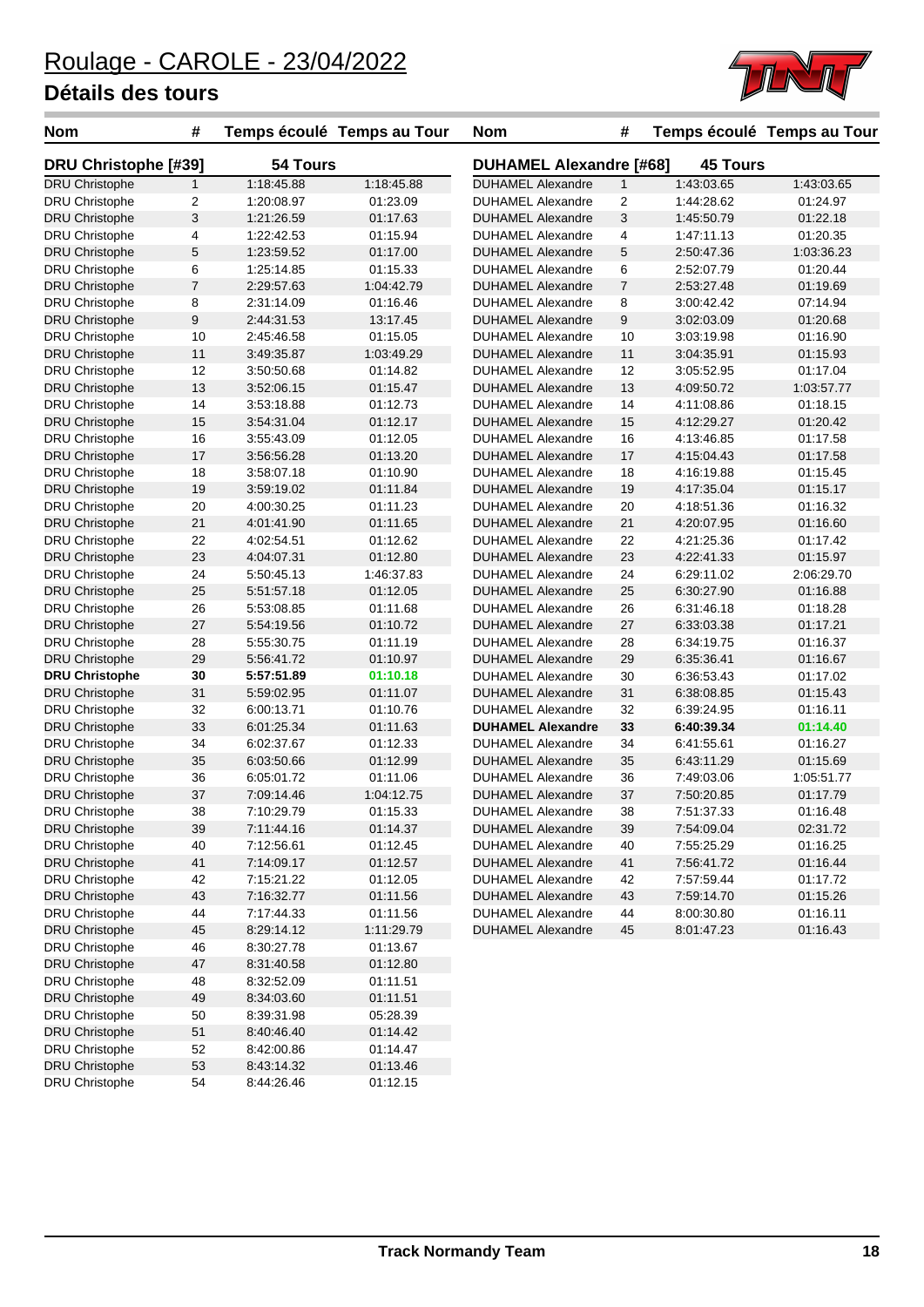# Roulage - CAROLE - 23/04/2022

## Détails des tours

| Nom | # | Temps écoulé | Temps au Tour |
|---|---|---|---|
| **DRU Christophe [#39]** | | **54 Tours** | |
| DRU Christophe | 1 | 1:18:45.88 | 1:18:45.88 |
| DRU Christophe | 2 | 1:20:08.97 | 01:23.09 |
| DRU Christophe | 3 | 1:21:26.59 | 01:17.63 |
| DRU Christophe | 4 | 1:22:42.53 | 01:15.94 |
| DRU Christophe | 5 | 1:23:59.52 | 01:17.00 |
| DRU Christophe | 6 | 1:25:14.85 | 01:15.33 |
| DRU Christophe | 7 | 2:29:57.63 | 1:04:42.79 |
| DRU Christophe | 8 | 2:31:14.09 | 01:16.46 |
| DRU Christophe | 9 | 2:44:31.53 | 13:17.45 |
| DRU Christophe | 10 | 2:45:46.58 | 01:15.05 |
| DRU Christophe | 11 | 3:49:35.87 | 1:03:49.29 |
| DRU Christophe | 12 | 3:50:50.68 | 01:14.82 |
| DRU Christophe | 13 | 3:52:06.15 | 01:15.47 |
| DRU Christophe | 14 | 3:53:18.88 | 01:12.73 |
| DRU Christophe | 15 | 3:54:31.04 | 01:12.17 |
| DRU Christophe | 16 | 3:55:43.09 | 01:12.05 |
| DRU Christophe | 17 | 3:56:56.28 | 01:13.20 |
| DRU Christophe | 18 | 3:58:07.18 | 01:10.90 |
| DRU Christophe | 19 | 3:59:19.02 | 01:11.84 |
| DRU Christophe | 20 | 4:00:30.25 | 01:11.23 |
| DRU Christophe | 21 | 4:01:41.90 | 01:11.65 |
| DRU Christophe | 22 | 4:02:54.51 | 01:12.62 |
| DRU Christophe | 23 | 4:04:07.31 | 01:12.80 |
| DRU Christophe | 24 | 5:50:45.13 | 1:46:37.83 |
| DRU Christophe | 25 | 5:51:57.18 | 01:12.05 |
| DRU Christophe | 26 | 5:53:08.85 | 01:11.68 |
| DRU Christophe | 27 | 5:54:19.56 | 01:10.72 |
| DRU Christophe | 28 | 5:55:30.75 | 01:11.19 |
| DRU Christophe | 29 | 5:56:41.72 | 01:10.97 |
| **DRU Christophe** | **30** | **5:57:51.89** | **01:10.18** |
| DRU Christophe | 31 | 5:59:02.95 | 01:11.07 |
| DRU Christophe | 32 | 6:00:13.71 | 01:10.76 |
| DRU Christophe | 33 | 6:01:25.34 | 01:11.63 |
| DRU Christophe | 34 | 6:02:37.67 | 01:12.33 |
| DRU Christophe | 35 | 6:03:50.66 | 01:12.99 |
| DRU Christophe | 36 | 6:05:01.72 | 01:11.06 |
| DRU Christophe | 37 | 7:09:14.46 | 1:04:12.75 |
| DRU Christophe | 38 | 7:10:29.79 | 01:15.33 |
| DRU Christophe | 39 | 7:11:44.16 | 01:14.37 |
| DRU Christophe | 40 | 7:12:56.61 | 01:12.45 |
| DRU Christophe | 41 | 7:14:09.17 | 01:12.57 |
| DRU Christophe | 42 | 7:15:21.22 | 01:12.05 |
| DRU Christophe | 43 | 7:16:32.77 | 01:11.56 |
| DRU Christophe | 44 | 7:17:44.33 | 01:11.56 |
| DRU Christophe | 45 | 8:29:14.12 | 1:11:29.79 |
| DRU Christophe | 46 | 8:30:27.78 | 01:13.67 |
| DRU Christophe | 47 | 8:31:40.58 | 01:12.80 |
| DRU Christophe | 48 | 8:32:52.09 | 01:11.51 |
| DRU Christophe | 49 | 8:34:03.60 | 01:11.51 |
| DRU Christophe | 50 | 8:39:31.98 | 05:28.39 |
| DRU Christophe | 51 | 8:40:46.40 | 01:14.42 |
| DRU Christophe | 52 | 8:42:00.86 | 01:14.47 |
| DRU Christophe | 53 | 8:43:14.32 | 01:13.46 |
| DRU Christophe | 54 | 8:44:26.46 | 01:12.15 |

| Nom | # | Temps écoulé | Temps au Tour |
|---|---|---|---|
| **DUHAMEL Alexandre [#68]** | | **45 Tours** | |
| DUHAMEL Alexandre | 1 | 1:43:03.65 | 1:43:03.65 |
| DUHAMEL Alexandre | 2 | 1:44:28.62 | 01:24.97 |
| DUHAMEL Alexandre | 3 | 1:45:50.79 | 01:22.18 |
| DUHAMEL Alexandre | 4 | 1:47:11.13 | 01:20.35 |
| DUHAMEL Alexandre | 5 | 2:50:47.36 | 1:03:36.23 |
| DUHAMEL Alexandre | 6 | 2:52:07.79 | 01:20.44 |
| DUHAMEL Alexandre | 7 | 2:53:27.48 | 01:19.69 |
| DUHAMEL Alexandre | 8 | 3:00:42.42 | 07:14.94 |
| DUHAMEL Alexandre | 9 | 3:02:03.09 | 01:20.68 |
| DUHAMEL Alexandre | 10 | 3:03:19.98 | 01:16.90 |
| DUHAMEL Alexandre | 11 | 3:04:35.91 | 01:15.93 |
| DUHAMEL Alexandre | 12 | 3:05:52.95 | 01:17.04 |
| DUHAMEL Alexandre | 13 | 4:09:50.72 | 1:03:57.77 |
| DUHAMEL Alexandre | 14 | 4:11:08.86 | 01:18.15 |
| DUHAMEL Alexandre | 15 | 4:12:29.27 | 01:20.42 |
| DUHAMEL Alexandre | 16 | 4:13:46.85 | 01:17.58 |
| DUHAMEL Alexandre | 17 | 4:15:04.43 | 01:17.58 |
| DUHAMEL Alexandre | 18 | 4:16:19.88 | 01:15.45 |
| DUHAMEL Alexandre | 19 | 4:17:35.04 | 01:15.17 |
| DUHAMEL Alexandre | 20 | 4:18:51.36 | 01:16.32 |
| DUHAMEL Alexandre | 21 | 4:20:07.95 | 01:16.60 |
| DUHAMEL Alexandre | 22 | 4:21:25.36 | 01:17.42 |
| DUHAMEL Alexandre | 23 | 4:22:41.33 | 01:15.97 |
| DUHAMEL Alexandre | 24 | 6:29:11.02 | 2:06:29.70 |
| DUHAMEL Alexandre | 25 | 6:30:27.90 | 01:16.88 |
| DUHAMEL Alexandre | 26 | 6:31:46.18 | 01:18.28 |
| DUHAMEL Alexandre | 27 | 6:33:03.38 | 01:17.21 |
| DUHAMEL Alexandre | 28 | 6:34:19.75 | 01:16.37 |
| DUHAMEL Alexandre | 29 | 6:35:36.41 | 01:16.67 |
| DUHAMEL Alexandre | 30 | 6:36:53.43 | 01:17.02 |
| DUHAMEL Alexandre | 31 | 6:38:08.85 | 01:15.43 |
| DUHAMEL Alexandre | 32 | 6:39:24.95 | 01:16.11 |
| **DUHAMEL Alexandre** | **33** | **6:40:39.34** | **01:14.40** |
| DUHAMEL Alexandre | 34 | 6:41:55.61 | 01:16.27 |
| DUHAMEL Alexandre | 35 | 6:43:11.29 | 01:15.69 |
| DUHAMEL Alexandre | 36 | 7:49:03.06 | 1:05:51.77 |
| DUHAMEL Alexandre | 37 | 7:50:20.85 | 01:17.79 |
| DUHAMEL Alexandre | 38 | 7:51:37.33 | 01:16.48 |
| DUHAMEL Alexandre | 39 | 7:54:09.04 | 02:31.72 |
| DUHAMEL Alexandre | 40 | 7:55:25.29 | 01:16.25 |
| DUHAMEL Alexandre | 41 | 7:56:41.72 | 01:16.44 |
| DUHAMEL Alexandre | 42 | 7:57:59.44 | 01:17.72 |
| DUHAMEL Alexandre | 43 | 7:59:14.70 | 01:15.26 |
| DUHAMEL Alexandre | 44 | 8:00:30.80 | 01:16.11 |
| DUHAMEL Alexandre | 45 | 8:01:47.23 | 01:16.43 |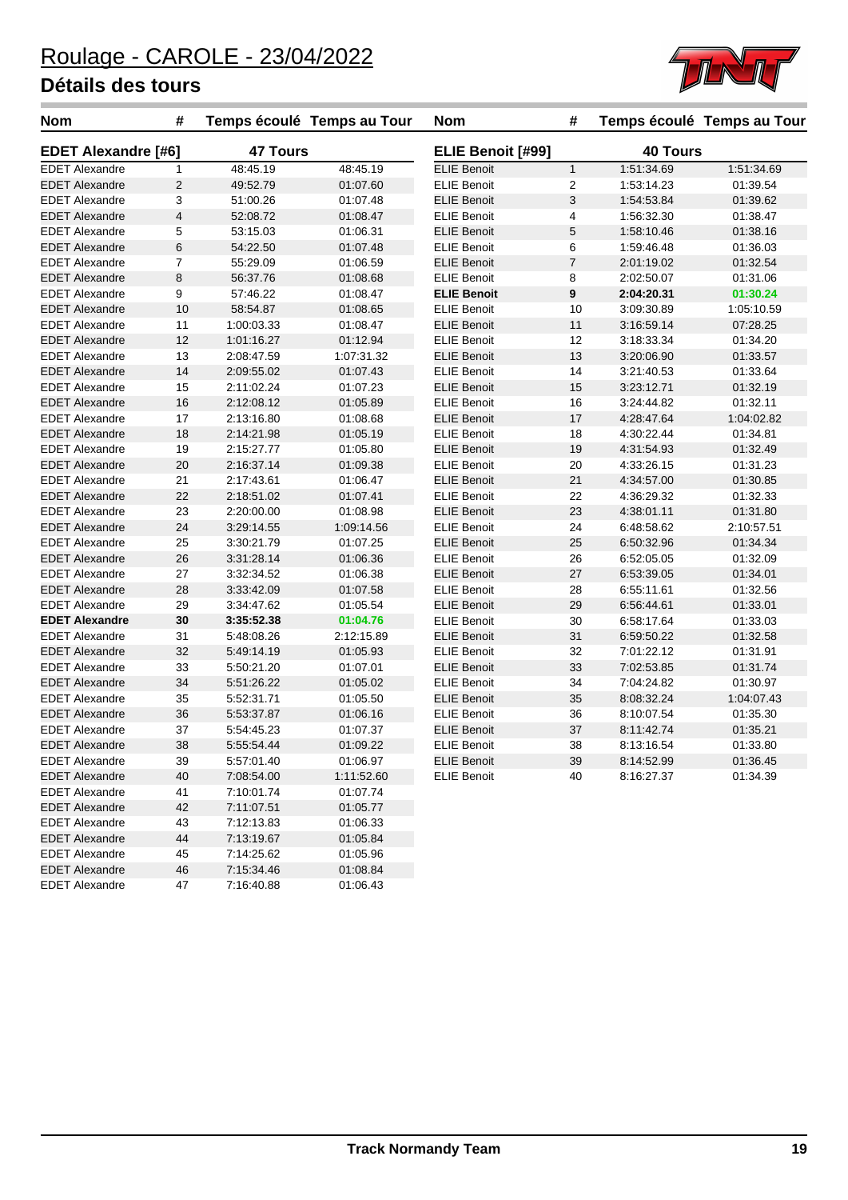# Roulage - CAROLE - 23/04/2022

## Détails des tours

| Nom | # | Temps écoulé | Temps au Tour |
|---|---|---|---|
| **EDET Alexandre [#6]** | | **47 Tours** | |
| EDET Alexandre | 1 | 48:45.19 | 48:45.19 |
| EDET Alexandre | 2 | 49:52.79 | 01:07.60 |
| EDET Alexandre | 3 | 51:00.26 | 01:07.48 |
| EDET Alexandre | 4 | 52:08.72 | 01:08.47 |
| EDET Alexandre | 5 | 53:15.03 | 01:06.31 |
| EDET Alexandre | 6 | 54:22.50 | 01:07.48 |
| EDET Alexandre | 7 | 55:29.09 | 01:06.59 |
| EDET Alexandre | 8 | 56:37.76 | 01:08.68 |
| EDET Alexandre | 9 | 57:46.22 | 01:08.47 |
| EDET Alexandre | 10 | 58:54.87 | 01:08.65 |
| EDET Alexandre | 11 | 1:00:03.33 | 01:08.47 |
| EDET Alexandre | 12 | 1:01:16.27 | 01:12.94 |
| EDET Alexandre | 13 | 2:08:47.59 | 1:07:31.32 |
| EDET Alexandre | 14 | 2:09:55.02 | 01:07.43 |
| EDET Alexandre | 15 | 2:11:02.24 | 01:07.23 |
| EDET Alexandre | 16 | 2:12:08.12 | 01:05.89 |
| EDET Alexandre | 17 | 2:13:16.80 | 01:08.68 |
| EDET Alexandre | 18 | 2:14:21.98 | 01:05.19 |
| EDET Alexandre | 19 | 2:15:27.77 | 01:05.80 |
| EDET Alexandre | 20 | 2:16:37.14 | 01:09.38 |
| EDET Alexandre | 21 | 2:17:43.61 | 01:06.47 |
| EDET Alexandre | 22 | 2:18:51.02 | 01:07.41 |
| EDET Alexandre | 23 | 2:20:00.00 | 01:08.98 |
| EDET Alexandre | 24 | 3:29:14.55 | 1:09:14.56 |
| EDET Alexandre | 25 | 3:30:21.79 | 01:07.25 |
| EDET Alexandre | 26 | 3:31:28.14 | 01:06.36 |
| EDET Alexandre | 27 | 3:32:34.52 | 01:06.38 |
| EDET Alexandre | 28 | 3:33:42.09 | 01:07.58 |
| EDET Alexandre | 29 | 3:34:47.62 | 01:05.54 |
| **EDET Alexandre** | **30** | **3:35:52.38** | **01:04.76** |
| EDET Alexandre | 31 | 5:48:08.26 | 2:12:15.89 |
| EDET Alexandre | 32 | 5:49:14.19 | 01:05.93 |
| EDET Alexandre | 33 | 5:50:21.20 | 01:07.01 |
| EDET Alexandre | 34 | 5:51:26.22 | 01:05.02 |
| EDET Alexandre | 35 | 5:52:31.71 | 01:05.50 |
| EDET Alexandre | 36 | 5:53:37.87 | 01:06.16 |
| EDET Alexandre | 37 | 5:54:45.23 | 01:07.37 |
| EDET Alexandre | 38 | 5:55:54.44 | 01:09.22 |
| EDET Alexandre | 39 | 5:57:01.40 | 01:06.97 |
| EDET Alexandre | 40 | 7:08:54.00 | 1:11:52.60 |
| EDET Alexandre | 41 | 7:10:01.74 | 01:07.74 |
| EDET Alexandre | 42 | 7:11:07.51 | 01:05.77 |
| EDET Alexandre | 43 | 7:12:13.83 | 01:06.33 |
| EDET Alexandre | 44 | 7:13:19.67 | 01:05.84 |
| EDET Alexandre | 45 | 7:14:25.62 | 01:05.96 |
| EDET Alexandre | 46 | 7:15:34.46 | 01:08.84 |
| EDET Alexandre | 47 | 7:16:40.88 | 01:06.43 |

| Nom | # | Temps écoulé | Temps au Tour |
|---|---|---|---|
| **ELIE Benoit [#99]** | | **40 Tours** | |
| ELIE Benoit | 1 | 1:51:34.69 | 1:51:34.69 |
| ELIE Benoit | 2 | 1:53:14.23 | 01:39.54 |
| ELIE Benoit | 3 | 1:54:53.84 | 01:39.62 |
| ELIE Benoit | 4 | 1:56:32.30 | 01:38.47 |
| ELIE Benoit | 5 | 1:58:10.46 | 01:38.16 |
| ELIE Benoit | 6 | 1:59:46.48 | 01:36.03 |
| ELIE Benoit | 7 | 2:01:19.02 | 01:32.54 |
| ELIE Benoit | 8 | 2:02:50.07 | 01:31.06 |
| **ELIE Benoit** | **9** | **2:04:20.31** | **01:30.24** |
| ELIE Benoit | 10 | 3:09:30.89 | 1:05:10.59 |
| ELIE Benoit | 11 | 3:16:59.14 | 07:28.25 |
| ELIE Benoit | 12 | 3:18:33.34 | 01:34.20 |
| ELIE Benoit | 13 | 3:20:06.90 | 01:33.57 |
| ELIE Benoit | 14 | 3:21:40.53 | 01:33.64 |
| ELIE Benoit | 15 | 3:23:12.71 | 01:32.19 |
| ELIE Benoit | 16 | 3:24:44.82 | 01:32.11 |
| ELIE Benoit | 17 | 4:28:47.64 | 1:04:02.82 |
| ELIE Benoit | 18 | 4:30:22.44 | 01:34.81 |
| ELIE Benoit | 19 | 4:31:54.93 | 01:32.49 |
| ELIE Benoit | 20 | 4:33:26.15 | 01:31.23 |
| ELIE Benoit | 21 | 4:34:57.00 | 01:30.85 |
| ELIE Benoit | 22 | 4:36:29.32 | 01:32.33 |
| ELIE Benoit | 23 | 4:38:01.11 | 01:31.80 |
| ELIE Benoit | 24 | 6:48:58.62 | 2:10:57.51 |
| ELIE Benoit | 25 | 6:50:32.96 | 01:34.34 |
| ELIE Benoit | 26 | 6:52:05.05 | 01:32.09 |
| ELIE Benoit | 27 | 6:53:39.05 | 01:34.01 |
| ELIE Benoit | 28 | 6:55:11.61 | 01:32.56 |
| ELIE Benoit | 29 | 6:56:44.61 | 01:33.01 |
| ELIE Benoit | 30 | 6:58:17.64 | 01:33.03 |
| ELIE Benoit | 31 | 6:59:50.22 | 01:32.58 |
| ELIE Benoit | 32 | 7:01:22.12 | 01:31.91 |
| ELIE Benoit | 33 | 7:02:53.85 | 01:31.74 |
| ELIE Benoit | 34 | 7:04:24.82 | 01:30.97 |
| ELIE Benoit | 35 | 8:08:32.24 | 1:04:07.43 |
| ELIE Benoit | 36 | 8:10:07.54 | 01:35.30 |
| ELIE Benoit | 37 | 8:11:42.74 | 01:35.21 |
| ELIE Benoit | 38 | 8:13:16.54 | 01:33.80 |
| ELIE Benoit | 39 | 8:14:52.99 | 01:36.45 |
| ELIE Benoit | 40 | 8:16:27.37 | 01:34.39 |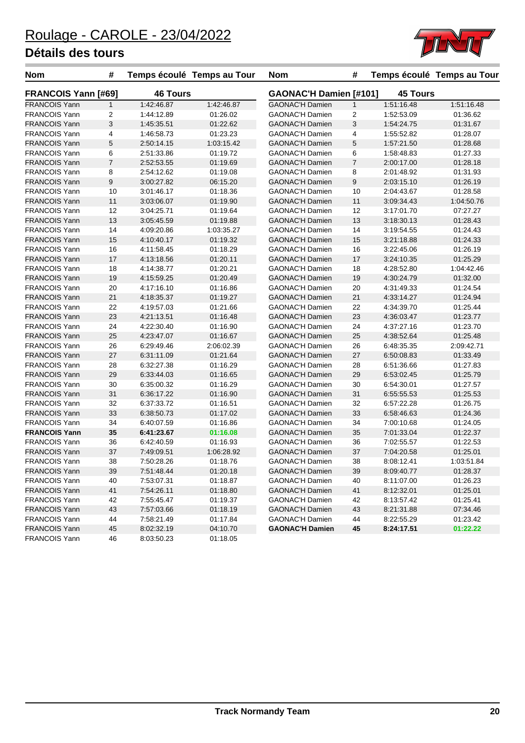# Roulage - CAROLE - 23/04/2022

## Détails des tours

### FRANCOIS Yann [#69] — 46 Tours

| Nom | # | Temps écoulé | Temps au Tour |
|---|---|---|---|
| FRANCOIS Yann | 1 | 1:42:46.87 | 1:42:46.87 |
| FRANCOIS Yann | 2 | 1:44:12.89 | 01:26.02 |
| FRANCOIS Yann | 3 | 1:45:35.51 | 01:22.62 |
| FRANCOIS Yann | 4 | 1:46:58.73 | 01:23.23 |
| FRANCOIS Yann | 5 | 2:50:14.15 | 1:03:15.42 |
| FRANCOIS Yann | 6 | 2:51:33.86 | 01:19.72 |
| FRANCOIS Yann | 7 | 2:52:53.55 | 01:19.69 |
| FRANCOIS Yann | 8 | 2:54:12.62 | 01:19.08 |
| FRANCOIS Yann | 9 | 3:00:27.82 | 06:15.20 |
| FRANCOIS Yann | 10 | 3:01:46.17 | 01:18.36 |
| FRANCOIS Yann | 11 | 3:03:06.07 | 01:19.90 |
| FRANCOIS Yann | 12 | 3:04:25.71 | 01:19.64 |
| FRANCOIS Yann | 13 | 3:05:45.59 | 01:19.88 |
| FRANCOIS Yann | 14 | 4:09:20.86 | 1:03:35.27 |
| FRANCOIS Yann | 15 | 4:10:40.17 | 01:19.32 |
| FRANCOIS Yann | 16 | 4:11:58.45 | 01:18.29 |
| FRANCOIS Yann | 17 | 4:13:18.56 | 01:20.11 |
| FRANCOIS Yann | 18 | 4:14:38.77 | 01:20.21 |
| FRANCOIS Yann | 19 | 4:15:59.25 | 01:20.49 |
| FRANCOIS Yann | 20 | 4:17:16.10 | 01:16.86 |
| FRANCOIS Yann | 21 | 4:18:35.37 | 01:19.27 |
| FRANCOIS Yann | 22 | 4:19:57.03 | 01:21.66 |
| FRANCOIS Yann | 23 | 4:21:13.51 | 01:16.48 |
| FRANCOIS Yann | 24 | 4:22:30.40 | 01:16.90 |
| FRANCOIS Yann | 25 | 4:23:47.07 | 01:16.67 |
| FRANCOIS Yann | 26 | 6:29:49.46 | 2:06:02.39 |
| FRANCOIS Yann | 27 | 6:31:11.09 | 01:21.64 |
| FRANCOIS Yann | 28 | 6:32:27.38 | 01:16.29 |
| FRANCOIS Yann | 29 | 6:33:44.03 | 01:16.65 |
| FRANCOIS Yann | 30 | 6:35:00.32 | 01:16.29 |
| FRANCOIS Yann | 31 | 6:36:17.22 | 01:16.90 |
| FRANCOIS Yann | 32 | 6:37:33.72 | 01:16.51 |
| FRANCOIS Yann | 33 | 6:38:50.73 | 01:17.02 |
| FRANCOIS Yann | 34 | 6:40:07.59 | 01:16.86 |
| **FRANCOIS Yann** | **35** | **6:41:23.67** | **01:16.08** |
| FRANCOIS Yann | 36 | 6:42:40.59 | 01:16.93 |
| FRANCOIS Yann | 37 | 7:49:09.51 | 1:06:28.92 |
| FRANCOIS Yann | 38 | 7:50:28.26 | 01:18.76 |
| FRANCOIS Yann | 39 | 7:51:48.44 | 01:20.18 |
| FRANCOIS Yann | 40 | 7:53:07.31 | 01:18.87 |
| FRANCOIS Yann | 41 | 7:54:26.11 | 01:18.80 |
| FRANCOIS Yann | 42 | 7:55:45.47 | 01:19.37 |
| FRANCOIS Yann | 43 | 7:57:03.66 | 01:18.19 |
| FRANCOIS Yann | 44 | 7:58:21.49 | 01:17.84 |
| FRANCOIS Yann | 45 | 8:02:32.19 | 04:10.70 |
| FRANCOIS Yann | 46 | 8:03:50.23 | 01:18.05 |

### GAONAC'H Damien [#101] — 45 Tours

| Nom | # | Temps écoulé | Temps au Tour |
|---|---|---|---|
| GAONAC'H Damien | 1 | 1:51:16.48 | 1:51:16.48 |
| GAONAC'H Damien | 2 | 1:52:53.09 | 01:36.62 |
| GAONAC'H Damien | 3 | 1:54:24.75 | 01:31.67 |
| GAONAC'H Damien | 4 | 1:55:52.82 | 01:28.07 |
| GAONAC'H Damien | 5 | 1:57:21.50 | 01:28.68 |
| GAONAC'H Damien | 6 | 1:58:48.83 | 01:27.33 |
| GAONAC'H Damien | 7 | 2:00:17.00 | 01:28.18 |
| GAONAC'H Damien | 8 | 2:01:48.92 | 01:31.93 |
| GAONAC'H Damien | 9 | 2:03:15.10 | 01:26.19 |
| GAONAC'H Damien | 10 | 2:04:43.67 | 01:28.58 |
| GAONAC'H Damien | 11 | 3:09:34.43 | 1:04:50.76 |
| GAONAC'H Damien | 12 | 3:17:01.70 | 07:27.27 |
| GAONAC'H Damien | 13 | 3:18:30.13 | 01:28.43 |
| GAONAC'H Damien | 14 | 3:19:54.55 | 01:24.43 |
| GAONAC'H Damien | 15 | 3:21:18.88 | 01:24.33 |
| GAONAC'H Damien | 16 | 3:22:45.06 | 01:26.19 |
| GAONAC'H Damien | 17 | 3:24:10.35 | 01:25.29 |
| GAONAC'H Damien | 18 | 4:28:52.80 | 1:04:42.46 |
| GAONAC'H Damien | 19 | 4:30:24.79 | 01:32.00 |
| GAONAC'H Damien | 20 | 4:31:49.33 | 01:24.54 |
| GAONAC'H Damien | 21 | 4:33:14.27 | 01:24.94 |
| GAONAC'H Damien | 22 | 4:34:39.70 | 01:25.44 |
| GAONAC'H Damien | 23 | 4:36:03.47 | 01:23.77 |
| GAONAC'H Damien | 24 | 4:37:27.16 | 01:23.70 |
| GAONAC'H Damien | 25 | 4:38:52.64 | 01:25.48 |
| GAONAC'H Damien | 26 | 6:48:35.35 | 2:09:42.71 |
| GAONAC'H Damien | 27 | 6:50:08.83 | 01:33.49 |
| GAONAC'H Damien | 28 | 6:51:36.66 | 01:27.83 |
| GAONAC'H Damien | 29 | 6:53:02.45 | 01:25.79 |
| GAONAC'H Damien | 30 | 6:54:30.01 | 01:27.57 |
| GAONAC'H Damien | 31 | 6:55:55.53 | 01:25.53 |
| GAONAC'H Damien | 32 | 6:57:22.28 | 01:26.75 |
| GAONAC'H Damien | 33 | 6:58:46.63 | 01:24.36 |
| GAONAC'H Damien | 34 | 7:00:10.68 | 01:24.05 |
| GAONAC'H Damien | 35 | 7:01:33.04 | 01:22.37 |
| GAONAC'H Damien | 36 | 7:02:55.57 | 01:22.53 |
| GAONAC'H Damien | 37 | 7:04:20.58 | 01:25.01 |
| GAONAC'H Damien | 38 | 8:08:12.41 | 1:03:51.84 |
| GAONAC'H Damien | 39 | 8:09:40.77 | 01:28.37 |
| GAONAC'H Damien | 40 | 8:11:07.00 | 01:26.23 |
| GAONAC'H Damien | 41 | 8:12:32.01 | 01:25.01 |
| GAONAC'H Damien | 42 | 8:13:57.42 | 01:25.41 |
| GAONAC'H Damien | 43 | 8:21:31.88 | 07:34.46 |
| GAONAC'H Damien | 44 | 8:22:55.29 | 01:23.42 |
| **GAONAC'H Damien** | **45** | **8:24:17.51** | **01:22.22** |

**Track Normandy Team**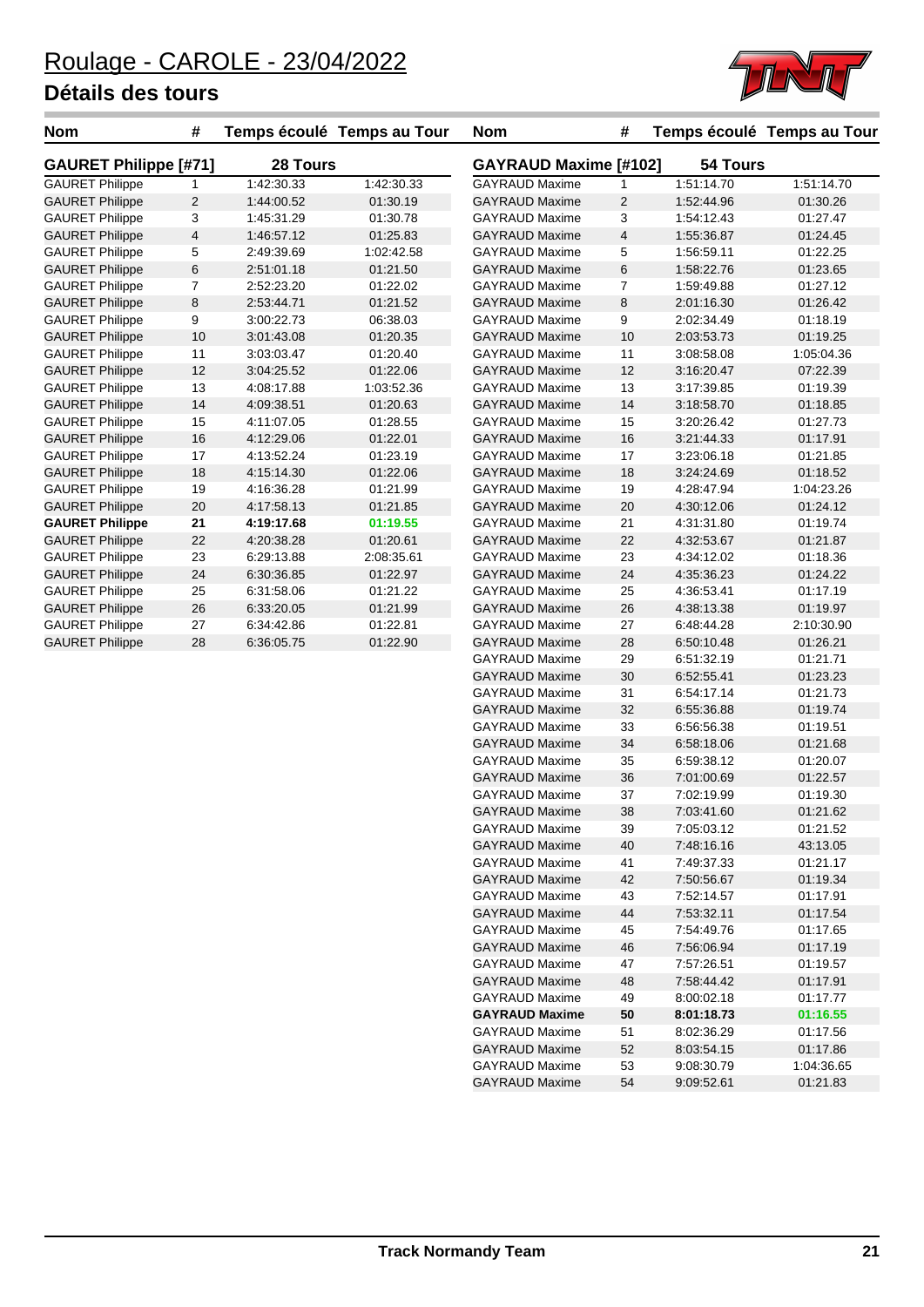# Roulage - CAROLE - 23/04/2022

## Détails des tours

| Nom | # | Temps écoulé | Temps au Tour |
|---|---|---|---|
| **GAURET Philippe [#71]** | | **28 Tours** | |
| GAURET Philippe | 1 | 1:42:30.33 | 1:42:30.33 |
| GAURET Philippe | 2 | 1:44:00.52 | 01:30.19 |
| GAURET Philippe | 3 | 1:45:31.29 | 01:30.78 |
| GAURET Philippe | 4 | 1:46:57.12 | 01:25.83 |
| GAURET Philippe | 5 | 2:49:39.69 | 1:02:42.58 |
| GAURET Philippe | 6 | 2:51:01.18 | 01:21.50 |
| GAURET Philippe | 7 | 2:52:23.20 | 01:22.02 |
| GAURET Philippe | 8 | 2:53:44.71 | 01:21.52 |
| GAURET Philippe | 9 | 3:00:22.73 | 06:38.03 |
| GAURET Philippe | 10 | 3:01:43.08 | 01:20.35 |
| GAURET Philippe | 11 | 3:03:03.47 | 01:20.40 |
| GAURET Philippe | 12 | 3:04:25.52 | 01:22.06 |
| GAURET Philippe | 13 | 4:08:17.88 | 1:03:52.36 |
| GAURET Philippe | 14 | 4:09:38.51 | 01:20.63 |
| GAURET Philippe | 15 | 4:11:07.05 | 01:28.55 |
| GAURET Philippe | 16 | 4:12:29.06 | 01:22.01 |
| GAURET Philippe | 17 | 4:13:52.24 | 01:23.19 |
| GAURET Philippe | 18 | 4:15:14.30 | 01:22.06 |
| GAURET Philippe | 19 | 4:16:36.28 | 01:21.99 |
| GAURET Philippe | 20 | 4:17:58.13 | 01:21.85 |
| **GAURET Philippe** | **21** | **4:19:17.68** | **01:19.55** |
| GAURET Philippe | 22 | 4:20:38.28 | 01:20.61 |
| GAURET Philippe | 23 | 6:29:13.88 | 2:08:35.61 |
| GAURET Philippe | 24 | 6:30:36.85 | 01:22.97 |
| GAURET Philippe | 25 | 6:31:58.06 | 01:21.22 |
| GAURET Philippe | 26 | 6:33:20.05 | 01:21.99 |
| GAURET Philippe | 27 | 6:34:42.86 | 01:22.81 |
| GAURET Philippe | 28 | 6:36:05.75 | 01:22.90 |

| Nom | # | Temps écoulé | Temps au Tour |
|---|---|---|---|
| **GAYRAUD Maxime [#102]** | | **54 Tours** | |
| GAYRAUD Maxime | 1 | 1:51:14.70 | 1:51:14.70 |
| GAYRAUD Maxime | 2 | 1:52:44.96 | 01:30.26 |
| GAYRAUD Maxime | 3 | 1:54:12.43 | 01:27.47 |
| GAYRAUD Maxime | 4 | 1:55:36.87 | 01:24.45 |
| GAYRAUD Maxime | 5 | 1:56:59.11 | 01:22.25 |
| GAYRAUD Maxime | 6 | 1:58:22.76 | 01:23.65 |
| GAYRAUD Maxime | 7 | 1:59:49.88 | 01:27.12 |
| GAYRAUD Maxime | 8 | 2:01:16.30 | 01:26.42 |
| GAYRAUD Maxime | 9 | 2:02:34.49 | 01:18.19 |
| GAYRAUD Maxime | 10 | 2:03:53.73 | 01:19.25 |
| GAYRAUD Maxime | 11 | 3:08:58.08 | 1:05:04.36 |
| GAYRAUD Maxime | 12 | 3:16:20.47 | 07:22.39 |
| GAYRAUD Maxime | 13 | 3:17:39.85 | 01:19.39 |
| GAYRAUD Maxime | 14 | 3:18:58.70 | 01:18.85 |
| GAYRAUD Maxime | 15 | 3:20:26.42 | 01:27.73 |
| GAYRAUD Maxime | 16 | 3:21:44.33 | 01:17.91 |
| GAYRAUD Maxime | 17 | 3:23:06.18 | 01:21.85 |
| GAYRAUD Maxime | 18 | 3:24:24.69 | 01:18.52 |
| GAYRAUD Maxime | 19 | 4:28:47.94 | 1:04:23.26 |
| GAYRAUD Maxime | 20 | 4:30:12.06 | 01:24.12 |
| GAYRAUD Maxime | 21 | 4:31:31.80 | 01:19.74 |
| GAYRAUD Maxime | 22 | 4:32:53.67 | 01:21.87 |
| GAYRAUD Maxime | 23 | 4:34:12.02 | 01:18.36 |
| GAYRAUD Maxime | 24 | 4:35:36.23 | 01:24.22 |
| GAYRAUD Maxime | 25 | 4:36:53.41 | 01:17.19 |
| GAYRAUD Maxime | 26 | 4:38:13.38 | 01:19.97 |
| GAYRAUD Maxime | 27 | 6:48:44.28 | 2:10:30.90 |
| GAYRAUD Maxime | 28 | 6:50:10.48 | 01:26.21 |
| GAYRAUD Maxime | 29 | 6:51:32.19 | 01:21.71 |
| GAYRAUD Maxime | 30 | 6:52:55.41 | 01:23.23 |
| GAYRAUD Maxime | 31 | 6:54:17.14 | 01:21.73 |
| GAYRAUD Maxime | 32 | 6:55:36.88 | 01:19.74 |
| GAYRAUD Maxime | 33 | 6:56:56.38 | 01:19.51 |
| GAYRAUD Maxime | 34 | 6:58:18.06 | 01:21.68 |
| GAYRAUD Maxime | 35 | 6:59:38.12 | 01:20.07 |
| GAYRAUD Maxime | 36 | 7:01:00.69 | 01:22.57 |
| GAYRAUD Maxime | 37 | 7:02:19.99 | 01:19.30 |
| GAYRAUD Maxime | 38 | 7:03:41.60 | 01:21.62 |
| GAYRAUD Maxime | 39 | 7:05:03.12 | 01:21.52 |
| GAYRAUD Maxime | 40 | 7:48:16.16 | 43:13.05 |
| GAYRAUD Maxime | 41 | 7:49:37.33 | 01:21.17 |
| GAYRAUD Maxime | 42 | 7:50:56.67 | 01:19.34 |
| GAYRAUD Maxime | 43 | 7:52:14.57 | 01:17.91 |
| GAYRAUD Maxime | 44 | 7:53:32.11 | 01:17.54 |
| GAYRAUD Maxime | 45 | 7:54:49.76 | 01:17.65 |
| GAYRAUD Maxime | 46 | 7:56:06.94 | 01:17.19 |
| GAYRAUD Maxime | 47 | 7:57:26.51 | 01:19.57 |
| GAYRAUD Maxime | 48 | 7:58:44.42 | 01:17.91 |
| GAYRAUD Maxime | 49 | 8:00:02.18 | 01:17.77 |
| **GAYRAUD Maxime** | **50** | **8:01:18.73** | **01:16.55** |
| GAYRAUD Maxime | 51 | 8:02:36.29 | 01:17.56 |
| GAYRAUD Maxime | 52 | 8:03:54.15 | 01:17.86 |
| GAYRAUD Maxime | 53 | 9:08:30.79 | 1:04:36.65 |
| GAYRAUD Maxime | 54 | 9:09:52.61 | 01:21.83 |

Track Normandy Team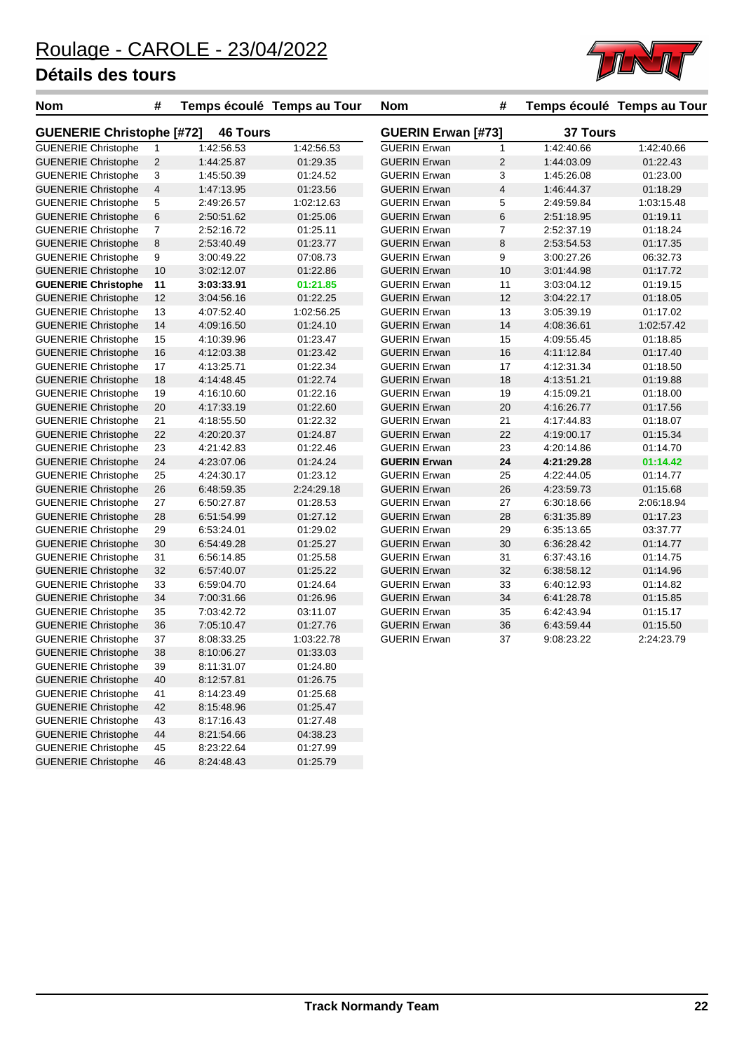# Roulage - CAROLE - 23/04/2022

## Détails des tours

### GUENERIE Christophe [#72] — 46 Tours

| Nom | # | Temps écoulé | Temps au Tour |
|---|---|---|---|
| GUENERIE Christophe | 1 | 1:42:56.53 | 1:42:56.53 |
| GUENERIE Christophe | 2 | 1:44:25.87 | 01:29.35 |
| GUENERIE Christophe | 3 | 1:45:50.39 | 01:24.52 |
| GUENERIE Christophe | 4 | 1:47:13.95 | 01:23.56 |
| GUENERIE Christophe | 5 | 2:49:26.57 | 1:02:12.63 |
| GUENERIE Christophe | 6 | 2:50:51.62 | 01:25.06 |
| GUENERIE Christophe | 7 | 2:52:16.72 | 01:25.11 |
| GUENERIE Christophe | 8 | 2:53:40.49 | 01:23.77 |
| GUENERIE Christophe | 9 | 3:00:49.22 | 07:08.73 |
| GUENERIE Christophe | 10 | 3:02:12.07 | 01:22.86 |
| **GUENERIE Christophe** | **11** | **3:03:33.91** | **01:21.85** |
| GUENERIE Christophe | 12 | 3:04:56.16 | 01:22.25 |
| GUENERIE Christophe | 13 | 4:07:52.40 | 1:02:56.25 |
| GUENERIE Christophe | 14 | 4:09:16.50 | 01:24.10 |
| GUENERIE Christophe | 15 | 4:10:39.96 | 01:23.47 |
| GUENERIE Christophe | 16 | 4:12:03.38 | 01:23.42 |
| GUENERIE Christophe | 17 | 4:13:25.71 | 01:22.34 |
| GUENERIE Christophe | 18 | 4:14:48.45 | 01:22.74 |
| GUENERIE Christophe | 19 | 4:16:10.60 | 01:22.16 |
| GUENERIE Christophe | 20 | 4:17:33.19 | 01:22.60 |
| GUENERIE Christophe | 21 | 4:18:55.50 | 01:22.32 |
| GUENERIE Christophe | 22 | 4:20:20.37 | 01:24.87 |
| GUENERIE Christophe | 23 | 4:21:42.83 | 01:22.46 |
| GUENERIE Christophe | 24 | 4:23:07.06 | 01:24.24 |
| GUENERIE Christophe | 25 | 4:24:30.17 | 01:23.12 |
| GUENERIE Christophe | 26 | 6:48:59.35 | 2:24:29.18 |
| GUENERIE Christophe | 27 | 6:50:27.87 | 01:28.53 |
| GUENERIE Christophe | 28 | 6:51:54.99 | 01:27.12 |
| GUENERIE Christophe | 29 | 6:53:24.01 | 01:29.02 |
| GUENERIE Christophe | 30 | 6:54:49.28 | 01:25.27 |
| GUENERIE Christophe | 31 | 6:56:14.85 | 01:25.58 |
| GUENERIE Christophe | 32 | 6:57:40.07 | 01:25.22 |
| GUENERIE Christophe | 33 | 6:59:04.70 | 01:24.64 |
| GUENERIE Christophe | 34 | 7:00:31.66 | 01:26.96 |
| GUENERIE Christophe | 35 | 7:03:42.72 | 03:11.07 |
| GUENERIE Christophe | 36 | 7:05:10.47 | 01:27.76 |
| GUENERIE Christophe | 37 | 8:08:33.25 | 1:03:22.78 |
| GUENERIE Christophe | 38 | 8:10:06.27 | 01:33.03 |
| GUENERIE Christophe | 39 | 8:11:31.07 | 01:24.80 |
| GUENERIE Christophe | 40 | 8:12:57.81 | 01:26.75 |
| GUENERIE Christophe | 41 | 8:14:23.49 | 01:25.68 |
| GUENERIE Christophe | 42 | 8:15:48.96 | 01:25.47 |
| GUENERIE Christophe | 43 | 8:17:16.43 | 01:27.48 |
| GUENERIE Christophe | 44 | 8:21:54.66 | 04:38.23 |
| GUENERIE Christophe | 45 | 8:23:22.64 | 01:27.99 |
| GUENERIE Christophe | 46 | 8:24:48.43 | 01:25.79 |

### GUERIN Erwan [#73] — 37 Tours

| Nom | # | Temps écoulé | Temps au Tour |
|---|---|---|---|
| GUERIN Erwan | 1 | 1:42:40.66 | 1:42:40.66 |
| GUERIN Erwan | 2 | 1:44:03.09 | 01:22.43 |
| GUERIN Erwan | 3 | 1:45:26.08 | 01:23.00 |
| GUERIN Erwan | 4 | 1:46:44.37 | 01:18.29 |
| GUERIN Erwan | 5 | 2:49:59.84 | 1:03:15.48 |
| GUERIN Erwan | 6 | 2:51:18.95 | 01:19.11 |
| GUERIN Erwan | 7 | 2:52:37.19 | 01:18.24 |
| GUERIN Erwan | 8 | 2:53:54.53 | 01:17.35 |
| GUERIN Erwan | 9 | 3:00:27.26 | 06:32.73 |
| GUERIN Erwan | 10 | 3:01:44.98 | 01:17.72 |
| GUERIN Erwan | 11 | 3:03:04.12 | 01:19.15 |
| GUERIN Erwan | 12 | 3:04:22.17 | 01:18.05 |
| GUERIN Erwan | 13 | 3:05:39.19 | 01:17.02 |
| GUERIN Erwan | 14 | 4:08:36.61 | 1:02:57.42 |
| GUERIN Erwan | 15 | 4:09:55.45 | 01:18.85 |
| GUERIN Erwan | 16 | 4:11:12.84 | 01:17.40 |
| GUERIN Erwan | 17 | 4:12:31.34 | 01:18.50 |
| GUERIN Erwan | 18 | 4:13:51.21 | 01:19.88 |
| GUERIN Erwan | 19 | 4:15:09.21 | 01:18.00 |
| GUERIN Erwan | 20 | 4:16:26.77 | 01:17.56 |
| GUERIN Erwan | 21 | 4:17:44.83 | 01:18.07 |
| GUERIN Erwan | 22 | 4:19:00.17 | 01:15.34 |
| GUERIN Erwan | 23 | 4:20:14.86 | 01:14.70 |
| **GUERIN Erwan** | **24** | **4:21:29.28** | **01:14.42** |
| GUERIN Erwan | 25 | 4:22:44.05 | 01:14.77 |
| GUERIN Erwan | 26 | 4:23:59.73 | 01:15.68 |
| GUERIN Erwan | 27 | 6:30:18.66 | 2:06:18.94 |
| GUERIN Erwan | 28 | 6:31:35.89 | 01:17.23 |
| GUERIN Erwan | 29 | 6:35:13.65 | 03:37.77 |
| GUERIN Erwan | 30 | 6:36:28.42 | 01:14.77 |
| GUERIN Erwan | 31 | 6:37:43.16 | 01:14.75 |
| GUERIN Erwan | 32 | 6:38:58.12 | 01:14.96 |
| GUERIN Erwan | 33 | 6:40:12.93 | 01:14.82 |
| GUERIN Erwan | 34 | 6:41:28.78 | 01:15.85 |
| GUERIN Erwan | 35 | 6:42:43.94 | 01:15.17 |
| GUERIN Erwan | 36 | 6:43:59.44 | 01:15.50 |
| GUERIN Erwan | 37 | 9:08:23.22 | 2:24:23.79 |

Track Normandy Team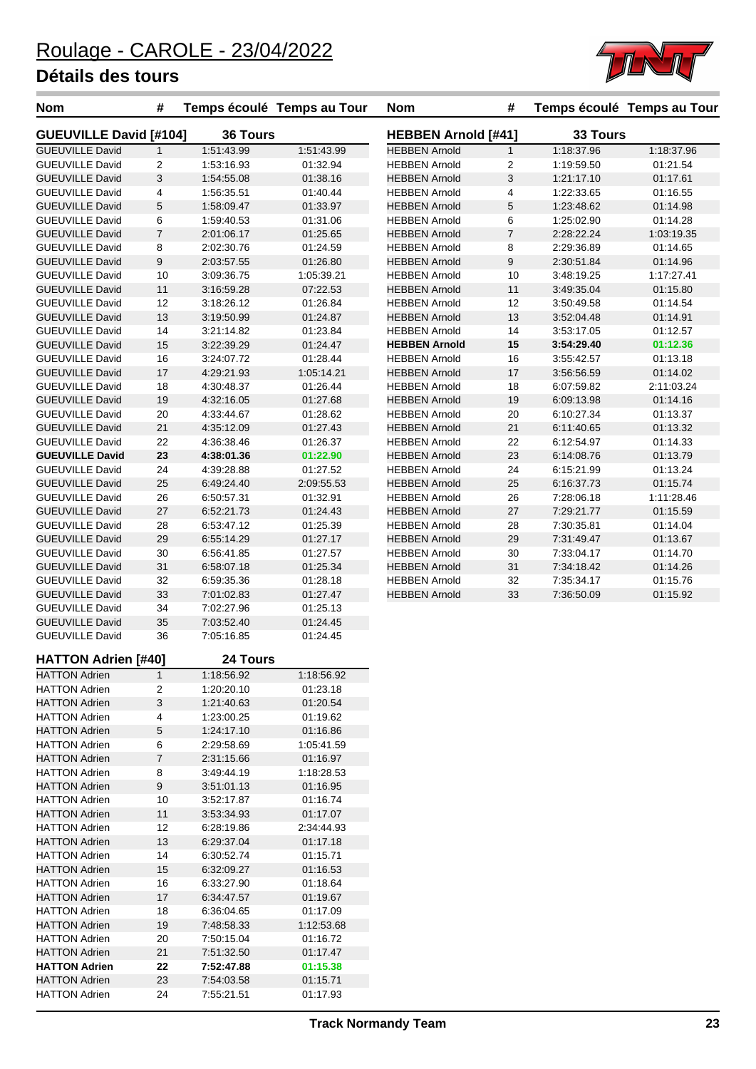# Roulage - CAROLE - 23/04/2022

## Détails des tours

### GUEUVILLE David [#104] — 36 Tours

| Nom | # | Temps écoulé | Temps au Tour |
|---|---|---|---|
| GUEUVILLE David | 1 | 1:51:43.99 | 1:51:43.99 |
| GUEUVILLE David | 2 | 1:53:16.93 | 01:32.94 |
| GUEUVILLE David | 3 | 1:54:55.08 | 01:38.16 |
| GUEUVILLE David | 4 | 1:56:35.51 | 01:40.44 |
| GUEUVILLE David | 5 | 1:58:09.47 | 01:33.97 |
| GUEUVILLE David | 6 | 1:59:40.53 | 01:31.06 |
| GUEUVILLE David | 7 | 2:01:06.17 | 01:25.65 |
| GUEUVILLE David | 8 | 2:02:30.76 | 01:24.59 |
| GUEUVILLE David | 9 | 2:03:57.55 | 01:26.80 |
| GUEUVILLE David | 10 | 3:09:36.75 | 1:05:39.21 |
| GUEUVILLE David | 11 | 3:16:59.28 | 07:22.53 |
| GUEUVILLE David | 12 | 3:18:26.12 | 01:26.84 |
| GUEUVILLE David | 13 | 3:19:50.99 | 01:24.87 |
| GUEUVILLE David | 14 | 3:21:14.82 | 01:23.84 |
| GUEUVILLE David | 15 | 3:22:39.29 | 01:24.47 |
| GUEUVILLE David | 16 | 3:24:07.72 | 01:28.44 |
| GUEUVILLE David | 17 | 4:29:21.93 | 1:05:14.21 |
| GUEUVILLE David | 18 | 4:30:48.37 | 01:26.44 |
| GUEUVILLE David | 19 | 4:32:16.05 | 01:27.68 |
| GUEUVILLE David | 20 | 4:33:44.67 | 01:28.62 |
| GUEUVILLE David | 21 | 4:35:12.09 | 01:27.43 |
| GUEUVILLE David | 22 | 4:36:38.46 | 01:26.37 |
| **GUEUVILLE David** | **23** | **4:38:01.36** | **01:22.90** |
| GUEUVILLE David | 24 | 4:39:28.88 | 01:27.52 |
| GUEUVILLE David | 25 | 6:49:24.40 | 2:09:55.53 |
| GUEUVILLE David | 26 | 6:50:57.31 | 01:32.91 |
| GUEUVILLE David | 27 | 6:52:21.73 | 01:24.43 |
| GUEUVILLE David | 28 | 6:53:47.12 | 01:25.39 |
| GUEUVILLE David | 29 | 6:55:14.29 | 01:27.17 |
| GUEUVILLE David | 30 | 6:56:41.85 | 01:27.57 |
| GUEUVILLE David | 31 | 6:58:07.18 | 01:25.34 |
| GUEUVILLE David | 32 | 6:59:35.36 | 01:28.18 |
| GUEUVILLE David | 33 | 7:01:02.83 | 01:27.47 |
| GUEUVILLE David | 34 | 7:02:27.96 | 01:25.13 |
| GUEUVILLE David | 35 | 7:03:52.40 | 01:24.45 |
| GUEUVILLE David | 36 | 7:05:16.85 | 01:24.45 |

### HATTON Adrien [#40] — 24 Tours

| Nom | # | Temps écoulé | Temps au Tour |
|---|---|---|---|
| HATTON Adrien | 1 | 1:18:56.92 | 1:18:56.92 |
| HATTON Adrien | 2 | 1:20:20.10 | 01:23.18 |
| HATTON Adrien | 3 | 1:21:40.63 | 01:20.54 |
| HATTON Adrien | 4 | 1:23:00.25 | 01:19.62 |
| HATTON Adrien | 5 | 1:24:17.10 | 01:16.86 |
| HATTON Adrien | 6 | 2:29:58.69 | 1:05:41.59 |
| HATTON Adrien | 7 | 2:31:15.66 | 01:16.97 |
| HATTON Adrien | 8 | 3:49:44.19 | 1:18:28.53 |
| HATTON Adrien | 9 | 3:51:01.13 | 01:16.95 |
| HATTON Adrien | 10 | 3:52:17.87 | 01:16.74 |
| HATTON Adrien | 11 | 3:53:34.93 | 01:17.07 |
| HATTON Adrien | 12 | 6:28:19.86 | 2:34:44.93 |
| HATTON Adrien | 13 | 6:29:37.04 | 01:17.18 |
| HATTON Adrien | 14 | 6:30:52.74 | 01:15.71 |
| HATTON Adrien | 15 | 6:32:09.27 | 01:16.53 |
| HATTON Adrien | 16 | 6:33:27.90 | 01:18.64 |
| HATTON Adrien | 17 | 6:34:47.57 | 01:19.67 |
| HATTON Adrien | 18 | 6:36:04.65 | 01:17.09 |
| HATTON Adrien | 19 | 7:48:58.33 | 1:12:53.68 |
| HATTON Adrien | 20 | 7:50:15.04 | 01:16.72 |
| HATTON Adrien | 21 | 7:51:32.50 | 01:17.47 |
| **HATTON Adrien** | **22** | **7:52:47.88** | **01:15.38** |
| HATTON Adrien | 23 | 7:54:03.58 | 01:15.71 |
| HATTON Adrien | 24 | 7:55:21.51 | 01:17.93 |

### HEBBEN Arnold [#41] — 33 Tours

| Nom | # | Temps écoulé | Temps au Tour |
|---|---|---|---|
| HEBBEN Arnold | 1 | 1:18:37.96 | 1:18:37.96 |
| HEBBEN Arnold | 2 | 1:19:59.50 | 01:21.54 |
| HEBBEN Arnold | 3 | 1:21:17.10 | 01:17.61 |
| HEBBEN Arnold | 4 | 1:22:33.65 | 01:16.55 |
| HEBBEN Arnold | 5 | 1:23:48.62 | 01:14.98 |
| HEBBEN Arnold | 6 | 1:25:02.90 | 01:14.28 |
| HEBBEN Arnold | 7 | 2:28:22.24 | 1:03:19.35 |
| HEBBEN Arnold | 8 | 2:29:36.89 | 01:14.65 |
| HEBBEN Arnold | 9 | 2:30:51.84 | 01:14.96 |
| HEBBEN Arnold | 10 | 3:48:19.25 | 1:17:27.41 |
| HEBBEN Arnold | 11 | 3:49:35.04 | 01:15.80 |
| HEBBEN Arnold | 12 | 3:50:49.58 | 01:14.54 |
| HEBBEN Arnold | 13 | 3:52:04.48 | 01:14.91 |
| HEBBEN Arnold | 14 | 3:53:17.05 | 01:12.57 |
| **HEBBEN Arnold** | **15** | **3:54:29.40** | **01:12.36** |
| HEBBEN Arnold | 16 | 3:55:42.57 | 01:13.18 |
| HEBBEN Arnold | 17 | 3:56:56.59 | 01:14.02 |
| HEBBEN Arnold | 18 | 6:07:59.82 | 2:11:03.24 |
| HEBBEN Arnold | 19 | 6:09:13.98 | 01:14.16 |
| HEBBEN Arnold | 20 | 6:10:27.34 | 01:13.37 |
| HEBBEN Arnold | 21 | 6:11:40.65 | 01:13.32 |
| HEBBEN Arnold | 22 | 6:12:54.97 | 01:14.33 |
| HEBBEN Arnold | 23 | 6:14:08.76 | 01:13.79 |
| HEBBEN Arnold | 24 | 6:15:21.99 | 01:13.24 |
| HEBBEN Arnold | 25 | 6:16:37.73 | 01:15.74 |
| HEBBEN Arnold | 26 | 7:28:06.18 | 1:11:28.46 |
| HEBBEN Arnold | 27 | 7:29:21.77 | 01:15.59 |
| HEBBEN Arnold | 28 | 7:30:35.81 | 01:14.04 |
| HEBBEN Arnold | 29 | 7:31:49.47 | 01:13.67 |
| HEBBEN Arnold | 30 | 7:33:04.17 | 01:14.70 |
| HEBBEN Arnold | 31 | 7:34:18.42 | 01:14.26 |
| HEBBEN Arnold | 32 | 7:35:34.17 | 01:15.76 |
| HEBBEN Arnold | 33 | 7:36:50.09 | 01:15.92 |

Track Normandy Team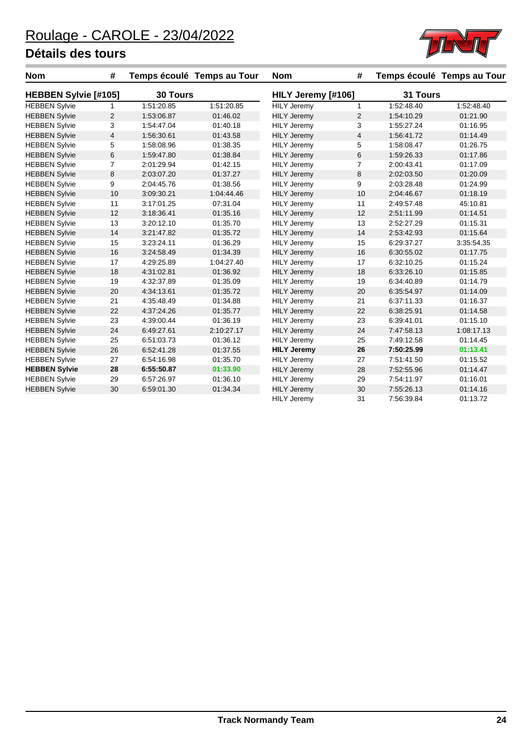# Roulage - CAROLE - 23/04/2022

## Détails des tours

| Nom | # | Temps écoulé | Temps au Tour |
|---|---|---|---|
| **HEBBEN Sylvie [#105]** | | **30 Tours** | |
| HEBBEN Sylvie | 1 | 1:51:20.85 | 1:51:20.85 |
| HEBBEN Sylvie | 2 | 1:53:06.87 | 01:46.02 |
| HEBBEN Sylvie | 3 | 1:54:47.04 | 01:40.18 |
| HEBBEN Sylvie | 4 | 1:56:30.61 | 01:43.58 |
| HEBBEN Sylvie | 5 | 1:58:08.96 | 01:38.35 |
| HEBBEN Sylvie | 6 | 1:59:47.80 | 01:38.84 |
| HEBBEN Sylvie | 7 | 2:01:29.94 | 01:42.15 |
| HEBBEN Sylvie | 8 | 2:03:07.20 | 01:37.27 |
| HEBBEN Sylvie | 9 | 2:04:45.76 | 01:38.56 |
| HEBBEN Sylvie | 10 | 3:09:30.21 | 1:04:44.46 |
| HEBBEN Sylvie | 11 | 3:17:01.25 | 07:31.04 |
| HEBBEN Sylvie | 12 | 3:18:36.41 | 01:35.16 |
| HEBBEN Sylvie | 13 | 3:20:12.10 | 01:35.70 |
| HEBBEN Sylvie | 14 | 3:21:47.82 | 01:35.72 |
| HEBBEN Sylvie | 15 | 3:23:24.11 | 01:36.29 |
| HEBBEN Sylvie | 16 | 3:24:58.49 | 01:34.39 |
| HEBBEN Sylvie | 17 | 4:29:25.89 | 1:04:27.40 |
| HEBBEN Sylvie | 18 | 4:31:02.81 | 01:36.92 |
| HEBBEN Sylvie | 19 | 4:32:37.89 | 01:35.09 |
| HEBBEN Sylvie | 20 | 4:34:13.61 | 01:35.72 |
| HEBBEN Sylvie | 21 | 4:35:48.49 | 01:34.88 |
| HEBBEN Sylvie | 22 | 4:37:24.26 | 01:35.77 |
| HEBBEN Sylvie | 23 | 4:39:00.44 | 01:36.19 |
| HEBBEN Sylvie | 24 | 6:49:27.61 | 2:10:27.17 |
| HEBBEN Sylvie | 25 | 6:51:03.73 | 01:36.12 |
| HEBBEN Sylvie | 26 | 6:52:41.28 | 01:37.55 |
| HEBBEN Sylvie | 27 | 6:54:16.98 | 01:35.70 |
| **HEBBEN Sylvie** | **28** | **6:55:50.87** | **01:33.90** |
| HEBBEN Sylvie | 29 | 6:57:26.97 | 01:36.10 |
| HEBBEN Sylvie | 30 | 6:59:01.30 | 01:34.34 |

| Nom | # | Temps écoulé | Temps au Tour |
|---|---|---|---|
| **HILY Jeremy [#106]** | | **31 Tours** | |
| HILY Jeremy | 1 | 1:52:48.40 | 1:52:48.40 |
| HILY Jeremy | 2 | 1:54:10.29 | 01:21.90 |
| HILY Jeremy | 3 | 1:55:27.24 | 01:16.95 |
| HILY Jeremy | 4 | 1:56:41.72 | 01:14.49 |
| HILY Jeremy | 5 | 1:58:08.47 | 01:26.75 |
| HILY Jeremy | 6 | 1:59:26.33 | 01:17.86 |
| HILY Jeremy | 7 | 2:00:43.41 | 01:17.09 |
| HILY Jeremy | 8 | 2:02:03.50 | 01:20.09 |
| HILY Jeremy | 9 | 2:03:28.48 | 01:24.99 |
| HILY Jeremy | 10 | 2:04:46.67 | 01:18.19 |
| HILY Jeremy | 11 | 2:49:57.48 | 45:10.81 |
| HILY Jeremy | 12 | 2:51:11.99 | 01:14.51 |
| HILY Jeremy | 13 | 2:52:27.29 | 01:15.31 |
| HILY Jeremy | 14 | 2:53:42.93 | 01:15.64 |
| HILY Jeremy | 15 | 6:29:37.27 | 3:35:54.35 |
| HILY Jeremy | 16 | 6:30:55.02 | 01:17.75 |
| HILY Jeremy | 17 | 6:32:10.25 | 01:15.24 |
| HILY Jeremy | 18 | 6:33:26.10 | 01:15.85 |
| HILY Jeremy | 19 | 6:34:40.89 | 01:14.79 |
| HILY Jeremy | 20 | 6:35:54.97 | 01:14.09 |
| HILY Jeremy | 21 | 6:37:11.33 | 01:16.37 |
| HILY Jeremy | 22 | 6:38:25.91 | 01:14.58 |
| HILY Jeremy | 23 | 6:39:41.01 | 01:15.10 |
| HILY Jeremy | 24 | 7:47:58.13 | 1:08:17.13 |
| HILY Jeremy | 25 | 7:49:12.58 | 01:14.45 |
| **HILY Jeremy** | **26** | **7:50:25.99** | **01:13.41** |
| HILY Jeremy | 27 | 7:51:41.50 | 01:15.52 |
| HILY Jeremy | 28 | 7:52:55.96 | 01:14.47 |
| HILY Jeremy | 29 | 7:54:11.97 | 01:16.01 |
| HILY Jeremy | 30 | 7:55:26.13 | 01:14.16 |
| HILY Jeremy | 31 | 7:56:39.84 | 01:13.72 |

**Track Normandy Team**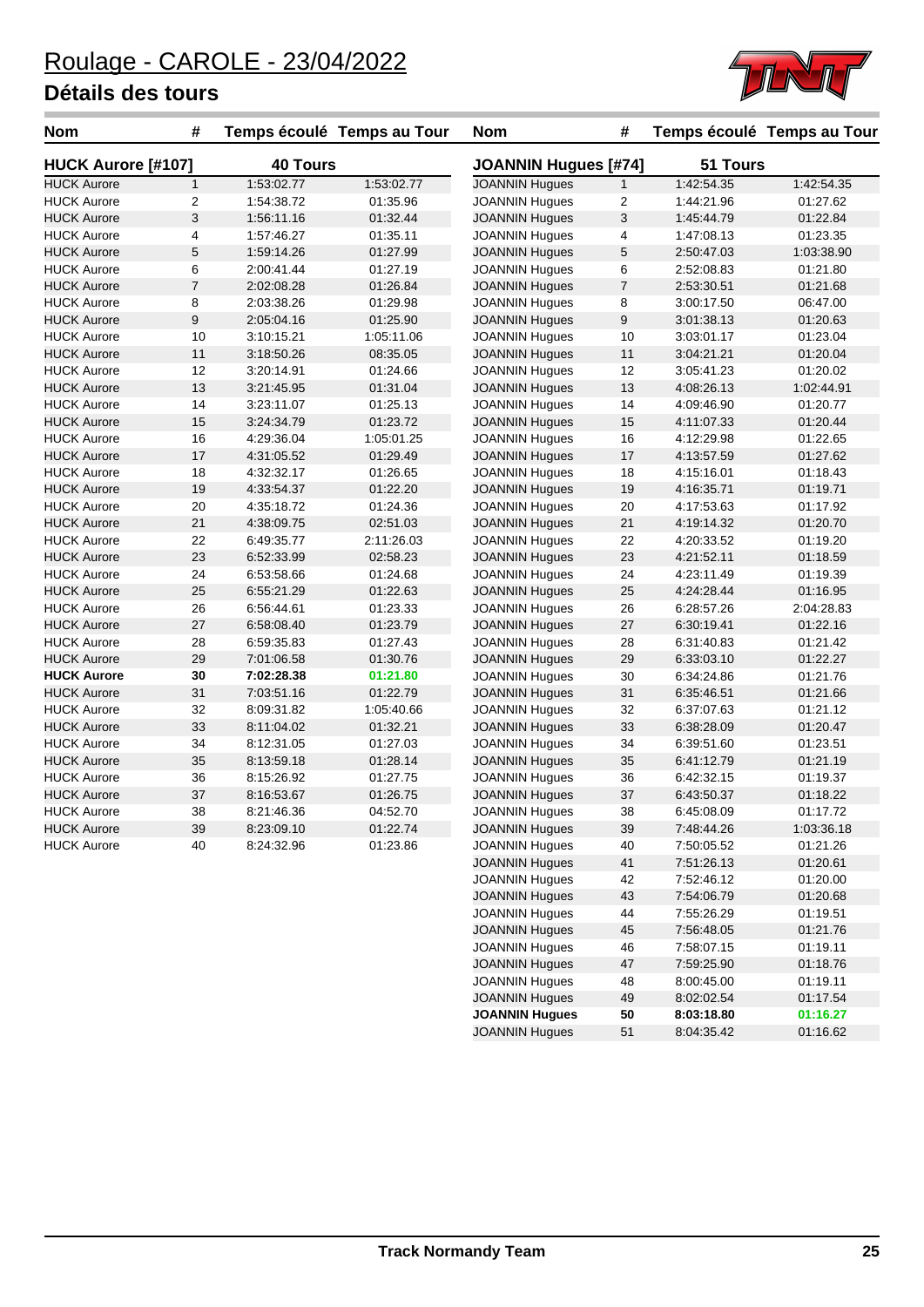# Roulage - CAROLE - 23/04/2022

## Détails des tours

### HUCK Aurore [#107] — 40 Tours

| Nom | # | Temps écoulé | Temps au Tour |
|---|---|---|---|
| HUCK Aurore | 1 | 1:53:02.77 | 1:53:02.77 |
| HUCK Aurore | 2 | 1:54:38.72 | 01:35.96 |
| HUCK Aurore | 3 | 1:56:11.16 | 01:32.44 |
| HUCK Aurore | 4 | 1:57:46.27 | 01:35.11 |
| HUCK Aurore | 5 | 1:59:14.26 | 01:27.99 |
| HUCK Aurore | 6 | 2:00:41.44 | 01:27.19 |
| HUCK Aurore | 7 | 2:02:08.28 | 01:26.84 |
| HUCK Aurore | 8 | 2:03:38.26 | 01:29.98 |
| HUCK Aurore | 9 | 2:05:04.16 | 01:25.90 |
| HUCK Aurore | 10 | 3:10:15.21 | 1:05:11.06 |
| HUCK Aurore | 11 | 3:18:50.26 | 08:35.05 |
| HUCK Aurore | 12 | 3:20:14.91 | 01:24.66 |
| HUCK Aurore | 13 | 3:21:45.95 | 01:31.04 |
| HUCK Aurore | 14 | 3:23:11.07 | 01:25.13 |
| HUCK Aurore | 15 | 3:24:34.79 | 01:23.72 |
| HUCK Aurore | 16 | 4:29:36.04 | 1:05:01.25 |
| HUCK Aurore | 17 | 4:31:05.52 | 01:29.49 |
| HUCK Aurore | 18 | 4:32:32.17 | 01:26.65 |
| HUCK Aurore | 19 | 4:33:54.37 | 01:22.20 |
| HUCK Aurore | 20 | 4:35:18.72 | 01:24.36 |
| HUCK Aurore | 21 | 4:38:09.75 | 02:51.03 |
| HUCK Aurore | 22 | 6:49:35.77 | 2:11:26.03 |
| HUCK Aurore | 23 | 6:52:33.99 | 02:58.23 |
| HUCK Aurore | 24 | 6:53:58.66 | 01:24.68 |
| HUCK Aurore | 25 | 6:55:21.29 | 01:22.63 |
| HUCK Aurore | 26 | 6:56:44.61 | 01:23.33 |
| HUCK Aurore | 27 | 6:58:08.40 | 01:23.79 |
| HUCK Aurore | 28 | 6:59:35.83 | 01:27.43 |
| HUCK Aurore | 29 | 7:01:06.58 | 01:30.76 |
| **HUCK Aurore** | **30** | **7:02:28.38** | **01:21.80** |
| HUCK Aurore | 31 | 7:03:51.16 | 01:22.79 |
| HUCK Aurore | 32 | 8:09:31.82 | 1:05:40.66 |
| HUCK Aurore | 33 | 8:11:04.02 | 01:32.21 |
| HUCK Aurore | 34 | 8:12:31.05 | 01:27.03 |
| HUCK Aurore | 35 | 8:13:59.18 | 01:28.14 |
| HUCK Aurore | 36 | 8:15:26.92 | 01:27.75 |
| HUCK Aurore | 37 | 8:16:53.67 | 01:26.75 |
| HUCK Aurore | 38 | 8:21:46.36 | 04:52.70 |
| HUCK Aurore | 39 | 8:23:09.10 | 01:22.74 |
| HUCK Aurore | 40 | 8:24:32.96 | 01:23.86 |

### JOANNIN Hugues [#74] — 51 Tours

| Nom | # | Temps écoulé | Temps au Tour |
|---|---|---|---|
| JOANNIN Hugues | 1 | 1:42:54.35 | 1:42:54.35 |
| JOANNIN Hugues | 2 | 1:44:21.96 | 01:27.62 |
| JOANNIN Hugues | 3 | 1:45:44.79 | 01:22.84 |
| JOANNIN Hugues | 4 | 1:47:08.13 | 01:23.35 |
| JOANNIN Hugues | 5 | 2:50:47.03 | 1:03:38.90 |
| JOANNIN Hugues | 6 | 2:52:08.83 | 01:21.80 |
| JOANNIN Hugues | 7 | 2:53:30.51 | 01:21.68 |
| JOANNIN Hugues | 8 | 3:00:17.50 | 06:47.00 |
| JOANNIN Hugues | 9 | 3:01:38.13 | 01:20.63 |
| JOANNIN Hugues | 10 | 3:03:01.17 | 01:23.04 |
| JOANNIN Hugues | 11 | 3:04:21.21 | 01:20.04 |
| JOANNIN Hugues | 12 | 3:05:41.23 | 01:20.02 |
| JOANNIN Hugues | 13 | 4:08:26.13 | 1:02:44.91 |
| JOANNIN Hugues | 14 | 4:09:46.90 | 01:20.77 |
| JOANNIN Hugues | 15 | 4:11:07.33 | 01:20.44 |
| JOANNIN Hugues | 16 | 4:12:29.98 | 01:22.65 |
| JOANNIN Hugues | 17 | 4:13:57.59 | 01:27.62 |
| JOANNIN Hugues | 18 | 4:15:16.01 | 01:18.43 |
| JOANNIN Hugues | 19 | 4:16:35.71 | 01:19.71 |
| JOANNIN Hugues | 20 | 4:17:53.63 | 01:17.92 |
| JOANNIN Hugues | 21 | 4:19:14.32 | 01:20.70 |
| JOANNIN Hugues | 22 | 4:20:33.52 | 01:19.20 |
| JOANNIN Hugues | 23 | 4:21:52.11 | 01:18.59 |
| JOANNIN Hugues | 24 | 4:23:11.49 | 01:19.39 |
| JOANNIN Hugues | 25 | 4:24:28.44 | 01:16.95 |
| JOANNIN Hugues | 26 | 6:28:57.26 | 2:04:28.83 |
| JOANNIN Hugues | 27 | 6:30:19.41 | 01:22.16 |
| JOANNIN Hugues | 28 | 6:31:40.83 | 01:21.42 |
| JOANNIN Hugues | 29 | 6:33:03.10 | 01:22.27 |
| JOANNIN Hugues | 30 | 6:34:24.86 | 01:21.76 |
| JOANNIN Hugues | 31 | 6:35:46.51 | 01:21.66 |
| JOANNIN Hugues | 32 | 6:37:07.63 | 01:21.12 |
| JOANNIN Hugues | 33 | 6:38:28.09 | 01:20.47 |
| JOANNIN Hugues | 34 | 6:39:51.60 | 01:23.51 |
| JOANNIN Hugues | 35 | 6:41:12.79 | 01:21.19 |
| JOANNIN Hugues | 36 | 6:42:32.15 | 01:19.37 |
| JOANNIN Hugues | 37 | 6:43:50.37 | 01:18.22 |
| JOANNIN Hugues | 38 | 6:45:08.09 | 01:17.72 |
| JOANNIN Hugues | 39 | 7:48:44.26 | 1:03:36.18 |
| JOANNIN Hugues | 40 | 7:50:05.52 | 01:21.26 |
| JOANNIN Hugues | 41 | 7:51:26.13 | 01:20.61 |
| JOANNIN Hugues | 42 | 7:52:46.12 | 01:20.00 |
| JOANNIN Hugues | 43 | 7:54:06.79 | 01:20.68 |
| JOANNIN Hugues | 44 | 7:55:26.29 | 01:19.51 |
| JOANNIN Hugues | 45 | 7:56:48.05 | 01:21.76 |
| JOANNIN Hugues | 46 | 7:58:07.15 | 01:19.11 |
| JOANNIN Hugues | 47 | 7:59:25.90 | 01:18.76 |
| JOANNIN Hugues | 48 | 8:00:45.00 | 01:19.11 |
| JOANNIN Hugues | 49 | 8:02:02.54 | 01:17.54 |
| **JOANNIN Hugues** | **50** | **8:03:18.80** | **01:16.27** |
| JOANNIN Hugues | 51 | 8:04:35.42 | 01:16.62 |

Track Normandy Team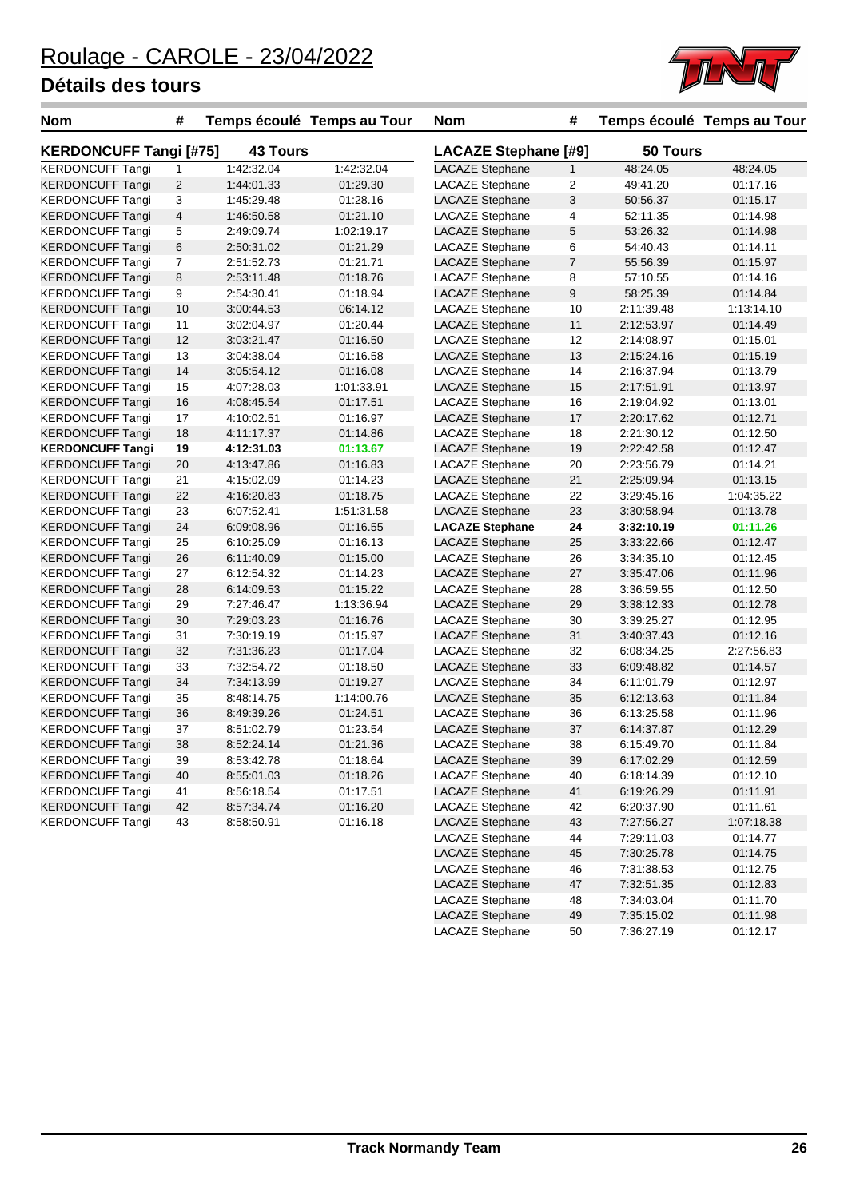# Roulage - CAROLE - 23/04/2022

## Détails des tours

### KERDONCUFF Tangi [#75] — 43 Tours

| Nom | # | Temps écoulé | Temps au Tour |
|---|---|---|---|
| KERDONCUFF Tangi | 1 | 1:42:32.04 | 1:42:32.04 |
| KERDONCUFF Tangi | 2 | 1:44:01.33 | 01:29.30 |
| KERDONCUFF Tangi | 3 | 1:45:29.48 | 01:28.16 |
| KERDONCUFF Tangi | 4 | 1:46:50.58 | 01:21.10 |
| KERDONCUFF Tangi | 5 | 2:49:09.74 | 1:02:19.17 |
| KERDONCUFF Tangi | 6 | 2:50:31.02 | 01:21.29 |
| KERDONCUFF Tangi | 7 | 2:51:52.73 | 01:21.71 |
| KERDONCUFF Tangi | 8 | 2:53:11.48 | 01:18.76 |
| KERDONCUFF Tangi | 9 | 2:54:30.41 | 01:18.94 |
| KERDONCUFF Tangi | 10 | 3:00:44.53 | 06:14.12 |
| KERDONCUFF Tangi | 11 | 3:02:04.97 | 01:20.44 |
| KERDONCUFF Tangi | 12 | 3:03:21.47 | 01:16.50 |
| KERDONCUFF Tangi | 13 | 3:04:38.04 | 01:16.58 |
| KERDONCUFF Tangi | 14 | 3:05:54.12 | 01:16.08 |
| KERDONCUFF Tangi | 15 | 4:07:28.03 | 1:01:33.91 |
| KERDONCUFF Tangi | 16 | 4:08:45.54 | 01:17.51 |
| KERDONCUFF Tangi | 17 | 4:10:02.51 | 01:16.97 |
| KERDONCUFF Tangi | 18 | 4:11:17.37 | 01:14.86 |
| **KERDONCUFF Tangi** | **19** | **4:12:31.03** | **01:13.67** |
| KERDONCUFF Tangi | 20 | 4:13:47.86 | 01:16.83 |
| KERDONCUFF Tangi | 21 | 4:15:02.09 | 01:14.23 |
| KERDONCUFF Tangi | 22 | 4:16:20.83 | 01:18.75 |
| KERDONCUFF Tangi | 23 | 6:07:52.41 | 1:51:31.58 |
| KERDONCUFF Tangi | 24 | 6:09:08.96 | 01:16.55 |
| KERDONCUFF Tangi | 25 | 6:10:25.09 | 01:16.13 |
| KERDONCUFF Tangi | 26 | 6:11:40.09 | 01:15.00 |
| KERDONCUFF Tangi | 27 | 6:12:54.32 | 01:14.23 |
| KERDONCUFF Tangi | 28 | 6:14:09.53 | 01:15.22 |
| KERDONCUFF Tangi | 29 | 7:27:46.47 | 1:13:36.94 |
| KERDONCUFF Tangi | 30 | 7:29:03.23 | 01:16.76 |
| KERDONCUFF Tangi | 31 | 7:30:19.19 | 01:15.97 |
| KERDONCUFF Tangi | 32 | 7:31:36.23 | 01:17.04 |
| KERDONCUFF Tangi | 33 | 7:32:54.72 | 01:18.50 |
| KERDONCUFF Tangi | 34 | 7:34:13.99 | 01:19.27 |
| KERDONCUFF Tangi | 35 | 8:48:14.75 | 1:14:00.76 |
| KERDONCUFF Tangi | 36 | 8:49:39.26 | 01:24.51 |
| KERDONCUFF Tangi | 37 | 8:51:02.79 | 01:23.54 |
| KERDONCUFF Tangi | 38 | 8:52:24.14 | 01:21.36 |
| KERDONCUFF Tangi | 39 | 8:53:42.78 | 01:18.64 |
| KERDONCUFF Tangi | 40 | 8:55:01.03 | 01:18.26 |
| KERDONCUFF Tangi | 41 | 8:56:18.54 | 01:17.51 |
| KERDONCUFF Tangi | 42 | 8:57:34.74 | 01:16.20 |
| KERDONCUFF Tangi | 43 | 8:58:50.91 | 01:16.18 |

### LACAZE Stephane [#9] — 50 Tours

| Nom | # | Temps écoulé | Temps au Tour |
|---|---|---|---|
| LACAZE Stephane | 1 | 48:24.05 | 48:24.05 |
| LACAZE Stephane | 2 | 49:41.20 | 01:17.16 |
| LACAZE Stephane | 3 | 50:56.37 | 01:15.17 |
| LACAZE Stephane | 4 | 52:11.35 | 01:14.98 |
| LACAZE Stephane | 5 | 53:26.32 | 01:14.98 |
| LACAZE Stephane | 6 | 54:40.43 | 01:14.11 |
| LACAZE Stephane | 7 | 55:56.39 | 01:15.97 |
| LACAZE Stephane | 8 | 57:10.55 | 01:14.16 |
| LACAZE Stephane | 9 | 58:25.39 | 01:14.84 |
| LACAZE Stephane | 10 | 2:11:39.48 | 1:13:14.10 |
| LACAZE Stephane | 11 | 2:12:53.97 | 01:14.49 |
| LACAZE Stephane | 12 | 2:14:08.97 | 01:15.01 |
| LACAZE Stephane | 13 | 2:15:24.16 | 01:15.19 |
| LACAZE Stephane | 14 | 2:16:37.94 | 01:13.79 |
| LACAZE Stephane | 15 | 2:17:51.91 | 01:13.97 |
| LACAZE Stephane | 16 | 2:19:04.92 | 01:13.01 |
| LACAZE Stephane | 17 | 2:20:17.62 | 01:12.71 |
| LACAZE Stephane | 18 | 2:21:30.12 | 01:12.50 |
| LACAZE Stephane | 19 | 2:22:42.58 | 01:12.47 |
| LACAZE Stephane | 20 | 2:23:56.79 | 01:14.21 |
| LACAZE Stephane | 21 | 2:25:09.94 | 01:13.15 |
| LACAZE Stephane | 22 | 3:29:45.16 | 1:04:35.22 |
| LACAZE Stephane | 23 | 3:30:58.94 | 01:13.78 |
| **LACAZE Stephane** | **24** | **3:32:10.19** | **01:11.26** |
| LACAZE Stephane | 25 | 3:33:22.66 | 01:12.47 |
| LACAZE Stephane | 26 | 3:34:35.10 | 01:12.45 |
| LACAZE Stephane | 27 | 3:35:47.06 | 01:11.96 |
| LACAZE Stephane | 28 | 3:36:59.55 | 01:12.50 |
| LACAZE Stephane | 29 | 3:38:12.33 | 01:12.78 |
| LACAZE Stephane | 30 | 3:39:25.27 | 01:12.95 |
| LACAZE Stephane | 31 | 3:40:37.43 | 01:12.16 |
| LACAZE Stephane | 32 | 6:08:34.25 | 2:27:56.83 |
| LACAZE Stephane | 33 | 6:09:48.82 | 01:14.57 |
| LACAZE Stephane | 34 | 6:11:01.79 | 01:12.97 |
| LACAZE Stephane | 35 | 6:12:13.63 | 01:11.84 |
| LACAZE Stephane | 36 | 6:13:25.58 | 01:11.96 |
| LACAZE Stephane | 37 | 6:14:37.87 | 01:12.29 |
| LACAZE Stephane | 38 | 6:15:49.70 | 01:11.84 |
| LACAZE Stephane | 39 | 6:17:02.29 | 01:12.59 |
| LACAZE Stephane | 40 | 6:18:14.39 | 01:12.10 |
| LACAZE Stephane | 41 | 6:19:26.29 | 01:11.91 |
| LACAZE Stephane | 42 | 6:20:37.90 | 01:11.61 |
| LACAZE Stephane | 43 | 7:27:56.27 | 1:07:18.38 |
| LACAZE Stephane | 44 | 7:29:11.03 | 01:14.77 |
| LACAZE Stephane | 45 | 7:30:25.78 | 01:14.75 |
| LACAZE Stephane | 46 | 7:31:38.53 | 01:12.75 |
| LACAZE Stephane | 47 | 7:32:51.35 | 01:12.83 |
| LACAZE Stephane | 48 | 7:34:03.04 | 01:11.70 |
| LACAZE Stephane | 49 | 7:35:15.02 | 01:11.98 |
| LACAZE Stephane | 50 | 7:36:27.19 | 01:12.17 |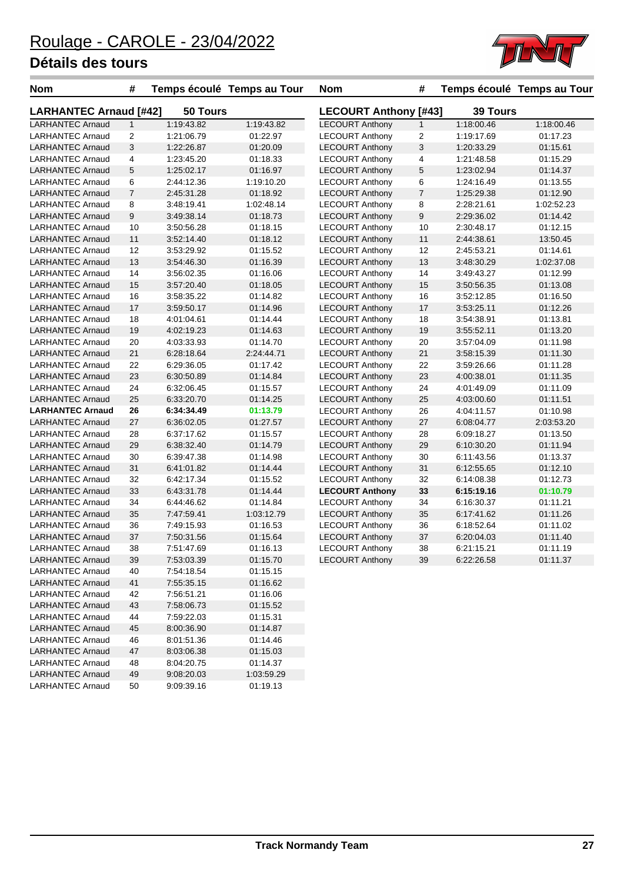# Roulage - CAROLE - 23/04/2022

## Détails des tours

### LARHANTEC Arnaud [#42] — 50 Tours

| Nom | # | Temps écoulé | Temps au Tour |
|---|---|---|---|
| LARHANTEC Arnaud | 1 | 1:19:43.82 | 1:19:43.82 |
| LARHANTEC Arnaud | 2 | 1:21:06.79 | 01:22.97 |
| LARHANTEC Arnaud | 3 | 1:22:26.87 | 01:20.09 |
| LARHANTEC Arnaud | 4 | 1:23:45.20 | 01:18.33 |
| LARHANTEC Arnaud | 5 | 1:25:02.17 | 01:16.97 |
| LARHANTEC Arnaud | 6 | 2:44:12.36 | 1:19:10.20 |
| LARHANTEC Arnaud | 7 | 2:45:31.28 | 01:18.92 |
| LARHANTEC Arnaud | 8 | 3:48:19.41 | 1:02:48.14 |
| LARHANTEC Arnaud | 9 | 3:49:38.14 | 01:18.73 |
| LARHANTEC Arnaud | 10 | 3:50:56.28 | 01:18.15 |
| LARHANTEC Arnaud | 11 | 3:52:14.40 | 01:18.12 |
| LARHANTEC Arnaud | 12 | 3:53:29.92 | 01:15.52 |
| LARHANTEC Arnaud | 13 | 3:54:46.30 | 01:16.39 |
| LARHANTEC Arnaud | 14 | 3:56:02.35 | 01:16.06 |
| LARHANTEC Arnaud | 15 | 3:57:20.40 | 01:18.05 |
| LARHANTEC Arnaud | 16 | 3:58:35.22 | 01:14.82 |
| LARHANTEC Arnaud | 17 | 3:59:50.17 | 01:14.96 |
| LARHANTEC Arnaud | 18 | 4:01:04.61 | 01:14.44 |
| LARHANTEC Arnaud | 19 | 4:02:19.23 | 01:14.63 |
| LARHANTEC Arnaud | 20 | 4:03:33.93 | 01:14.70 |
| LARHANTEC Arnaud | 21 | 6:28:18.64 | 2:24:44.71 |
| LARHANTEC Arnaud | 22 | 6:29:36.05 | 01:17.42 |
| LARHANTEC Arnaud | 23 | 6:30:50.89 | 01:14.84 |
| LARHANTEC Arnaud | 24 | 6:32:06.45 | 01:15.57 |
| LARHANTEC Arnaud | 25 | 6:33:20.70 | 01:14.25 |
| **LARHANTEC Arnaud** | **26** | **6:34:34.49** | **01:13.79** |
| LARHANTEC Arnaud | 27 | 6:36:02.05 | 01:27.57 |
| LARHANTEC Arnaud | 28 | 6:37:17.62 | 01:15.57 |
| LARHANTEC Arnaud | 29 | 6:38:32.40 | 01:14.79 |
| LARHANTEC Arnaud | 30 | 6:39:47.38 | 01:14.98 |
| LARHANTEC Arnaud | 31 | 6:41:01.82 | 01:14.44 |
| LARHANTEC Arnaud | 32 | 6:42:17.34 | 01:15.52 |
| LARHANTEC Arnaud | 33 | 6:43:31.78 | 01:14.44 |
| LARHANTEC Arnaud | 34 | 6:44:46.62 | 01:14.84 |
| LARHANTEC Arnaud | 35 | 7:47:59.41 | 1:03:12.79 |
| LARHANTEC Arnaud | 36 | 7:49:15.93 | 01:16.53 |
| LARHANTEC Arnaud | 37 | 7:50:31.56 | 01:15.64 |
| LARHANTEC Arnaud | 38 | 7:51:47.69 | 01:16.13 |
| LARHANTEC Arnaud | 39 | 7:53:03.39 | 01:15.70 |
| LARHANTEC Arnaud | 40 | 7:54:18.54 | 01:15.15 |
| LARHANTEC Arnaud | 41 | 7:55:35.15 | 01:16.62 |
| LARHANTEC Arnaud | 42 | 7:56:51.21 | 01:16.06 |
| LARHANTEC Arnaud | 43 | 7:58:06.73 | 01:15.52 |
| LARHANTEC Arnaud | 44 | 7:59:22.03 | 01:15.31 |
| LARHANTEC Arnaud | 45 | 8:00:36.90 | 01:14.87 |
| LARHANTEC Arnaud | 46 | 8:01:51.36 | 01:14.46 |
| LARHANTEC Arnaud | 47 | 8:03:06.38 | 01:15.03 |
| LARHANTEC Arnaud | 48 | 8:04:20.75 | 01:14.37 |
| LARHANTEC Arnaud | 49 | 9:08:20.03 | 1:03:59.29 |
| LARHANTEC Arnaud | 50 | 9:09:39.16 | 01:19.13 |

### LECOURT Anthony [#43] — 39 Tours

| Nom | # | Temps écoulé | Temps au Tour |
|---|---|---|---|
| LECOURT Anthony | 1 | 1:18:00.46 | 1:18:00.46 |
| LECOURT Anthony | 2 | 1:19:17.69 | 01:17.23 |
| LECOURT Anthony | 3 | 1:20:33.29 | 01:15.61 |
| LECOURT Anthony | 4 | 1:21:48.58 | 01:15.29 |
| LECOURT Anthony | 5 | 1:23:02.94 | 01:14.37 |
| LECOURT Anthony | 6 | 1:24:16.49 | 01:13.55 |
| LECOURT Anthony | 7 | 1:25:29.38 | 01:12.90 |
| LECOURT Anthony | 8 | 2:28:21.61 | 1:02:52.23 |
| LECOURT Anthony | 9 | 2:29:36.02 | 01:14.42 |
| LECOURT Anthony | 10 | 2:30:48.17 | 01:12.15 |
| LECOURT Anthony | 11 | 2:44:38.61 | 13:50.45 |
| LECOURT Anthony | 12 | 2:45:53.21 | 01:14.61 |
| LECOURT Anthony | 13 | 3:48:30.29 | 1:02:37.08 |
| LECOURT Anthony | 14 | 3:49:43.27 | 01:12.99 |
| LECOURT Anthony | 15 | 3:50:56.35 | 01:13.08 |
| LECOURT Anthony | 16 | 3:52:12.85 | 01:16.50 |
| LECOURT Anthony | 17 | 3:53:25.11 | 01:12.26 |
| LECOURT Anthony | 18 | 3:54:38.91 | 01:13.81 |
| LECOURT Anthony | 19 | 3:55:52.11 | 01:13.20 |
| LECOURT Anthony | 20 | 3:57:04.09 | 01:11.98 |
| LECOURT Anthony | 21 | 3:58:15.39 | 01:11.30 |
| LECOURT Anthony | 22 | 3:59:26.66 | 01:11.28 |
| LECOURT Anthony | 23 | 4:00:38.01 | 01:11.35 |
| LECOURT Anthony | 24 | 4:01:49.09 | 01:11.09 |
| LECOURT Anthony | 25 | 4:03:00.60 | 01:11.51 |
| LECOURT Anthony | 26 | 4:04:11.57 | 01:10.98 |
| LECOURT Anthony | 27 | 6:08:04.77 | 2:03:53.20 |
| LECOURT Anthony | 28 | 6:09:18.27 | 01:13.50 |
| LECOURT Anthony | 29 | 6:10:30.20 | 01:11.94 |
| LECOURT Anthony | 30 | 6:11:43.56 | 01:13.37 |
| LECOURT Anthony | 31 | 6:12:55.65 | 01:12.10 |
| LECOURT Anthony | 32 | 6:14:08.38 | 01:12.73 |
| **LECOURT Anthony** | **33** | **6:15:19.16** | **01:10.79** |
| LECOURT Anthony | 34 | 6:16:30.37 | 01:11.21 |
| LECOURT Anthony | 35 | 6:17:41.62 | 01:11.26 |
| LECOURT Anthony | 36 | 6:18:52.64 | 01:11.02 |
| LECOURT Anthony | 37 | 6:20:04.03 | 01:11.40 |
| LECOURT Anthony | 38 | 6:21:15.21 | 01:11.19 |
| LECOURT Anthony | 39 | 6:22:26.58 | 01:11.37 |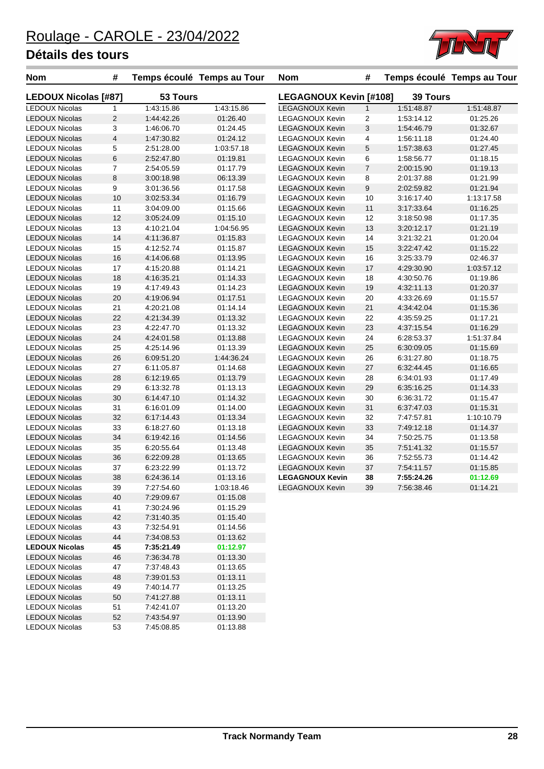# Roulage - CAROLE - 23/04/2022

## Détails des tours

### LEDOUX Nicolas [#87] — 53 Tours

| Nom | # | Temps écoulé | Temps au Tour |
|---|---|---|---|
| LEDOUX Nicolas | 1 | 1:43:15.86 | 1:43:15.86 |
| LEDOUX Nicolas | 2 | 1:44:42.26 | 01:26.40 |
| LEDOUX Nicolas | 3 | 1:46:06.70 | 01:24.45 |
| LEDOUX Nicolas | 4 | 1:47:30.82 | 01:24.12 |
| LEDOUX Nicolas | 5 | 2:51:28.00 | 1:03:57.18 |
| LEDOUX Nicolas | 6 | 2:52:47.80 | 01:19.81 |
| LEDOUX Nicolas | 7 | 2:54:05.59 | 01:17.79 |
| LEDOUX Nicolas | 8 | 3:00:18.98 | 06:13.39 |
| LEDOUX Nicolas | 9 | 3:01:36.56 | 01:17.58 |
| LEDOUX Nicolas | 10 | 3:02:53.34 | 01:16.79 |
| LEDOUX Nicolas | 11 | 3:04:09.00 | 01:15.66 |
| LEDOUX Nicolas | 12 | 3:05:24.09 | 01:15.10 |
| LEDOUX Nicolas | 13 | 4:10:21.04 | 1:04:56.95 |
| LEDOUX Nicolas | 14 | 4:11:36.87 | 01:15.83 |
| LEDOUX Nicolas | 15 | 4:12:52.74 | 01:15.87 |
| LEDOUX Nicolas | 16 | 4:14:06.68 | 01:13.95 |
| LEDOUX Nicolas | 17 | 4:15:20.88 | 01:14.21 |
| LEDOUX Nicolas | 18 | 4:16:35.21 | 01:14.33 |
| LEDOUX Nicolas | 19 | 4:17:49.43 | 01:14.23 |
| LEDOUX Nicolas | 20 | 4:19:06.94 | 01:17.51 |
| LEDOUX Nicolas | 21 | 4:20:21.08 | 01:14.14 |
| LEDOUX Nicolas | 22 | 4:21:34.39 | 01:13.32 |
| LEDOUX Nicolas | 23 | 4:22:47.70 | 01:13.32 |
| LEDOUX Nicolas | 24 | 4:24:01.58 | 01:13.88 |
| LEDOUX Nicolas | 25 | 4:25:14.96 | 01:13.39 |
| LEDOUX Nicolas | 26 | 6:09:51.20 | 1:44:36.24 |
| LEDOUX Nicolas | 27 | 6:11:05.87 | 01:14.68 |
| LEDOUX Nicolas | 28 | 6:12:19.65 | 01:13.79 |
| LEDOUX Nicolas | 29 | 6:13:32.78 | 01:13.13 |
| LEDOUX Nicolas | 30 | 6:14:47.10 | 01:14.32 |
| LEDOUX Nicolas | 31 | 6:16:01.09 | 01:14.00 |
| LEDOUX Nicolas | 32 | 6:17:14.43 | 01:13.34 |
| LEDOUX Nicolas | 33 | 6:18:27.60 | 01:13.18 |
| LEDOUX Nicolas | 34 | 6:19:42.16 | 01:14.56 |
| LEDOUX Nicolas | 35 | 6:20:55.64 | 01:13.48 |
| LEDOUX Nicolas | 36 | 6:22:09.28 | 01:13.65 |
| LEDOUX Nicolas | 37 | 6:23:22.99 | 01:13.72 |
| LEDOUX Nicolas | 38 | 6:24:36.14 | 01:13.16 |
| LEDOUX Nicolas | 39 | 7:27:54.60 | 1:03:18.46 |
| LEDOUX Nicolas | 40 | 7:29:09.67 | 01:15.08 |
| LEDOUX Nicolas | 41 | 7:30:24.96 | 01:15.29 |
| LEDOUX Nicolas | 42 | 7:31:40.35 | 01:15.40 |
| LEDOUX Nicolas | 43 | 7:32:54.91 | 01:14.56 |
| LEDOUX Nicolas | 44 | 7:34:08.53 | 01:13.62 |
| **LEDOUX Nicolas** | **45** | **7:35:21.49** | **01:12.97** |
| LEDOUX Nicolas | 46 | 7:36:34.78 | 01:13.30 |
| LEDOUX Nicolas | 47 | 7:37:48.43 | 01:13.65 |
| LEDOUX Nicolas | 48 | 7:39:01.53 | 01:13.11 |
| LEDOUX Nicolas | 49 | 7:40:14.77 | 01:13.25 |
| LEDOUX Nicolas | 50 | 7:41:27.88 | 01:13.11 |
| LEDOUX Nicolas | 51 | 7:42:41.07 | 01:13.20 |
| LEDOUX Nicolas | 52 | 7:43:54.97 | 01:13.90 |
| LEDOUX Nicolas | 53 | 7:45:08.85 | 01:13.88 |

### LEGAGNOUX Kevin [#108] — 39 Tours

| Nom | # | Temps écoulé | Temps au Tour |
|---|---|---|---|
| LEGAGNOUX Kevin | 1 | 1:51:48.87 | 1:51:48.87 |
| LEGAGNOUX Kevin | 2 | 1:53:14.12 | 01:25.26 |
| LEGAGNOUX Kevin | 3 | 1:54:46.79 | 01:32.67 |
| LEGAGNOUX Kevin | 4 | 1:56:11.18 | 01:24.40 |
| LEGAGNOUX Kevin | 5 | 1:57:38.63 | 01:27.45 |
| LEGAGNOUX Kevin | 6 | 1:58:56.77 | 01:18.15 |
| LEGAGNOUX Kevin | 7 | 2:00:15.90 | 01:19.13 |
| LEGAGNOUX Kevin | 8 | 2:01:37.88 | 01:21.99 |
| LEGAGNOUX Kevin | 9 | 2:02:59.82 | 01:21.94 |
| LEGAGNOUX Kevin | 10 | 3:16:17.40 | 1:13:17.58 |
| LEGAGNOUX Kevin | 11 | 3:17:33.64 | 01:16.25 |
| LEGAGNOUX Kevin | 12 | 3:18:50.98 | 01:17.35 |
| LEGAGNOUX Kevin | 13 | 3:20:12.17 | 01:21.19 |
| LEGAGNOUX Kevin | 14 | 3:21:32.21 | 01:20.04 |
| LEGAGNOUX Kevin | 15 | 3:22:47.42 | 01:15.22 |
| LEGAGNOUX Kevin | 16 | 3:25:33.79 | 02:46.37 |
| LEGAGNOUX Kevin | 17 | 4:29:30.90 | 1:03:57.12 |
| LEGAGNOUX Kevin | 18 | 4:30:50.76 | 01:19.86 |
| LEGAGNOUX Kevin | 19 | 4:32:11.13 | 01:20.37 |
| LEGAGNOUX Kevin | 20 | 4:33:26.69 | 01:15.57 |
| LEGAGNOUX Kevin | 21 | 4:34:42.04 | 01:15.36 |
| LEGAGNOUX Kevin | 22 | 4:35:59.25 | 01:17.21 |
| LEGAGNOUX Kevin | 23 | 4:37:15.54 | 01:16.29 |
| LEGAGNOUX Kevin | 24 | 6:28:53.37 | 1:51:37.84 |
| LEGAGNOUX Kevin | 25 | 6:30:09.05 | 01:15.69 |
| LEGAGNOUX Kevin | 26 | 6:31:27.80 | 01:18.75 |
| LEGAGNOUX Kevin | 27 | 6:32:44.45 | 01:16.65 |
| LEGAGNOUX Kevin | 28 | 6:34:01.93 | 01:17.49 |
| LEGAGNOUX Kevin | 29 | 6:35:16.25 | 01:14.33 |
| LEGAGNOUX Kevin | 30 | 6:36:31.72 | 01:15.47 |
| LEGAGNOUX Kevin | 31 | 6:37:47.03 | 01:15.31 |
| LEGAGNOUX Kevin | 32 | 7:47:57.81 | 1:10:10.79 |
| LEGAGNOUX Kevin | 33 | 7:49:12.18 | 01:14.37 |
| LEGAGNOUX Kevin | 34 | 7:50:25.75 | 01:13.58 |
| LEGAGNOUX Kevin | 35 | 7:51:41.32 | 01:15.57 |
| LEGAGNOUX Kevin | 36 | 7:52:55.73 | 01:14.42 |
| LEGAGNOUX Kevin | 37 | 7:54:11.57 | 01:15.85 |
| **LEGAGNOUX Kevin** | **38** | **7:55:24.26** | **01:12.69** |
| LEGAGNOUX Kevin | 39 | 7:56:38.46 | 01:14.21 |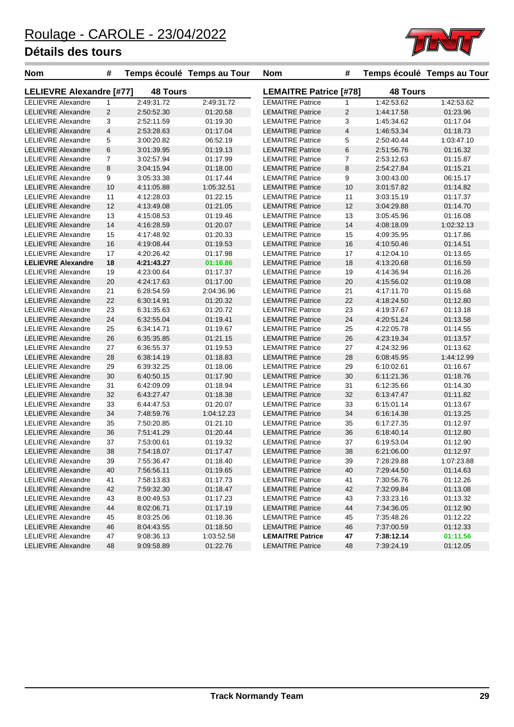# Roulage - CAROLE - 23/04/2022

## Détails des tours

### LELIEVRE Alexandre [#77] — 48 Tours

| Nom | # | Temps écoulé | Temps au Tour |
|---|---|---|---|
| LELIEVRE Alexandre | 1 | 2:49:31.72 | 2:49:31.72 |
| LELIEVRE Alexandre | 2 | 2:50:52.30 | 01:20.58 |
| LELIEVRE Alexandre | 3 | 2:52:11.59 | 01:19.30 |
| LELIEVRE Alexandre | 4 | 2:53:28.63 | 01:17.04 |
| LELIEVRE Alexandre | 5 | 3:00:20.82 | 06:52.19 |
| LELIEVRE Alexandre | 6 | 3:01:39.95 | 01:19.13 |
| LELIEVRE Alexandre | 7 | 3:02:57.94 | 01:17.99 |
| LELIEVRE Alexandre | 8 | 3:04:15.94 | 01:18.00 |
| LELIEVRE Alexandre | 9 | 3:05:33.38 | 01:17.44 |
| LELIEVRE Alexandre | 10 | 4:11:05.88 | 1:05:32.51 |
| LELIEVRE Alexandre | 11 | 4:12:28.03 | 01:22.15 |
| LELIEVRE Alexandre | 12 | 4:13:49.08 | 01:21.05 |
| LELIEVRE Alexandre | 13 | 4:15:08.53 | 01:19.46 |
| LELIEVRE Alexandre | 14 | 4:16:28.59 | 01:20.07 |
| LELIEVRE Alexandre | 15 | 4:17:48.92 | 01:20.33 |
| LELIEVRE Alexandre | 16 | 4:19:08.44 | 01:19.53 |
| LELIEVRE Alexandre | 17 | 4:20:26.42 | 01:17.98 |
| **LELIEVRE Alexandre** | **18** | **4:21:43.27** | **01:16.86** |
| LELIEVRE Alexandre | 19 | 4:23:00.64 | 01:17.37 |
| LELIEVRE Alexandre | 20 | 4:24:17.63 | 01:17.00 |
| LELIEVRE Alexandre | 21 | 6:28:54.59 | 2:04:36.96 |
| LELIEVRE Alexandre | 22 | 6:30:14.91 | 01:20.32 |
| LELIEVRE Alexandre | 23 | 6:31:35.63 | 01:20.72 |
| LELIEVRE Alexandre | 24 | 6:32:55.04 | 01:19.41 |
| LELIEVRE Alexandre | 25 | 6:34:14.71 | 01:19.67 |
| LELIEVRE Alexandre | 26 | 6:35:35.85 | 01:21.15 |
| LELIEVRE Alexandre | 27 | 6:36:55.37 | 01:19.53 |
| LELIEVRE Alexandre | 28 | 6:38:14.19 | 01:18.83 |
| LELIEVRE Alexandre | 29 | 6:39:32.25 | 01:18.06 |
| LELIEVRE Alexandre | 30 | 6:40:50.15 | 01:17.90 |
| LELIEVRE Alexandre | 31 | 6:42:09.09 | 01:18.94 |
| LELIEVRE Alexandre | 32 | 6:43:27.47 | 01:18.38 |
| LELIEVRE Alexandre | 33 | 6:44:47.53 | 01:20.07 |
| LELIEVRE Alexandre | 34 | 7:48:59.76 | 1:04:12.23 |
| LELIEVRE Alexandre | 35 | 7:50:20.85 | 01:21.10 |
| LELIEVRE Alexandre | 36 | 7:51:41.29 | 01:20.44 |
| LELIEVRE Alexandre | 37 | 7:53:00.61 | 01:19.32 |
| LELIEVRE Alexandre | 38 | 7:54:18.07 | 01:17.47 |
| LELIEVRE Alexandre | 39 | 7:55:36.47 | 01:18.40 |
| LELIEVRE Alexandre | 40 | 7:56:56.11 | 01:19.65 |
| LELIEVRE Alexandre | 41 | 7:58:13.83 | 01:17.73 |
| LELIEVRE Alexandre | 42 | 7:59:32.30 | 01:18.47 |
| LELIEVRE Alexandre | 43 | 8:00:49.53 | 01:17.23 |
| LELIEVRE Alexandre | 44 | 8:02:06.71 | 01:17.19 |
| LELIEVRE Alexandre | 45 | 8:03:25.06 | 01:18.36 |
| LELIEVRE Alexandre | 46 | 8:04:43.55 | 01:18.50 |
| LELIEVRE Alexandre | 47 | 9:08:36.13 | 1:03:52.58 |
| LELIEVRE Alexandre | 48 | 9:09:58.89 | 01:22.76 |

### LEMAITRE Patrice [#78] — 48 Tours

| Nom | # | Temps écoulé | Temps au Tour |
|---|---|---|---|
| LEMAITRE Patrice | 1 | 1:42:53.62 | 1:42:53.62 |
| LEMAITRE Patrice | 2 | 1:44:17.58 | 01:23.96 |
| LEMAITRE Patrice | 3 | 1:45:34.62 | 01:17.04 |
| LEMAITRE Patrice | 4 | 1:46:53.34 | 01:18.73 |
| LEMAITRE Patrice | 5 | 2:50:40.44 | 1:03:47.10 |
| LEMAITRE Patrice | 6 | 2:51:56.76 | 01:16.32 |
| LEMAITRE Patrice | 7 | 2:53:12.63 | 01:15.87 |
| LEMAITRE Patrice | 8 | 2:54:27.84 | 01:15.21 |
| LEMAITRE Patrice | 9 | 3:00:43.00 | 06:15.17 |
| LEMAITRE Patrice | 10 | 3:01:57.82 | 01:14.82 |
| LEMAITRE Patrice | 11 | 3:03:15.19 | 01:17.37 |
| LEMAITRE Patrice | 12 | 3:04:29.88 | 01:14.70 |
| LEMAITRE Patrice | 13 | 3:05:45.96 | 01:16.08 |
| LEMAITRE Patrice | 14 | 4:08:18.09 | 1:02:32.13 |
| LEMAITRE Patrice | 15 | 4:09:35.95 | 01:17.86 |
| LEMAITRE Patrice | 16 | 4:10:50.46 | 01:14.51 |
| LEMAITRE Patrice | 17 | 4:12:04.10 | 01:13.65 |
| LEMAITRE Patrice | 18 | 4:13:20.68 | 01:16.59 |
| LEMAITRE Patrice | 19 | 4:14:36.94 | 01:16.26 |
| LEMAITRE Patrice | 20 | 4:15:56.02 | 01:19.08 |
| LEMAITRE Patrice | 21 | 4:17:11.70 | 01:15.68 |
| LEMAITRE Patrice | 22 | 4:18:24.50 | 01:12.80 |
| LEMAITRE Patrice | 23 | 4:19:37.67 | 01:13.18 |
| LEMAITRE Patrice | 24 | 4:20:51.24 | 01:13.58 |
| LEMAITRE Patrice | 25 | 4:22:05.78 | 01:14.55 |
| LEMAITRE Patrice | 26 | 4:23:19.34 | 01:13.57 |
| LEMAITRE Patrice | 27 | 4:24:32.96 | 01:13.62 |
| LEMAITRE Patrice | 28 | 6:08:45.95 | 1:44:12.99 |
| LEMAITRE Patrice | 29 | 6:10:02.61 | 01:16.67 |
| LEMAITRE Patrice | 30 | 6:11:21.36 | 01:18.76 |
| LEMAITRE Patrice | 31 | 6:12:35.66 | 01:14.30 |
| LEMAITRE Patrice | 32 | 6:13:47.47 | 01:11.82 |
| LEMAITRE Patrice | 33 | 6:15:01.14 | 01:13.67 |
| LEMAITRE Patrice | 34 | 6:16:14.38 | 01:13.25 |
| LEMAITRE Patrice | 35 | 6:17:27.35 | 01:12.97 |
| LEMAITRE Patrice | 36 | 6:18:40.14 | 01:12.80 |
| LEMAITRE Patrice | 37 | 6:19:53.04 | 01:12.90 |
| LEMAITRE Patrice | 38 | 6:21:06.00 | 01:12.97 |
| LEMAITRE Patrice | 39 | 7:28:29.88 | 1:07:23.88 |
| LEMAITRE Patrice | 40 | 7:29:44.50 | 01:14.63 |
| LEMAITRE Patrice | 41 | 7:30:56.76 | 01:12.26 |
| LEMAITRE Patrice | 42 | 7:32:09.84 | 01:13.08 |
| LEMAITRE Patrice | 43 | 7:33:23.16 | 01:13.32 |
| LEMAITRE Patrice | 44 | 7:34:36.05 | 01:12.90 |
| LEMAITRE Patrice | 45 | 7:35:48.26 | 01:12.22 |
| LEMAITRE Patrice | 46 | 7:37:00.59 | 01:12.33 |
| **LEMAITRE Patrice** | **47** | **7:38:12.14** | **01:11.56** |
| LEMAITRE Patrice | 48 | 7:39:24.19 | 01:12.05 |

Track Normandy Team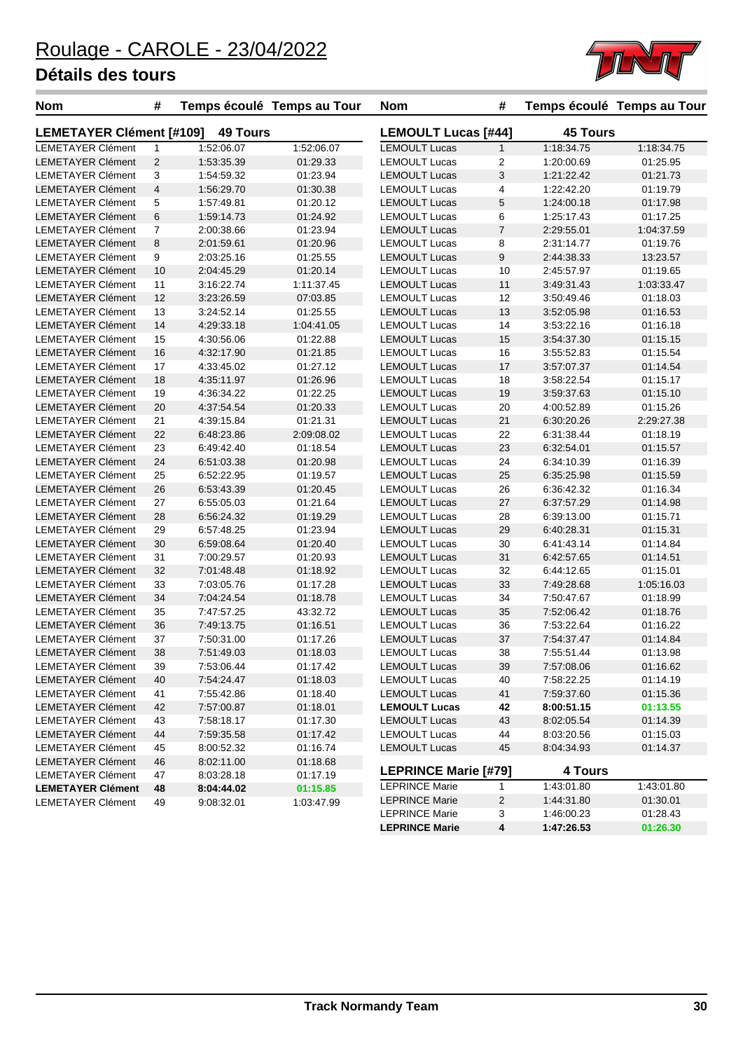# Roulage - CAROLE - 23/04/2022

## Détails des tours

### LEMETAYER Clément [#109] — 49 Tours

| Nom | # | Temps écoulé | Temps au Tour |
|---|---|---|---|
| LEMETAYER Clément | 1 | 1:52:06.07 | 1:52:06.07 |
| LEMETAYER Clément | 2 | 1:53:35.39 | 01:29.33 |
| LEMETAYER Clément | 3 | 1:54:59.32 | 01:23.94 |
| LEMETAYER Clément | 4 | 1:56:29.70 | 01:30.38 |
| LEMETAYER Clément | 5 | 1:57:49.81 | 01:20.12 |
| LEMETAYER Clément | 6 | 1:59:14.73 | 01:24.92 |
| LEMETAYER Clément | 7 | 2:00:38.66 | 01:23.94 |
| LEMETAYER Clément | 8 | 2:01:59.61 | 01:20.96 |
| LEMETAYER Clément | 9 | 2:03:25.16 | 01:25.55 |
| LEMETAYER Clément | 10 | 2:04:45.29 | 01:20.14 |
| LEMETAYER Clément | 11 | 3:16:22.74 | 1:11:37.45 |
| LEMETAYER Clément | 12 | 3:23:26.59 | 07:03.85 |
| LEMETAYER Clément | 13 | 3:24:52.14 | 01:25.55 |
| LEMETAYER Clément | 14 | 4:29:33.18 | 1:04:41.05 |
| LEMETAYER Clément | 15 | 4:30:56.06 | 01:22.88 |
| LEMETAYER Clément | 16 | 4:32:17.90 | 01:21.85 |
| LEMETAYER Clément | 17 | 4:33:45.02 | 01:27.12 |
| LEMETAYER Clément | 18 | 4:35:11.97 | 01:26.96 |
| LEMETAYER Clément | 19 | 4:36:34.22 | 01:22.25 |
| LEMETAYER Clément | 20 | 4:37:54.54 | 01:20.33 |
| LEMETAYER Clément | 21 | 4:39:15.84 | 01:21.31 |
| LEMETAYER Clément | 22 | 6:48:23.86 | 2:09:08.02 |
| LEMETAYER Clément | 23 | 6:49:42.40 | 01:18.54 |
| LEMETAYER Clément | 24 | 6:51:03.38 | 01:20.98 |
| LEMETAYER Clément | 25 | 6:52:22.95 | 01:19.57 |
| LEMETAYER Clément | 26 | 6:53:43.39 | 01:20.45 |
| LEMETAYER Clément | 27 | 6:55:05.03 | 01:21.64 |
| LEMETAYER Clément | 28 | 6:56:24.32 | 01:19.29 |
| LEMETAYER Clément | 29 | 6:57:48.25 | 01:23.94 |
| LEMETAYER Clément | 30 | 6:59:08.64 | 01:20.40 |
| LEMETAYER Clément | 31 | 7:00:29.57 | 01:20.93 |
| LEMETAYER Clément | 32 | 7:01:48.48 | 01:18.92 |
| LEMETAYER Clément | 33 | 7:03:05.76 | 01:17.28 |
| LEMETAYER Clément | 34 | 7:04:24.54 | 01:18.78 |
| LEMETAYER Clément | 35 | 7:47:57.25 | 43:32.72 |
| LEMETAYER Clément | 36 | 7:49:13.75 | 01:16.51 |
| LEMETAYER Clément | 37 | 7:50:31.00 | 01:17.26 |
| LEMETAYER Clément | 38 | 7:51:49.03 | 01:18.03 |
| LEMETAYER Clément | 39 | 7:53:06.44 | 01:17.42 |
| LEMETAYER Clément | 40 | 7:54:24.47 | 01:18.03 |
| LEMETAYER Clément | 41 | 7:55:42.86 | 01:18.40 |
| LEMETAYER Clément | 42 | 7:57:00.87 | 01:18.01 |
| LEMETAYER Clément | 43 | 7:58:18.17 | 01:17.30 |
| LEMETAYER Clément | 44 | 7:59:35.58 | 01:17.42 |
| LEMETAYER Clément | 45 | 8:00:52.32 | 01:16.74 |
| LEMETAYER Clément | 46 | 8:02:11.00 | 01:18.68 |
| LEMETAYER Clément | 47 | 8:03:28.18 | 01:17.19 |
| **LEMETAYER Clément** | **48** | **8:04:44.02** | **01:15.85** |
| LEMETAYER Clément | 49 | 9:08:32.01 | 1:03:47.99 |

### LEMOULT Lucas [#44] — 45 Tours

| Nom | # | Temps écoulé | Temps au Tour |
|---|---|---|---|
| LEMOULT Lucas | 1 | 1:18:34.75 | 1:18:34.75 |
| LEMOULT Lucas | 2 | 1:20:00.69 | 01:25.95 |
| LEMOULT Lucas | 3 | 1:21:22.42 | 01:21.73 |
| LEMOULT Lucas | 4 | 1:22:42.20 | 01:19.79 |
| LEMOULT Lucas | 5 | 1:24:00.18 | 01:17.98 |
| LEMOULT Lucas | 6 | 1:25:17.43 | 01:17.25 |
| LEMOULT Lucas | 7 | 2:29:55.01 | 1:04:37.59 |
| LEMOULT Lucas | 8 | 2:31:14.77 | 01:19.76 |
| LEMOULT Lucas | 9 | 2:44:38.33 | 13:23.57 |
| LEMOULT Lucas | 10 | 2:45:57.97 | 01:19.65 |
| LEMOULT Lucas | 11 | 3:49:31.43 | 1:03:33.47 |
| LEMOULT Lucas | 12 | 3:50:49.46 | 01:18.03 |
| LEMOULT Lucas | 13 | 3:52:05.98 | 01:16.53 |
| LEMOULT Lucas | 14 | 3:53:22.16 | 01:16.18 |
| LEMOULT Lucas | 15 | 3:54:37.30 | 01:15.15 |
| LEMOULT Lucas | 16 | 3:55:52.83 | 01:15.54 |
| LEMOULT Lucas | 17 | 3:57:07.37 | 01:14.54 |
| LEMOULT Lucas | 18 | 3:58:22.54 | 01:15.17 |
| LEMOULT Lucas | 19 | 3:59:37.63 | 01:15.10 |
| LEMOULT Lucas | 20 | 4:00:52.89 | 01:15.26 |
| LEMOULT Lucas | 21 | 6:30:20.26 | 2:29:27.38 |
| LEMOULT Lucas | 22 | 6:31:38.44 | 01:18.19 |
| LEMOULT Lucas | 23 | 6:32:54.01 | 01:15.57 |
| LEMOULT Lucas | 24 | 6:34:10.39 | 01:16.39 |
| LEMOULT Lucas | 25 | 6:35:25.98 | 01:15.59 |
| LEMOULT Lucas | 26 | 6:36:42.32 | 01:16.34 |
| LEMOULT Lucas | 27 | 6:37:57.29 | 01:14.98 |
| LEMOULT Lucas | 28 | 6:39:13.00 | 01:15.71 |
| LEMOULT Lucas | 29 | 6:40:28.31 | 01:15.31 |
| LEMOULT Lucas | 30 | 6:41:43.14 | 01:14.84 |
| LEMOULT Lucas | 31 | 6:42:57.65 | 01:14.51 |
| LEMOULT Lucas | 32 | 6:44:12.65 | 01:15.01 |
| LEMOULT Lucas | 33 | 7:49:28.68 | 1:05:16.03 |
| LEMOULT Lucas | 34 | 7:50:47.67 | 01:18.99 |
| LEMOULT Lucas | 35 | 7:52:06.42 | 01:18.76 |
| LEMOULT Lucas | 36 | 7:53:22.64 | 01:16.22 |
| LEMOULT Lucas | 37 | 7:54:37.47 | 01:14.84 |
| LEMOULT Lucas | 38 | 7:55:51.44 | 01:13.98 |
| LEMOULT Lucas | 39 | 7:57:08.06 | 01:16.62 |
| LEMOULT Lucas | 40 | 7:58:22.25 | 01:14.19 |
| LEMOULT Lucas | 41 | 7:59:37.60 | 01:15.36 |
| **LEMOULT Lucas** | **42** | **8:00:51.15** | **01:13.55** |
| LEMOULT Lucas | 43 | 8:02:05.54 | 01:14.39 |
| LEMOULT Lucas | 44 | 8:03:20.56 | 01:15.03 |
| LEMOULT Lucas | 45 | 8:04:34.93 | 01:14.37 |

### LEPRINCE Marie [#79] — 4 Tours

| Nom | # | Temps écoulé | Temps au Tour |
|---|---|---|---|
| LEPRINCE Marie | 1 | 1:43:01.80 | 1:43:01.80 |
| LEPRINCE Marie | 2 | 1:44:31.80 | 01:30.01 |
| LEPRINCE Marie | 3 | 1:46:00.23 | 01:28.43 |
| **LEPRINCE Marie** | **4** | **1:47:26.53** | **01:26.30** |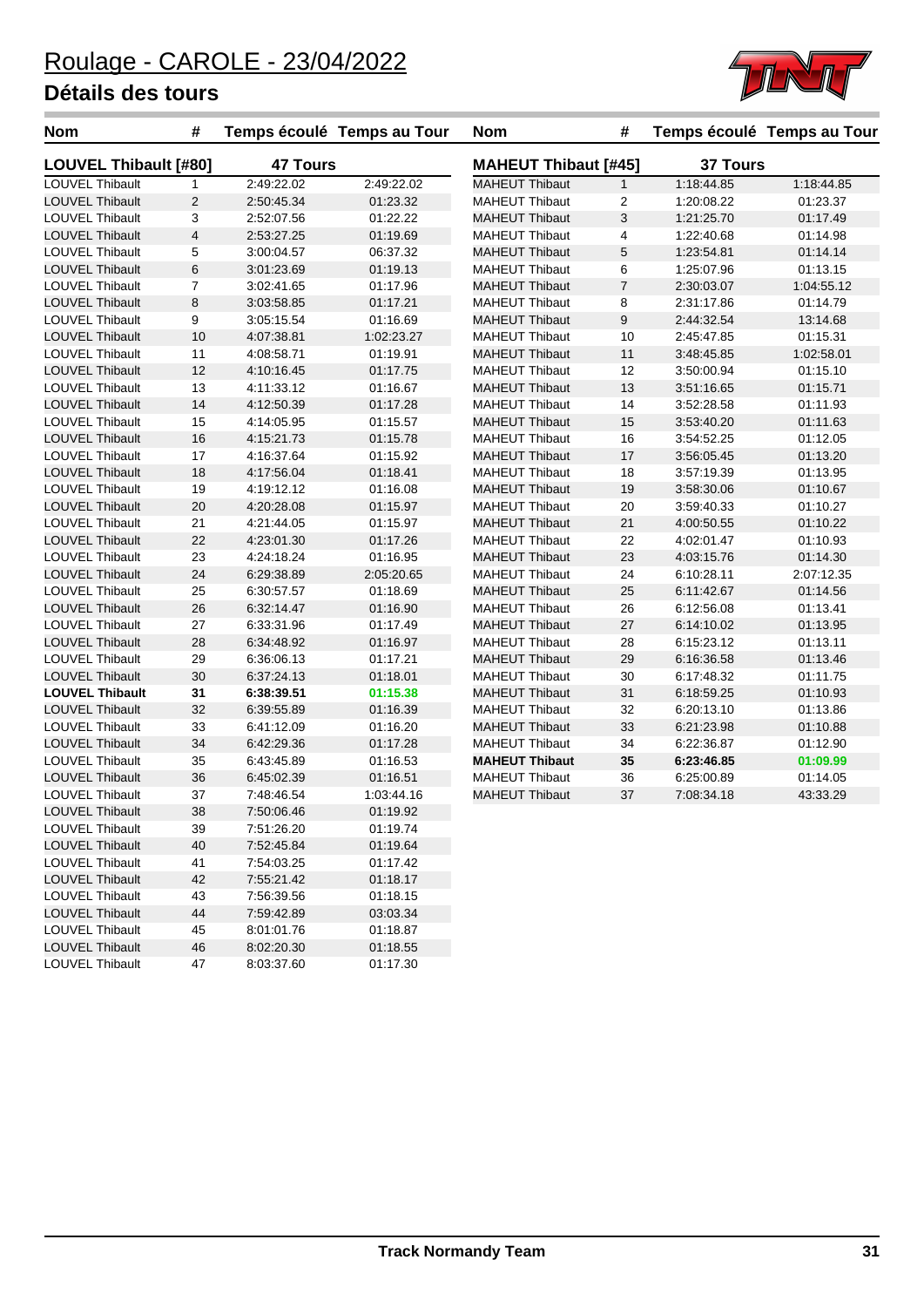# Roulage - CAROLE - 23/04/2022

## Détails des tours

| Nom | # | Temps écoulé | Temps au Tour |
|---|---|---|---|
| **LOUVEL Thibault [#80]** | | **47 Tours** | |
| LOUVEL Thibault | 1 | 2:49:22.02 | 2:49:22.02 |
| LOUVEL Thibault | 2 | 2:50:45.34 | 01:23.32 |
| LOUVEL Thibault | 3 | 2:52:07.56 | 01:22.22 |
| LOUVEL Thibault | 4 | 2:53:27.25 | 01:19.69 |
| LOUVEL Thibault | 5 | 3:00:04.57 | 06:37.32 |
| LOUVEL Thibault | 6 | 3:01:23.69 | 01:19.13 |
| LOUVEL Thibault | 7 | 3:02:41.65 | 01:17.96 |
| LOUVEL Thibault | 8 | 3:03:58.85 | 01:17.21 |
| LOUVEL Thibault | 9 | 3:05:15.54 | 01:16.69 |
| LOUVEL Thibault | 10 | 4:07:38.81 | 1:02:23.27 |
| LOUVEL Thibault | 11 | 4:08:58.71 | 01:19.91 |
| LOUVEL Thibault | 12 | 4:10:16.45 | 01:17.75 |
| LOUVEL Thibault | 13 | 4:11:33.12 | 01:16.67 |
| LOUVEL Thibault | 14 | 4:12:50.39 | 01:17.28 |
| LOUVEL Thibault | 15 | 4:14:05.95 | 01:15.57 |
| LOUVEL Thibault | 16 | 4:15:21.73 | 01:15.78 |
| LOUVEL Thibault | 17 | 4:16:37.64 | 01:15.92 |
| LOUVEL Thibault | 18 | 4:17:56.04 | 01:18.41 |
| LOUVEL Thibault | 19 | 4:19:12.12 | 01:16.08 |
| LOUVEL Thibault | 20 | 4:20:28.08 | 01:15.97 |
| LOUVEL Thibault | 21 | 4:21:44.05 | 01:15.97 |
| LOUVEL Thibault | 22 | 4:23:01.30 | 01:17.26 |
| LOUVEL Thibault | 23 | 4:24:18.24 | 01:16.95 |
| LOUVEL Thibault | 24 | 6:29:38.89 | 2:05:20.65 |
| LOUVEL Thibault | 25 | 6:30:57.57 | 01:18.69 |
| LOUVEL Thibault | 26 | 6:32:14.47 | 01:16.90 |
| LOUVEL Thibault | 27 | 6:33:31.96 | 01:17.49 |
| LOUVEL Thibault | 28 | 6:34:48.92 | 01:16.97 |
| LOUVEL Thibault | 29 | 6:36:06.13 | 01:17.21 |
| LOUVEL Thibault | 30 | 6:37:24.13 | 01:18.01 |
| **LOUVEL Thibault** | **31** | **6:38:39.51** | **01:15.38** |
| LOUVEL Thibault | 32 | 6:39:55.89 | 01:16.39 |
| LOUVEL Thibault | 33 | 6:41:12.09 | 01:16.20 |
| LOUVEL Thibault | 34 | 6:42:29.36 | 01:17.28 |
| LOUVEL Thibault | 35 | 6:43:45.89 | 01:16.53 |
| LOUVEL Thibault | 36 | 6:45:02.39 | 01:16.51 |
| LOUVEL Thibault | 37 | 7:48:46.54 | 1:03:44.16 |
| LOUVEL Thibault | 38 | 7:50:06.46 | 01:19.92 |
| LOUVEL Thibault | 39 | 7:51:26.20 | 01:19.74 |
| LOUVEL Thibault | 40 | 7:52:45.84 | 01:19.64 |
| LOUVEL Thibault | 41 | 7:54:03.25 | 01:17.42 |
| LOUVEL Thibault | 42 | 7:55:21.42 | 01:18.17 |
| LOUVEL Thibault | 43 | 7:56:39.56 | 01:18.15 |
| LOUVEL Thibault | 44 | 7:59:42.89 | 03:03.34 |
| LOUVEL Thibault | 45 | 8:01:01.76 | 01:18.87 |
| LOUVEL Thibault | 46 | 8:02:20.30 | 01:18.55 |
| LOUVEL Thibault | 47 | 8:03:37.60 | 01:17.30 |

| Nom | # | Temps écoulé | Temps au Tour |
|---|---|---|---|
| **MAHEUT Thibaut [#45]** | | **37 Tours** | |
| MAHEUT Thibaut | 1 | 1:18:44.85 | 1:18:44.85 |
| MAHEUT Thibaut | 2 | 1:20:08.22 | 01:23.37 |
| MAHEUT Thibaut | 3 | 1:21:25.70 | 01:17.49 |
| MAHEUT Thibaut | 4 | 1:22:40.68 | 01:14.98 |
| MAHEUT Thibaut | 5 | 1:23:54.81 | 01:14.14 |
| MAHEUT Thibaut | 6 | 1:25:07.96 | 01:13.15 |
| MAHEUT Thibaut | 7 | 2:30:03.07 | 1:04:55.12 |
| MAHEUT Thibaut | 8 | 2:31:17.86 | 01:14.79 |
| MAHEUT Thibaut | 9 | 2:44:32.54 | 13:14.68 |
| MAHEUT Thibaut | 10 | 2:45:47.85 | 01:15.31 |
| MAHEUT Thibaut | 11 | 3:48:45.85 | 1:02:58.01 |
| MAHEUT Thibaut | 12 | 3:50:00.94 | 01:15.10 |
| MAHEUT Thibaut | 13 | 3:51:16.65 | 01:15.71 |
| MAHEUT Thibaut | 14 | 3:52:28.58 | 01:11.93 |
| MAHEUT Thibaut | 15 | 3:53:40.20 | 01:11.63 |
| MAHEUT Thibaut | 16 | 3:54:52.25 | 01:12.05 |
| MAHEUT Thibaut | 17 | 3:56:05.45 | 01:13.20 |
| MAHEUT Thibaut | 18 | 3:57:19.39 | 01:13.95 |
| MAHEUT Thibaut | 19 | 3:58:30.06 | 01:10.67 |
| MAHEUT Thibaut | 20 | 3:59:40.33 | 01:10.27 |
| MAHEUT Thibaut | 21 | 4:00:50.55 | 01:10.22 |
| MAHEUT Thibaut | 22 | 4:02:01.47 | 01:10.93 |
| MAHEUT Thibaut | 23 | 4:03:15.76 | 01:14.30 |
| MAHEUT Thibaut | 24 | 6:10:28.11 | 2:07:12.35 |
| MAHEUT Thibaut | 25 | 6:11:42.67 | 01:14.56 |
| MAHEUT Thibaut | 26 | 6:12:56.08 | 01:13.41 |
| MAHEUT Thibaut | 27 | 6:14:10.02 | 01:13.95 |
| MAHEUT Thibaut | 28 | 6:15:23.12 | 01:13.11 |
| MAHEUT Thibaut | 29 | 6:16:36.58 | 01:13.46 |
| MAHEUT Thibaut | 30 | 6:17:48.32 | 01:11.75 |
| MAHEUT Thibaut | 31 | 6:18:59.25 | 01:10.93 |
| MAHEUT Thibaut | 32 | 6:20:13.10 | 01:13.86 |
| MAHEUT Thibaut | 33 | 6:21:23.98 | 01:10.88 |
| MAHEUT Thibaut | 34 | 6:22:36.87 | 01:12.90 |
| **MAHEUT Thibaut** | **35** | **6:23:46.85** | **01:09.99** |
| MAHEUT Thibaut | 36 | 6:25:00.89 | 01:14.05 |
| MAHEUT Thibaut | 37 | 7:08:34.18 | 43:33.29 |

Track Normandy Team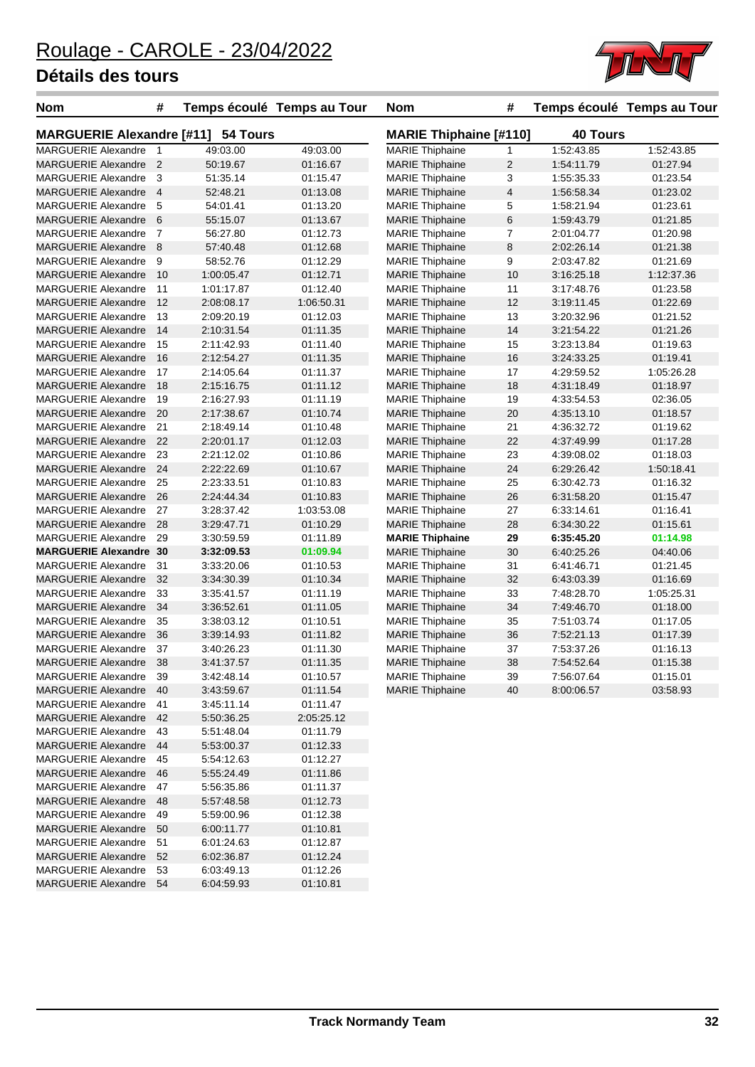# Roulage - CAROLE - 23/04/2022

## Détails des tours

### MARGUERIE Alexandre [#11] 54 Tours

| Nom | # | Temps écoulé | Temps au Tour |
|---|---|---|---|
| MARGUERIE Alexandre | 1 | 49:03.00 | 49:03.00 |
| MARGUERIE Alexandre | 2 | 50:19.67 | 01:16.67 |
| MARGUERIE Alexandre | 3 | 51:35.14 | 01:15.47 |
| MARGUERIE Alexandre | 4 | 52:48.21 | 01:13.08 |
| MARGUERIE Alexandre | 5 | 54:01.41 | 01:13.20 |
| MARGUERIE Alexandre | 6 | 55:15.07 | 01:13.67 |
| MARGUERIE Alexandre | 7 | 56:27.80 | 01:12.73 |
| MARGUERIE Alexandre | 8 | 57:40.48 | 01:12.68 |
| MARGUERIE Alexandre | 9 | 58:52.76 | 01:12.29 |
| MARGUERIE Alexandre | 10 | 1:00:05.47 | 01:12.71 |
| MARGUERIE Alexandre | 11 | 1:01:17.87 | 01:12.40 |
| MARGUERIE Alexandre | 12 | 2:08:08.17 | 1:06:50.31 |
| MARGUERIE Alexandre | 13 | 2:09:20.19 | 01:12.03 |
| MARGUERIE Alexandre | 14 | 2:10:31.54 | 01:11.35 |
| MARGUERIE Alexandre | 15 | 2:11:42.93 | 01:11.40 |
| MARGUERIE Alexandre | 16 | 2:12:54.27 | 01:11.35 |
| MARGUERIE Alexandre | 17 | 2:14:05.64 | 01:11.37 |
| MARGUERIE Alexandre | 18 | 2:15:16.75 | 01:11.12 |
| MARGUERIE Alexandre | 19 | 2:16:27.93 | 01:11.19 |
| MARGUERIE Alexandre | 20 | 2:17:38.67 | 01:10.74 |
| MARGUERIE Alexandre | 21 | 2:18:49.14 | 01:10.48 |
| MARGUERIE Alexandre | 22 | 2:20:01.17 | 01:12.03 |
| MARGUERIE Alexandre | 23 | 2:21:12.02 | 01:10.86 |
| MARGUERIE Alexandre | 24 | 2:22:22.69 | 01:10.67 |
| MARGUERIE Alexandre | 25 | 2:23:33.51 | 01:10.83 |
| MARGUERIE Alexandre | 26 | 2:24:44.34 | 01:10.83 |
| MARGUERIE Alexandre | 27 | 3:28:37.42 | 1:03:53.08 |
| MARGUERIE Alexandre | 28 | 3:29:47.71 | 01:10.29 |
| MARGUERIE Alexandre | 29 | 3:30:59.59 | 01:11.89 |
| **MARGUERIE Alexandre** | **30** | **3:32:09.53** | **01:09.94** |
| MARGUERIE Alexandre | 31 | 3:33:20.06 | 01:10.53 |
| MARGUERIE Alexandre | 32 | 3:34:30.39 | 01:10.34 |
| MARGUERIE Alexandre | 33 | 3:35:41.57 | 01:11.19 |
| MARGUERIE Alexandre | 34 | 3:36:52.61 | 01:11.05 |
| MARGUERIE Alexandre | 35 | 3:38:03.12 | 01:10.51 |
| MARGUERIE Alexandre | 36 | 3:39:14.93 | 01:11.82 |
| MARGUERIE Alexandre | 37 | 3:40:26.23 | 01:11.30 |
| MARGUERIE Alexandre | 38 | 3:41:37.57 | 01:11.35 |
| MARGUERIE Alexandre | 39 | 3:42:48.14 | 01:10.57 |
| MARGUERIE Alexandre | 40 | 3:43:59.67 | 01:11.54 |
| MARGUERIE Alexandre | 41 | 3:45:11.14 | 01:11.47 |
| MARGUERIE Alexandre | 42 | 5:50:36.25 | 2:05:25.12 |
| MARGUERIE Alexandre | 43 | 5:51:48.04 | 01:11.79 |
| MARGUERIE Alexandre | 44 | 5:53:00.37 | 01:12.33 |
| MARGUERIE Alexandre | 45 | 5:54:12.63 | 01:12.27 |
| MARGUERIE Alexandre | 46 | 5:55:24.49 | 01:11.86 |
| MARGUERIE Alexandre | 47 | 5:56:35.86 | 01:11.37 |
| MARGUERIE Alexandre | 48 | 5:57:48.58 | 01:12.73 |
| MARGUERIE Alexandre | 49 | 5:59:00.96 | 01:12.38 |
| MARGUERIE Alexandre | 50 | 6:00:11.77 | 01:10.81 |
| MARGUERIE Alexandre | 51 | 6:01:24.63 | 01:12.87 |
| MARGUERIE Alexandre | 52 | 6:02:36.87 | 01:12.24 |
| MARGUERIE Alexandre | 53 | 6:03:49.13 | 01:12.26 |
| MARGUERIE Alexandre | 54 | 6:04:59.93 | 01:10.81 |

### MARIE Thiphaine [#110] 40 Tours

| Nom | # | Temps écoulé | Temps au Tour |
|---|---|---|---|
| MARIE Thiphaine | 1 | 1:52:43.85 | 1:52:43.85 |
| MARIE Thiphaine | 2 | 1:54:11.79 | 01:27.94 |
| MARIE Thiphaine | 3 | 1:55:35.33 | 01:23.54 |
| MARIE Thiphaine | 4 | 1:56:58.34 | 01:23.02 |
| MARIE Thiphaine | 5 | 1:58:21.94 | 01:23.61 |
| MARIE Thiphaine | 6 | 1:59:43.79 | 01:21.85 |
| MARIE Thiphaine | 7 | 2:01:04.77 | 01:20.98 |
| MARIE Thiphaine | 8 | 2:02:26.14 | 01:21.38 |
| MARIE Thiphaine | 9 | 2:03:47.82 | 01:21.69 |
| MARIE Thiphaine | 10 | 3:16:25.18 | 1:12:37.36 |
| MARIE Thiphaine | 11 | 3:17:48.76 | 01:23.58 |
| MARIE Thiphaine | 12 | 3:19:11.45 | 01:22.69 |
| MARIE Thiphaine | 13 | 3:20:32.96 | 01:21.52 |
| MARIE Thiphaine | 14 | 3:21:54.22 | 01:21.26 |
| MARIE Thiphaine | 15 | 3:23:13.84 | 01:19.63 |
| MARIE Thiphaine | 16 | 3:24:33.25 | 01:19.41 |
| MARIE Thiphaine | 17 | 4:29:59.52 | 1:05:26.28 |
| MARIE Thiphaine | 18 | 4:31:18.49 | 01:18.97 |
| MARIE Thiphaine | 19 | 4:33:54.53 | 02:36.05 |
| MARIE Thiphaine | 20 | 4:35:13.10 | 01:18.57 |
| MARIE Thiphaine | 21 | 4:36:32.72 | 01:19.62 |
| MARIE Thiphaine | 22 | 4:37:49.99 | 01:17.28 |
| MARIE Thiphaine | 23 | 4:39:08.02 | 01:18.03 |
| MARIE Thiphaine | 24 | 6:29:26.42 | 1:50:18.41 |
| MARIE Thiphaine | 25 | 6:30:42.73 | 01:16.32 |
| MARIE Thiphaine | 26 | 6:31:58.20 | 01:15.47 |
| MARIE Thiphaine | 27 | 6:33:14.61 | 01:16.41 |
| MARIE Thiphaine | 28 | 6:34:30.22 | 01:15.61 |
| **MARIE Thiphaine** | **29** | **6:35:45.20** | **01:14.98** |
| MARIE Thiphaine | 30 | 6:40:25.26 | 04:40.06 |
| MARIE Thiphaine | 31 | 6:41:46.71 | 01:21.45 |
| MARIE Thiphaine | 32 | 6:43:03.39 | 01:16.69 |
| MARIE Thiphaine | 33 | 7:48:28.70 | 1:05:25.31 |
| MARIE Thiphaine | 34 | 7:49:46.70 | 01:18.00 |
| MARIE Thiphaine | 35 | 7:51:03.74 | 01:17.05 |
| MARIE Thiphaine | 36 | 7:52:21.13 | 01:17.39 |
| MARIE Thiphaine | 37 | 7:53:37.26 | 01:16.13 |
| MARIE Thiphaine | 38 | 7:54:52.64 | 01:15.38 |
| MARIE Thiphaine | 39 | 7:56:07.64 | 01:15.01 |
| MARIE Thiphaine | 40 | 8:00:06.57 | 03:58.93 |

**Track Normandy Team**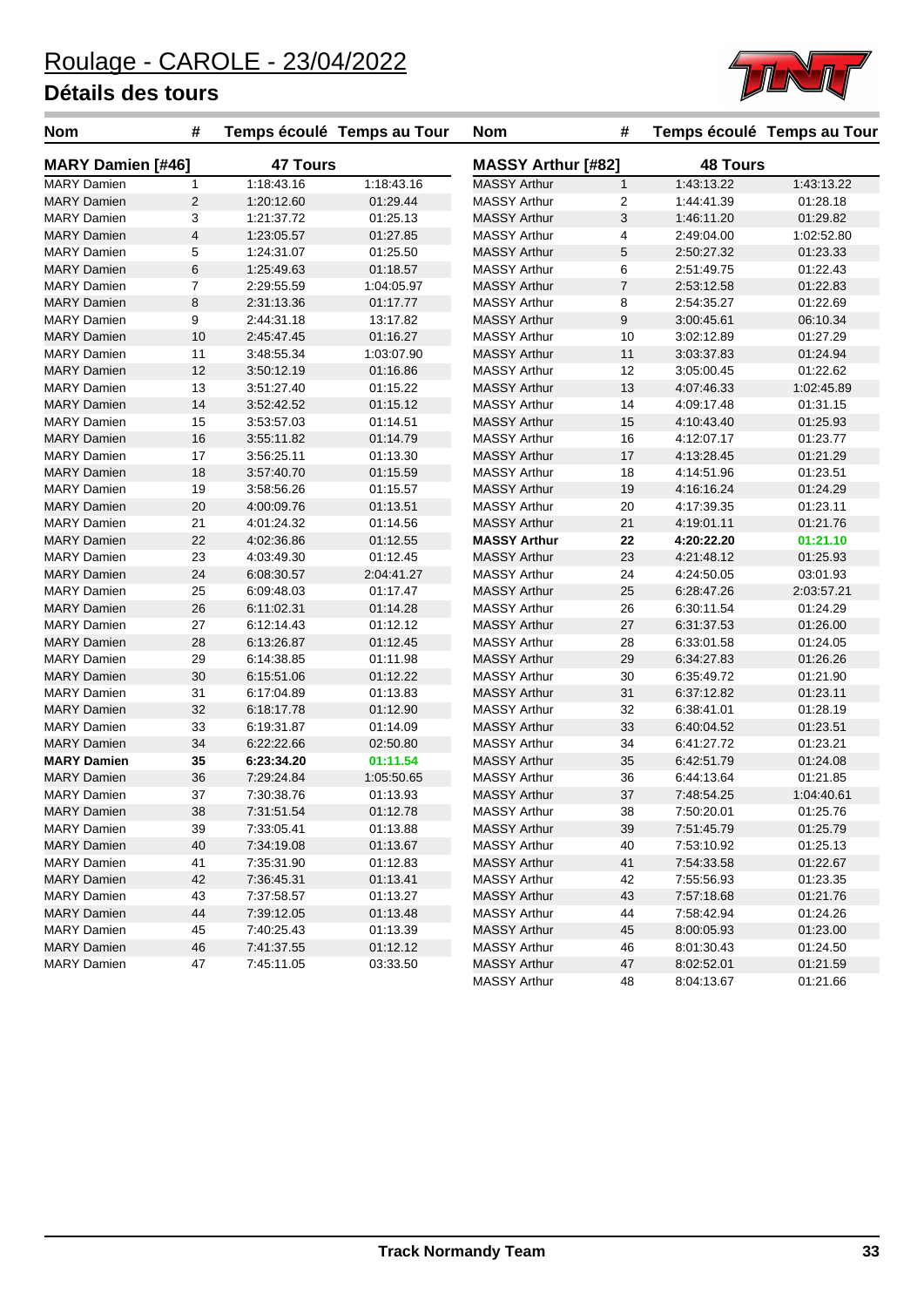# Roulage - CAROLE - 23/04/2022

## Détails des tours

| Nom | # | Temps écoulé | Temps au Tour |
|---|---|---|---|
| **MARY Damien [#46]** | | **47 Tours** | |
| MARY Damien | 1 | 1:18:43.16 | 1:18:43.16 |
| MARY Damien | 2 | 1:20:12.60 | 01:29.44 |
| MARY Damien | 3 | 1:21:37.72 | 01:25.13 |
| MARY Damien | 4 | 1:23:05.57 | 01:27.85 |
| MARY Damien | 5 | 1:24:31.07 | 01:25.50 |
| MARY Damien | 6 | 1:25:49.63 | 01:18.57 |
| MARY Damien | 7 | 2:29:55.59 | 1:04:05.97 |
| MARY Damien | 8 | 2:31:13.36 | 01:17.77 |
| MARY Damien | 9 | 2:44:31.18 | 13:17.82 |
| MARY Damien | 10 | 2:45:47.45 | 01:16.27 |
| MARY Damien | 11 | 3:48:55.34 | 1:03:07.90 |
| MARY Damien | 12 | 3:50:12.19 | 01:16.86 |
| MARY Damien | 13 | 3:51:27.40 | 01:15.22 |
| MARY Damien | 14 | 3:52:42.52 | 01:15.12 |
| MARY Damien | 15 | 3:53:57.03 | 01:14.51 |
| MARY Damien | 16 | 3:55:11.82 | 01:14.79 |
| MARY Damien | 17 | 3:56:25.11 | 01:13.30 |
| MARY Damien | 18 | 3:57:40.70 | 01:15.59 |
| MARY Damien | 19 | 3:58:56.26 | 01:15.57 |
| MARY Damien | 20 | 4:00:09.76 | 01:13.51 |
| MARY Damien | 21 | 4:01:24.32 | 01:14.56 |
| MARY Damien | 22 | 4:02:36.86 | 01:12.55 |
| MARY Damien | 23 | 4:03:49.30 | 01:12.45 |
| MARY Damien | 24 | 6:08:30.57 | 2:04:41.27 |
| MARY Damien | 25 | 6:09:48.03 | 01:17.47 |
| MARY Damien | 26 | 6:11:02.31 | 01:14.28 |
| MARY Damien | 27 | 6:12:14.43 | 01:12.12 |
| MARY Damien | 28 | 6:13:26.87 | 01:12.45 |
| MARY Damien | 29 | 6:14:38.85 | 01:11.98 |
| MARY Damien | 30 | 6:15:51.06 | 01:12.22 |
| MARY Damien | 31 | 6:17:04.89 | 01:13.83 |
| MARY Damien | 32 | 6:18:17.78 | 01:12.90 |
| MARY Damien | 33 | 6:19:31.87 | 01:14.09 |
| MARY Damien | 34 | 6:22:22.66 | 02:50.80 |
| **MARY Damien** | **35** | **6:23:34.20** | **01:11.54** |
| MARY Damien | 36 | 7:29:24.84 | 1:05:50.65 |
| MARY Damien | 37 | 7:30:38.76 | 01:13.93 |
| MARY Damien | 38 | 7:31:51.54 | 01:12.78 |
| MARY Damien | 39 | 7:33:05.41 | 01:13.88 |
| MARY Damien | 40 | 7:34:19.08 | 01:13.67 |
| MARY Damien | 41 | 7:35:31.90 | 01:12.83 |
| MARY Damien | 42 | 7:36:45.31 | 01:13.41 |
| MARY Damien | 43 | 7:37:58.57 | 01:13.27 |
| MARY Damien | 44 | 7:39:12.05 | 01:13.48 |
| MARY Damien | 45 | 7:40:25.43 | 01:13.39 |
| MARY Damien | 46 | 7:41:37.55 | 01:12.12 |
| MARY Damien | 47 | 7:45:11.05 | 03:33.50 |

| Nom | # | Temps écoulé | Temps au Tour |
|---|---|---|---|
| **MASSY Arthur [#82]** | | **48 Tours** | |
| MASSY Arthur | 1 | 1:43:13.22 | 1:43:13.22 |
| MASSY Arthur | 2 | 1:44:41.39 | 01:28.18 |
| MASSY Arthur | 3 | 1:46:11.20 | 01:29.82 |
| MASSY Arthur | 4 | 2:49:04.00 | 1:02:52.80 |
| MASSY Arthur | 5 | 2:50:27.32 | 01:23.33 |
| MASSY Arthur | 6 | 2:51:49.75 | 01:22.43 |
| MASSY Arthur | 7 | 2:53:12.58 | 01:22.83 |
| MASSY Arthur | 8 | 2:54:35.27 | 01:22.69 |
| MASSY Arthur | 9 | 3:00:45.61 | 06:10.34 |
| MASSY Arthur | 10 | 3:02:12.89 | 01:27.29 |
| MASSY Arthur | 11 | 3:03:37.83 | 01:24.94 |
| MASSY Arthur | 12 | 3:05:00.45 | 01:22.62 |
| MASSY Arthur | 13 | 4:07:46.33 | 1:02:45.89 |
| MASSY Arthur | 14 | 4:09:17.48 | 01:31.15 |
| MASSY Arthur | 15 | 4:10:43.40 | 01:25.93 |
| MASSY Arthur | 16 | 4:12:07.17 | 01:23.77 |
| MASSY Arthur | 17 | 4:13:28.45 | 01:21.29 |
| MASSY Arthur | 18 | 4:14:51.96 | 01:23.51 |
| MASSY Arthur | 19 | 4:16:16.24 | 01:24.29 |
| MASSY Arthur | 20 | 4:17:39.35 | 01:23.11 |
| MASSY Arthur | 21 | 4:19:01.11 | 01:21.76 |
| **MASSY Arthur** | **22** | **4:20:22.20** | **01:21.10** |
| MASSY Arthur | 23 | 4:21:48.12 | 01:25.93 |
| MASSY Arthur | 24 | 4:24:50.05 | 03:01.93 |
| MASSY Arthur | 25 | 6:28:47.26 | 2:03:57.21 |
| MASSY Arthur | 26 | 6:30:11.54 | 01:24.29 |
| MASSY Arthur | 27 | 6:31:37.53 | 01:26.00 |
| MASSY Arthur | 28 | 6:33:01.58 | 01:24.05 |
| MASSY Arthur | 29 | 6:34:27.83 | 01:26.26 |
| MASSY Arthur | 30 | 6:35:49.72 | 01:21.90 |
| MASSY Arthur | 31 | 6:37:12.82 | 01:23.11 |
| MASSY Arthur | 32 | 6:38:41.01 | 01:28.19 |
| MASSY Arthur | 33 | 6:40:04.52 | 01:23.51 |
| MASSY Arthur | 34 | 6:41:27.72 | 01:23.21 |
| MASSY Arthur | 35 | 6:42:51.79 | 01:24.08 |
| MASSY Arthur | 36 | 6:44:13.64 | 01:21.85 |
| MASSY Arthur | 37 | 7:48:54.25 | 1:04:40.61 |
| MASSY Arthur | 38 | 7:50:20.01 | 01:25.76 |
| MASSY Arthur | 39 | 7:51:45.79 | 01:25.79 |
| MASSY Arthur | 40 | 7:53:10.92 | 01:25.13 |
| MASSY Arthur | 41 | 7:54:33.58 | 01:22.67 |
| MASSY Arthur | 42 | 7:55:56.93 | 01:23.35 |
| MASSY Arthur | 43 | 7:57:18.68 | 01:21.76 |
| MASSY Arthur | 44 | 7:58:42.94 | 01:24.26 |
| MASSY Arthur | 45 | 8:00:05.93 | 01:23.00 |
| MASSY Arthur | 46 | 8:01:30.43 | 01:24.50 |
| MASSY Arthur | 47 | 8:02:52.01 | 01:21.59 |
| MASSY Arthur | 48 | 8:04:13.67 | 01:21.66 |

Track Normandy Team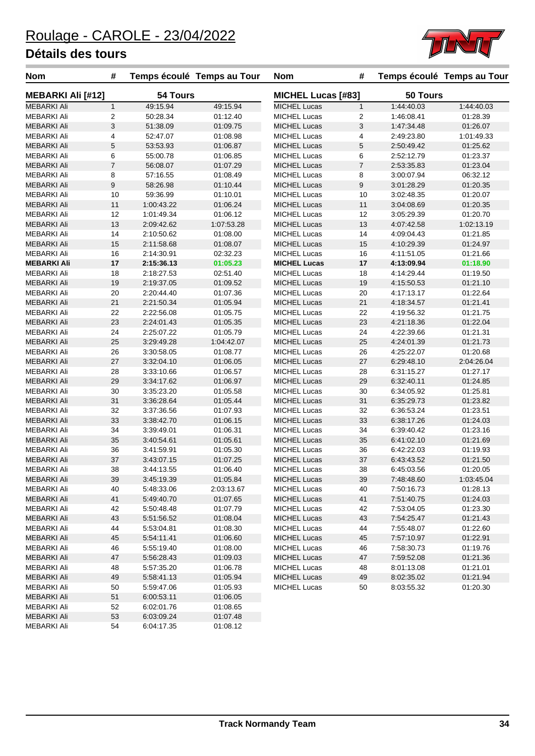# Roulage - CAROLE - 23/04/2022

## Détails des tours

| Nom | # | Temps écoulé | Temps au Tour |
|---|---|---|---|
| **MEBARKI Ali [#12]** | | **54 Tours** | |
| MEBARKI Ali | 1 | 49:15.94 | 49:15.94 |
| MEBARKI Ali | 2 | 50:28.34 | 01:12.40 |
| MEBARKI Ali | 3 | 51:38.09 | 01:09.75 |
| MEBARKI Ali | 4 | 52:47.07 | 01:08.98 |
| MEBARKI Ali | 5 | 53:53.93 | 01:06.87 |
| MEBARKI Ali | 6 | 55:00.78 | 01:06.85 |
| MEBARKI Ali | 7 | 56:08.07 | 01:07.29 |
| MEBARKI Ali | 8 | 57:16.55 | 01:08.49 |
| MEBARKI Ali | 9 | 58:26.98 | 01:10.44 |
| MEBARKI Ali | 10 | 59:36.99 | 01:10.01 |
| MEBARKI Ali | 11 | 1:00:43.22 | 01:06.24 |
| MEBARKI Ali | 12 | 1:01:49.34 | 01:06.12 |
| MEBARKI Ali | 13 | 2:09:42.62 | 1:07:53.28 |
| MEBARKI Ali | 14 | 2:10:50.62 | 01:08.00 |
| MEBARKI Ali | 15 | 2:11:58.68 | 01:08.07 |
| MEBARKI Ali | 16 | 2:14:30.91 | 02:32.23 |
| **MEBARKI Ali** | **17** | **2:15:36.13** | **01:05.23** |
| MEBARKI Ali | 18 | 2:18:27.53 | 02:51.40 |
| MEBARKI Ali | 19 | 2:19:37.05 | 01:09.52 |
| MEBARKI Ali | 20 | 2:20:44.40 | 01:07.36 |
| MEBARKI Ali | 21 | 2:21:50.34 | 01:05.94 |
| MEBARKI Ali | 22 | 2:22:56.08 | 01:05.75 |
| MEBARKI Ali | 23 | 2:24:01.43 | 01:05.35 |
| MEBARKI Ali | 24 | 2:25:07.22 | 01:05.79 |
| MEBARKI Ali | 25 | 3:29:49.28 | 1:04:42.07 |
| MEBARKI Ali | 26 | 3:30:58.05 | 01:08.77 |
| MEBARKI Ali | 27 | 3:32:04.10 | 01:06.05 |
| MEBARKI Ali | 28 | 3:33:10.66 | 01:06.57 |
| MEBARKI Ali | 29 | 3:34:17.62 | 01:06.97 |
| MEBARKI Ali | 30 | 3:35:23.20 | 01:05.58 |
| MEBARKI Ali | 31 | 3:36:28.64 | 01:05.44 |
| MEBARKI Ali | 32 | 3:37:36.56 | 01:07.93 |
| MEBARKI Ali | 33 | 3:38:42.70 | 01:06.15 |
| MEBARKI Ali | 34 | 3:39:49.01 | 01:06.31 |
| MEBARKI Ali | 35 | 3:40:54.61 | 01:05.61 |
| MEBARKI Ali | 36 | 3:41:59.91 | 01:05.30 |
| MEBARKI Ali | 37 | 3:43:07.15 | 01:07.25 |
| MEBARKI Ali | 38 | 3:44:13.55 | 01:06.40 |
| MEBARKI Ali | 39 | 3:45:19.39 | 01:05.84 |
| MEBARKI Ali | 40 | 5:48:33.06 | 2:03:13.67 |
| MEBARKI Ali | 41 | 5:49:40.70 | 01:07.65 |
| MEBARKI Ali | 42 | 5:50:48.48 | 01:07.79 |
| MEBARKI Ali | 43 | 5:51:56.52 | 01:08.04 |
| MEBARKI Ali | 44 | 5:53:04.81 | 01:08.30 |
| MEBARKI Ali | 45 | 5:54:11.41 | 01:06.60 |
| MEBARKI Ali | 46 | 5:55:19.40 | 01:08.00 |
| MEBARKI Ali | 47 | 5:56:28.43 | 01:09.03 |
| MEBARKI Ali | 48 | 5:57:35.20 | 01:06.78 |
| MEBARKI Ali | 49 | 5:58:41.13 | 01:05.94 |
| MEBARKI Ali | 50 | 5:59:47.06 | 01:05.93 |
| MEBARKI Ali | 51 | 6:00:53.11 | 01:06.05 |
| MEBARKI Ali | 52 | 6:02:01.76 | 01:08.65 |
| MEBARKI Ali | 53 | 6:03:09.24 | 01:07.48 |
| MEBARKI Ali | 54 | 6:04:17.35 | 01:08.12 |

| Nom | # | Temps écoulé | Temps au Tour |
|---|---|---|---|
| **MICHEL Lucas [#83]** | | **50 Tours** | |
| MICHEL Lucas | 1 | 1:44:40.03 | 1:44:40.03 |
| MICHEL Lucas | 2 | 1:46:08.41 | 01:28.39 |
| MICHEL Lucas | 3 | 1:47:34.48 | 01:26.07 |
| MICHEL Lucas | 4 | 2:49:23.80 | 1:01:49.33 |
| MICHEL Lucas | 5 | 2:50:49.42 | 01:25.62 |
| MICHEL Lucas | 6 | 2:52:12.79 | 01:23.37 |
| MICHEL Lucas | 7 | 2:53:35.83 | 01:23.04 |
| MICHEL Lucas | 8 | 3:00:07.94 | 06:32.12 |
| MICHEL Lucas | 9 | 3:01:28.29 | 01:20.35 |
| MICHEL Lucas | 10 | 3:02:48.35 | 01:20.07 |
| MICHEL Lucas | 11 | 3:04:08.69 | 01:20.35 |
| MICHEL Lucas | 12 | 3:05:29.39 | 01:20.70 |
| MICHEL Lucas | 13 | 4:07:42.58 | 1:02:13.19 |
| MICHEL Lucas | 14 | 4:09:04.43 | 01:21.85 |
| MICHEL Lucas | 15 | 4:10:29.39 | 01:24.97 |
| MICHEL Lucas | 16 | 4:11:51.05 | 01:21.66 |
| **MICHEL Lucas** | **17** | **4:13:09.94** | **01:18.90** |
| MICHEL Lucas | 18 | 4:14:29.44 | 01:19.50 |
| MICHEL Lucas | 19 | 4:15:50.53 | 01:21.10 |
| MICHEL Lucas | 20 | 4:17:13.17 | 01:22.64 |
| MICHEL Lucas | 21 | 4:18:34.57 | 01:21.41 |
| MICHEL Lucas | 22 | 4:19:56.32 | 01:21.75 |
| MICHEL Lucas | 23 | 4:21:18.36 | 01:22.04 |
| MICHEL Lucas | 24 | 4:22:39.66 | 01:21.31 |
| MICHEL Lucas | 25 | 4:24:01.39 | 01:21.73 |
| MICHEL Lucas | 26 | 4:25:22.07 | 01:20.68 |
| MICHEL Lucas | 27 | 6:29:48.10 | 2:04:26.04 |
| MICHEL Lucas | 28 | 6:31:15.27 | 01:27.17 |
| MICHEL Lucas | 29 | 6:32:40.11 | 01:24.85 |
| MICHEL Lucas | 30 | 6:34:05.92 | 01:25.81 |
| MICHEL Lucas | 31 | 6:35:29.73 | 01:23.82 |
| MICHEL Lucas | 32 | 6:36:53.24 | 01:23.51 |
| MICHEL Lucas | 33 | 6:38:17.26 | 01:24.03 |
| MICHEL Lucas | 34 | 6:39:40.42 | 01:23.16 |
| MICHEL Lucas | 35 | 6:41:02.10 | 01:21.69 |
| MICHEL Lucas | 36 | 6:42:22.03 | 01:19.93 |
| MICHEL Lucas | 37 | 6:43:43.52 | 01:21.50 |
| MICHEL Lucas | 38 | 6:45:03.56 | 01:20.05 |
| MICHEL Lucas | 39 | 7:48:48.60 | 1:03:45.04 |
| MICHEL Lucas | 40 | 7:50:16.73 | 01:28.13 |
| MICHEL Lucas | 41 | 7:51:40.75 | 01:24.03 |
| MICHEL Lucas | 42 | 7:53:04.05 | 01:23.30 |
| MICHEL Lucas | 43 | 7:54:25.47 | 01:21.43 |
| MICHEL Lucas | 44 | 7:55:48.07 | 01:22.60 |
| MICHEL Lucas | 45 | 7:57:10.97 | 01:22.91 |
| MICHEL Lucas | 46 | 7:58:30.73 | 01:19.76 |
| MICHEL Lucas | 47 | 7:59:52.08 | 01:21.36 |
| MICHEL Lucas | 48 | 8:01:13.08 | 01:21.01 |
| MICHEL Lucas | 49 | 8:02:35.02 | 01:21.94 |
| MICHEL Lucas | 50 | 8:03:55.32 | 01:20.30 |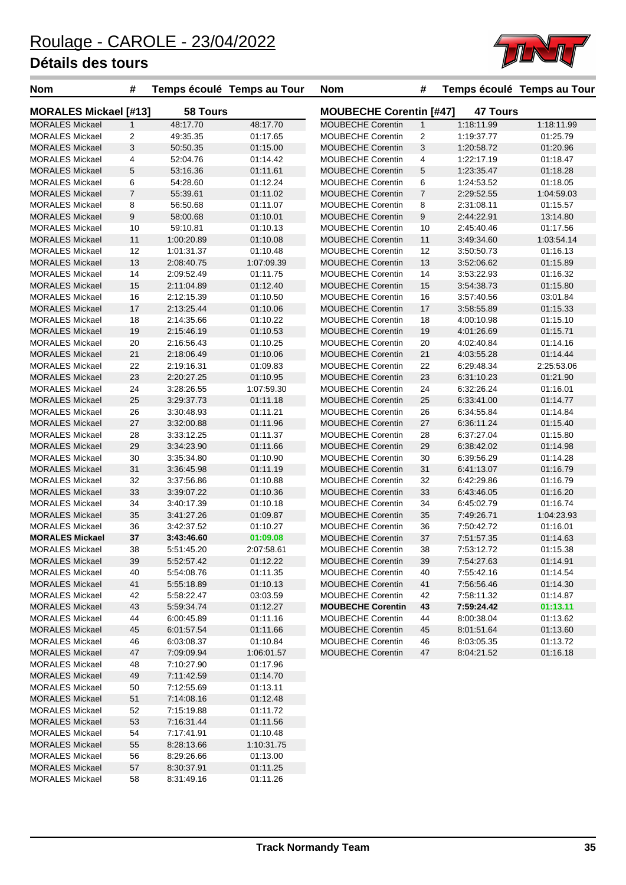# Roulage - CAROLE - 23/04/2022

## Détails des tours

### MORALES Mickael [#13] — 58 Tours

| Nom | # | Temps écoulé | Temps au Tour |
|---|---|---|---|
| MORALES Mickael | 1 | 48:17.70 | 48:17.70 |
| MORALES Mickael | 2 | 49:35.35 | 01:17.65 |
| MORALES Mickael | 3 | 50:50.35 | 01:15.00 |
| MORALES Mickael | 4 | 52:04.76 | 01:14.42 |
| MORALES Mickael | 5 | 53:16.36 | 01:11.61 |
| MORALES Mickael | 6 | 54:28.60 | 01:12.24 |
| MORALES Mickael | 7 | 55:39.61 | 01:11.02 |
| MORALES Mickael | 8 | 56:50.68 | 01:11.07 |
| MORALES Mickael | 9 | 58:00.68 | 01:10.01 |
| MORALES Mickael | 10 | 59:10.81 | 01:10.13 |
| MORALES Mickael | 11 | 1:00:20.89 | 01:10.08 |
| MORALES Mickael | 12 | 1:01:31.37 | 01:10.48 |
| MORALES Mickael | 13 | 2:08:40.75 | 1:07:09.39 |
| MORALES Mickael | 14 | 2:09:52.49 | 01:11.75 |
| MORALES Mickael | 15 | 2:11:04.89 | 01:12.40 |
| MORALES Mickael | 16 | 2:12:15.39 | 01:10.50 |
| MORALES Mickael | 17 | 2:13:25.44 | 01:10.06 |
| MORALES Mickael | 18 | 2:14:35.66 | 01:10.22 |
| MORALES Mickael | 19 | 2:15:46.19 | 01:10.53 |
| MORALES Mickael | 20 | 2:16:56.43 | 01:10.25 |
| MORALES Mickael | 21 | 2:18:06.49 | 01:10.06 |
| MORALES Mickael | 22 | 2:19:16.31 | 01:09.83 |
| MORALES Mickael | 23 | 2:20:27.25 | 01:10.95 |
| MORALES Mickael | 24 | 3:28:26.55 | 1:07:59.30 |
| MORALES Mickael | 25 | 3:29:37.73 | 01:11.18 |
| MORALES Mickael | 26 | 3:30:48.93 | 01:11.21 |
| MORALES Mickael | 27 | 3:32:00.88 | 01:11.96 |
| MORALES Mickael | 28 | 3:33:12.25 | 01:11.37 |
| MORALES Mickael | 29 | 3:34:23.90 | 01:11.66 |
| MORALES Mickael | 30 | 3:35:34.80 | 01:10.90 |
| MORALES Mickael | 31 | 3:36:45.98 | 01:11.19 |
| MORALES Mickael | 32 | 3:37:56.86 | 01:10.88 |
| MORALES Mickael | 33 | 3:39:07.22 | 01:10.36 |
| MORALES Mickael | 34 | 3:40:17.39 | 01:10.18 |
| MORALES Mickael | 35 | 3:41:27.26 | 01:09.87 |
| MORALES Mickael | 36 | 3:42:37.52 | 01:10.27 |
| **MORALES Mickael** | **37** | **3:43:46.60** | **01:09.08** |
| MORALES Mickael | 38 | 5:51:45.20 | 2:07:58.61 |
| MORALES Mickael | 39 | 5:52:57.42 | 01:12.22 |
| MORALES Mickael | 40 | 5:54:08.76 | 01:11.35 |
| MORALES Mickael | 41 | 5:55:18.89 | 01:10.13 |
| MORALES Mickael | 42 | 5:58:22.47 | 03:03.59 |
| MORALES Mickael | 43 | 5:59:34.74 | 01:12.27 |
| MORALES Mickael | 44 | 6:00:45.89 | 01:11.16 |
| MORALES Mickael | 45 | 6:01:57.54 | 01:11.66 |
| MORALES Mickael | 46 | 6:03:08.37 | 01:10.84 |
| MORALES Mickael | 47 | 7:09:09.94 | 1:06:01.57 |
| MORALES Mickael | 48 | 7:10:27.90 | 01:17.96 |
| MORALES Mickael | 49 | 7:11:42.59 | 01:14.70 |
| MORALES Mickael | 50 | 7:12:55.69 | 01:13.11 |
| MORALES Mickael | 51 | 7:14:08.16 | 01:12.48 |
| MORALES Mickael | 52 | 7:15:19.88 | 01:11.72 |
| MORALES Mickael | 53 | 7:16:31.44 | 01:11.56 |
| MORALES Mickael | 54 | 7:17:41.91 | 01:10.48 |
| MORALES Mickael | 55 | 8:28:13.66 | 1:10:31.75 |
| MORALES Mickael | 56 | 8:29:26.66 | 01:13.00 |
| MORALES Mickael | 57 | 8:30:37.91 | 01:11.25 |
| MORALES Mickael | 58 | 8:31:49.16 | 01:11.26 |

### MOUBECHE Corentin [#47] — 47 Tours

| Nom | # | Temps écoulé | Temps au Tour |
|---|---|---|---|
| MOUBECHE Corentin | 1 | 1:18:11.99 | 1:18:11.99 |
| MOUBECHE Corentin | 2 | 1:19:37.77 | 01:25.79 |
| MOUBECHE Corentin | 3 | 1:20:58.72 | 01:20.96 |
| MOUBECHE Corentin | 4 | 1:22:17.19 | 01:18.47 |
| MOUBECHE Corentin | 5 | 1:23:35.47 | 01:18.28 |
| MOUBECHE Corentin | 6 | 1:24:53.52 | 01:18.05 |
| MOUBECHE Corentin | 7 | 2:29:52.55 | 1:04:59.03 |
| MOUBECHE Corentin | 8 | 2:31:08.11 | 01:15.57 |
| MOUBECHE Corentin | 9 | 2:44:22.91 | 13:14.80 |
| MOUBECHE Corentin | 10 | 2:45:40.46 | 01:17.56 |
| MOUBECHE Corentin | 11 | 3:49:34.60 | 1:03:54.14 |
| MOUBECHE Corentin | 12 | 3:50:50.73 | 01:16.13 |
| MOUBECHE Corentin | 13 | 3:52:06.62 | 01:15.89 |
| MOUBECHE Corentin | 14 | 3:53:22.93 | 01:16.32 |
| MOUBECHE Corentin | 15 | 3:54:38.73 | 01:15.80 |
| MOUBECHE Corentin | 16 | 3:57:40.56 | 03:01.84 |
| MOUBECHE Corentin | 17 | 3:58:55.89 | 01:15.33 |
| MOUBECHE Corentin | 18 | 4:00:10.98 | 01:15.10 |
| MOUBECHE Corentin | 19 | 4:01:26.69 | 01:15.71 |
| MOUBECHE Corentin | 20 | 4:02:40.84 | 01:14.16 |
| MOUBECHE Corentin | 21 | 4:03:55.28 | 01:14.44 |
| MOUBECHE Corentin | 22 | 6:29:48.34 | 2:25:53.06 |
| MOUBECHE Corentin | 23 | 6:31:10.23 | 01:21.90 |
| MOUBECHE Corentin | 24 | 6:32:26.24 | 01:16.01 |
| MOUBECHE Corentin | 25 | 6:33:41.00 | 01:14.77 |
| MOUBECHE Corentin | 26 | 6:34:55.84 | 01:14.84 |
| MOUBECHE Corentin | 27 | 6:36:11.24 | 01:15.40 |
| MOUBECHE Corentin | 28 | 6:37:27.04 | 01:15.80 |
| MOUBECHE Corentin | 29 | 6:38:42.02 | 01:14.98 |
| MOUBECHE Corentin | 30 | 6:39:56.29 | 01:14.28 |
| MOUBECHE Corentin | 31 | 6:41:13.07 | 01:16.79 |
| MOUBECHE Corentin | 32 | 6:42:29.86 | 01:16.79 |
| MOUBECHE Corentin | 33 | 6:43:46.05 | 01:16.20 |
| MOUBECHE Corentin | 34 | 6:45:02.79 | 01:16.74 |
| MOUBECHE Corentin | 35 | 7:49:26.71 | 1:04:23.93 |
| MOUBECHE Corentin | 36 | 7:50:42.72 | 01:16.01 |
| MOUBECHE Corentin | 37 | 7:51:57.35 | 01:14.63 |
| MOUBECHE Corentin | 38 | 7:53:12.72 | 01:15.38 |
| MOUBECHE Corentin | 39 | 7:54:27.63 | 01:14.91 |
| MOUBECHE Corentin | 40 | 7:55:42.16 | 01:14.54 |
| MOUBECHE Corentin | 41 | 7:56:56.46 | 01:14.30 |
| MOUBECHE Corentin | 42 | 7:58:11.32 | 01:14.87 |
| **MOUBECHE Corentin** | **43** | **7:59:24.42** | **01:13.11** |
| MOUBECHE Corentin | 44 | 8:00:38.04 | 01:13.62 |
| MOUBECHE Corentin | 45 | 8:01:51.64 | 01:13.60 |
| MOUBECHE Corentin | 46 | 8:03:05.35 | 01:13.72 |
| MOUBECHE Corentin | 47 | 8:04:21.52 | 01:16.18 |

Track Normandy Team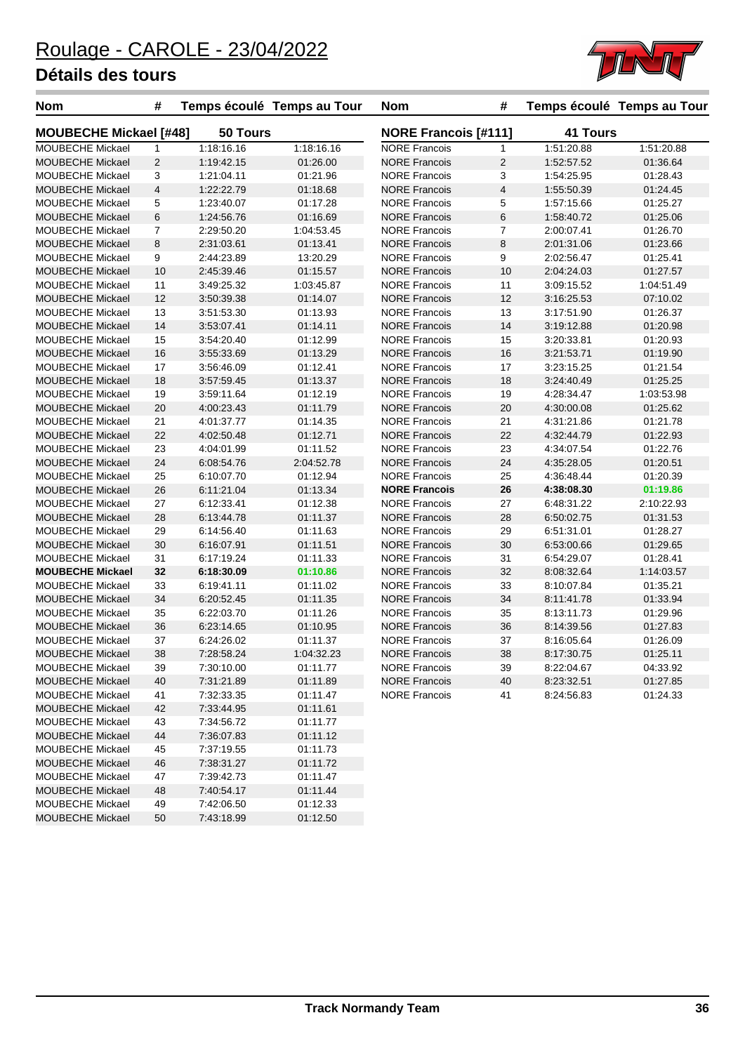# Roulage - CAROLE - 23/04/2022

## Détails des tours

### MOUBECHE Mickael [#48] — 50 Tours

| Nom | # | Temps écoulé | Temps au Tour |
|---|---|---|---|
| MOUBECHE Mickael | 1 | 1:18:16.16 | 1:18:16.16 |
| MOUBECHE Mickael | 2 | 1:19:42.15 | 01:26.00 |
| MOUBECHE Mickael | 3 | 1:21:04.11 | 01:21.96 |
| MOUBECHE Mickael | 4 | 1:22:22.79 | 01:18.68 |
| MOUBECHE Mickael | 5 | 1:23:40.07 | 01:17.28 |
| MOUBECHE Mickael | 6 | 1:24:56.76 | 01:16.69 |
| MOUBECHE Mickael | 7 | 2:29:50.20 | 1:04:53.45 |
| MOUBECHE Mickael | 8 | 2:31:03.61 | 01:13.41 |
| MOUBECHE Mickael | 9 | 2:44:23.89 | 13:20.29 |
| MOUBECHE Mickael | 10 | 2:45:39.46 | 01:15.57 |
| MOUBECHE Mickael | 11 | 3:49:25.32 | 1:03:45.87 |
| MOUBECHE Mickael | 12 | 3:50:39.38 | 01:14.07 |
| MOUBECHE Mickael | 13 | 3:51:53.30 | 01:13.93 |
| MOUBECHE Mickael | 14 | 3:53:07.41 | 01:14.11 |
| MOUBECHE Mickael | 15 | 3:54:20.40 | 01:12.99 |
| MOUBECHE Mickael | 16 | 3:55:33.69 | 01:13.29 |
| MOUBECHE Mickael | 17 | 3:56:46.09 | 01:12.41 |
| MOUBECHE Mickael | 18 | 3:57:59.45 | 01:13.37 |
| MOUBECHE Mickael | 19 | 3:59:11.64 | 01:12.19 |
| MOUBECHE Mickael | 20 | 4:00:23.43 | 01:11.79 |
| MOUBECHE Mickael | 21 | 4:01:37.77 | 01:14.35 |
| MOUBECHE Mickael | 22 | 4:02:50.48 | 01:12.71 |
| MOUBECHE Mickael | 23 | 4:04:01.99 | 01:11.52 |
| MOUBECHE Mickael | 24 | 6:08:54.76 | 2:04:52.78 |
| MOUBECHE Mickael | 25 | 6:10:07.70 | 01:12.94 |
| MOUBECHE Mickael | 26 | 6:11:21.04 | 01:13.34 |
| MOUBECHE Mickael | 27 | 6:12:33.41 | 01:12.38 |
| MOUBECHE Mickael | 28 | 6:13:44.78 | 01:11.37 |
| MOUBECHE Mickael | 29 | 6:14:56.40 | 01:11.63 |
| MOUBECHE Mickael | 30 | 6:16:07.91 | 01:11.51 |
| MOUBECHE Mickael | 31 | 6:17:19.24 | 01:11.33 |
| **MOUBECHE Mickael** | **32** | **6:18:30.09** | **01:10.86** |
| MOUBECHE Mickael | 33 | 6:19:41.11 | 01:11.02 |
| MOUBECHE Mickael | 34 | 6:20:52.45 | 01:11.35 |
| MOUBECHE Mickael | 35 | 6:22:03.70 | 01:11.26 |
| MOUBECHE Mickael | 36 | 6:23:14.65 | 01:10.95 |
| MOUBECHE Mickael | 37 | 6:24:26.02 | 01:11.37 |
| MOUBECHE Mickael | 38 | 7:28:58.24 | 1:04:32.23 |
| MOUBECHE Mickael | 39 | 7:30:10.00 | 01:11.77 |
| MOUBECHE Mickael | 40 | 7:31:21.89 | 01:11.89 |
| MOUBECHE Mickael | 41 | 7:32:33.35 | 01:11.47 |
| MOUBECHE Mickael | 42 | 7:33:44.95 | 01:11.61 |
| MOUBECHE Mickael | 43 | 7:34:56.72 | 01:11.77 |
| MOUBECHE Mickael | 44 | 7:36:07.83 | 01:11.12 |
| MOUBECHE Mickael | 45 | 7:37:19.55 | 01:11.73 |
| MOUBECHE Mickael | 46 | 7:38:31.27 | 01:11.72 |
| MOUBECHE Mickael | 47 | 7:39:42.73 | 01:11.47 |
| MOUBECHE Mickael | 48 | 7:40:54.17 | 01:11.44 |
| MOUBECHE Mickael | 49 | 7:42:06.50 | 01:12.33 |
| MOUBECHE Mickael | 50 | 7:43:18.99 | 01:12.50 |

### NORE Francois [#111] — 41 Tours

| Nom | # | Temps écoulé | Temps au Tour |
|---|---|---|---|
| NORE Francois | 1 | 1:51:20.88 | 1:51:20.88 |
| NORE Francois | 2 | 1:52:57.52 | 01:36.64 |
| NORE Francois | 3 | 1:54:25.95 | 01:28.43 |
| NORE Francois | 4 | 1:55:50.39 | 01:24.45 |
| NORE Francois | 5 | 1:57:15.66 | 01:25.27 |
| NORE Francois | 6 | 1:58:40.72 | 01:25.06 |
| NORE Francois | 7 | 2:00:07.41 | 01:26.70 |
| NORE Francois | 8 | 2:01:31.06 | 01:23.66 |
| NORE Francois | 9 | 2:02:56.47 | 01:25.41 |
| NORE Francois | 10 | 2:04:24.03 | 01:27.57 |
| NORE Francois | 11 | 3:09:15.52 | 1:04:51.49 |
| NORE Francois | 12 | 3:16:25.53 | 07:10.02 |
| NORE Francois | 13 | 3:17:51.90 | 01:26.37 |
| NORE Francois | 14 | 3:19:12.88 | 01:20.98 |
| NORE Francois | 15 | 3:20:33.81 | 01:20.93 |
| NORE Francois | 16 | 3:21:53.71 | 01:19.90 |
| NORE Francois | 17 | 3:23:15.25 | 01:21.54 |
| NORE Francois | 18 | 3:24:40.49 | 01:25.25 |
| NORE Francois | 19 | 4:28:34.47 | 1:03:53.98 |
| NORE Francois | 20 | 4:30:00.08 | 01:25.62 |
| NORE Francois | 21 | 4:31:21.86 | 01:21.78 |
| NORE Francois | 22 | 4:32:44.79 | 01:22.93 |
| NORE Francois | 23 | 4:34:07.54 | 01:22.76 |
| NORE Francois | 24 | 4:35:28.05 | 01:20.51 |
| NORE Francois | 25 | 4:36:48.44 | 01:20.39 |
| **NORE Francois** | **26** | **4:38:08.30** | **01:19.86** |
| NORE Francois | 27 | 6:48:31.22 | 2:10:22.93 |
| NORE Francois | 28 | 6:50:02.75 | 01:31.53 |
| NORE Francois | 29 | 6:51:31.01 | 01:28.27 |
| NORE Francois | 30 | 6:53:00.66 | 01:29.65 |
| NORE Francois | 31 | 6:54:29.07 | 01:28.41 |
| NORE Francois | 32 | 8:08:32.64 | 1:14:03.57 |
| NORE Francois | 33 | 8:10:07.84 | 01:35.21 |
| NORE Francois | 34 | 8:11:41.78 | 01:33.94 |
| NORE Francois | 35 | 8:13:11.73 | 01:29.96 |
| NORE Francois | 36 | 8:14:39.56 | 01:27.83 |
| NORE Francois | 37 | 8:16:05.64 | 01:26.09 |
| NORE Francois | 38 | 8:17:30.75 | 01:25.11 |
| NORE Francois | 39 | 8:22:04.67 | 04:33.92 |
| NORE Francois | 40 | 8:23:32.51 | 01:27.85 |
| NORE Francois | 41 | 8:24:56.83 | 01:24.33 |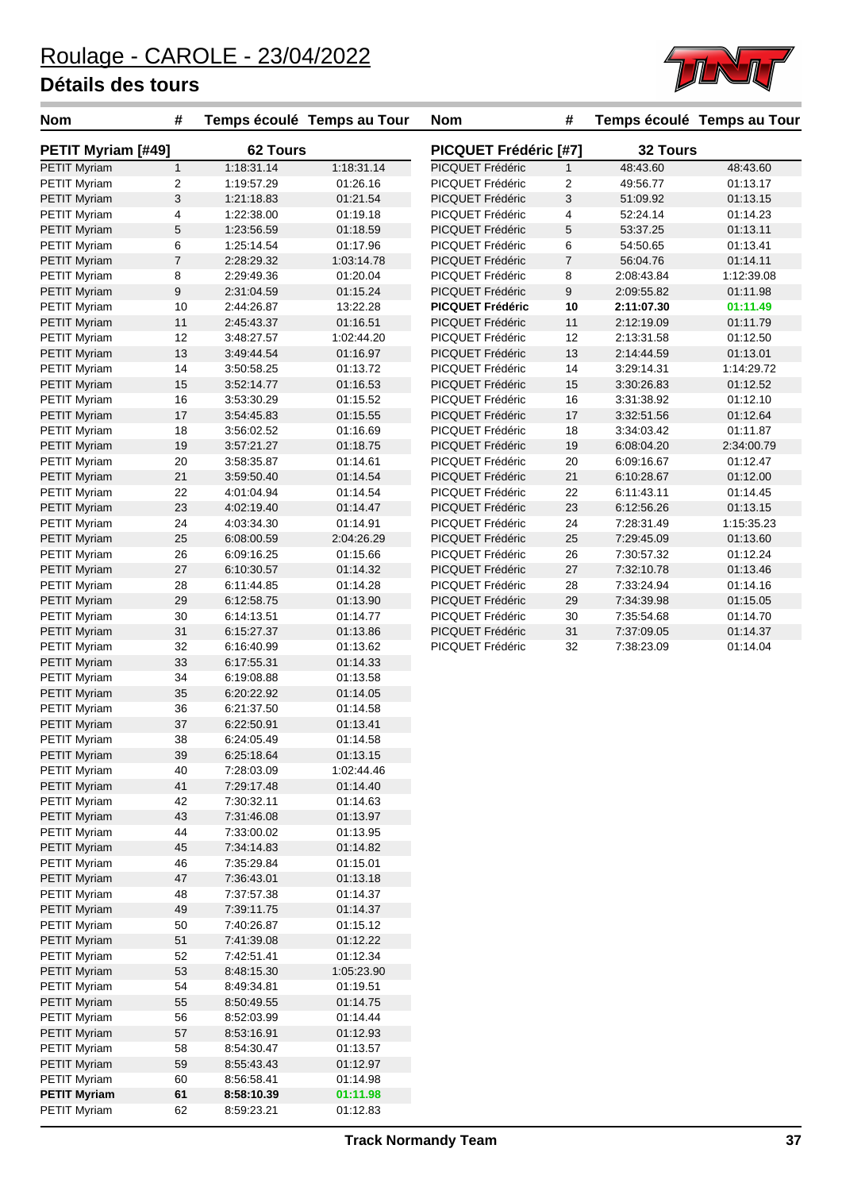# Roulage - CAROLE - 23/04/2022

## Détails des tours

### PETIT Myriam [#49] — 62 Tours

| Nom | # | Temps écoulé | Temps au Tour |
|---|---|---|---|
| PETIT Myriam | 1 | 1:18:31.14 | 1:18:31.14 |
| PETIT Myriam | 2 | 1:19:57.29 | 01:26.16 |
| PETIT Myriam | 3 | 1:21:18.83 | 01:21.54 |
| PETIT Myriam | 4 | 1:22:38.00 | 01:19.18 |
| PETIT Myriam | 5 | 1:23:56.59 | 01:18.59 |
| PETIT Myriam | 6 | 1:25:14.54 | 01:17.96 |
| PETIT Myriam | 7 | 2:28:29.32 | 1:03:14.78 |
| PETIT Myriam | 8 | 2:29:49.36 | 01:20.04 |
| PETIT Myriam | 9 | 2:31:04.59 | 01:15.24 |
| PETIT Myriam | 10 | 2:44:26.87 | 13:22.28 |
| PETIT Myriam | 11 | 2:45:43.37 | 01:16.51 |
| PETIT Myriam | 12 | 3:48:27.57 | 1:02:44.20 |
| PETIT Myriam | 13 | 3:49:44.54 | 01:16.97 |
| PETIT Myriam | 14 | 3:50:58.25 | 01:13.72 |
| PETIT Myriam | 15 | 3:52:14.77 | 01:16.53 |
| PETIT Myriam | 16 | 3:53:30.29 | 01:15.52 |
| PETIT Myriam | 17 | 3:54:45.83 | 01:15.55 |
| PETIT Myriam | 18 | 3:56:02.52 | 01:16.69 |
| PETIT Myriam | 19 | 3:57:21.27 | 01:18.75 |
| PETIT Myriam | 20 | 3:58:35.87 | 01:14.61 |
| PETIT Myriam | 21 | 3:59:50.40 | 01:14.54 |
| PETIT Myriam | 22 | 4:01:04.94 | 01:14.54 |
| PETIT Myriam | 23 | 4:02:19.40 | 01:14.47 |
| PETIT Myriam | 24 | 4:03:34.30 | 01:14.91 |
| PETIT Myriam | 25 | 6:08:00.59 | 2:04:26.29 |
| PETIT Myriam | 26 | 6:09:16.25 | 01:15.66 |
| PETIT Myriam | 27 | 6:10:30.57 | 01:14.32 |
| PETIT Myriam | 28 | 6:11:44.85 | 01:14.28 |
| PETIT Myriam | 29 | 6:12:58.75 | 01:13.90 |
| PETIT Myriam | 30 | 6:14:13.51 | 01:14.77 |
| PETIT Myriam | 31 | 6:15:27.37 | 01:13.86 |
| PETIT Myriam | 32 | 6:16:40.99 | 01:13.62 |
| PETIT Myriam | 33 | 6:17:55.31 | 01:14.33 |
| PETIT Myriam | 34 | 6:19:08.88 | 01:13.58 |
| PETIT Myriam | 35 | 6:20:22.92 | 01:14.05 |
| PETIT Myriam | 36 | 6:21:37.50 | 01:14.58 |
| PETIT Myriam | 37 | 6:22:50.91 | 01:13.41 |
| PETIT Myriam | 38 | 6:24:05.49 | 01:14.58 |
| PETIT Myriam | 39 | 6:25:18.64 | 01:13.15 |
| PETIT Myriam | 40 | 7:28:03.09 | 1:02:44.46 |
| PETIT Myriam | 41 | 7:29:17.48 | 01:14.40 |
| PETIT Myriam | 42 | 7:30:32.11 | 01:14.63 |
| PETIT Myriam | 43 | 7:31:46.08 | 01:13.97 |
| PETIT Myriam | 44 | 7:33:00.02 | 01:13.95 |
| PETIT Myriam | 45 | 7:34:14.83 | 01:14.82 |
| PETIT Myriam | 46 | 7:35:29.84 | 01:15.01 |
| PETIT Myriam | 47 | 7:36:43.01 | 01:13.18 |
| PETIT Myriam | 48 | 7:37:57.38 | 01:14.37 |
| PETIT Myriam | 49 | 7:39:11.75 | 01:14.37 |
| PETIT Myriam | 50 | 7:40:26.87 | 01:15.12 |
| PETIT Myriam | 51 | 7:41:39.08 | 01:12.22 |
| PETIT Myriam | 52 | 7:42:51.41 | 01:12.34 |
| PETIT Myriam | 53 | 8:48:15.30 | 1:05:23.90 |
| PETIT Myriam | 54 | 8:49:34.81 | 01:19.51 |
| PETIT Myriam | 55 | 8:50:49.55 | 01:14.75 |
| PETIT Myriam | 56 | 8:52:03.99 | 01:14.44 |
| PETIT Myriam | 57 | 8:53:16.91 | 01:12.93 |
| PETIT Myriam | 58 | 8:54:30.47 | 01:13.57 |
| PETIT Myriam | 59 | 8:55:43.43 | 01:12.97 |
| PETIT Myriam | 60 | 8:56:58.41 | 01:14.98 |
| **PETIT Myriam** | **61** | **8:58:10.39** | **01:11.98** |
| PETIT Myriam | 62 | 8:59:23.21 | 01:12.83 |

### PICQUET Frédéric [#7] — 32 Tours

| Nom | # | Temps écoulé | Temps au Tour |
|---|---|---|---|
| PICQUET Frédéric | 1 | 48:43.60 | 48:43.60 |
| PICQUET Frédéric | 2 | 49:56.77 | 01:13.17 |
| PICQUET Frédéric | 3 | 51:09.92 | 01:13.15 |
| PICQUET Frédéric | 4 | 52:24.14 | 01:14.23 |
| PICQUET Frédéric | 5 | 53:37.25 | 01:13.11 |
| PICQUET Frédéric | 6 | 54:50.65 | 01:13.41 |
| PICQUET Frédéric | 7 | 56:04.76 | 01:14.11 |
| PICQUET Frédéric | 8 | 2:08:43.84 | 1:12:39.08 |
| PICQUET Frédéric | 9 | 2:09:55.82 | 01:11.98 |
| **PICQUET Frédéric** | **10** | **2:11:07.30** | **01:11.49** |
| PICQUET Frédéric | 11 | 2:12:19.09 | 01:11.79 |
| PICQUET Frédéric | 12 | 2:13:31.58 | 01:12.50 |
| PICQUET Frédéric | 13 | 2:14:44.59 | 01:13.01 |
| PICQUET Frédéric | 14 | 3:29:14.31 | 1:14:29.72 |
| PICQUET Frédéric | 15 | 3:30:26.83 | 01:12.52 |
| PICQUET Frédéric | 16 | 3:31:38.92 | 01:12.10 |
| PICQUET Frédéric | 17 | 3:32:51.56 | 01:12.64 |
| PICQUET Frédéric | 18 | 3:34:03.42 | 01:11.87 |
| PICQUET Frédéric | 19 | 6:08:04.20 | 2:34:00.79 |
| PICQUET Frédéric | 20 | 6:09:16.67 | 01:12.47 |
| PICQUET Frédéric | 21 | 6:10:28.67 | 01:12.00 |
| PICQUET Frédéric | 22 | 6:11:43.11 | 01:14.45 |
| PICQUET Frédéric | 23 | 6:12:56.26 | 01:13.15 |
| PICQUET Frédéric | 24 | 7:28:31.49 | 1:15:35.23 |
| PICQUET Frédéric | 25 | 7:29:45.09 | 01:13.60 |
| PICQUET Frédéric | 26 | 7:30:57.32 | 01:12.24 |
| PICQUET Frédéric | 27 | 7:32:10.78 | 01:13.46 |
| PICQUET Frédéric | 28 | 7:33:24.94 | 01:14.16 |
| PICQUET Frédéric | 29 | 7:34:39.98 | 01:15.05 |
| PICQUET Frédéric | 30 | 7:35:54.68 | 01:14.70 |
| PICQUET Frédéric | 31 | 7:37:09.05 | 01:14.37 |
| PICQUET Frédéric | 32 | 7:38:23.09 | 01:14.04 |

Track Normandy Team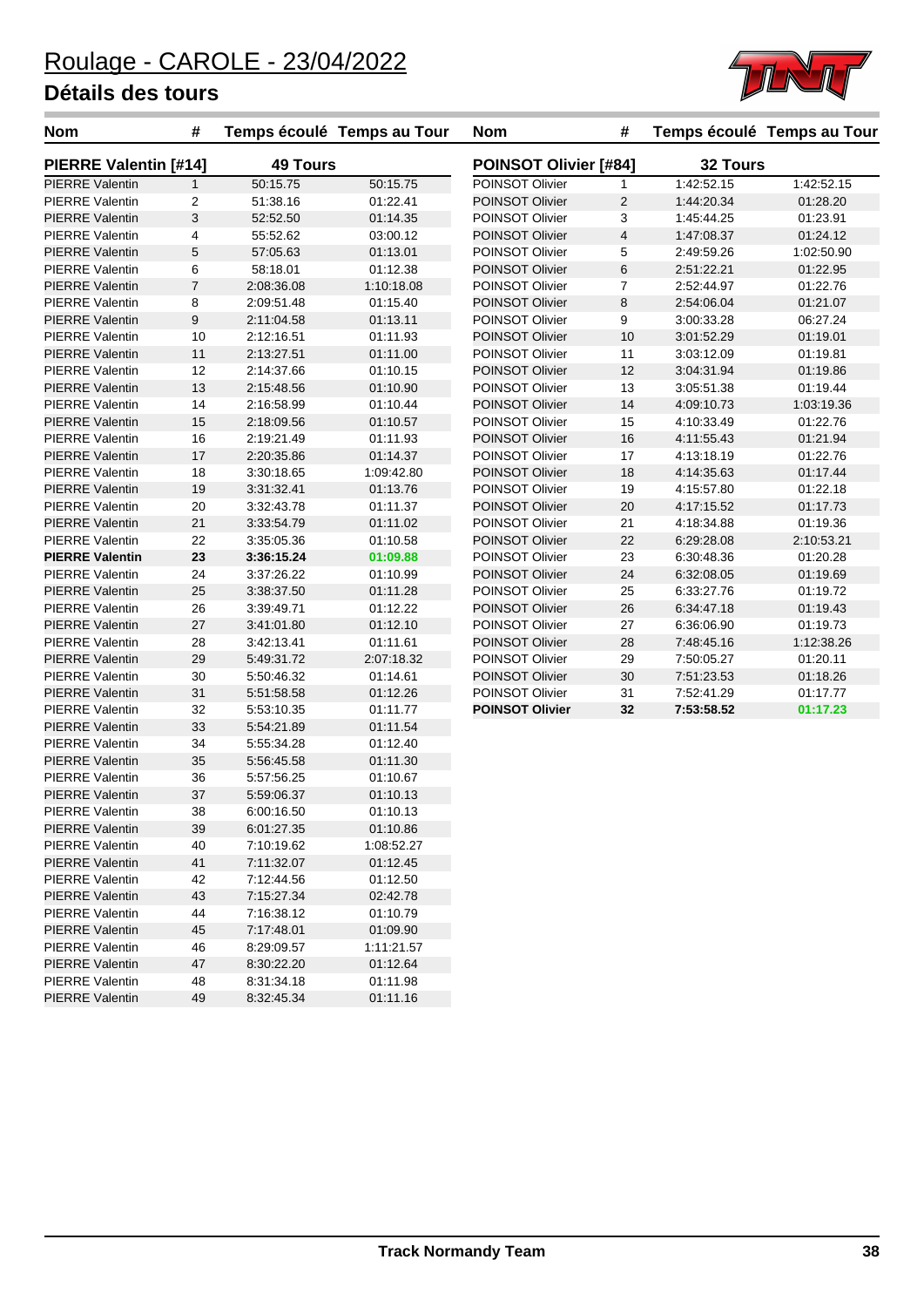# Roulage - CAROLE - 23/04/2022

## Détails des tours

### PIERRE Valentin [#14] — 49 Tours

| Nom | # | Temps écoulé | Temps au Tour |
|---|---|---|---|
| PIERRE Valentin | 1 | 50:15.75 | 50:15.75 |
| PIERRE Valentin | 2 | 51:38.16 | 01:22.41 |
| PIERRE Valentin | 3 | 52:52.50 | 01:14.35 |
| PIERRE Valentin | 4 | 55:52.62 | 03:00.12 |
| PIERRE Valentin | 5 | 57:05.63 | 01:13.01 |
| PIERRE Valentin | 6 | 58:18.01 | 01:12.38 |
| PIERRE Valentin | 7 | 2:08:36.08 | 1:10:18.08 |
| PIERRE Valentin | 8 | 2:09:51.48 | 01:15.40 |
| PIERRE Valentin | 9 | 2:11:04.58 | 01:13.11 |
| PIERRE Valentin | 10 | 2:12:16.51 | 01:11.93 |
| PIERRE Valentin | 11 | 2:13:27.51 | 01:11.00 |
| PIERRE Valentin | 12 | 2:14:37.66 | 01:10.15 |
| PIERRE Valentin | 13 | 2:15:48.56 | 01:10.90 |
| PIERRE Valentin | 14 | 2:16:58.99 | 01:10.44 |
| PIERRE Valentin | 15 | 2:18:09.56 | 01:10.57 |
| PIERRE Valentin | 16 | 2:19:21.49 | 01:11.93 |
| PIERRE Valentin | 17 | 2:20:35.86 | 01:14.37 |
| PIERRE Valentin | 18 | 3:30:18.65 | 1:09:42.80 |
| PIERRE Valentin | 19 | 3:31:32.41 | 01:13.76 |
| PIERRE Valentin | 20 | 3:32:43.78 | 01:11.37 |
| PIERRE Valentin | 21 | 3:33:54.79 | 01:11.02 |
| PIERRE Valentin | 22 | 3:35:05.36 | 01:10.58 |
| **PIERRE Valentin** | **23** | **3:36:15.24** | **01:09.88** |
| PIERRE Valentin | 24 | 3:37:26.22 | 01:10.99 |
| PIERRE Valentin | 25 | 3:38:37.50 | 01:11.28 |
| PIERRE Valentin | 26 | 3:39:49.71 | 01:12.22 |
| PIERRE Valentin | 27 | 3:41:01.80 | 01:12.10 |
| PIERRE Valentin | 28 | 3:42:13.41 | 01:11.61 |
| PIERRE Valentin | 29 | 5:49:31.72 | 2:07:18.32 |
| PIERRE Valentin | 30 | 5:50:46.32 | 01:14.61 |
| PIERRE Valentin | 31 | 5:51:58.58 | 01:12.26 |
| PIERRE Valentin | 32 | 5:53:10.35 | 01:11.77 |
| PIERRE Valentin | 33 | 5:54:21.89 | 01:11.54 |
| PIERRE Valentin | 34 | 5:55:34.28 | 01:12.40 |
| PIERRE Valentin | 35 | 5:56:45.58 | 01:11.30 |
| PIERRE Valentin | 36 | 5:57:56.25 | 01:10.67 |
| PIERRE Valentin | 37 | 5:59:06.37 | 01:10.13 |
| PIERRE Valentin | 38 | 6:00:16.50 | 01:10.13 |
| PIERRE Valentin | 39 | 6:01:27.35 | 01:10.86 |
| PIERRE Valentin | 40 | 7:10:19.62 | 1:08:52.27 |
| PIERRE Valentin | 41 | 7:11:32.07 | 01:12.45 |
| PIERRE Valentin | 42 | 7:12:44.56 | 01:12.50 |
| PIERRE Valentin | 43 | 7:15:27.34 | 02:42.78 |
| PIERRE Valentin | 44 | 7:16:38.12 | 01:10.79 |
| PIERRE Valentin | 45 | 7:17:48.01 | 01:09.90 |
| PIERRE Valentin | 46 | 8:29:09.57 | 1:11:21.57 |
| PIERRE Valentin | 47 | 8:30:22.20 | 01:12.64 |
| PIERRE Valentin | 48 | 8:31:34.18 | 01:11.98 |
| PIERRE Valentin | 49 | 8:32:45.34 | 01:11.16 |

### POINSOT Olivier [#84] — 32 Tours

| Nom | # | Temps écoulé | Temps au Tour |
|---|---|---|---|
| POINSOT Olivier | 1 | 1:42:52.15 | 1:42:52.15 |
| POINSOT Olivier | 2 | 1:44:20.34 | 01:28.20 |
| POINSOT Olivier | 3 | 1:45:44.25 | 01:23.91 |
| POINSOT Olivier | 4 | 1:47:08.37 | 01:24.12 |
| POINSOT Olivier | 5 | 2:49:59.26 | 1:02:50.90 |
| POINSOT Olivier | 6 | 2:51:22.21 | 01:22.95 |
| POINSOT Olivier | 7 | 2:52:44.97 | 01:22.76 |
| POINSOT Olivier | 8 | 2:54:06.04 | 01:21.07 |
| POINSOT Olivier | 9 | 3:00:33.28 | 06:27.24 |
| POINSOT Olivier | 10 | 3:01:52.29 | 01:19.01 |
| POINSOT Olivier | 11 | 3:03:12.09 | 01:19.81 |
| POINSOT Olivier | 12 | 3:04:31.94 | 01:19.86 |
| POINSOT Olivier | 13 | 3:05:51.38 | 01:19.44 |
| POINSOT Olivier | 14 | 4:09:10.73 | 1:03:19.36 |
| POINSOT Olivier | 15 | 4:10:33.49 | 01:22.76 |
| POINSOT Olivier | 16 | 4:11:55.43 | 01:21.94 |
| POINSOT Olivier | 17 | 4:13:18.19 | 01:22.76 |
| POINSOT Olivier | 18 | 4:14:35.63 | 01:17.44 |
| POINSOT Olivier | 19 | 4:15:57.80 | 01:22.18 |
| POINSOT Olivier | 20 | 4:17:15.52 | 01:17.73 |
| POINSOT Olivier | 21 | 4:18:34.88 | 01:19.36 |
| POINSOT Olivier | 22 | 6:29:28.08 | 2:10:53.21 |
| POINSOT Olivier | 23 | 6:30:48.36 | 01:20.28 |
| POINSOT Olivier | 24 | 6:32:08.05 | 01:19.69 |
| POINSOT Olivier | 25 | 6:33:27.76 | 01:19.72 |
| POINSOT Olivier | 26 | 6:34:47.18 | 01:19.43 |
| POINSOT Olivier | 27 | 6:36:06.90 | 01:19.73 |
| POINSOT Olivier | 28 | 7:48:45.16 | 1:12:38.26 |
| POINSOT Olivier | 29 | 7:50:05.27 | 01:20.11 |
| POINSOT Olivier | 30 | 7:51:23.53 | 01:18.26 |
| POINSOT Olivier | 31 | 7:52:41.29 | 01:17.77 |
| **POINSOT Olivier** | **32** | **7:53:58.52** | **01:17.23** |

Track Normandy Team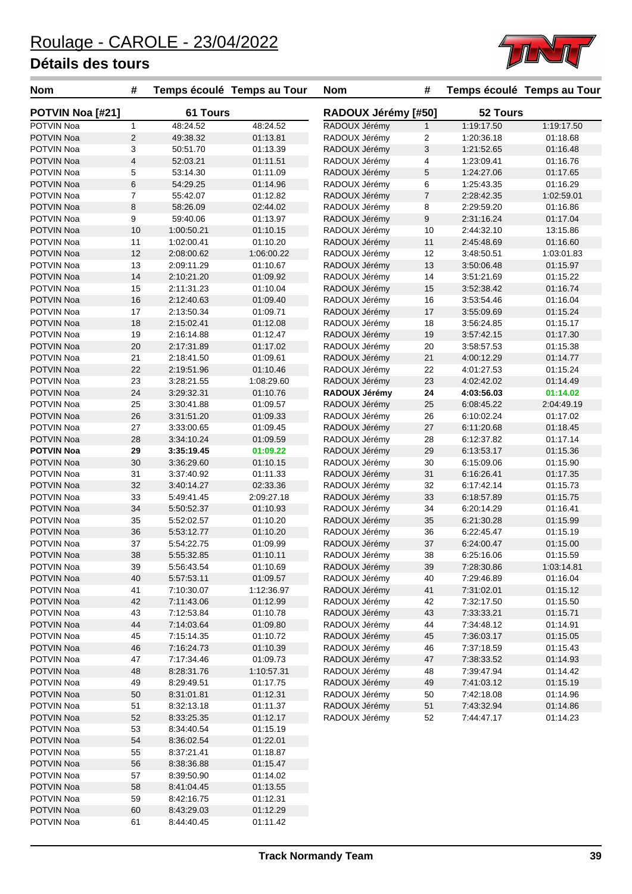# Roulage - CAROLE - 23/04/2022

## Détails des tours

| Nom | # | Temps écoulé | Temps au Tour |
|---|---|---|---|
| **POTVIN Noa [#21]** | | **61 Tours** | |
| POTVIN Noa | 1 | 48:24.52 | 48:24.52 |
| POTVIN Noa | 2 | 49:38.32 | 01:13.81 |
| POTVIN Noa | 3 | 50:51.70 | 01:13.39 |
| POTVIN Noa | 4 | 52:03.21 | 01:11.51 |
| POTVIN Noa | 5 | 53:14.30 | 01:11.09 |
| POTVIN Noa | 6 | 54:29.25 | 01:14.96 |
| POTVIN Noa | 7 | 55:42.07 | 01:12.82 |
| POTVIN Noa | 8 | 58:26.09 | 02:44.02 |
| POTVIN Noa | 9 | 59:40.06 | 01:13.97 |
| POTVIN Noa | 10 | 1:00:50.21 | 01:10.15 |
| POTVIN Noa | 11 | 1:02:00.41 | 01:10.20 |
| POTVIN Noa | 12 | 2:08:00.62 | 1:06:00.22 |
| POTVIN Noa | 13 | 2:09:11.29 | 01:10.67 |
| POTVIN Noa | 14 | 2:10:21.20 | 01:09.92 |
| POTVIN Noa | 15 | 2:11:31.23 | 01:10.04 |
| POTVIN Noa | 16 | 2:12:40.63 | 01:09.40 |
| POTVIN Noa | 17 | 2:13:50.34 | 01:09.71 |
| POTVIN Noa | 18 | 2:15:02.41 | 01:12.08 |
| POTVIN Noa | 19 | 2:16:14.88 | 01:12.47 |
| POTVIN Noa | 20 | 2:17:31.89 | 01:17.02 |
| POTVIN Noa | 21 | 2:18:41.50 | 01:09.61 |
| POTVIN Noa | 22 | 2:19:51.96 | 01:10.46 |
| POTVIN Noa | 23 | 3:28:21.55 | 1:08:29.60 |
| POTVIN Noa | 24 | 3:29:32.31 | 01:10.76 |
| POTVIN Noa | 25 | 3:30:41.88 | 01:09.57 |
| POTVIN Noa | 26 | 3:31:51.20 | 01:09.33 |
| POTVIN Noa | 27 | 3:33:00.65 | 01:09.45 |
| POTVIN Noa | 28 | 3:34:10.24 | 01:09.59 |
| **POTVIN Noa** | **29** | **3:35:19.45** | **01:09.22** |
| POTVIN Noa | 30 | 3:36:29.60 | 01:10.15 |
| POTVIN Noa | 31 | 3:37:40.92 | 01:11.33 |
| POTVIN Noa | 32 | 3:40:14.27 | 02:33.36 |
| POTVIN Noa | 33 | 5:49:41.45 | 2:09:27.18 |
| POTVIN Noa | 34 | 5:50:52.37 | 01:10.93 |
| POTVIN Noa | 35 | 5:52:02.57 | 01:10.20 |
| POTVIN Noa | 36 | 5:53:12.77 | 01:10.20 |
| POTVIN Noa | 37 | 5:54:22.75 | 01:09.99 |
| POTVIN Noa | 38 | 5:55:32.85 | 01:10.11 |
| POTVIN Noa | 39 | 5:56:43.54 | 01:10.69 |
| POTVIN Noa | 40 | 5:57:53.11 | 01:09.57 |
| POTVIN Noa | 41 | 7:10:30.07 | 1:12:36.97 |
| POTVIN Noa | 42 | 7:11:43.06 | 01:12.99 |
| POTVIN Noa | 43 | 7:12:53.84 | 01:10.78 |
| POTVIN Noa | 44 | 7:14:03.64 | 01:09.80 |
| POTVIN Noa | 45 | 7:15:14.35 | 01:10.72 |
| POTVIN Noa | 46 | 7:16:24.73 | 01:10.39 |
| POTVIN Noa | 47 | 7:17:34.46 | 01:09.73 |
| POTVIN Noa | 48 | 8:28:31.76 | 1:10:57.31 |
| POTVIN Noa | 49 | 8:29:49.51 | 01:17.75 |
| POTVIN Noa | 50 | 8:31:01.81 | 01:12.31 |
| POTVIN Noa | 51 | 8:32:13.18 | 01:11.37 |
| POTVIN Noa | 52 | 8:33:25.35 | 01:12.17 |
| POTVIN Noa | 53 | 8:34:40.54 | 01:15.19 |
| POTVIN Noa | 54 | 8:36:02.54 | 01:22.01 |
| POTVIN Noa | 55 | 8:37:21.41 | 01:18.87 |
| POTVIN Noa | 56 | 8:38:36.88 | 01:15.47 |
| POTVIN Noa | 57 | 8:39:50.90 | 01:14.02 |
| POTVIN Noa | 58 | 8:41:04.45 | 01:13.55 |
| POTVIN Noa | 59 | 8:42:16.75 | 01:12.31 |
| POTVIN Noa | 60 | 8:43:29.03 | 01:12.29 |
| POTVIN Noa | 61 | 8:44:40.45 | 01:11.42 |

| Nom | # | Temps écoulé | Temps au Tour |
|---|---|---|---|
| **RADOUX Jérémy [#50]** | | **52 Tours** | |
| RADOUX Jérémy | 1 | 1:19:17.50 | 1:19:17.50 |
| RADOUX Jérémy | 2 | 1:20:36.18 | 01:18.68 |
| RADOUX Jérémy | 3 | 1:21:52.65 | 01:16.48 |
| RADOUX Jérémy | 4 | 1:23:09.41 | 01:16.76 |
| RADOUX Jérémy | 5 | 1:24:27.06 | 01:17.65 |
| RADOUX Jérémy | 6 | 1:25:43.35 | 01:16.29 |
| RADOUX Jérémy | 7 | 2:28:42.35 | 1:02:59.01 |
| RADOUX Jérémy | 8 | 2:29:59.20 | 01:16.86 |
| RADOUX Jérémy | 9 | 2:31:16.24 | 01:17.04 |
| RADOUX Jérémy | 10 | 2:44:32.10 | 13:15.86 |
| RADOUX Jérémy | 11 | 2:45:48.69 | 01:16.60 |
| RADOUX Jérémy | 12 | 3:48:50.51 | 1:03:01.83 |
| RADOUX Jérémy | 13 | 3:50:06.48 | 01:15.97 |
| RADOUX Jérémy | 14 | 3:51:21.69 | 01:15.22 |
| RADOUX Jérémy | 15 | 3:52:38.42 | 01:16.74 |
| RADOUX Jérémy | 16 | 3:53:54.46 | 01:16.04 |
| RADOUX Jérémy | 17 | 3:55:09.69 | 01:15.24 |
| RADOUX Jérémy | 18 | 3:56:24.85 | 01:15.17 |
| RADOUX Jérémy | 19 | 3:57:42.15 | 01:17.30 |
| RADOUX Jérémy | 20 | 3:58:57.53 | 01:15.38 |
| RADOUX Jérémy | 21 | 4:00:12.29 | 01:14.77 |
| RADOUX Jérémy | 22 | 4:01:27.53 | 01:15.24 |
| RADOUX Jérémy | 23 | 4:02:42.02 | 01:14.49 |
| **RADOUX Jérémy** | **24** | **4:03:56.03** | **01:14.02** |
| RADOUX Jérémy | 25 | 6:08:45.22 | 2:04:49.19 |
| RADOUX Jérémy | 26 | 6:10:02.24 | 01:17.02 |
| RADOUX Jérémy | 27 | 6:11:20.68 | 01:18.45 |
| RADOUX Jérémy | 28 | 6:12:37.82 | 01:17.14 |
| RADOUX Jérémy | 29 | 6:13:53.17 | 01:15.36 |
| RADOUX Jérémy | 30 | 6:15:09.06 | 01:15.90 |
| RADOUX Jérémy | 31 | 6:16:26.41 | 01:17.35 |
| RADOUX Jérémy | 32 | 6:17:42.14 | 01:15.73 |
| RADOUX Jérémy | 33 | 6:18:57.89 | 01:15.75 |
| RADOUX Jérémy | 34 | 6:20:14.29 | 01:16.41 |
| RADOUX Jérémy | 35 | 6:21:30.28 | 01:15.99 |
| RADOUX Jérémy | 36 | 6:22:45.47 | 01:15.19 |
| RADOUX Jérémy | 37 | 6:24:00.47 | 01:15.00 |
| RADOUX Jérémy | 38 | 6:25:16.06 | 01:15.59 |
| RADOUX Jérémy | 39 | 7:28:30.86 | 1:03:14.81 |
| RADOUX Jérémy | 40 | 7:29:46.89 | 01:16.04 |
| RADOUX Jérémy | 41 | 7:31:02.01 | 01:15.12 |
| RADOUX Jérémy | 42 | 7:32:17.50 | 01:15.50 |
| RADOUX Jérémy | 43 | 7:33:33.21 | 01:15.71 |
| RADOUX Jérémy | 44 | 7:34:48.12 | 01:14.91 |
| RADOUX Jérémy | 45 | 7:36:03.17 | 01:15.05 |
| RADOUX Jérémy | 46 | 7:37:18.59 | 01:15.43 |
| RADOUX Jérémy | 47 | 7:38:33.52 | 01:14.93 |
| RADOUX Jérémy | 48 | 7:39:47.94 | 01:14.42 |
| RADOUX Jérémy | 49 | 7:41:03.12 | 01:15.19 |
| RADOUX Jérémy | 50 | 7:42:18.08 | 01:14.96 |
| RADOUX Jérémy | 51 | 7:43:32.94 | 01:14.86 |
| RADOUX Jérémy | 52 | 7:44:47.17 | 01:14.23 |

Track Normandy Team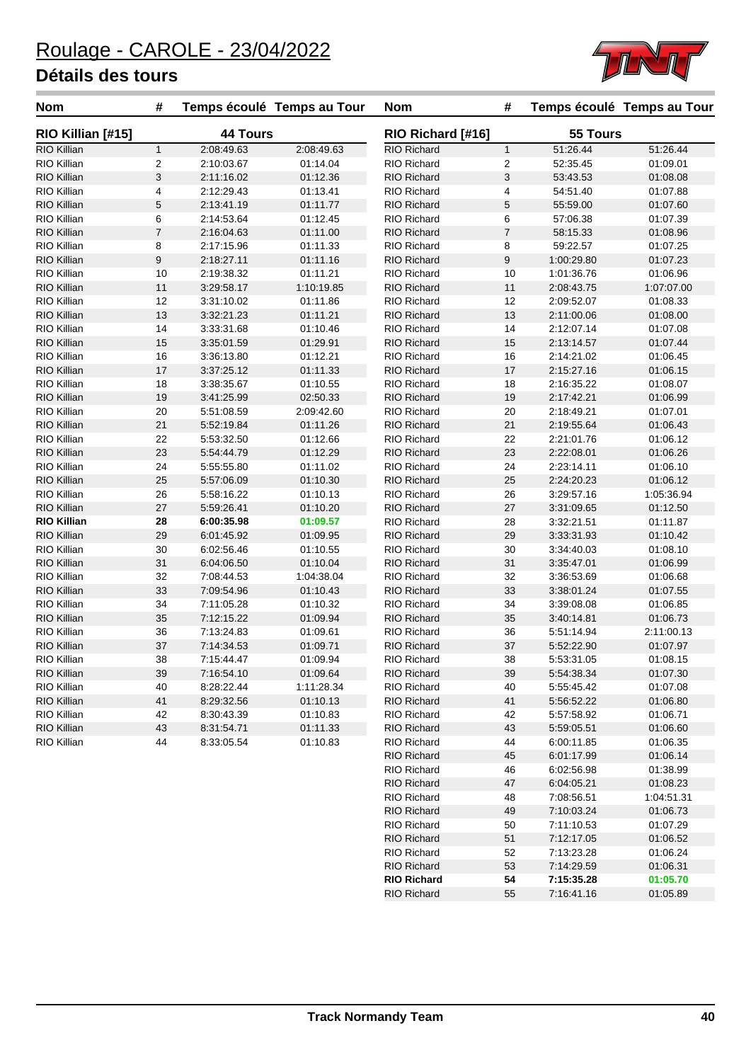# Roulage - CAROLE - 23/04/2022

## Détails des tours

| Nom | # | Temps écoulé | Temps au Tour |
|---|---|---|---|
| **RIO Killian [#15]** | | **44 Tours** | |
| RIO Killian | 1 | 2:08:49.63 | 2:08:49.63 |
| RIO Killian | 2 | 2:10:03.67 | 01:14.04 |
| RIO Killian | 3 | 2:11:16.02 | 01:12.36 |
| RIO Killian | 4 | 2:12:29.43 | 01:13.41 |
| RIO Killian | 5 | 2:13:41.19 | 01:11.77 |
| RIO Killian | 6 | 2:14:53.64 | 01:12.45 |
| RIO Killian | 7 | 2:16:04.63 | 01:11.00 |
| RIO Killian | 8 | 2:17:15.96 | 01:11.33 |
| RIO Killian | 9 | 2:18:27.11 | 01:11.16 |
| RIO Killian | 10 | 2:19:38.32 | 01:11.21 |
| RIO Killian | 11 | 3:29:58.17 | 1:10:19.85 |
| RIO Killian | 12 | 3:31:10.02 | 01:11.86 |
| RIO Killian | 13 | 3:32:21.23 | 01:11.21 |
| RIO Killian | 14 | 3:33:31.68 | 01:10.46 |
| RIO Killian | 15 | 3:35:01.59 | 01:29.91 |
| RIO Killian | 16 | 3:36:13.80 | 01:12.21 |
| RIO Killian | 17 | 3:37:25.12 | 01:11.33 |
| RIO Killian | 18 | 3:38:35.67 | 01:10.55 |
| RIO Killian | 19 | 3:41:25.99 | 02:50.33 |
| RIO Killian | 20 | 5:51:08.59 | 2:09:42.60 |
| RIO Killian | 21 | 5:52:19.84 | 01:11.26 |
| RIO Killian | 22 | 5:53:32.50 | 01:12.66 |
| RIO Killian | 23 | 5:54:44.79 | 01:12.29 |
| RIO Killian | 24 | 5:55:55.80 | 01:11.02 |
| RIO Killian | 25 | 5:57:06.09 | 01:10.30 |
| RIO Killian | 26 | 5:58:16.22 | 01:10.13 |
| RIO Killian | 27 | 5:59:26.41 | 01:10.20 |
| **RIO Killian** | **28** | **6:00:35.98** | **01:09.57** |
| RIO Killian | 29 | 6:01:45.92 | 01:09.95 |
| RIO Killian | 30 | 6:02:56.46 | 01:10.55 |
| RIO Killian | 31 | 6:04:06.50 | 01:10.04 |
| RIO Killian | 32 | 7:08:44.53 | 1:04:38.04 |
| RIO Killian | 33 | 7:09:54.96 | 01:10.43 |
| RIO Killian | 34 | 7:11:05.28 | 01:10.32 |
| RIO Killian | 35 | 7:12:15.22 | 01:09.94 |
| RIO Killian | 36 | 7:13:24.83 | 01:09.61 |
| RIO Killian | 37 | 7:14:34.53 | 01:09.71 |
| RIO Killian | 38 | 7:15:44.47 | 01:09.94 |
| RIO Killian | 39 | 7:16:54.10 | 01:09.64 |
| RIO Killian | 40 | 8:28:22.44 | 1:11:28.34 |
| RIO Killian | 41 | 8:29:32.56 | 01:10.13 |
| RIO Killian | 42 | 8:30:43.39 | 01:10.83 |
| RIO Killian | 43 | 8:31:54.71 | 01:11.33 |
| RIO Killian | 44 | 8:33:05.54 | 01:10.83 |

| Nom | # | Temps écoulé | Temps au Tour |
|---|---|---|---|
| **RIO Richard [#16]** | | **55 Tours** | |
| RIO Richard | 1 | 51:26.44 | 51:26.44 |
| RIO Richard | 2 | 52:35.45 | 01:09.01 |
| RIO Richard | 3 | 53:43.53 | 01:08.08 |
| RIO Richard | 4 | 54:51.40 | 01:07.88 |
| RIO Richard | 5 | 55:59.00 | 01:07.60 |
| RIO Richard | 6 | 57:06.38 | 01:07.39 |
| RIO Richard | 7 | 58:15.33 | 01:08.96 |
| RIO Richard | 8 | 59:22.57 | 01:07.25 |
| RIO Richard | 9 | 1:00:29.80 | 01:07.23 |
| RIO Richard | 10 | 1:01:36.76 | 01:06.96 |
| RIO Richard | 11 | 2:08:43.75 | 1:07:07.00 |
| RIO Richard | 12 | 2:09:52.07 | 01:08.33 |
| RIO Richard | 13 | 2:11:00.06 | 01:08.00 |
| RIO Richard | 14 | 2:12:07.14 | 01:07.08 |
| RIO Richard | 15 | 2:13:14.57 | 01:07.44 |
| RIO Richard | 16 | 2:14:21.02 | 01:06.45 |
| RIO Richard | 17 | 2:15:27.16 | 01:06.15 |
| RIO Richard | 18 | 2:16:35.22 | 01:08.07 |
| RIO Richard | 19 | 2:17:42.21 | 01:06.99 |
| RIO Richard | 20 | 2:18:49.21 | 01:07.01 |
| RIO Richard | 21 | 2:19:55.64 | 01:06.43 |
| RIO Richard | 22 | 2:21:01.76 | 01:06.12 |
| RIO Richard | 23 | 2:22:08.01 | 01:06.26 |
| RIO Richard | 24 | 2:23:14.11 | 01:06.10 |
| RIO Richard | 25 | 2:24:20.23 | 01:06.12 |
| RIO Richard | 26 | 3:29:57.16 | 1:05:36.94 |
| RIO Richard | 27 | 3:31:09.65 | 01:12.50 |
| RIO Richard | 28 | 3:32:21.51 | 01:11.87 |
| RIO Richard | 29 | 3:33:31.93 | 01:10.42 |
| RIO Richard | 30 | 3:34:40.03 | 01:08.10 |
| RIO Richard | 31 | 3:35:47.01 | 01:06.99 |
| RIO Richard | 32 | 3:36:53.69 | 01:06.68 |
| RIO Richard | 33 | 3:38:01.24 | 01:07.55 |
| RIO Richard | 34 | 3:39:08.08 | 01:06.85 |
| RIO Richard | 35 | 3:40:14.81 | 01:06.73 |
| RIO Richard | 36 | 5:51:14.94 | 2:11:00.13 |
| RIO Richard | 37 | 5:52:22.90 | 01:07.97 |
| RIO Richard | 38 | 5:53:31.05 | 01:08.15 |
| RIO Richard | 39 | 5:54:38.34 | 01:07.30 |
| RIO Richard | 40 | 5:55:45.42 | 01:07.08 |
| RIO Richard | 41 | 5:56:52.22 | 01:06.80 |
| RIO Richard | 42 | 5:57:58.92 | 01:06.71 |
| RIO Richard | 43 | 5:59:05.51 | 01:06.60 |
| RIO Richard | 44 | 6:00:11.85 | 01:06.35 |
| RIO Richard | 45 | 6:01:17.99 | 01:06.14 |
| RIO Richard | 46 | 6:02:56.98 | 01:38.99 |
| RIO Richard | 47 | 6:04:05.21 | 01:08.23 |
| RIO Richard | 48 | 7:08:56.51 | 1:04:51.31 |
| RIO Richard | 49 | 7:10:03.24 | 01:06.73 |
| RIO Richard | 50 | 7:11:10.53 | 01:07.29 |
| RIO Richard | 51 | 7:12:17.05 | 01:06.52 |
| RIO Richard | 52 | 7:13:23.28 | 01:06.24 |
| RIO Richard | 53 | 7:14:29.59 | 01:06.31 |
| **RIO Richard** | **54** | **7:15:35.28** | **01:05.70** |
| RIO Richard | 55 | 7:16:41.16 | 01:05.89 |

Track Normandy Team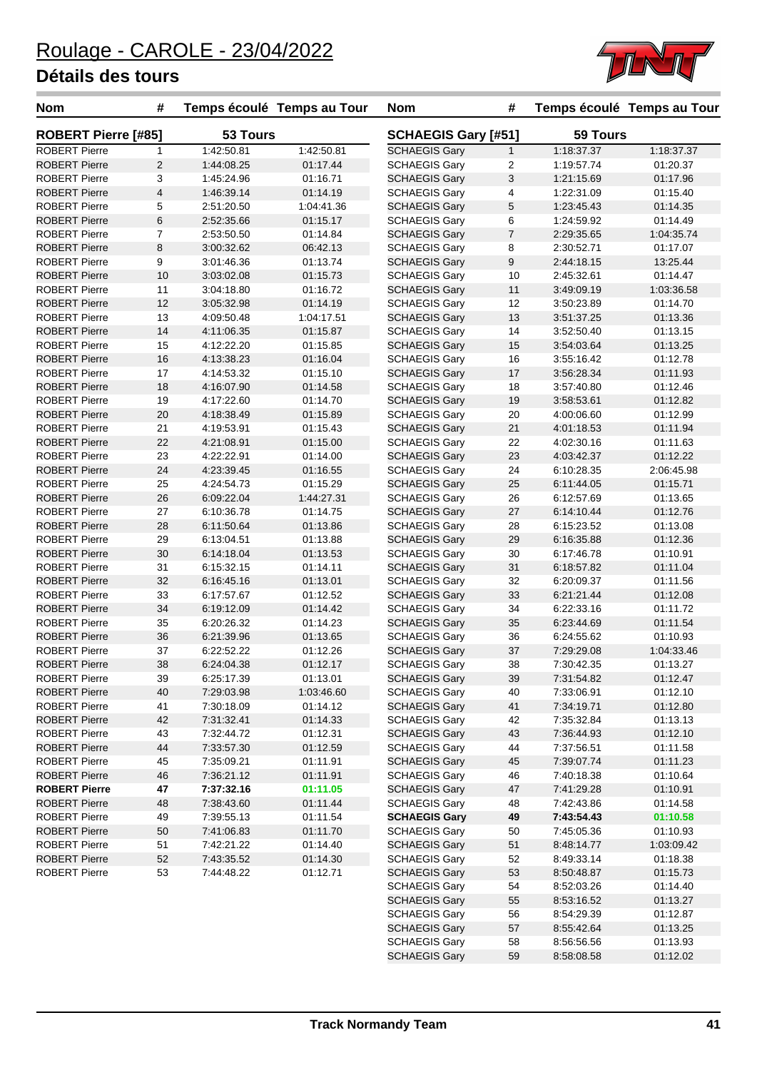# Roulage - CAROLE - 23/04/2022

## Détails des tours

| Nom | # | Temps écoulé | Temps au Tour |
|---|---|---|---|
| **ROBERT Pierre [#85]** | | **53 Tours** | |
| ROBERT Pierre | 1 | 1:42:50.81 | 1:42:50.81 |
| ROBERT Pierre | 2 | 1:44:08.25 | 01:17.44 |
| ROBERT Pierre | 3 | 1:45:24.96 | 01:16.71 |
| ROBERT Pierre | 4 | 1:46:39.14 | 01:14.19 |
| ROBERT Pierre | 5 | 2:51:20.50 | 1:04:41.36 |
| ROBERT Pierre | 6 | 2:52:35.66 | 01:15.17 |
| ROBERT Pierre | 7 | 2:53:50.50 | 01:14.84 |
| ROBERT Pierre | 8 | 3:00:32.62 | 06:42.13 |
| ROBERT Pierre | 9 | 3:01:46.36 | 01:13.74 |
| ROBERT Pierre | 10 | 3:03:02.08 | 01:15.73 |
| ROBERT Pierre | 11 | 3:04:18.80 | 01:16.72 |
| ROBERT Pierre | 12 | 3:05:32.98 | 01:14.19 |
| ROBERT Pierre | 13 | 4:09:50.48 | 1:04:17.51 |
| ROBERT Pierre | 14 | 4:11:06.35 | 01:15.87 |
| ROBERT Pierre | 15 | 4:12:22.20 | 01:15.85 |
| ROBERT Pierre | 16 | 4:13:38.23 | 01:16.04 |
| ROBERT Pierre | 17 | 4:14:53.32 | 01:15.10 |
| ROBERT Pierre | 18 | 4:16:07.90 | 01:14.58 |
| ROBERT Pierre | 19 | 4:17:22.60 | 01:14.70 |
| ROBERT Pierre | 20 | 4:18:38.49 | 01:15.89 |
| ROBERT Pierre | 21 | 4:19:53.91 | 01:15.43 |
| ROBERT Pierre | 22 | 4:21:08.91 | 01:15.00 |
| ROBERT Pierre | 23 | 4:22:22.91 | 01:14.00 |
| ROBERT Pierre | 24 | 4:23:39.45 | 01:16.55 |
| ROBERT Pierre | 25 | 4:24:54.73 | 01:15.29 |
| ROBERT Pierre | 26 | 6:09:22.04 | 1:44:27.31 |
| ROBERT Pierre | 27 | 6:10:36.78 | 01:14.75 |
| ROBERT Pierre | 28 | 6:11:50.64 | 01:13.86 |
| ROBERT Pierre | 29 | 6:13:04.51 | 01:13.88 |
| ROBERT Pierre | 30 | 6:14:18.04 | 01:13.53 |
| ROBERT Pierre | 31 | 6:15:32.15 | 01:14.11 |
| ROBERT Pierre | 32 | 6:16:45.16 | 01:13.01 |
| ROBERT Pierre | 33 | 6:17:57.67 | 01:12.52 |
| ROBERT Pierre | 34 | 6:19:12.09 | 01:14.42 |
| ROBERT Pierre | 35 | 6:20:26.32 | 01:14.23 |
| ROBERT Pierre | 36 | 6:21:39.96 | 01:13.65 |
| ROBERT Pierre | 37 | 6:22:52.22 | 01:12.26 |
| ROBERT Pierre | 38 | 6:24:04.38 | 01:12.17 |
| ROBERT Pierre | 39 | 6:25:17.39 | 01:13.01 |
| ROBERT Pierre | 40 | 7:29:03.98 | 1:03:46.60 |
| ROBERT Pierre | 41 | 7:30:18.09 | 01:14.12 |
| ROBERT Pierre | 42 | 7:31:32.41 | 01:14.33 |
| ROBERT Pierre | 43 | 7:32:44.72 | 01:12.31 |
| ROBERT Pierre | 44 | 7:33:57.30 | 01:12.59 |
| ROBERT Pierre | 45 | 7:35:09.21 | 01:11.91 |
| ROBERT Pierre | 46 | 7:36:21.12 | 01:11.91 |
| **ROBERT Pierre** | **47** | **7:37:32.16** | **01:11.05** |
| ROBERT Pierre | 48 | 7:38:43.60 | 01:11.44 |
| ROBERT Pierre | 49 | 7:39:55.13 | 01:11.54 |
| ROBERT Pierre | 50 | 7:41:06.83 | 01:11.70 |
| ROBERT Pierre | 51 | 7:42:21.22 | 01:14.40 |
| ROBERT Pierre | 52 | 7:43:35.52 | 01:14.30 |
| ROBERT Pierre | 53 | 7:44:48.22 | 01:12.71 |

| Nom | # | Temps écoulé | Temps au Tour |
|---|---|---|---|
| **SCHAEGIS Gary [#51]** | | **59 Tours** | |
| SCHAEGIS Gary | 1 | 1:18:37.37 | 1:18:37.37 |
| SCHAEGIS Gary | 2 | 1:19:57.74 | 01:20.37 |
| SCHAEGIS Gary | 3 | 1:21:15.69 | 01:17.96 |
| SCHAEGIS Gary | 4 | 1:22:31.09 | 01:15.40 |
| SCHAEGIS Gary | 5 | 1:23:45.43 | 01:14.35 |
| SCHAEGIS Gary | 6 | 1:24:59.92 | 01:14.49 |
| SCHAEGIS Gary | 7 | 2:29:35.65 | 1:04:35.74 |
| SCHAEGIS Gary | 8 | 2:30:52.71 | 01:17.07 |
| SCHAEGIS Gary | 9 | 2:44:18.15 | 13:25.44 |
| SCHAEGIS Gary | 10 | 2:45:32.61 | 01:14.47 |
| SCHAEGIS Gary | 11 | 3:49:09.19 | 1:03:36.58 |
| SCHAEGIS Gary | 12 | 3:50:23.89 | 01:14.70 |
| SCHAEGIS Gary | 13 | 3:51:37.25 | 01:13.36 |
| SCHAEGIS Gary | 14 | 3:52:50.40 | 01:13.15 |
| SCHAEGIS Gary | 15 | 3:54:03.64 | 01:13.25 |
| SCHAEGIS Gary | 16 | 3:55:16.42 | 01:12.78 |
| SCHAEGIS Gary | 17 | 3:56:28.34 | 01:11.93 |
| SCHAEGIS Gary | 18 | 3:57:40.80 | 01:12.46 |
| SCHAEGIS Gary | 19 | 3:58:53.61 | 01:12.82 |
| SCHAEGIS Gary | 20 | 4:00:06.60 | 01:12.99 |
| SCHAEGIS Gary | 21 | 4:01:18.53 | 01:11.94 |
| SCHAEGIS Gary | 22 | 4:02:30.16 | 01:11.63 |
| SCHAEGIS Gary | 23 | 4:03:42.37 | 01:12.22 |
| SCHAEGIS Gary | 24 | 6:10:28.35 | 2:06:45.98 |
| SCHAEGIS Gary | 25 | 6:11:44.05 | 01:15.71 |
| SCHAEGIS Gary | 26 | 6:12:57.69 | 01:13.65 |
| SCHAEGIS Gary | 27 | 6:14:10.44 | 01:12.76 |
| SCHAEGIS Gary | 28 | 6:15:23.52 | 01:13.08 |
| SCHAEGIS Gary | 29 | 6:16:35.88 | 01:12.36 |
| SCHAEGIS Gary | 30 | 6:17:46.78 | 01:10.91 |
| SCHAEGIS Gary | 31 | 6:18:57.82 | 01:11.04 |
| SCHAEGIS Gary | 32 | 6:20:09.37 | 01:11.56 |
| SCHAEGIS Gary | 33 | 6:21:21.44 | 01:12.08 |
| SCHAEGIS Gary | 34 | 6:22:33.16 | 01:11.72 |
| SCHAEGIS Gary | 35 | 6:23:44.69 | 01:11.54 |
| SCHAEGIS Gary | 36 | 6:24:55.62 | 01:10.93 |
| SCHAEGIS Gary | 37 | 7:29:29.08 | 1:04:33.46 |
| SCHAEGIS Gary | 38 | 7:30:42.35 | 01:13.27 |
| SCHAEGIS Gary | 39 | 7:31:54.82 | 01:12.47 |
| SCHAEGIS Gary | 40 | 7:33:06.91 | 01:12.10 |
| SCHAEGIS Gary | 41 | 7:34:19.71 | 01:12.80 |
| SCHAEGIS Gary | 42 | 7:35:32.84 | 01:13.13 |
| SCHAEGIS Gary | 43 | 7:36:44.93 | 01:12.10 |
| SCHAEGIS Gary | 44 | 7:37:56.51 | 01:11.58 |
| SCHAEGIS Gary | 45 | 7:39:07.74 | 01:11.23 |
| SCHAEGIS Gary | 46 | 7:40:18.38 | 01:10.64 |
| SCHAEGIS Gary | 47 | 7:41:29.28 | 01:10.91 |
| SCHAEGIS Gary | 48 | 7:42:43.86 | 01:14.58 |
| **SCHAEGIS Gary** | **49** | **7:43:54.43** | **01:10.58** |
| SCHAEGIS Gary | 50 | 7:45:05.36 | 01:10.93 |
| SCHAEGIS Gary | 51 | 8:48:14.77 | 1:03:09.42 |
| SCHAEGIS Gary | 52 | 8:49:33.14 | 01:18.38 |
| SCHAEGIS Gary | 53 | 8:50:48.87 | 01:15.73 |
| SCHAEGIS Gary | 54 | 8:52:03.26 | 01:14.40 |
| SCHAEGIS Gary | 55 | 8:53:16.52 | 01:13.27 |
| SCHAEGIS Gary | 56 | 8:54:29.39 | 01:12.87 |
| SCHAEGIS Gary | 57 | 8:55:42.64 | 01:13.25 |
| SCHAEGIS Gary | 58 | 8:56:56.56 | 01:13.93 |
| SCHAEGIS Gary | 59 | 8:58:08.58 | 01:12.02 |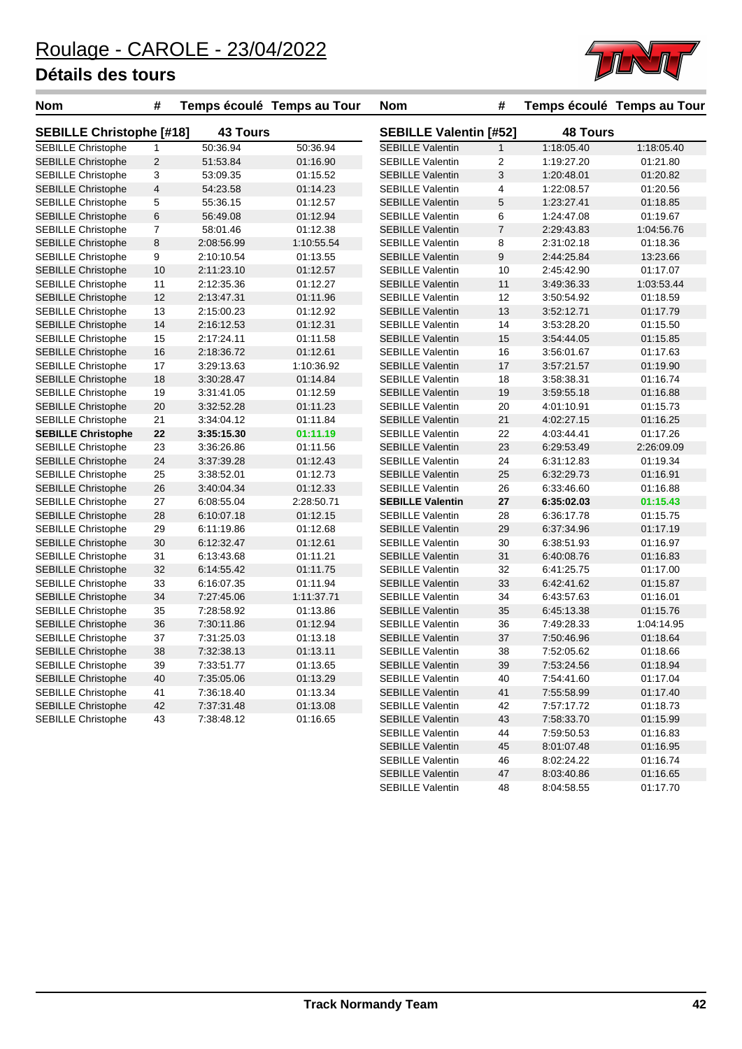# Roulage - CAROLE - 23/04/2022

## Détails des tours

### SEBILLE Christophe [#18] — 43 Tours

| Nom | # | Temps écoulé | Temps au Tour |
|---|---|---|---|
| SEBILLE Christophe | 1 | 50:36.94 | 50:36.94 |
| SEBILLE Christophe | 2 | 51:53.84 | 01:16.90 |
| SEBILLE Christophe | 3 | 53:09.35 | 01:15.52 |
| SEBILLE Christophe | 4 | 54:23.58 | 01:14.23 |
| SEBILLE Christophe | 5 | 55:36.15 | 01:12.57 |
| SEBILLE Christophe | 6 | 56:49.08 | 01:12.94 |
| SEBILLE Christophe | 7 | 58:01.46 | 01:12.38 |
| SEBILLE Christophe | 8 | 2:08:56.99 | 1:10:55.54 |
| SEBILLE Christophe | 9 | 2:10:10.54 | 01:13.55 |
| SEBILLE Christophe | 10 | 2:11:23.10 | 01:12.57 |
| SEBILLE Christophe | 11 | 2:12:35.36 | 01:12.27 |
| SEBILLE Christophe | 12 | 2:13:47.31 | 01:11.96 |
| SEBILLE Christophe | 13 | 2:15:00.23 | 01:12.92 |
| SEBILLE Christophe | 14 | 2:16:12.53 | 01:12.31 |
| SEBILLE Christophe | 15 | 2:17:24.11 | 01:11.58 |
| SEBILLE Christophe | 16 | 2:18:36.72 | 01:12.61 |
| SEBILLE Christophe | 17 | 3:29:13.63 | 1:10:36.92 |
| SEBILLE Christophe | 18 | 3:30:28.47 | 01:14.84 |
| SEBILLE Christophe | 19 | 3:31:41.05 | 01:12.59 |
| SEBILLE Christophe | 20 | 3:32:52.28 | 01:11.23 |
| SEBILLE Christophe | 21 | 3:34:04.12 | 01:11.84 |
| **SEBILLE Christophe** | **22** | **3:35:15.30** | **01:11.19** |
| SEBILLE Christophe | 23 | 3:36:26.86 | 01:11.56 |
| SEBILLE Christophe | 24 | 3:37:39.28 | 01:12.43 |
| SEBILLE Christophe | 25 | 3:38:52.01 | 01:12.73 |
| SEBILLE Christophe | 26 | 3:40:04.34 | 01:12.33 |
| SEBILLE Christophe | 27 | 6:08:55.04 | 2:28:50.71 |
| SEBILLE Christophe | 28 | 6:10:07.18 | 01:12.15 |
| SEBILLE Christophe | 29 | 6:11:19.86 | 01:12.68 |
| SEBILLE Christophe | 30 | 6:12:32.47 | 01:12.61 |
| SEBILLE Christophe | 31 | 6:13:43.68 | 01:11.21 |
| SEBILLE Christophe | 32 | 6:14:55.42 | 01:11.75 |
| SEBILLE Christophe | 33 | 6:16:07.35 | 01:11.94 |
| SEBILLE Christophe | 34 | 7:27:45.06 | 1:11:37.71 |
| SEBILLE Christophe | 35 | 7:28:58.92 | 01:13.86 |
| SEBILLE Christophe | 36 | 7:30:11.86 | 01:12.94 |
| SEBILLE Christophe | 37 | 7:31:25.03 | 01:13.18 |
| SEBILLE Christophe | 38 | 7:32:38.13 | 01:13.11 |
| SEBILLE Christophe | 39 | 7:33:51.77 | 01:13.65 |
| SEBILLE Christophe | 40 | 7:35:05.06 | 01:13.29 |
| SEBILLE Christophe | 41 | 7:36:18.40 | 01:13.34 |
| SEBILLE Christophe | 42 | 7:37:31.48 | 01:13.08 |
| SEBILLE Christophe | 43 | 7:38:48.12 | 01:16.65 |

### SEBILLE Valentin [#52] — 48 Tours

| Nom | # | Temps écoulé | Temps au Tour |
|---|---|---|---|
| SEBILLE Valentin | 1 | 1:18:05.40 | 1:18:05.40 |
| SEBILLE Valentin | 2 | 1:19:27.20 | 01:21.80 |
| SEBILLE Valentin | 3 | 1:20:48.01 | 01:20.82 |
| SEBILLE Valentin | 4 | 1:22:08.57 | 01:20.56 |
| SEBILLE Valentin | 5 | 1:23:27.41 | 01:18.85 |
| SEBILLE Valentin | 6 | 1:24:47.08 | 01:19.67 |
| SEBILLE Valentin | 7 | 2:29:43.83 | 1:04:56.76 |
| SEBILLE Valentin | 8 | 2:31:02.18 | 01:18.36 |
| SEBILLE Valentin | 9 | 2:44:25.84 | 13:23.66 |
| SEBILLE Valentin | 10 | 2:45:42.90 | 01:17.07 |
| SEBILLE Valentin | 11 | 3:49:36.33 | 1:03:53.44 |
| SEBILLE Valentin | 12 | 3:50:54.92 | 01:18.59 |
| SEBILLE Valentin | 13 | 3:52:12.71 | 01:17.79 |
| SEBILLE Valentin | 14 | 3:53:28.20 | 01:15.50 |
| SEBILLE Valentin | 15 | 3:54:44.05 | 01:15.85 |
| SEBILLE Valentin | 16 | 3:56:01.67 | 01:17.63 |
| SEBILLE Valentin | 17 | 3:57:21.57 | 01:19.90 |
| SEBILLE Valentin | 18 | 3:58:38.31 | 01:16.74 |
| SEBILLE Valentin | 19 | 3:59:55.18 | 01:16.88 |
| SEBILLE Valentin | 20 | 4:01:10.91 | 01:15.73 |
| SEBILLE Valentin | 21 | 4:02:27.15 | 01:16.25 |
| SEBILLE Valentin | 22 | 4:03:44.41 | 01:17.26 |
| SEBILLE Valentin | 23 | 6:29:53.49 | 2:26:09.09 |
| SEBILLE Valentin | 24 | 6:31:12.83 | 01:19.34 |
| SEBILLE Valentin | 25 | 6:32:29.73 | 01:16.91 |
| SEBILLE Valentin | 26 | 6:33:46.60 | 01:16.88 |
| **SEBILLE Valentin** | **27** | **6:35:02.03** | **01:15.43** |
| SEBILLE Valentin | 28 | 6:36:17.78 | 01:15.75 |
| SEBILLE Valentin | 29 | 6:37:34.96 | 01:17.19 |
| SEBILLE Valentin | 30 | 6:38:51.93 | 01:16.97 |
| SEBILLE Valentin | 31 | 6:40:08.76 | 01:16.83 |
| SEBILLE Valentin | 32 | 6:41:25.75 | 01:17.00 |
| SEBILLE Valentin | 33 | 6:42:41.62 | 01:15.87 |
| SEBILLE Valentin | 34 | 6:43:57.63 | 01:16.01 |
| SEBILLE Valentin | 35 | 6:45:13.38 | 01:15.76 |
| SEBILLE Valentin | 36 | 7:49:28.33 | 1:04:14.95 |
| SEBILLE Valentin | 37 | 7:50:46.96 | 01:18.64 |
| SEBILLE Valentin | 38 | 7:52:05.62 | 01:18.66 |
| SEBILLE Valentin | 39 | 7:53:24.56 | 01:18.94 |
| SEBILLE Valentin | 40 | 7:54:41.60 | 01:17.04 |
| SEBILLE Valentin | 41 | 7:55:58.99 | 01:17.40 |
| SEBILLE Valentin | 42 | 7:57:17.72 | 01:18.73 |
| SEBILLE Valentin | 43 | 7:58:33.70 | 01:15.99 |
| SEBILLE Valentin | 44 | 7:59:50.53 | 01:16.83 |
| SEBILLE Valentin | 45 | 8:01:07.48 | 01:16.95 |
| SEBILLE Valentin | 46 | 8:02:24.22 | 01:16.74 |
| SEBILLE Valentin | 47 | 8:03:40.86 | 01:16.65 |
| SEBILLE Valentin | 48 | 8:04:58.55 | 01:17.70 |

Track Normandy Team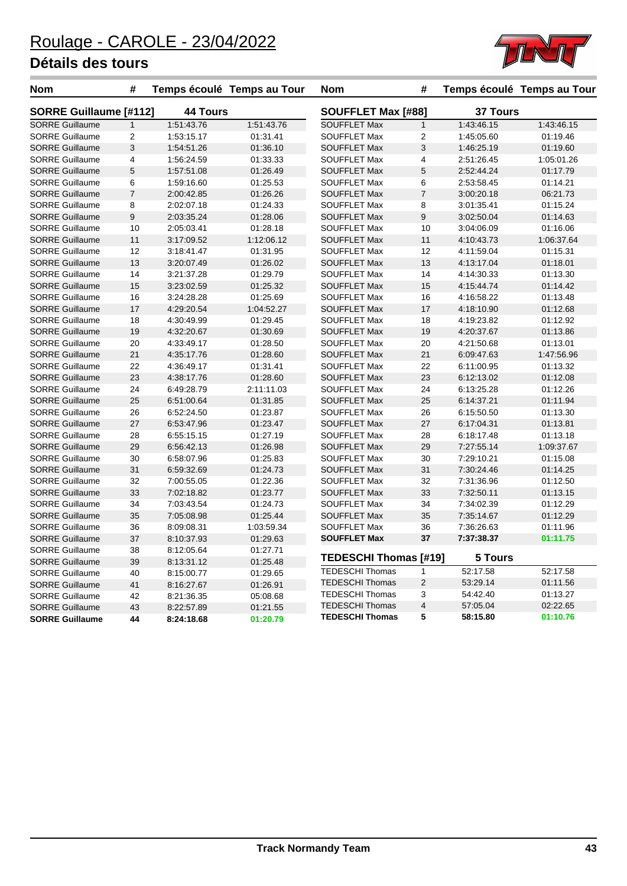# Roulage - CAROLE - 23/04/2022

## Détails des tours

### SORRE Guillaume [#112] — 44 Tours

| Nom | # | Temps écoulé | Temps au Tour |
|---|---|---|---|
| SORRE Guillaume | 1 | 1:51:43.76 | 1:51:43.76 |
| SORRE Guillaume | 2 | 1:53:15.17 | 01:31.41 |
| SORRE Guillaume | 3 | 1:54:51.26 | 01:36.10 |
| SORRE Guillaume | 4 | 1:56:24.59 | 01:33.33 |
| SORRE Guillaume | 5 | 1:57:51.08 | 01:26.49 |
| SORRE Guillaume | 6 | 1:59:16.60 | 01:25.53 |
| SORRE Guillaume | 7 | 2:00:42.85 | 01:26.26 |
| SORRE Guillaume | 8 | 2:02:07.18 | 01:24.33 |
| SORRE Guillaume | 9 | 2:03:35.24 | 01:28.06 |
| SORRE Guillaume | 10 | 2:05:03.41 | 01:28.18 |
| SORRE Guillaume | 11 | 3:17:09.52 | 1:12:06.12 |
| SORRE Guillaume | 12 | 3:18:41.47 | 01:31.95 |
| SORRE Guillaume | 13 | 3:20:07.49 | 01:26.02 |
| SORRE Guillaume | 14 | 3:21:37.28 | 01:29.79 |
| SORRE Guillaume | 15 | 3:23:02.59 | 01:25.32 |
| SORRE Guillaume | 16 | 3:24:28.28 | 01:25.69 |
| SORRE Guillaume | 17 | 4:29:20.54 | 1:04:52.27 |
| SORRE Guillaume | 18 | 4:30:49.99 | 01:29.45 |
| SORRE Guillaume | 19 | 4:32:20.67 | 01:30.69 |
| SORRE Guillaume | 20 | 4:33:49.17 | 01:28.50 |
| SORRE Guillaume | 21 | 4:35:17.76 | 01:28.60 |
| SORRE Guillaume | 22 | 4:36:49.17 | 01:31.41 |
| SORRE Guillaume | 23 | 4:38:17.76 | 01:28.60 |
| SORRE Guillaume | 24 | 6:49:28.79 | 2:11:11.03 |
| SORRE Guillaume | 25 | 6:51:00.64 | 01:31.85 |
| SORRE Guillaume | 26 | 6:52:24.50 | 01:23.87 |
| SORRE Guillaume | 27 | 6:53:47.96 | 01:23.47 |
| SORRE Guillaume | 28 | 6:55:15.15 | 01:27.19 |
| SORRE Guillaume | 29 | 6:56:42.13 | 01:26.98 |
| SORRE Guillaume | 30 | 6:58:07.96 | 01:25.83 |
| SORRE Guillaume | 31 | 6:59:32.69 | 01:24.73 |
| SORRE Guillaume | 32 | 7:00:55.05 | 01:22.36 |
| SORRE Guillaume | 33 | 7:02:18.82 | 01:23.77 |
| SORRE Guillaume | 34 | 7:03:43.54 | 01:24.73 |
| SORRE Guillaume | 35 | 7:05:08.98 | 01:25.44 |
| SORRE Guillaume | 36 | 8:09:08.31 | 1:03:59.34 |
| SORRE Guillaume | 37 | 8:10:37.93 | 01:29.63 |
| SORRE Guillaume | 38 | 8:12:05.64 | 01:27.71 |
| SORRE Guillaume | 39 | 8:13:31.12 | 01:25.48 |
| SORRE Guillaume | 40 | 8:15:00.77 | 01:29.65 |
| SORRE Guillaume | 41 | 8:16:27.67 | 01:26.91 |
| SORRE Guillaume | 42 | 8:21:36.35 | 05:08.68 |
| SORRE Guillaume | 43 | 8:22:57.89 | 01:21.55 |
| **SORRE Guillaume** | **44** | **8:24:18.68** | **01:20.79** |

### SOUFFLET Max [#88] — 37 Tours

| Nom | # | Temps écoulé | Temps au Tour |
|---|---|---|---|
| SOUFFLET Max | 1 | 1:43:46.15 | 1:43:46.15 |
| SOUFFLET Max | 2 | 1:45:05.60 | 01:19.46 |
| SOUFFLET Max | 3 | 1:46:25.19 | 01:19.60 |
| SOUFFLET Max | 4 | 2:51:26.45 | 1:05:01.26 |
| SOUFFLET Max | 5 | 2:52:44.24 | 01:17.79 |
| SOUFFLET Max | 6 | 2:53:58.45 | 01:14.21 |
| SOUFFLET Max | 7 | 3:00:20.18 | 06:21.73 |
| SOUFFLET Max | 8 | 3:01:35.41 | 01:15.24 |
| SOUFFLET Max | 9 | 3:02:50.04 | 01:14.63 |
| SOUFFLET Max | 10 | 3:04:06.09 | 01:16.06 |
| SOUFFLET Max | 11 | 4:10:43.73 | 1:06:37.64 |
| SOUFFLET Max | 12 | 4:11:59.04 | 01:15.31 |
| SOUFFLET Max | 13 | 4:13:17.04 | 01:18.01 |
| SOUFFLET Max | 14 | 4:14:30.33 | 01:13.30 |
| SOUFFLET Max | 15 | 4:15:44.74 | 01:14.42 |
| SOUFFLET Max | 16 | 4:16:58.22 | 01:13.48 |
| SOUFFLET Max | 17 | 4:18:10.90 | 01:12.68 |
| SOUFFLET Max | 18 | 4:19:23.82 | 01:12.92 |
| SOUFFLET Max | 19 | 4:20:37.67 | 01:13.86 |
| SOUFFLET Max | 20 | 4:21:50.68 | 01:13.01 |
| SOUFFLET Max | 21 | 6:09:47.63 | 1:47:56.96 |
| SOUFFLET Max | 22 | 6:11:00.95 | 01:13.32 |
| SOUFFLET Max | 23 | 6:12:13.02 | 01:12.08 |
| SOUFFLET Max | 24 | 6:13:25.28 | 01:12.26 |
| SOUFFLET Max | 25 | 6:14:37.21 | 01:11.94 |
| SOUFFLET Max | 26 | 6:15:50.50 | 01:13.30 |
| SOUFFLET Max | 27 | 6:17:04.31 | 01:13.81 |
| SOUFFLET Max | 28 | 6:18:17.48 | 01:13.18 |
| SOUFFLET Max | 29 | 7:27:55.14 | 1:09:37.67 |
| SOUFFLET Max | 30 | 7:29:10.21 | 01:15.08 |
| SOUFFLET Max | 31 | 7:30:24.46 | 01:14.25 |
| SOUFFLET Max | 32 | 7:31:36.96 | 01:12.50 |
| SOUFFLET Max | 33 | 7:32:50.11 | 01:13.15 |
| SOUFFLET Max | 34 | 7:34:02.39 | 01:12.29 |
| SOUFFLET Max | 35 | 7:35:14.67 | 01:12.29 |
| SOUFFLET Max | 36 | 7:36:26.63 | 01:11.96 |
| **SOUFFLET Max** | **37** | **7:37:38.37** | **01:11.75** |

### TEDESCHI Thomas [#19] — 5 Tours

| Nom | # | Temps écoulé | Temps au Tour |
|---|---|---|---|
| TEDESCHI Thomas | 1 | 52:17.58 | 52:17.58 |
| TEDESCHI Thomas | 2 | 53:29.14 | 01:11.56 |
| TEDESCHI Thomas | 3 | 54:42.40 | 01:13.27 |
| TEDESCHI Thomas | 4 | 57:05.04 | 02:22.65 |
| **TEDESCHI Thomas** | **5** | **58:15.80** | **01:10.76** |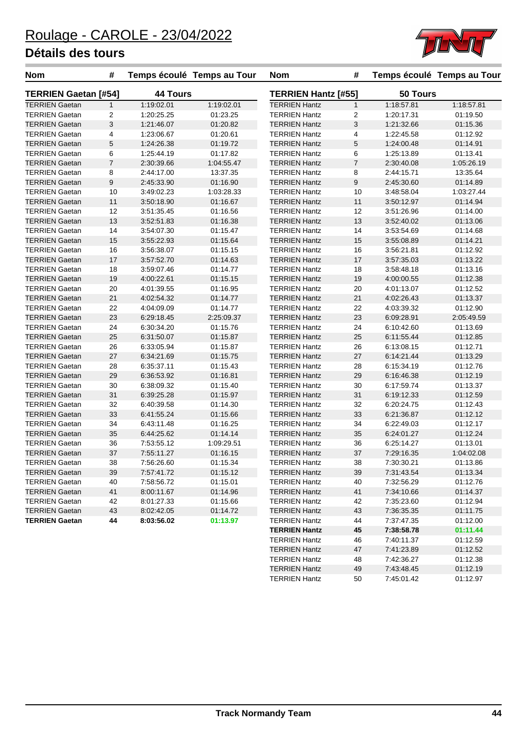# Roulage - CAROLE - 23/04/2022

## Détails des tours

| Nom | # | Temps écoulé | Temps au Tour |
|---|---|---|---|
| **TERRIEN Gaetan [#54]** | | **44 Tours** | |
| TERRIEN Gaetan | 1 | 1:19:02.01 | 1:19:02.01 |
| TERRIEN Gaetan | 2 | 1:20:25.25 | 01:23.25 |
| TERRIEN Gaetan | 3 | 1:21:46.07 | 01:20.82 |
| TERRIEN Gaetan | 4 | 1:23:06.67 | 01:20.61 |
| TERRIEN Gaetan | 5 | 1:24:26.38 | 01:19.72 |
| TERRIEN Gaetan | 6 | 1:25:44.19 | 01:17.82 |
| TERRIEN Gaetan | 7 | 2:30:39.66 | 1:04:55.47 |
| TERRIEN Gaetan | 8 | 2:44:17.00 | 13:37.35 |
| TERRIEN Gaetan | 9 | 2:45:33.90 | 01:16.90 |
| TERRIEN Gaetan | 10 | 3:49:02.23 | 1:03:28.33 |
| TERRIEN Gaetan | 11 | 3:50:18.90 | 01:16.67 |
| TERRIEN Gaetan | 12 | 3:51:35.45 | 01:16.56 |
| TERRIEN Gaetan | 13 | 3:52:51.83 | 01:16.38 |
| TERRIEN Gaetan | 14 | 3:54:07.30 | 01:15.47 |
| TERRIEN Gaetan | 15 | 3:55:22.93 | 01:15.64 |
| TERRIEN Gaetan | 16 | 3:56:38.07 | 01:15.15 |
| TERRIEN Gaetan | 17 | 3:57:52.70 | 01:14.63 |
| TERRIEN Gaetan | 18 | 3:59:07.46 | 01:14.77 |
| TERRIEN Gaetan | 19 | 4:00:22.61 | 01:15.15 |
| TERRIEN Gaetan | 20 | 4:01:39.55 | 01:16.95 |
| TERRIEN Gaetan | 21 | 4:02:54.32 | 01:14.77 |
| TERRIEN Gaetan | 22 | 4:04:09.09 | 01:14.77 |
| TERRIEN Gaetan | 23 | 6:29:18.45 | 2:25:09.37 |
| TERRIEN Gaetan | 24 | 6:30:34.20 | 01:15.76 |
| TERRIEN Gaetan | 25 | 6:31:50.07 | 01:15.87 |
| TERRIEN Gaetan | 26 | 6:33:05.94 | 01:15.87 |
| TERRIEN Gaetan | 27 | 6:34:21.69 | 01:15.75 |
| TERRIEN Gaetan | 28 | 6:35:37.11 | 01:15.43 |
| TERRIEN Gaetan | 29 | 6:36:53.92 | 01:16.81 |
| TERRIEN Gaetan | 30 | 6:38:09.32 | 01:15.40 |
| TERRIEN Gaetan | 31 | 6:39:25.28 | 01:15.97 |
| TERRIEN Gaetan | 32 | 6:40:39.58 | 01:14.30 |
| TERRIEN Gaetan | 33 | 6:41:55.24 | 01:15.66 |
| TERRIEN Gaetan | 34 | 6:43:11.48 | 01:16.25 |
| TERRIEN Gaetan | 35 | 6:44:25.62 | 01:14.14 |
| TERRIEN Gaetan | 36 | 7:53:55.12 | 1:09:29.51 |
| TERRIEN Gaetan | 37 | 7:55:11.27 | 01:16.15 |
| TERRIEN Gaetan | 38 | 7:56:26.60 | 01:15.34 |
| TERRIEN Gaetan | 39 | 7:57:41.72 | 01:15.12 |
| TERRIEN Gaetan | 40 | 7:58:56.72 | 01:15.01 |
| TERRIEN Gaetan | 41 | 8:00:11.67 | 01:14.96 |
| TERRIEN Gaetan | 42 | 8:01:27.33 | 01:15.66 |
| TERRIEN Gaetan | 43 | 8:02:42.05 | 01:14.72 |
| **TERRIEN Gaetan** | **44** | **8:03:56.02** | **01:13.97** |

| Nom | # | Temps écoulé | Temps au Tour |
|---|---|---|---|
| **TERRIEN Hantz [#55]** | | **50 Tours** | |
| TERRIEN Hantz | 1 | 1:18:57.81 | 1:18:57.81 |
| TERRIEN Hantz | 2 | 1:20:17.31 | 01:19.50 |
| TERRIEN Hantz | 3 | 1:21:32.66 | 01:15.36 |
| TERRIEN Hantz | 4 | 1:22:45.58 | 01:12.92 |
| TERRIEN Hantz | 5 | 1:24:00.48 | 01:14.91 |
| TERRIEN Hantz | 6 | 1:25:13.89 | 01:13.41 |
| TERRIEN Hantz | 7 | 2:30:40.08 | 1:05:26.19 |
| TERRIEN Hantz | 8 | 2:44:15.71 | 13:35.64 |
| TERRIEN Hantz | 9 | 2:45:30.60 | 01:14.89 |
| TERRIEN Hantz | 10 | 3:48:58.04 | 1:03:27.44 |
| TERRIEN Hantz | 11 | 3:50:12.97 | 01:14.94 |
| TERRIEN Hantz | 12 | 3:51:26.96 | 01:14.00 |
| TERRIEN Hantz | 13 | 3:52:40.02 | 01:13.06 |
| TERRIEN Hantz | 14 | 3:53:54.69 | 01:14.68 |
| TERRIEN Hantz | 15 | 3:55:08.89 | 01:14.21 |
| TERRIEN Hantz | 16 | 3:56:21.81 | 01:12.92 |
| TERRIEN Hantz | 17 | 3:57:35.03 | 01:13.22 |
| TERRIEN Hantz | 18 | 3:58:48.18 | 01:13.16 |
| TERRIEN Hantz | 19 | 4:00:00.55 | 01:12.38 |
| TERRIEN Hantz | 20 | 4:01:13.07 | 01:12.52 |
| TERRIEN Hantz | 21 | 4:02:26.43 | 01:13.37 |
| TERRIEN Hantz | 22 | 4:03:39.32 | 01:12.90 |
| TERRIEN Hantz | 23 | 6:09:28.91 | 2:05:49.59 |
| TERRIEN Hantz | 24 | 6:10:42.60 | 01:13.69 |
| TERRIEN Hantz | 25 | 6:11:55.44 | 01:12.85 |
| TERRIEN Hantz | 26 | 6:13:08.15 | 01:12.71 |
| TERRIEN Hantz | 27 | 6:14:21.44 | 01:13.29 |
| TERRIEN Hantz | 28 | 6:15:34.19 | 01:12.76 |
| TERRIEN Hantz | 29 | 6:16:46.38 | 01:12.19 |
| TERRIEN Hantz | 30 | 6:17:59.74 | 01:13.37 |
| TERRIEN Hantz | 31 | 6:19:12.33 | 01:12.59 |
| TERRIEN Hantz | 32 | 6:20:24.75 | 01:12.43 |
| TERRIEN Hantz | 33 | 6:21:36.87 | 01:12.12 |
| TERRIEN Hantz | 34 | 6:22:49.03 | 01:12.17 |
| TERRIEN Hantz | 35 | 6:24:01.27 | 01:12.24 |
| TERRIEN Hantz | 36 | 6:25:14.27 | 01:13.01 |
| TERRIEN Hantz | 37 | 7:29:16.35 | 1:04:02.08 |
| TERRIEN Hantz | 38 | 7:30:30.21 | 01:13.86 |
| TERRIEN Hantz | 39 | 7:31:43.54 | 01:13.34 |
| TERRIEN Hantz | 40 | 7:32:56.29 | 01:12.76 |
| TERRIEN Hantz | 41 | 7:34:10.66 | 01:14.37 |
| TERRIEN Hantz | 42 | 7:35:23.60 | 01:12.94 |
| TERRIEN Hantz | 43 | 7:36:35.35 | 01:11.75 |
| TERRIEN Hantz | 44 | 7:37:47.35 | 01:12.00 |
| **TERRIEN Hantz** | **45** | **7:38:58.78** | **01:11.44** |
| TERRIEN Hantz | 46 | 7:40:11.37 | 01:12.59 |
| TERRIEN Hantz | 47 | 7:41:23.89 | 01:12.52 |
| TERRIEN Hantz | 48 | 7:42:36.27 | 01:12.38 |
| TERRIEN Hantz | 49 | 7:43:48.45 | 01:12.19 |
| TERRIEN Hantz | 50 | 7:45:01.42 | 01:12.97 |

Track Normandy Team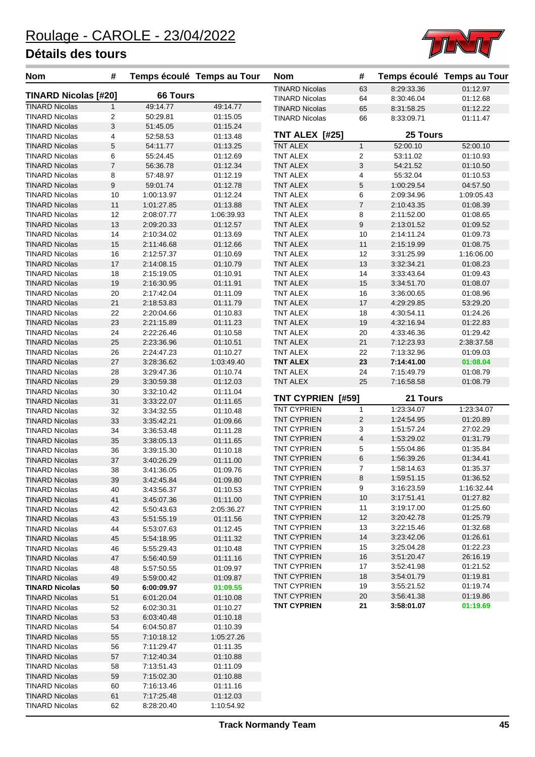# Roulage - CAROLE - 23/04/2022

## Détails des tours

| Nom | # | Temps écoulé | Temps au Tour |
|---|---|---|---|
| **TINARD Nicolas [#20]** | | **66 Tours** | |
| TINARD Nicolas | 1 | 49:14.77 | 49:14.77 |
| TINARD Nicolas | 2 | 50:29.81 | 01:15.05 |
| TINARD Nicolas | 3 | 51:45.05 | 01:15.24 |
| TINARD Nicolas | 4 | 52:58.53 | 01:13.48 |
| TINARD Nicolas | 5 | 54:11.77 | 01:13.25 |
| TINARD Nicolas | 6 | 55:24.45 | 01:12.69 |
| TINARD Nicolas | 7 | 56:36.78 | 01:12.34 |
| TINARD Nicolas | 8 | 57:48.97 | 01:12.19 |
| TINARD Nicolas | 9 | 59:01.74 | 01:12.78 |
| TINARD Nicolas | 10 | 1:00:13.97 | 01:12.24 |
| TINARD Nicolas | 11 | 1:01:27.85 | 01:13.88 |
| TINARD Nicolas | 12 | 2:08:07.77 | 1:06:39.93 |
| TINARD Nicolas | 13 | 2:09:20.33 | 01:12.57 |
| TINARD Nicolas | 14 | 2:10:34.02 | 01:13.69 |
| TINARD Nicolas | 15 | 2:11:46.68 | 01:12.66 |
| TINARD Nicolas | 16 | 2:12:57.37 | 01:10.69 |
| TINARD Nicolas | 17 | 2:14:08.15 | 01:10.79 |
| TINARD Nicolas | 18 | 2:15:19.05 | 01:10.91 |
| TINARD Nicolas | 19 | 2:16:30.95 | 01:11.91 |
| TINARD Nicolas | 20 | 2:17:42.04 | 01:11.09 |
| TINARD Nicolas | 21 | 2:18:53.83 | 01:11.79 |
| TINARD Nicolas | 22 | 2:20:04.66 | 01:10.83 |
| TINARD Nicolas | 23 | 2:21:15.89 | 01:11.23 |
| TINARD Nicolas | 24 | 2:22:26.46 | 01:10.58 |
| TINARD Nicolas | 25 | 2:23:36.96 | 01:10.51 |
| TINARD Nicolas | 26 | 2:24:47.23 | 01:10.27 |
| TINARD Nicolas | 27 | 3:28:36.62 | 1:03:49.40 |
| TINARD Nicolas | 28 | 3:29:47.36 | 01:10.74 |
| TINARD Nicolas | 29 | 3:30:59.38 | 01:12.03 |
| TINARD Nicolas | 30 | 3:32:10.42 | 01:11.04 |
| TINARD Nicolas | 31 | 3:33:22.07 | 01:11.65 |
| TINARD Nicolas | 32 | 3:34:32.55 | 01:10.48 |
| TINARD Nicolas | 33 | 3:35:42.21 | 01:09.66 |
| TINARD Nicolas | 34 | 3:36:53.48 | 01:11.28 |
| TINARD Nicolas | 35 | 3:38:05.13 | 01:11.65 |
| TINARD Nicolas | 36 | 3:39:15.30 | 01:10.18 |
| TINARD Nicolas | 37 | 3:40:26.29 | 01:11.00 |
| TINARD Nicolas | 38 | 3:41:36.05 | 01:09.76 |
| TINARD Nicolas | 39 | 3:42:45.84 | 01:09.80 |
| TINARD Nicolas | 40 | 3:43:56.37 | 01:10.53 |
| TINARD Nicolas | 41 | 3:45:07.36 | 01:11.00 |
| TINARD Nicolas | 42 | 5:50:43.63 | 2:05:36.27 |
| TINARD Nicolas | 43 | 5:51:55.19 | 01:11.56 |
| TINARD Nicolas | 44 | 5:53:07.63 | 01:12.45 |
| TINARD Nicolas | 45 | 5:54:18.95 | 01:11.32 |
| TINARD Nicolas | 46 | 5:55:29.43 | 01:10.48 |
| TINARD Nicolas | 47 | 5:56:40.59 | 01:11.16 |
| TINARD Nicolas | 48 | 5:57:50.55 | 01:09.97 |
| TINARD Nicolas | 49 | 5:59:00.42 | 01:09.87 |
| **TINARD Nicolas** | **50** | **6:00:09.97** | **01:09.55** |
| TINARD Nicolas | 51 | 6:01:20.04 | 01:10.08 |
| TINARD Nicolas | 52 | 6:02:30.31 | 01:10.27 |
| TINARD Nicolas | 53 | 6:03:40.48 | 01:10.18 |
| TINARD Nicolas | 54 | 6:04:50.87 | 01:10.39 |
| TINARD Nicolas | 55 | 7:10:18.12 | 1:05:27.26 |
| TINARD Nicolas | 56 | 7:11:29.47 | 01:11.35 |
| TINARD Nicolas | 57 | 7:12:40.34 | 01:10.88 |
| TINARD Nicolas | 58 | 7:13:51.43 | 01:11.09 |
| TINARD Nicolas | 59 | 7:15:02.30 | 01:10.88 |
| TINARD Nicolas | 60 | 7:16:13.46 | 01:11.16 |
| TINARD Nicolas | 61 | 7:17:25.48 | 01:12.03 |
| TINARD Nicolas | 62 | 8:28:20.40 | 1:10:54.92 |
| TINARD Nicolas | 63 | 8:29:33.36 | 01:12.97 |
| TINARD Nicolas | 64 | 8:30:46.04 | 01:12.68 |
| TINARD Nicolas | 65 | 8:31:58.25 | 01:12.22 |
| TINARD Nicolas | 66 | 8:33:09.71 | 01:11.47 |
| **TNT ALEX [#25]** | | **25 Tours** | |
| TNT ALEX | 1 | 52:00.10 | 52:00.10 |
| TNT ALEX | 2 | 53:11.02 | 01:10.93 |
| TNT ALEX | 3 | 54:21.52 | 01:10.50 |
| TNT ALEX | 4 | 55:32.04 | 01:10.53 |
| TNT ALEX | 5 | 1:00:29.54 | 04:57.50 |
| TNT ALEX | 6 | 2:09:34.96 | 1:09:05.43 |
| TNT ALEX | 7 | 2:10:43.35 | 01:08.39 |
| TNT ALEX | 8 | 2:11:52.00 | 01:08.65 |
| TNT ALEX | 9 | 2:13:01.52 | 01:09.52 |
| TNT ALEX | 10 | 2:14:11.24 | 01:09.73 |
| TNT ALEX | 11 | 2:15:19.99 | 01:08.75 |
| TNT ALEX | 12 | 3:31:25.99 | 1:16:06.00 |
| TNT ALEX | 13 | 3:32:34.21 | 01:08.23 |
| TNT ALEX | 14 | 3:33:43.64 | 01:09.43 |
| TNT ALEX | 15 | 3:34:51.70 | 01:08.07 |
| TNT ALEX | 16 | 3:36:00.65 | 01:08.96 |
| TNT ALEX | 17 | 4:29:29.85 | 53:29.20 |
| TNT ALEX | 18 | 4:30:54.11 | 01:24.26 |
| TNT ALEX | 19 | 4:32:16.94 | 01:22.83 |
| TNT ALEX | 20 | 4:33:46.36 | 01:29.42 |
| TNT ALEX | 21 | 7:12:23.93 | 2:38:37.58 |
| TNT ALEX | 22 | 7:13:32.96 | 01:09.03 |
| **TNT ALEX** | **23** | **7:14:41.00** | **01:08.04** |
| TNT ALEX | 24 | 7:15:49.79 | 01:08.79 |
| TNT ALEX | 25 | 7:16:58.58 | 01:08.79 |
| **TNT CYPRIEN [#59]** | | **21 Tours** | |
| TNT CYPRIEN | 1 | 1:23:34.07 | 1:23:34.07 |
| TNT CYPRIEN | 2 | 1:24:54.95 | 01:20.89 |
| TNT CYPRIEN | 3 | 1:51:57.24 | 27:02.29 |
| TNT CYPRIEN | 4 | 1:53:29.02 | 01:31.79 |
| TNT CYPRIEN | 5 | 1:55:04.86 | 01:35.84 |
| TNT CYPRIEN | 6 | 1:56:39.26 | 01:34.41 |
| TNT CYPRIEN | 7 | 1:58:14.63 | 01:35.37 |
| TNT CYPRIEN | 8 | 1:59:51.15 | 01:36.52 |
| TNT CYPRIEN | 9 | 3:16:23.59 | 1:16:32.44 |
| TNT CYPRIEN | 10 | 3:17:51.41 | 01:27.82 |
| TNT CYPRIEN | 11 | 3:19:17.00 | 01:25.60 |
| TNT CYPRIEN | 12 | 3:20:42.78 | 01:25.79 |
| TNT CYPRIEN | 13 | 3:22:15.46 | 01:32.68 |
| TNT CYPRIEN | 14 | 3:23:42.06 | 01:26.61 |
| TNT CYPRIEN | 15 | 3:25:04.28 | 01:22.23 |
| TNT CYPRIEN | 16 | 3:51:20.47 | 26:16.19 |
| TNT CYPRIEN | 17 | 3:52:41.98 | 01:21.52 |
| TNT CYPRIEN | 18 | 3:54:01.79 | 01:19.81 |
| TNT CYPRIEN | 19 | 3:55:21.52 | 01:19.74 |
| TNT CYPRIEN | 20 | 3:56:41.38 | 01:19.86 |
| **TNT CYPRIEN** | **21** | **3:58:01.07** | **01:19.69** |

Track Normandy Team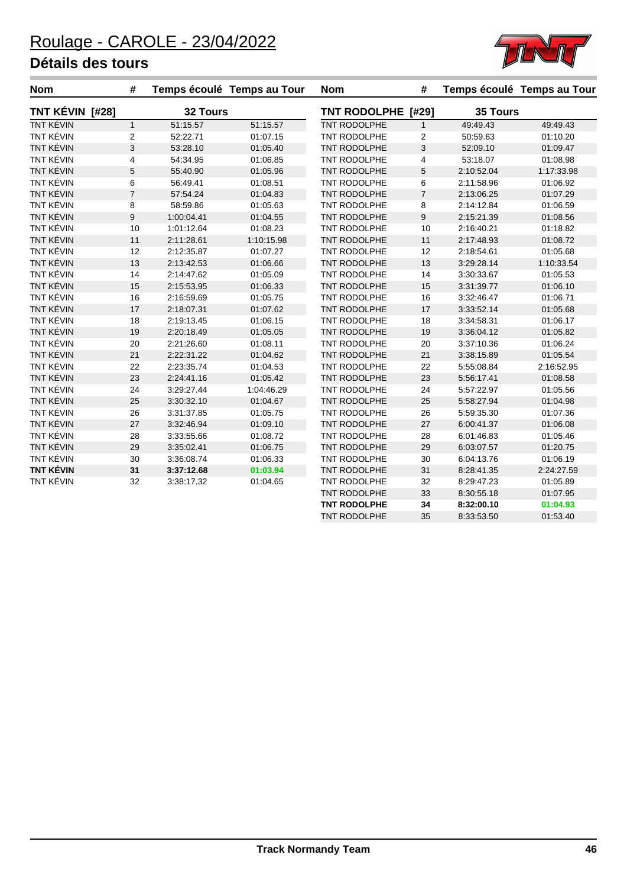# Roulage - CAROLE - 23/04/2022

## Détails des tours

| Nom | # | Temps écoulé | Temps au Tour |
|---|---|---|---|
| **TNT KÉVIN [#28]** | | **32 Tours** | |
| TNT KÉVIN | 1 | 51:15.57 | 51:15.57 |
| TNT KÉVIN | 2 | 52:22.71 | 01:07.15 |
| TNT KÉVIN | 3 | 53:28.10 | 01:05.40 |
| TNT KÉVIN | 4 | 54:34.95 | 01:06.85 |
| TNT KÉVIN | 5 | 55:40.90 | 01:05.96 |
| TNT KÉVIN | 6 | 56:49.41 | 01:08.51 |
| TNT KÉVIN | 7 | 57:54.24 | 01:04.83 |
| TNT KÉVIN | 8 | 58:59.86 | 01:05.63 |
| TNT KÉVIN | 9 | 1:00:04.41 | 01:04.55 |
| TNT KÉVIN | 10 | 1:01:12.64 | 01:08.23 |
| TNT KÉVIN | 11 | 2:11:28.61 | 1:10:15.98 |
| TNT KÉVIN | 12 | 2:12:35.87 | 01:07.27 |
| TNT KÉVIN | 13 | 2:13:42.53 | 01:06.66 |
| TNT KÉVIN | 14 | 2:14:47.62 | 01:05.09 |
| TNT KÉVIN | 15 | 2:15:53.95 | 01:06.33 |
| TNT KÉVIN | 16 | 2:16:59.69 | 01:05.75 |
| TNT KÉVIN | 17 | 2:18:07.31 | 01:07.62 |
| TNT KÉVIN | 18 | 2:19:13.45 | 01:06.15 |
| TNT KÉVIN | 19 | 2:20:18.49 | 01:05.05 |
| TNT KÉVIN | 20 | 2:21:26.60 | 01:08.11 |
| TNT KÉVIN | 21 | 2:22:31.22 | 01:04.62 |
| TNT KÉVIN | 22 | 2:23:35.74 | 01:04.53 |
| TNT KÉVIN | 23 | 2:24:41.16 | 01:05.42 |
| TNT KÉVIN | 24 | 3:29:27.44 | 1:04:46.29 |
| TNT KÉVIN | 25 | 3:30:32.10 | 01:04.67 |
| TNT KÉVIN | 26 | 3:31:37.85 | 01:05.75 |
| TNT KÉVIN | 27 | 3:32:46.94 | 01:09.10 |
| TNT KÉVIN | 28 | 3:33:55.66 | 01:08.72 |
| TNT KÉVIN | 29 | 3:35:02.41 | 01:06.75 |
| TNT KÉVIN | 30 | 3:36:08.74 | 01:06.33 |
| **TNT KÉVIN** | **31** | **3:37:12.68** | **01:03.94** |
| TNT KÉVIN | 32 | 3:38:17.32 | 01:04.65 |

| Nom | # | Temps écoulé | Temps au Tour |
|---|---|---|---|
| **TNT RODOLPHE [#29]** | | **35 Tours** | |
| TNT RODOLPHE | 1 | 49:49.43 | 49:49.43 |
| TNT RODOLPHE | 2 | 50:59.63 | 01:10.20 |
| TNT RODOLPHE | 3 | 52:09.10 | 01:09.47 |
| TNT RODOLPHE | 4 | 53:18.07 | 01:08.98 |
| TNT RODOLPHE | 5 | 2:10:52.04 | 1:17:33.98 |
| TNT RODOLPHE | 6 | 2:11:58.96 | 01:06.92 |
| TNT RODOLPHE | 7 | 2:13:06.25 | 01:07.29 |
| TNT RODOLPHE | 8 | 2:14:12.84 | 01:06.59 |
| TNT RODOLPHE | 9 | 2:15:21.39 | 01:08.56 |
| TNT RODOLPHE | 10 | 2:16:40.21 | 01:18.82 |
| TNT RODOLPHE | 11 | 2:17:48.93 | 01:08.72 |
| TNT RODOLPHE | 12 | 2:18:54.61 | 01:05.68 |
| TNT RODOLPHE | 13 | 3:29:28.14 | 1:10:33.54 |
| TNT RODOLPHE | 14 | 3:30:33.67 | 01:05.53 |
| TNT RODOLPHE | 15 | 3:31:39.77 | 01:06.10 |
| TNT RODOLPHE | 16 | 3:32:46.47 | 01:06.71 |
| TNT RODOLPHE | 17 | 3:33:52.14 | 01:05.68 |
| TNT RODOLPHE | 18 | 3:34:58.31 | 01:06.17 |
| TNT RODOLPHE | 19 | 3:36:04.12 | 01:05.82 |
| TNT RODOLPHE | 20 | 3:37:10.36 | 01:06.24 |
| TNT RODOLPHE | 21 | 3:38:15.89 | 01:05.54 |
| TNT RODOLPHE | 22 | 5:55:08.84 | 2:16:52.95 |
| TNT RODOLPHE | 23 | 5:56:17.41 | 01:08.58 |
| TNT RODOLPHE | 24 | 5:57:22.97 | 01:05.56 |
| TNT RODOLPHE | 25 | 5:58:27.94 | 01:04.98 |
| TNT RODOLPHE | 26 | 5:59:35.30 | 01:07.36 |
| TNT RODOLPHE | 27 | 6:00:41.37 | 01:06.08 |
| TNT RODOLPHE | 28 | 6:01:46.83 | 01:05.46 |
| TNT RODOLPHE | 29 | 6:03:07.57 | 01:20.75 |
| TNT RODOLPHE | 30 | 6:04:13.76 | 01:06.19 |
| TNT RODOLPHE | 31 | 8:28:41.35 | 2:24:27.59 |
| TNT RODOLPHE | 32 | 8:29:47.23 | 01:05.89 |
| TNT RODOLPHE | 33 | 8:30:55.18 | 01:07.95 |
| **TNT RODOLPHE** | **34** | **8:32:00.10** | **01:04.93** |
| TNT RODOLPHE | 35 | 8:33:53.50 | 01:53.40 |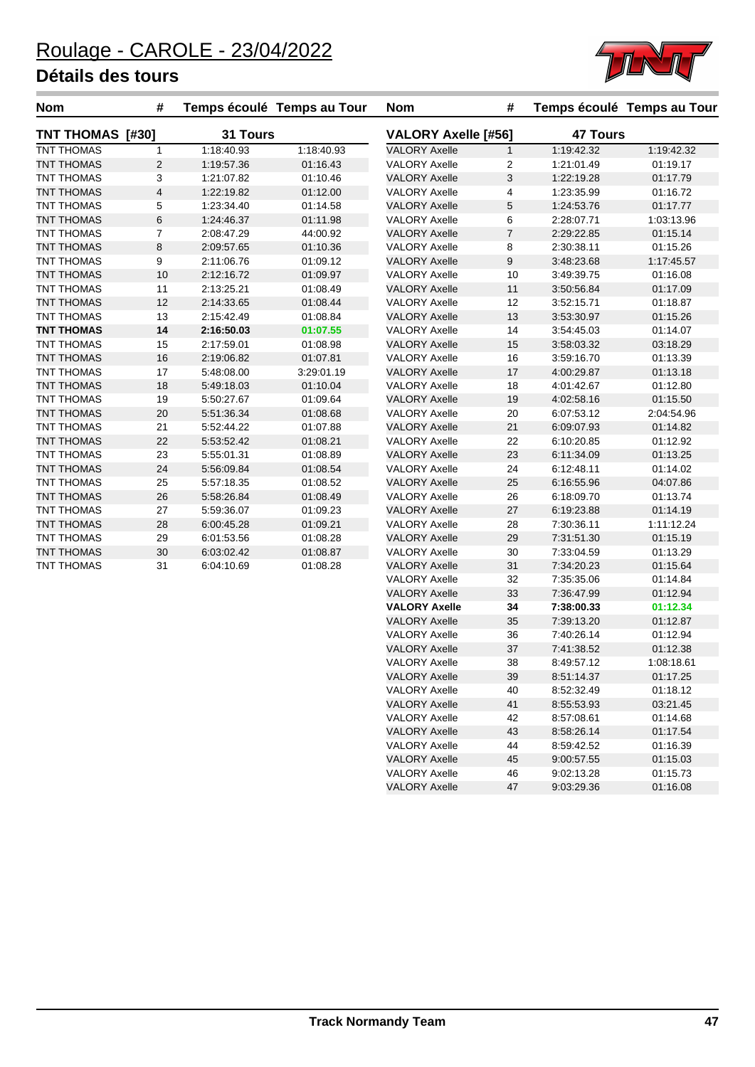# Roulage - CAROLE - 23/04/2022

## Détails des tours

### TNT THOMAS [#30] — 31 Tours

| Nom | # | Temps écoulé | Temps au Tour |
|---|---|---|---|
| TNT THOMAS | 1 | 1:18:40.93 | 1:18:40.93 |
| TNT THOMAS | 2 | 1:19:57.36 | 01:16.43 |
| TNT THOMAS | 3 | 1:21:07.82 | 01:10.46 |
| TNT THOMAS | 4 | 1:22:19.82 | 01:12.00 |
| TNT THOMAS | 5 | 1:23:34.40 | 01:14.58 |
| TNT THOMAS | 6 | 1:24:46.37 | 01:11.98 |
| TNT THOMAS | 7 | 2:08:47.29 | 44:00.92 |
| TNT THOMAS | 8 | 2:09:57.65 | 01:10.36 |
| TNT THOMAS | 9 | 2:11:06.76 | 01:09.12 |
| TNT THOMAS | 10 | 2:12:16.72 | 01:09.97 |
| TNT THOMAS | 11 | 2:13:25.21 | 01:08.49 |
| TNT THOMAS | 12 | 2:14:33.65 | 01:08.44 |
| TNT THOMAS | 13 | 2:15:42.49 | 01:08.84 |
| **TNT THOMAS** | **14** | **2:16:50.03** | **01:07.55** |
| TNT THOMAS | 15 | 2:17:59.01 | 01:08.98 |
| TNT THOMAS | 16 | 2:19:06.82 | 01:07.81 |
| TNT THOMAS | 17 | 5:48:08.00 | 3:29:01.19 |
| TNT THOMAS | 18 | 5:49:18.03 | 01:10.04 |
| TNT THOMAS | 19 | 5:50:27.67 | 01:09.64 |
| TNT THOMAS | 20 | 5:51:36.34 | 01:08.68 |
| TNT THOMAS | 21 | 5:52:44.22 | 01:07.88 |
| TNT THOMAS | 22 | 5:53:52.42 | 01:08.21 |
| TNT THOMAS | 23 | 5:55:01.31 | 01:08.89 |
| TNT THOMAS | 24 | 5:56:09.84 | 01:08.54 |
| TNT THOMAS | 25 | 5:57:18.35 | 01:08.52 |
| TNT THOMAS | 26 | 5:58:26.84 | 01:08.49 |
| TNT THOMAS | 27 | 5:59:36.07 | 01:09.23 |
| TNT THOMAS | 28 | 6:00:45.28 | 01:09.21 |
| TNT THOMAS | 29 | 6:01:53.56 | 01:08.28 |
| TNT THOMAS | 30 | 6:03:02.42 | 01:08.87 |
| TNT THOMAS | 31 | 6:04:10.69 | 01:08.28 |

### VALORY Axelle [#56] — 47 Tours

| Nom | # | Temps écoulé | Temps au Tour |
|---|---|---|---|
| VALORY Axelle | 1 | 1:19:42.32 | 1:19:42.32 |
| VALORY Axelle | 2 | 1:21:01.49 | 01:19.17 |
| VALORY Axelle | 3 | 1:22:19.28 | 01:17.79 |
| VALORY Axelle | 4 | 1:23:35.99 | 01:16.72 |
| VALORY Axelle | 5 | 1:24:53.76 | 01:17.77 |
| VALORY Axelle | 6 | 2:28:07.71 | 1:03:13.96 |
| VALORY Axelle | 7 | 2:29:22.85 | 01:15.14 |
| VALORY Axelle | 8 | 2:30:38.11 | 01:15.26 |
| VALORY Axelle | 9 | 3:48:23.68 | 1:17:45.57 |
| VALORY Axelle | 10 | 3:49:39.75 | 01:16.08 |
| VALORY Axelle | 11 | 3:50:56.84 | 01:17.09 |
| VALORY Axelle | 12 | 3:52:15.71 | 01:18.87 |
| VALORY Axelle | 13 | 3:53:30.97 | 01:15.26 |
| VALORY Axelle | 14 | 3:54:45.03 | 01:14.07 |
| VALORY Axelle | 15 | 3:58:03.32 | 03:18.29 |
| VALORY Axelle | 16 | 3:59:16.70 | 01:13.39 |
| VALORY Axelle | 17 | 4:00:29.87 | 01:13.18 |
| VALORY Axelle | 18 | 4:01:42.67 | 01:12.80 |
| VALORY Axelle | 19 | 4:02:58.16 | 01:15.50 |
| VALORY Axelle | 20 | 6:07:53.12 | 2:04:54.96 |
| VALORY Axelle | 21 | 6:09:07.93 | 01:14.82 |
| VALORY Axelle | 22 | 6:10:20.85 | 01:12.92 |
| VALORY Axelle | 23 | 6:11:34.09 | 01:13.25 |
| VALORY Axelle | 24 | 6:12:48.11 | 01:14.02 |
| VALORY Axelle | 25 | 6:16:55.96 | 04:07.86 |
| VALORY Axelle | 26 | 6:18:09.70 | 01:13.74 |
| VALORY Axelle | 27 | 6:19:23.88 | 01:14.19 |
| VALORY Axelle | 28 | 7:30:36.11 | 1:11:12.24 |
| VALORY Axelle | 29 | 7:31:51.30 | 01:15.19 |
| VALORY Axelle | 30 | 7:33:04.59 | 01:13.29 |
| VALORY Axelle | 31 | 7:34:20.23 | 01:15.64 |
| VALORY Axelle | 32 | 7:35:35.06 | 01:14.84 |
| VALORY Axelle | 33 | 7:36:47.99 | 01:12.94 |
| **VALORY Axelle** | **34** | **7:38:00.33** | **01:12.34** |
| VALORY Axelle | 35 | 7:39:13.20 | 01:12.87 |
| VALORY Axelle | 36 | 7:40:26.14 | 01:12.94 |
| VALORY Axelle | 37 | 7:41:38.52 | 01:12.38 |
| VALORY Axelle | 38 | 8:49:57.12 | 1:08:18.61 |
| VALORY Axelle | 39 | 8:51:14.37 | 01:17.25 |
| VALORY Axelle | 40 | 8:52:32.49 | 01:18.12 |
| VALORY Axelle | 41 | 8:55:53.93 | 03:21.45 |
| VALORY Axelle | 42 | 8:57:08.61 | 01:14.68 |
| VALORY Axelle | 43 | 8:58:26.14 | 01:17.54 |
| VALORY Axelle | 44 | 8:59:42.52 | 01:16.39 |
| VALORY Axelle | 45 | 9:00:57.55 | 01:15.03 |
| VALORY Axelle | 46 | 9:02:13.28 | 01:15.73 |
| VALORY Axelle | 47 | 9:03:29.36 | 01:16.08 |

Track Normandy Team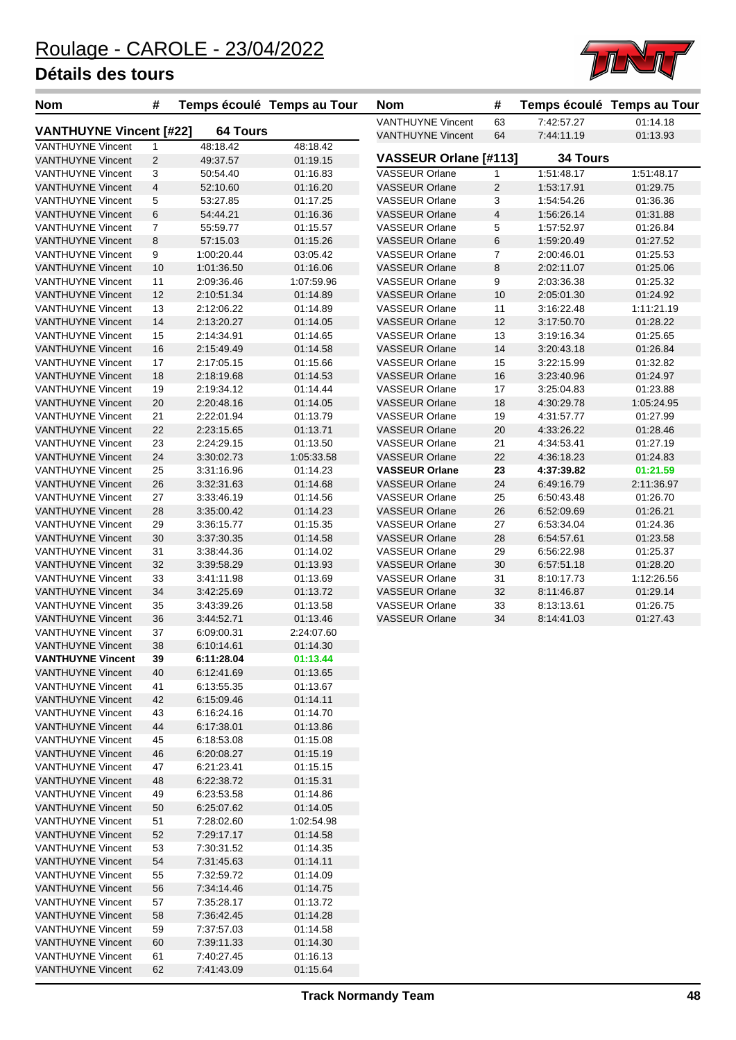# Roulage - CAROLE - 23/04/2022

## Détails des tours

### VANTHUYNE Vincent [#22] — 64 Tours

| Nom | # | Temps écoulé | Temps au Tour |
|---|---|---|---|
| VANTHUYNE Vincent | 1 | 48:18.42 | 48:18.42 |
| VANTHUYNE Vincent | 2 | 49:37.57 | 01:19.15 |
| VANTHUYNE Vincent | 3 | 50:54.40 | 01:16.83 |
| VANTHUYNE Vincent | 4 | 52:10.60 | 01:16.20 |
| VANTHUYNE Vincent | 5 | 53:27.85 | 01:17.25 |
| VANTHUYNE Vincent | 6 | 54:44.21 | 01:16.36 |
| VANTHUYNE Vincent | 7 | 55:59.77 | 01:15.57 |
| VANTHUYNE Vincent | 8 | 57:15.03 | 01:15.26 |
| VANTHUYNE Vincent | 9 | 1:00:20.44 | 03:05.42 |
| VANTHUYNE Vincent | 10 | 1:01:36.50 | 01:16.06 |
| VANTHUYNE Vincent | 11 | 2:09:36.46 | 1:07:59.96 |
| VANTHUYNE Vincent | 12 | 2:10:51.34 | 01:14.89 |
| VANTHUYNE Vincent | 13 | 2:12:06.22 | 01:14.89 |
| VANTHUYNE Vincent | 14 | 2:13:20.27 | 01:14.05 |
| VANTHUYNE Vincent | 15 | 2:14:34.91 | 01:14.65 |
| VANTHUYNE Vincent | 16 | 2:15:49.49 | 01:14.58 |
| VANTHUYNE Vincent | 17 | 2:17:05.15 | 01:15.66 |
| VANTHUYNE Vincent | 18 | 2:18:19.68 | 01:14.53 |
| VANTHUYNE Vincent | 19 | 2:19:34.12 | 01:14.44 |
| VANTHUYNE Vincent | 20 | 2:20:48.16 | 01:14.05 |
| VANTHUYNE Vincent | 21 | 2:22:01.94 | 01:13.79 |
| VANTHUYNE Vincent | 22 | 2:23:15.65 | 01:13.71 |
| VANTHUYNE Vincent | 23 | 2:24:29.15 | 01:13.50 |
| VANTHUYNE Vincent | 24 | 3:30:02.73 | 1:05:33.58 |
| VANTHUYNE Vincent | 25 | 3:31:16.96 | 01:14.23 |
| VANTHUYNE Vincent | 26 | 3:32:31.63 | 01:14.68 |
| VANTHUYNE Vincent | 27 | 3:33:46.19 | 01:14.56 |
| VANTHUYNE Vincent | 28 | 3:35:00.42 | 01:14.23 |
| VANTHUYNE Vincent | 29 | 3:36:15.77 | 01:15.35 |
| VANTHUYNE Vincent | 30 | 3:37:30.35 | 01:14.58 |
| VANTHUYNE Vincent | 31 | 3:38:44.36 | 01:14.02 |
| VANTHUYNE Vincent | 32 | 3:39:58.29 | 01:13.93 |
| VANTHUYNE Vincent | 33 | 3:41:11.98 | 01:13.69 |
| VANTHUYNE Vincent | 34 | 3:42:25.69 | 01:13.72 |
| VANTHUYNE Vincent | 35 | 3:43:39.26 | 01:13.58 |
| VANTHUYNE Vincent | 36 | 3:44:52.71 | 01:13.46 |
| VANTHUYNE Vincent | 37 | 6:09:00.31 | 2:24:07.60 |
| VANTHUYNE Vincent | 38 | 6:10:14.61 | 01:14.30 |
| **VANTHUYNE Vincent** | **39** | **6:11:28.04** | **01:13.44** |
| VANTHUYNE Vincent | 40 | 6:12:41.69 | 01:13.65 |
| VANTHUYNE Vincent | 41 | 6:13:55.35 | 01:13.67 |
| VANTHUYNE Vincent | 42 | 6:15:09.46 | 01:14.11 |
| VANTHUYNE Vincent | 43 | 6:16:24.16 | 01:14.70 |
| VANTHUYNE Vincent | 44 | 6:17:38.01 | 01:13.86 |
| VANTHUYNE Vincent | 45 | 6:18:53.08 | 01:15.08 |
| VANTHUYNE Vincent | 46 | 6:20:08.27 | 01:15.19 |
| VANTHUYNE Vincent | 47 | 6:21:23.41 | 01:15.15 |
| VANTHUYNE Vincent | 48 | 6:22:38.72 | 01:15.31 |
| VANTHUYNE Vincent | 49 | 6:23:53.58 | 01:14.86 |
| VANTHUYNE Vincent | 50 | 6:25:07.62 | 01:14.05 |
| VANTHUYNE Vincent | 51 | 7:28:02.60 | 1:02:54.98 |
| VANTHUYNE Vincent | 52 | 7:29:17.17 | 01:14.58 |
| VANTHUYNE Vincent | 53 | 7:30:31.52 | 01:14.35 |
| VANTHUYNE Vincent | 54 | 7:31:45.63 | 01:14.11 |
| VANTHUYNE Vincent | 55 | 7:32:59.72 | 01:14.09 |
| VANTHUYNE Vincent | 56 | 7:34:14.46 | 01:14.75 |
| VANTHUYNE Vincent | 57 | 7:35:28.17 | 01:13.72 |
| VANTHUYNE Vincent | 58 | 7:36:42.45 | 01:14.28 |
| VANTHUYNE Vincent | 59 | 7:37:57.03 | 01:14.58 |
| VANTHUYNE Vincent | 60 | 7:39:11.33 | 01:14.30 |
| VANTHUYNE Vincent | 61 | 7:40:27.45 | 01:16.13 |
| VANTHUYNE Vincent | 62 | 7:41:43.09 | 01:15.64 |
| VANTHUYNE Vincent | 63 | 7:42:57.27 | 01:14.18 |
| VANTHUYNE Vincent | 64 | 7:44:11.19 | 01:13.93 |

### VASSEUR Orlane [#113] — 34 Tours

| Nom | # | Temps écoulé | Temps au Tour |
|---|---|---|---|
| VASSEUR Orlane | 1 | 1:51:48.17 | 1:51:48.17 |
| VASSEUR Orlane | 2 | 1:53:17.91 | 01:29.75 |
| VASSEUR Orlane | 3 | 1:54:54.26 | 01:36.36 |
| VASSEUR Orlane | 4 | 1:56:26.14 | 01:31.88 |
| VASSEUR Orlane | 5 | 1:57:52.97 | 01:26.84 |
| VASSEUR Orlane | 6 | 1:59:20.49 | 01:27.52 |
| VASSEUR Orlane | 7 | 2:00:46.01 | 01:25.53 |
| VASSEUR Orlane | 8 | 2:02:11.07 | 01:25.06 |
| VASSEUR Orlane | 9 | 2:03:36.38 | 01:25.32 |
| VASSEUR Orlane | 10 | 2:05:01.30 | 01:24.92 |
| VASSEUR Orlane | 11 | 3:16:22.48 | 1:11:21.19 |
| VASSEUR Orlane | 12 | 3:17:50.70 | 01:28.22 |
| VASSEUR Orlane | 13 | 3:19:16.34 | 01:25.65 |
| VASSEUR Orlane | 14 | 3:20:43.18 | 01:26.84 |
| VASSEUR Orlane | 15 | 3:22:15.99 | 01:32.82 |
| VASSEUR Orlane | 16 | 3:23:40.96 | 01:24.97 |
| VASSEUR Orlane | 17 | 3:25:04.83 | 01:23.88 |
| VASSEUR Orlane | 18 | 4:30:29.78 | 1:05:24.95 |
| VASSEUR Orlane | 19 | 4:31:57.77 | 01:27.99 |
| VASSEUR Orlane | 20 | 4:33:26.22 | 01:28.46 |
| VASSEUR Orlane | 21 | 4:34:53.41 | 01:27.19 |
| VASSEUR Orlane | 22 | 4:36:18.23 | 01:24.83 |
| **VASSEUR Orlane** | **23** | **4:37:39.82** | **01:21.59** |
| VASSEUR Orlane | 24 | 6:49:16.79 | 2:11:36.97 |
| VASSEUR Orlane | 25 | 6:50:43.48 | 01:26.70 |
| VASSEUR Orlane | 26 | 6:52:09.69 | 01:26.21 |
| VASSEUR Orlane | 27 | 6:53:34.04 | 01:24.36 |
| VASSEUR Orlane | 28 | 6:54:57.61 | 01:23.58 |
| VASSEUR Orlane | 29 | 6:56:22.98 | 01:25.37 |
| VASSEUR Orlane | 30 | 6:57:51.18 | 01:28.20 |
| VASSEUR Orlane | 31 | 8:10:17.73 | 1:12:26.56 |
| VASSEUR Orlane | 32 | 8:11:46.87 | 01:29.14 |
| VASSEUR Orlane | 33 | 8:13:13.61 | 01:26.75 |
| VASSEUR Orlane | 34 | 8:14:41.03 | 01:27.43 |

Track Normandy Team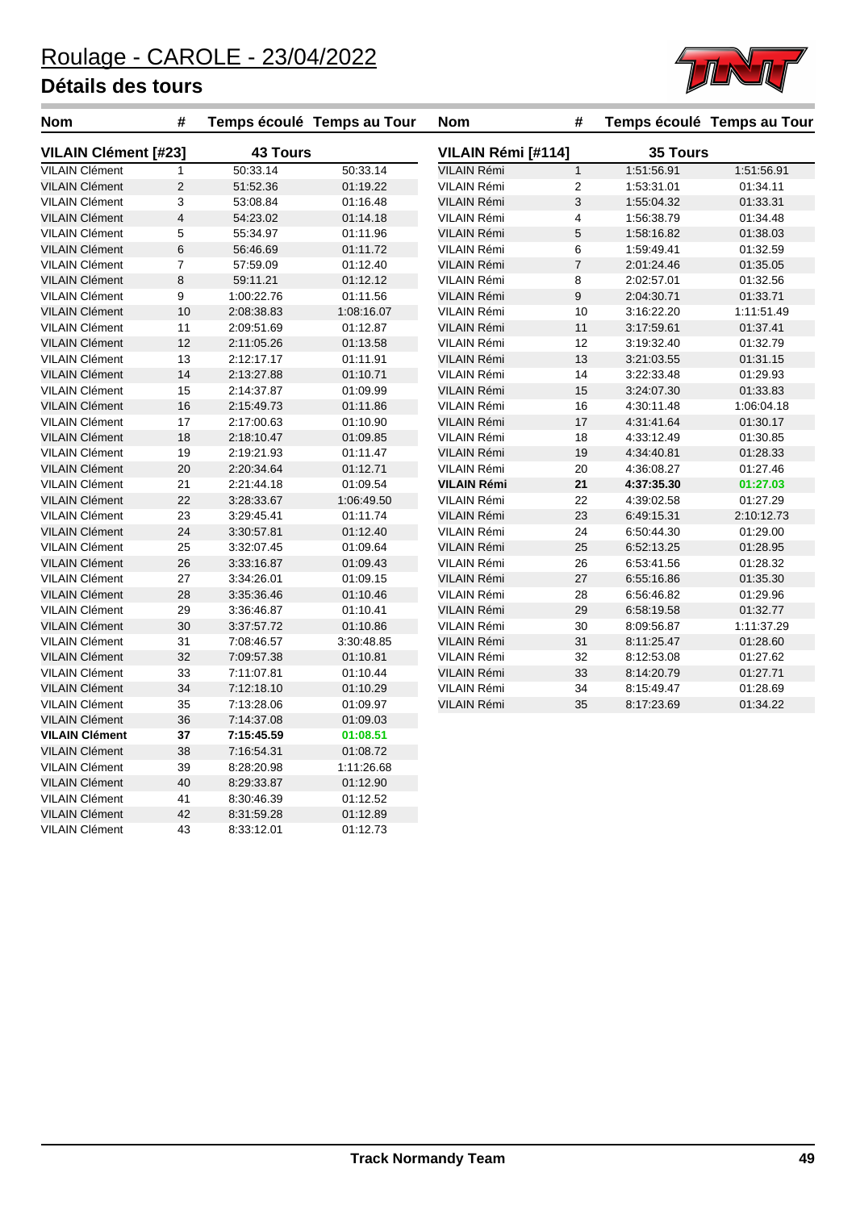# Roulage - CAROLE - 23/04/2022

## Détails des tours

### VILAIN Clément [#23] — 43 Tours

| Nom | # | Temps écoulé | Temps au Tour |
|---|---|---|---|
| VILAIN Clément | 1 | 50:33.14 | 50:33.14 |
| VILAIN Clément | 2 | 51:52.36 | 01:19.22 |
| VILAIN Clément | 3 | 53:08.84 | 01:16.48 |
| VILAIN Clément | 4 | 54:23.02 | 01:14.18 |
| VILAIN Clément | 5 | 55:34.97 | 01:11.96 |
| VILAIN Clément | 6 | 56:46.69 | 01:11.72 |
| VILAIN Clément | 7 | 57:59.09 | 01:12.40 |
| VILAIN Clément | 8 | 59:11.21 | 01:12.12 |
| VILAIN Clément | 9 | 1:00:22.76 | 01:11.56 |
| VILAIN Clément | 10 | 2:08:38.83 | 1:08:16.07 |
| VILAIN Clément | 11 | 2:09:51.69 | 01:12.87 |
| VILAIN Clément | 12 | 2:11:05.26 | 01:13.58 |
| VILAIN Clément | 13 | 2:12:17.17 | 01:11.91 |
| VILAIN Clément | 14 | 2:13:27.88 | 01:10.71 |
| VILAIN Clément | 15 | 2:14:37.87 | 01:09.99 |
| VILAIN Clément | 16 | 2:15:49.73 | 01:11.86 |
| VILAIN Clément | 17 | 2:17:00.63 | 01:10.90 |
| VILAIN Clément | 18 | 2:18:10.47 | 01:09.85 |
| VILAIN Clément | 19 | 2:19:21.93 | 01:11.47 |
| VILAIN Clément | 20 | 2:20:34.64 | 01:12.71 |
| VILAIN Clément | 21 | 2:21:44.18 | 01:09.54 |
| VILAIN Clément | 22 | 3:28:33.67 | 1:06:49.50 |
| VILAIN Clément | 23 | 3:29:45.41 | 01:11.74 |
| VILAIN Clément | 24 | 3:30:57.81 | 01:12.40 |
| VILAIN Clément | 25 | 3:32:07.45 | 01:09.64 |
| VILAIN Clément | 26 | 3:33:16.87 | 01:09.43 |
| VILAIN Clément | 27 | 3:34:26.01 | 01:09.15 |
| VILAIN Clément | 28 | 3:35:36.46 | 01:10.46 |
| VILAIN Clément | 29 | 3:36:46.87 | 01:10.41 |
| VILAIN Clément | 30 | 3:37:57.72 | 01:10.86 |
| VILAIN Clément | 31 | 7:08:46.57 | 3:30:48.85 |
| VILAIN Clément | 32 | 7:09:57.38 | 01:10.81 |
| VILAIN Clément | 33 | 7:11:07.81 | 01:10.44 |
| VILAIN Clément | 34 | 7:12:18.10 | 01:10.29 |
| VILAIN Clément | 35 | 7:13:28.06 | 01:09.97 |
| VILAIN Clément | 36 | 7:14:37.08 | 01:09.03 |
| **VILAIN Clément** | **37** | **7:15:45.59** | **01:08.51** |
| VILAIN Clément | 38 | 7:16:54.31 | 01:08.72 |
| VILAIN Clément | 39 | 8:28:20.98 | 1:11:26.68 |
| VILAIN Clément | 40 | 8:29:33.87 | 01:12.90 |
| VILAIN Clément | 41 | 8:30:46.39 | 01:12.52 |
| VILAIN Clément | 42 | 8:31:59.28 | 01:12.89 |
| VILAIN Clément | 43 | 8:33:12.01 | 01:12.73 |

### VILAIN Rémi [#114] — 35 Tours

| Nom | # | Temps écoulé | Temps au Tour |
|---|---|---|---|
| VILAIN Rémi | 1 | 1:51:56.91 | 1:51:56.91 |
| VILAIN Rémi | 2 | 1:53:31.01 | 01:34.11 |
| VILAIN Rémi | 3 | 1:55:04.32 | 01:33.31 |
| VILAIN Rémi | 4 | 1:56:38.79 | 01:34.48 |
| VILAIN Rémi | 5 | 1:58:16.82 | 01:38.03 |
| VILAIN Rémi | 6 | 1:59:49.41 | 01:32.59 |
| VILAIN Rémi | 7 | 2:01:24.46 | 01:35.05 |
| VILAIN Rémi | 8 | 2:02:57.01 | 01:32.56 |
| VILAIN Rémi | 9 | 2:04:30.71 | 01:33.71 |
| VILAIN Rémi | 10 | 3:16:22.20 | 1:11:51.49 |
| VILAIN Rémi | 11 | 3:17:59.61 | 01:37.41 |
| VILAIN Rémi | 12 | 3:19:32.40 | 01:32.79 |
| VILAIN Rémi | 13 | 3:21:03.55 | 01:31.15 |
| VILAIN Rémi | 14 | 3:22:33.48 | 01:29.93 |
| VILAIN Rémi | 15 | 3:24:07.30 | 01:33.83 |
| VILAIN Rémi | 16 | 4:30:11.48 | 1:06:04.18 |
| VILAIN Rémi | 17 | 4:31:41.64 | 01:30.17 |
| VILAIN Rémi | 18 | 4:33:12.49 | 01:30.85 |
| VILAIN Rémi | 19 | 4:34:40.81 | 01:28.33 |
| VILAIN Rémi | 20 | 4:36:08.27 | 01:27.46 |
| **VILAIN Rémi** | **21** | **4:37:35.30** | **01:27.03** |
| VILAIN Rémi | 22 | 4:39:02.58 | 01:27.29 |
| VILAIN Rémi | 23 | 6:49:15.31 | 2:10:12.73 |
| VILAIN Rémi | 24 | 6:50:44.30 | 01:29.00 |
| VILAIN Rémi | 25 | 6:52:13.25 | 01:28.95 |
| VILAIN Rémi | 26 | 6:53:41.56 | 01:28.32 |
| VILAIN Rémi | 27 | 6:55:16.86 | 01:35.30 |
| VILAIN Rémi | 28 | 6:56:46.82 | 01:29.96 |
| VILAIN Rémi | 29 | 6:58:19.58 | 01:32.77 |
| VILAIN Rémi | 30 | 8:09:56.87 | 1:11:37.29 |
| VILAIN Rémi | 31 | 8:11:25.47 | 01:28.60 |
| VILAIN Rémi | 32 | 8:12:53.08 | 01:27.62 |
| VILAIN Rémi | 33 | 8:14:20.79 | 01:27.71 |
| VILAIN Rémi | 34 | 8:15:49.47 | 01:28.69 |
| VILAIN Rémi | 35 | 8:17:23.69 | 01:34.22 |

Track Normandy Team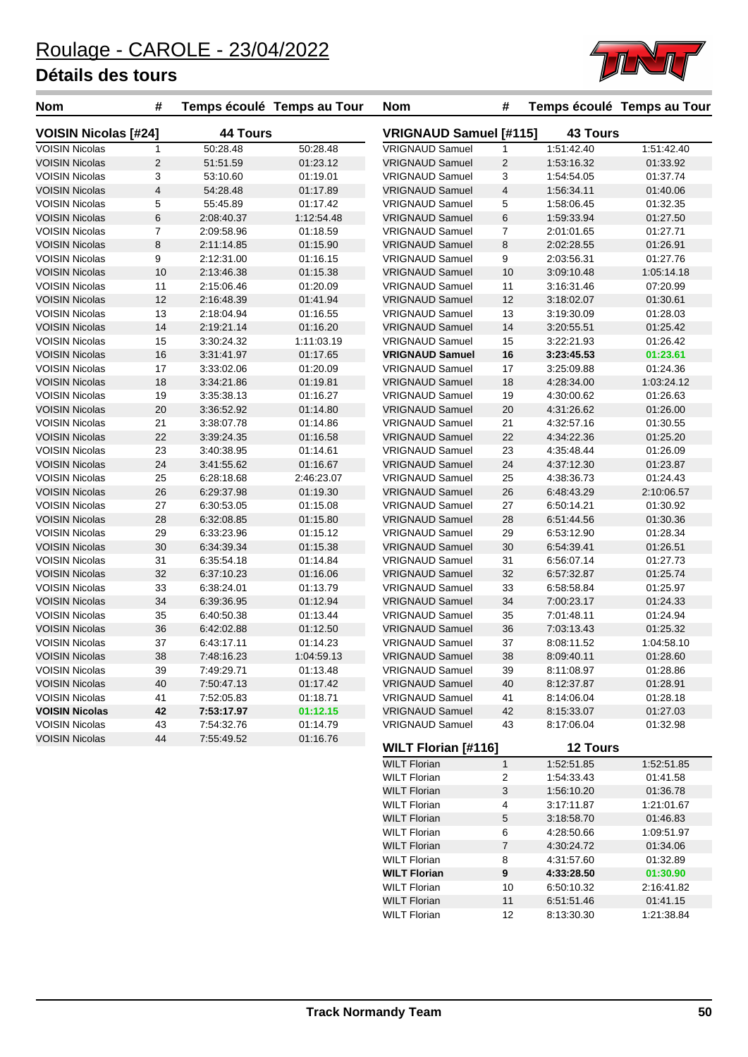# Roulage - CAROLE - 23/04/2022

## Détails des tours

### VOISIN Nicolas [#24] — 44 Tours

| Nom | # | Temps écoulé | Temps au Tour |
|---|---|---|---|
| VOISIN Nicolas | 1 | 50:28.48 | 50:28.48 |
| VOISIN Nicolas | 2 | 51:51.59 | 01:23.12 |
| VOISIN Nicolas | 3 | 53:10.60 | 01:19.01 |
| VOISIN Nicolas | 4 | 54:28.48 | 01:17.89 |
| VOISIN Nicolas | 5 | 55:45.89 | 01:17.42 |
| VOISIN Nicolas | 6 | 2:08:40.37 | 1:12:54.48 |
| VOISIN Nicolas | 7 | 2:09:58.96 | 01:18.59 |
| VOISIN Nicolas | 8 | 2:11:14.85 | 01:15.90 |
| VOISIN Nicolas | 9 | 2:12:31.00 | 01:16.15 |
| VOISIN Nicolas | 10 | 2:13:46.38 | 01:15.38 |
| VOISIN Nicolas | 11 | 2:15:06.46 | 01:20.09 |
| VOISIN Nicolas | 12 | 2:16:48.39 | 01:41.94 |
| VOISIN Nicolas | 13 | 2:18:04.94 | 01:16.55 |
| VOISIN Nicolas | 14 | 2:19:21.14 | 01:16.20 |
| VOISIN Nicolas | 15 | 3:30:24.32 | 1:11:03.19 |
| VOISIN Nicolas | 16 | 3:31:41.97 | 01:17.65 |
| VOISIN Nicolas | 17 | 3:33:02.06 | 01:20.09 |
| VOISIN Nicolas | 18 | 3:34:21.86 | 01:19.81 |
| VOISIN Nicolas | 19 | 3:35:38.13 | 01:16.27 |
| VOISIN Nicolas | 20 | 3:36:52.92 | 01:14.80 |
| VOISIN Nicolas | 21 | 3:38:07.78 | 01:14.86 |
| VOISIN Nicolas | 22 | 3:39:24.35 | 01:16.58 |
| VOISIN Nicolas | 23 | 3:40:38.95 | 01:14.61 |
| VOISIN Nicolas | 24 | 3:41:55.62 | 01:16.67 |
| VOISIN Nicolas | 25 | 6:28:18.68 | 2:46:23.07 |
| VOISIN Nicolas | 26 | 6:29:37.98 | 01:19.30 |
| VOISIN Nicolas | 27 | 6:30:53.05 | 01:15.08 |
| VOISIN Nicolas | 28 | 6:32:08.85 | 01:15.80 |
| VOISIN Nicolas | 29 | 6:33:23.96 | 01:15.12 |
| VOISIN Nicolas | 30 | 6:34:39.34 | 01:15.38 |
| VOISIN Nicolas | 31 | 6:35:54.18 | 01:14.84 |
| VOISIN Nicolas | 32 | 6:37:10.23 | 01:16.06 |
| VOISIN Nicolas | 33 | 6:38:24.01 | 01:13.79 |
| VOISIN Nicolas | 34 | 6:39:36.95 | 01:12.94 |
| VOISIN Nicolas | 35 | 6:40:50.38 | 01:13.44 |
| VOISIN Nicolas | 36 | 6:42:02.88 | 01:12.50 |
| VOISIN Nicolas | 37 | 6:43:17.11 | 01:14.23 |
| VOISIN Nicolas | 38 | 7:48:16.23 | 1:04:59.13 |
| VOISIN Nicolas | 39 | 7:49:29.71 | 01:13.48 |
| VOISIN Nicolas | 40 | 7:50:47.13 | 01:17.42 |
| VOISIN Nicolas | 41 | 7:52:05.83 | 01:18.71 |
| **VOISIN Nicolas** | **42** | **7:53:17.97** | **01:12.15** |
| VOISIN Nicolas | 43 | 7:54:32.76 | 01:14.79 |
| VOISIN Nicolas | 44 | 7:55:49.52 | 01:16.76 |

### VRIGNAUD Samuel [#115] — 43 Tours

| Nom | # | Temps écoulé | Temps au Tour |
|---|---|---|---|
| VRIGNAUD Samuel | 1 | 1:51:42.40 | 1:51:42.40 |
| VRIGNAUD Samuel | 2 | 1:53:16.32 | 01:33.92 |
| VRIGNAUD Samuel | 3 | 1:54:54.05 | 01:37.74 |
| VRIGNAUD Samuel | 4 | 1:56:34.11 | 01:40.06 |
| VRIGNAUD Samuel | 5 | 1:58:06.45 | 01:32.35 |
| VRIGNAUD Samuel | 6 | 1:59:33.94 | 01:27.50 |
| VRIGNAUD Samuel | 7 | 2:01:01.65 | 01:27.71 |
| VRIGNAUD Samuel | 8 | 2:02:28.55 | 01:26.91 |
| VRIGNAUD Samuel | 9 | 2:03:56.31 | 01:27.76 |
| VRIGNAUD Samuel | 10 | 3:09:10.48 | 1:05:14.18 |
| VRIGNAUD Samuel | 11 | 3:16:31.46 | 07:20.99 |
| VRIGNAUD Samuel | 12 | 3:18:02.07 | 01:30.61 |
| VRIGNAUD Samuel | 13 | 3:19:30.09 | 01:28.03 |
| VRIGNAUD Samuel | 14 | 3:20:55.51 | 01:25.42 |
| VRIGNAUD Samuel | 15 | 3:22:21.93 | 01:26.42 |
| **VRIGNAUD Samuel** | **16** | **3:23:45.53** | **01:23.61** |
| VRIGNAUD Samuel | 17 | 3:25:09.88 | 01:24.36 |
| VRIGNAUD Samuel | 18 | 4:28:34.00 | 1:03:24.12 |
| VRIGNAUD Samuel | 19 | 4:30:00.62 | 01:26.63 |
| VRIGNAUD Samuel | 20 | 4:31:26.62 | 01:26.00 |
| VRIGNAUD Samuel | 21 | 4:32:57.16 | 01:30.55 |
| VRIGNAUD Samuel | 22 | 4:34:22.36 | 01:25.20 |
| VRIGNAUD Samuel | 23 | 4:35:48.44 | 01:26.09 |
| VRIGNAUD Samuel | 24 | 4:37:12.30 | 01:23.87 |
| VRIGNAUD Samuel | 25 | 4:38:36.73 | 01:24.43 |
| VRIGNAUD Samuel | 26 | 6:48:43.29 | 2:10:06.57 |
| VRIGNAUD Samuel | 27 | 6:50:14.21 | 01:30.92 |
| VRIGNAUD Samuel | 28 | 6:51:44.56 | 01:30.36 |
| VRIGNAUD Samuel | 29 | 6:53:12.90 | 01:28.34 |
| VRIGNAUD Samuel | 30 | 6:54:39.41 | 01:26.51 |
| VRIGNAUD Samuel | 31 | 6:56:07.14 | 01:27.73 |
| VRIGNAUD Samuel | 32 | 6:57:32.87 | 01:25.74 |
| VRIGNAUD Samuel | 33 | 6:58:58.84 | 01:25.97 |
| VRIGNAUD Samuel | 34 | 7:00:23.17 | 01:24.33 |
| VRIGNAUD Samuel | 35 | 7:01:48.11 | 01:24.94 |
| VRIGNAUD Samuel | 36 | 7:03:13.43 | 01:25.32 |
| VRIGNAUD Samuel | 37 | 8:08:11.52 | 1:04:58.10 |
| VRIGNAUD Samuel | 38 | 8:09:40.11 | 01:28.60 |
| VRIGNAUD Samuel | 39 | 8:11:08.97 | 01:28.86 |
| VRIGNAUD Samuel | 40 | 8:12:37.87 | 01:28.91 |
| VRIGNAUD Samuel | 41 | 8:14:06.04 | 01:28.18 |
| VRIGNAUD Samuel | 42 | 8:15:33.07 | 01:27.03 |
| VRIGNAUD Samuel | 43 | 8:17:06.04 | 01:32.98 |

### WILT Florian [#116] — 12 Tours

| Nom | # | Temps écoulé | Temps au Tour |
|---|---|---|---|
| WILT Florian | 1 | 1:52:51.85 | 1:52:51.85 |
| WILT Florian | 2 | 1:54:33.43 | 01:41.58 |
| WILT Florian | 3 | 1:56:10.20 | 01:36.78 |
| WILT Florian | 4 | 3:17:11.87 | 1:21:01.67 |
| WILT Florian | 5 | 3:18:58.70 | 01:46.83 |
| WILT Florian | 6 | 4:28:50.66 | 1:09:51.97 |
| WILT Florian | 7 | 4:30:24.72 | 01:34.06 |
| WILT Florian | 8 | 4:31:57.60 | 01:32.89 |
| **WILT Florian** | **9** | **4:33:28.50** | **01:30.90** |
| WILT Florian | 10 | 6:50:10.32 | 2:16:41.82 |
| WILT Florian | 11 | 6:51:51.46 | 01:41.15 |
| WILT Florian | 12 | 8:13:30.30 | 1:21:38.84 |

Track Normandy Team